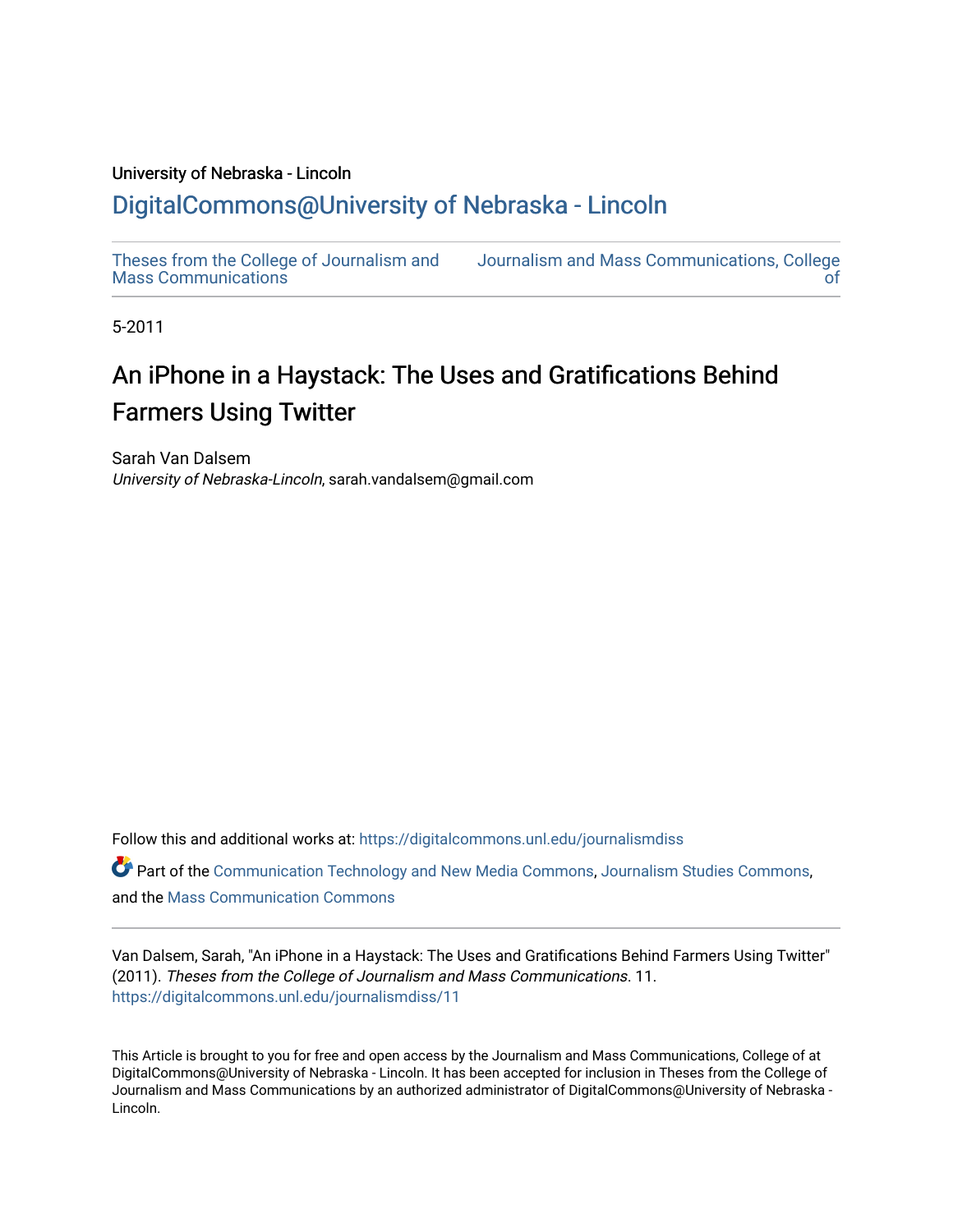University of Nebraska - Lincoln

## DigitalCommons@University of Nebraska - Lincoln

Theses from the College of Journalism and Mass Communications | Journalism and Mass Communications, College of

5-2011

# An iPhone in a Haystack: The Uses and Gratifications Behind Farmers Using Twitter

Sarah Van Dalsem
*University of Nebraska-Lincoln*, sarah.vandalsem@gmail.com

Follow this and additional works at: https://digitalcommons.unl.edu/journalismdiss

Part of the Communication Technology and New Media Commons, Journalism Studies Commons, and the Mass Communication Commons

Van Dalsem, Sarah, "An iPhone in a Haystack: The Uses and Gratifications Behind Farmers Using Twitter" (2011). *Theses from the College of Journalism and Mass Communications*. 11.
https://digitalcommons.unl.edu/journalismdiss/11

This Article is brought to you for free and open access by the Journalism and Mass Communications, College of at DigitalCommons@University of Nebraska - Lincoln. It has been accepted for inclusion in Theses from the College of Journalism and Mass Communications by an authorized administrator of DigitalCommons@University of Nebraska - Lincoln.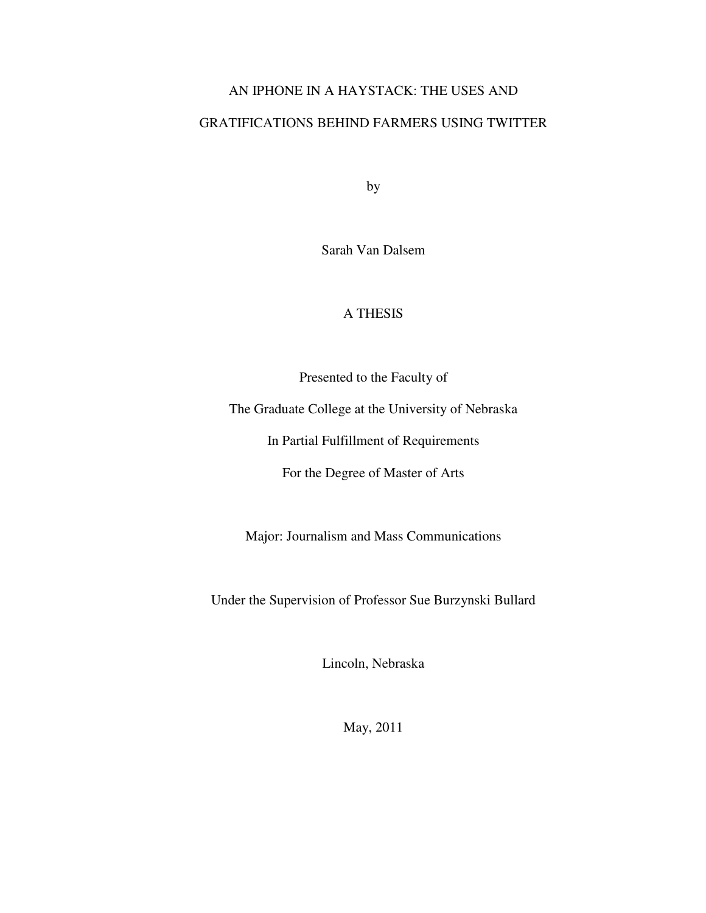# AN IPHONE IN A HAYSTACK: THE USES AND GRATIFICATIONS BEHIND FARMERS USING TWITTER

by

Sarah Van Dalsem

A THESIS

Presented to the Faculty of

The Graduate College at the University of Nebraska

In Partial Fulfillment of Requirements

For the Degree of Master of Arts

Major: Journalism and Mass Communications

Under the Supervision of Professor Sue Burzynski Bullard

Lincoln, Nebraska

May, 2011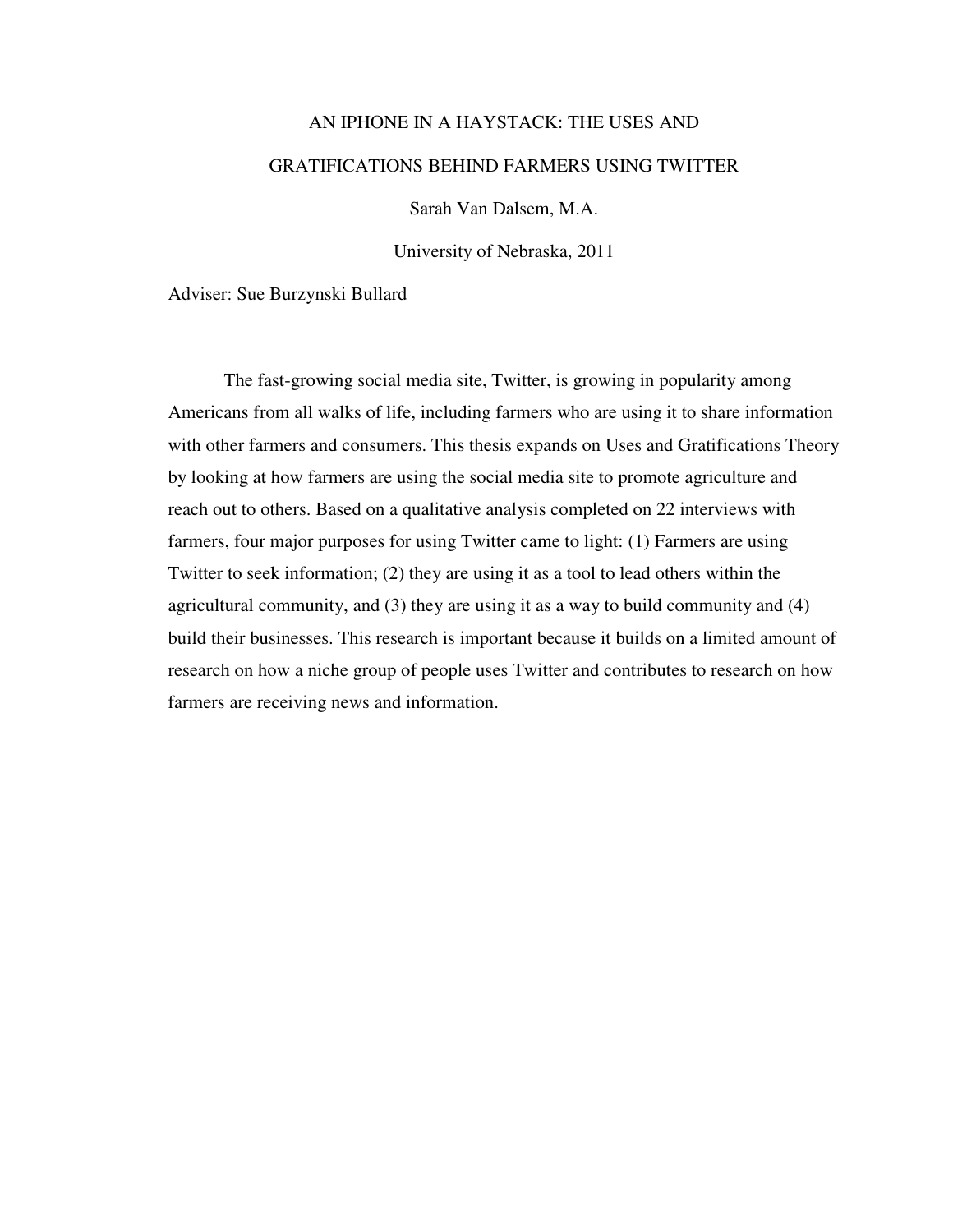AN IPHONE IN A HAYSTACK: THE USES AND

GRATIFICATIONS BEHIND FARMERS USING TWITTER

Sarah Van Dalsem, M.A.

University of Nebraska, 2011

Adviser: Sue Burzynski Bullard

The fast-growing social media site, Twitter, is growing in popularity among Americans from all walks of life, including farmers who are using it to share information with other farmers and consumers. This thesis expands on Uses and Gratifications Theory by looking at how farmers are using the social media site to promote agriculture and reach out to others. Based on a qualitative analysis completed on 22 interviews with farmers, four major purposes for using Twitter came to light: (1) Farmers are using Twitter to seek information; (2) they are using it as a tool to lead others within the agricultural community, and (3) they are using it as a way to build community and (4) build their businesses. This research is important because it builds on a limited amount of research on how a niche group of people uses Twitter and contributes to research on how farmers are receiving news and information.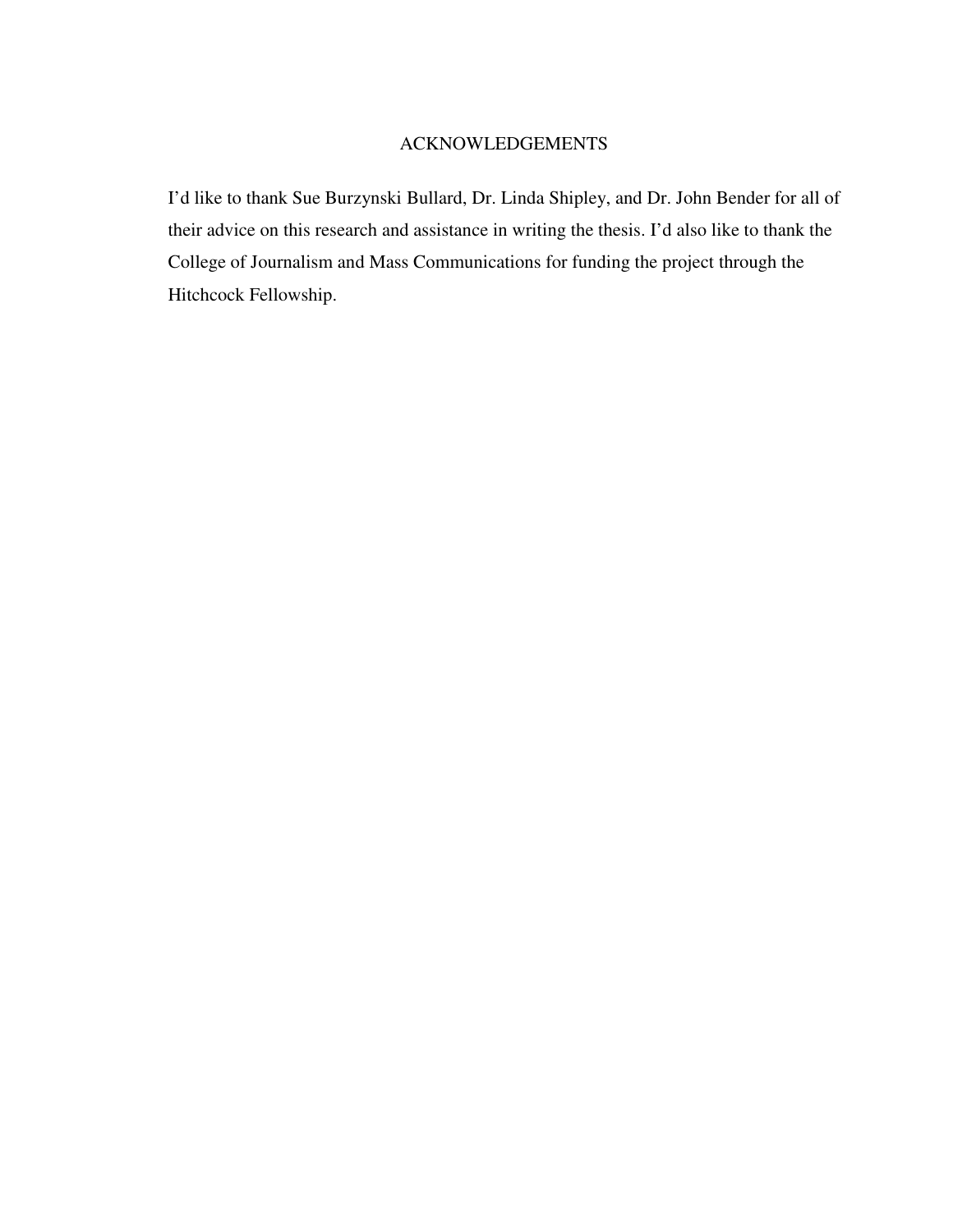# ACKNOWLEDGEMENTS

I'd like to thank Sue Burzynski Bullard, Dr. Linda Shipley, and Dr. John Bender for all of their advice on this research and assistance in writing the thesis. I'd also like to thank the College of Journalism and Mass Communications for funding the project through the Hitchcock Fellowship.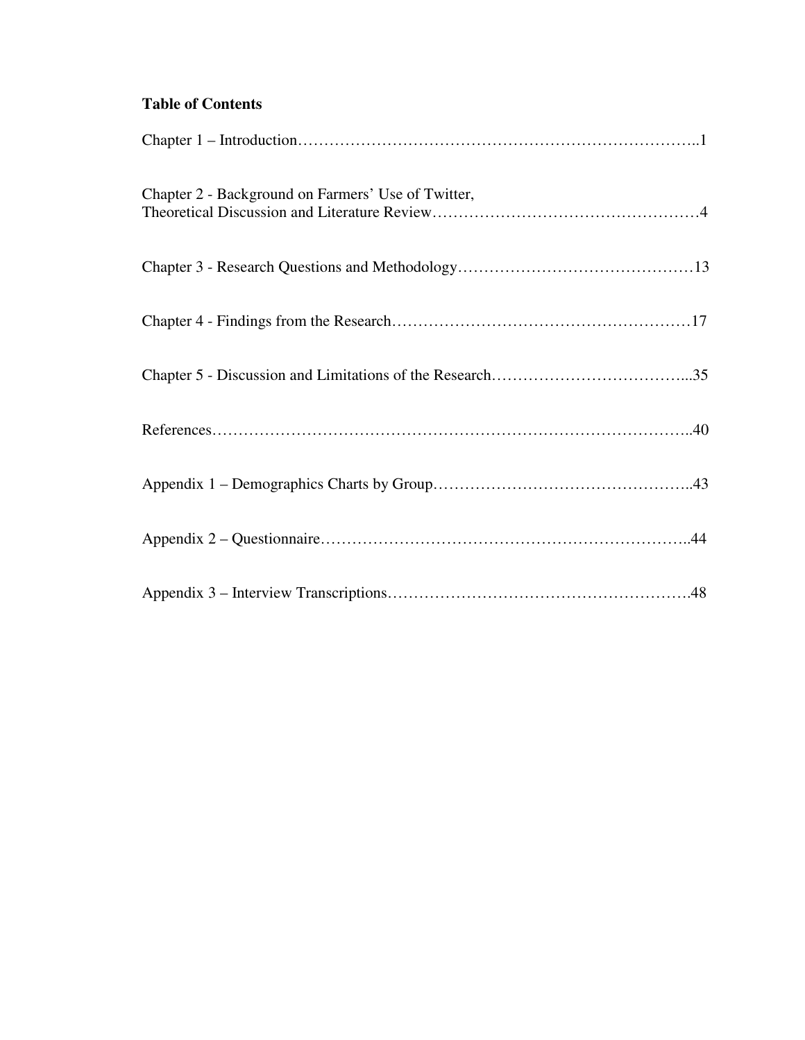**Table of Contents**

Chapter 1 – Introduction………………………………………………………………..1

Chapter 2 - Background on Farmers' Use of Twitter,
Theoretical Discussion and Literature Review……………………………………………4

Chapter 3 - Research Questions and Methodology………………………………………13

Chapter 4 - Findings from the Research…………………………………………………17

Chapter 5 - Discussion and Limitations of the Research………………………………...35

References……………………………………………………………………………..40

Appendix 1 – Demographics Charts by Group…………………………………………..43

Appendix 2 – Questionnaire……………………………………………………………..44

Appendix 3 – Interview Transcriptions………………………………………………….48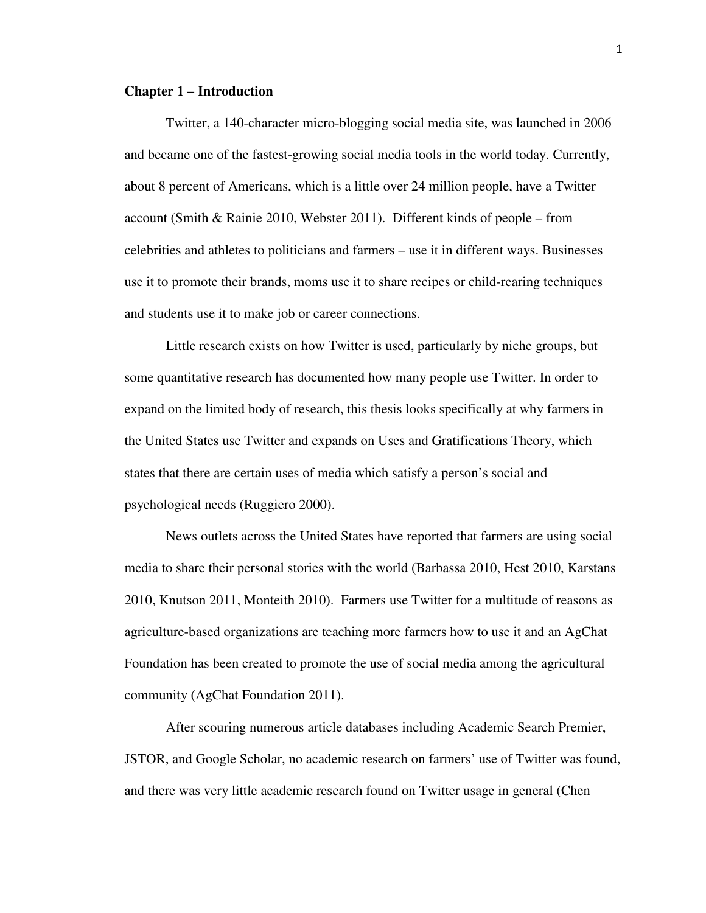## Chapter 1 – Introduction

Twitter, a 140-character micro-blogging social media site, was launched in 2006 and became one of the fastest-growing social media tools in the world today. Currently, about 8 percent of Americans, which is a little over 24 million people, have a Twitter account (Smith & Rainie 2010, Webster 2011). Different kinds of people – from celebrities and athletes to politicians and farmers – use it in different ways. Businesses use it to promote their brands, moms use it to share recipes or child-rearing techniques and students use it to make job or career connections.

Little research exists on how Twitter is used, particularly by niche groups, but some quantitative research has documented how many people use Twitter. In order to expand on the limited body of research, this thesis looks specifically at why farmers in the United States use Twitter and expands on Uses and Gratifications Theory, which states that there are certain uses of media which satisfy a person's social and psychological needs (Ruggiero 2000).

News outlets across the United States have reported that farmers are using social media to share their personal stories with the world (Barbassa 2010, Hest 2010, Karstans 2010, Knutson 2011, Monteith 2010). Farmers use Twitter for a multitude of reasons as agriculture-based organizations are teaching more farmers how to use it and an AgChat Foundation has been created to promote the use of social media among the agricultural community (AgChat Foundation 2011).

After scouring numerous article databases including Academic Search Premier, JSTOR, and Google Scholar, no academic research on farmers' use of Twitter was found, and there was very little academic research found on Twitter usage in general (Chen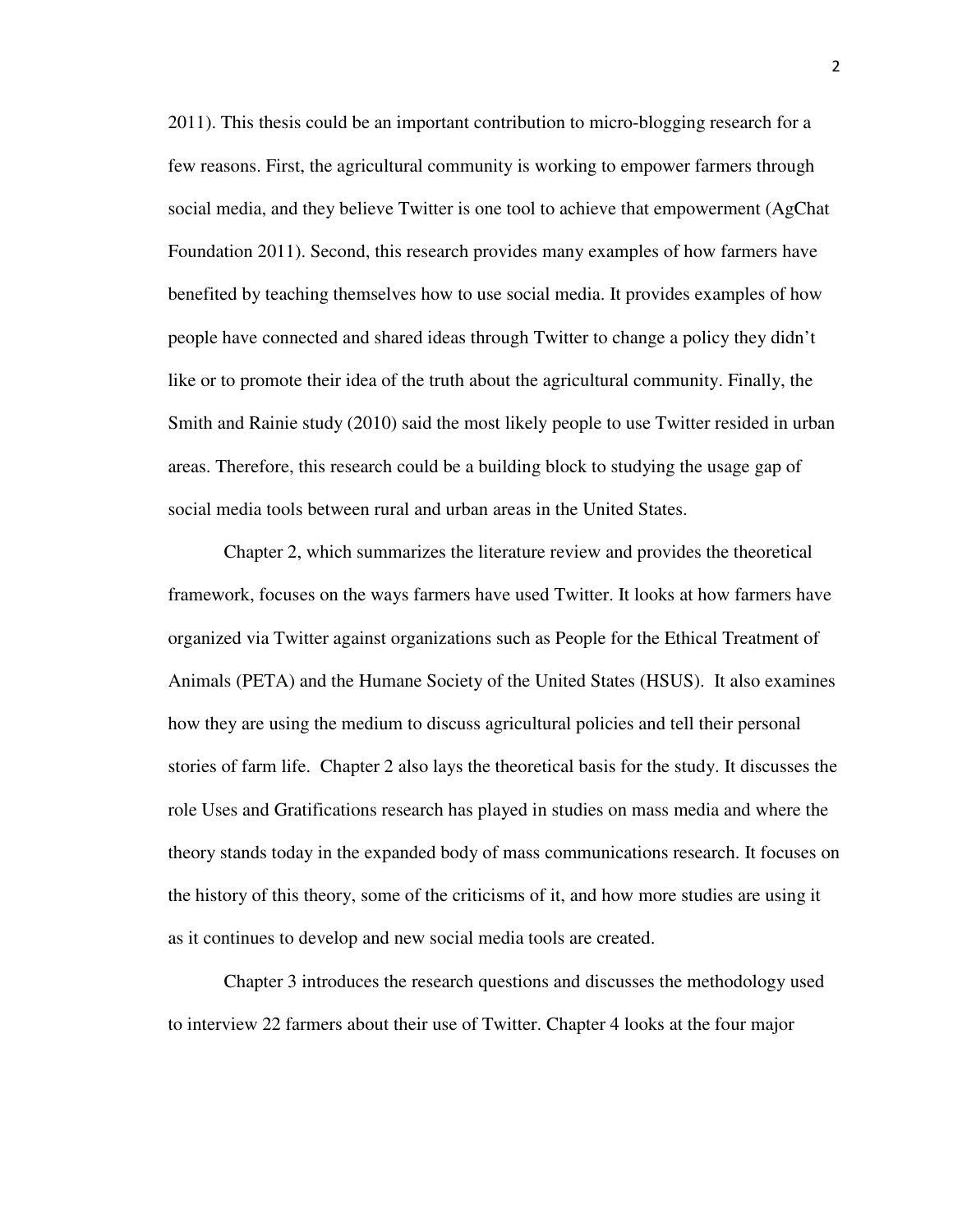2011). This thesis could be an important contribution to micro-blogging research for a few reasons. First, the agricultural community is working to empower farmers through social media, and they believe Twitter is one tool to achieve that empowerment (AgChat Foundation 2011). Second, this research provides many examples of how farmers have benefited by teaching themselves how to use social media. It provides examples of how people have connected and shared ideas through Twitter to change a policy they didn't like or to promote their idea of the truth about the agricultural community. Finally, the Smith and Rainie study (2010) said the most likely people to use Twitter resided in urban areas. Therefore, this research could be a building block to studying the usage gap of social media tools between rural and urban areas in the United States.

Chapter 2, which summarizes the literature review and provides the theoretical framework, focuses on the ways farmers have used Twitter. It looks at how farmers have organized via Twitter against organizations such as People for the Ethical Treatment of Animals (PETA) and the Humane Society of the United States (HSUS). It also examines how they are using the medium to discuss agricultural policies and tell their personal stories of farm life. Chapter 2 also lays the theoretical basis for the study. It discusses the role Uses and Gratifications research has played in studies on mass media and where the theory stands today in the expanded body of mass communications research. It focuses on the history of this theory, some of the criticisms of it, and how more studies are using it as it continues to develop and new social media tools are created.

Chapter 3 introduces the research questions and discusses the methodology used to interview 22 farmers about their use of Twitter. Chapter 4 looks at the four major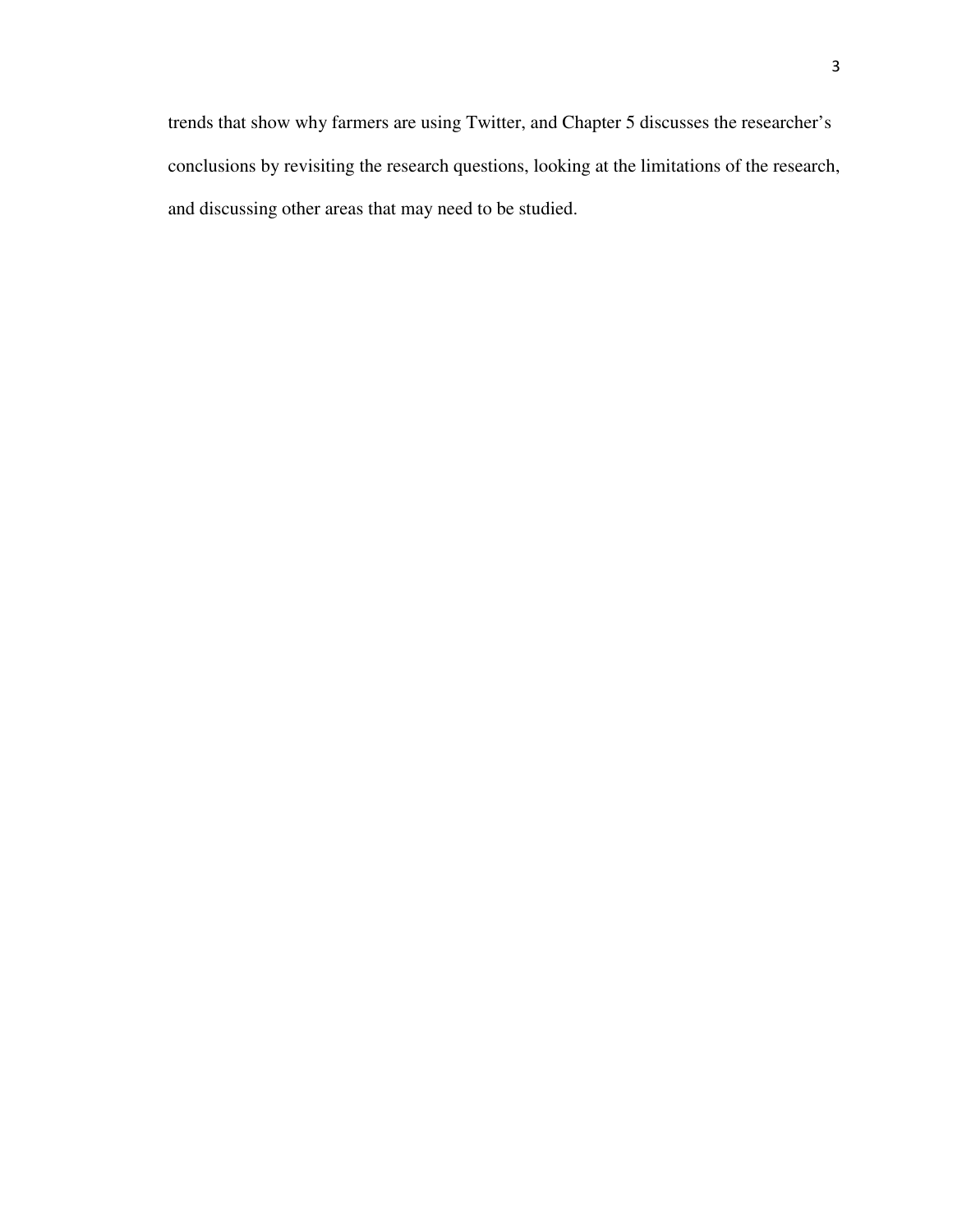trends that show why farmers are using Twitter, and Chapter 5 discusses the researcher's conclusions by revisiting the research questions, looking at the limitations of the research, and discussing other areas that may need to be studied.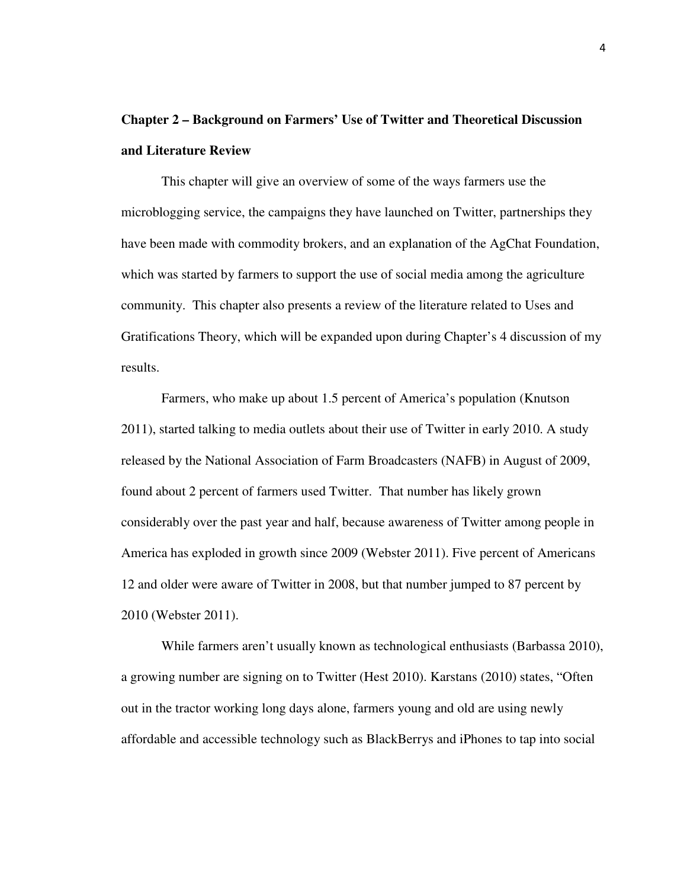## Chapter 2 – Background on Farmers' Use of Twitter and Theoretical Discussion and Literature Review

This chapter will give an overview of some of the ways farmers use the microblogging service, the campaigns they have launched on Twitter, partnerships they have been made with commodity brokers, and an explanation of the AgChat Foundation, which was started by farmers to support the use of social media among the agriculture community. This chapter also presents a review of the literature related to Uses and Gratifications Theory, which will be expanded upon during Chapter's 4 discussion of my results.

Farmers, who make up about 1.5 percent of America's population (Knutson 2011), started talking to media outlets about their use of Twitter in early 2010. A study released by the National Association of Farm Broadcasters (NAFB) in August of 2009, found about 2 percent of farmers used Twitter. That number has likely grown considerably over the past year and half, because awareness of Twitter among people in America has exploded in growth since 2009 (Webster 2011). Five percent of Americans 12 and older were aware of Twitter in 2008, but that number jumped to 87 percent by 2010 (Webster 2011).

While farmers aren't usually known as technological enthusiasts (Barbassa 2010), a growing number are signing on to Twitter (Hest 2010). Karstans (2010) states, "Often out in the tractor working long days alone, farmers young and old are using newly affordable and accessible technology such as BlackBerrys and iPhones to tap into social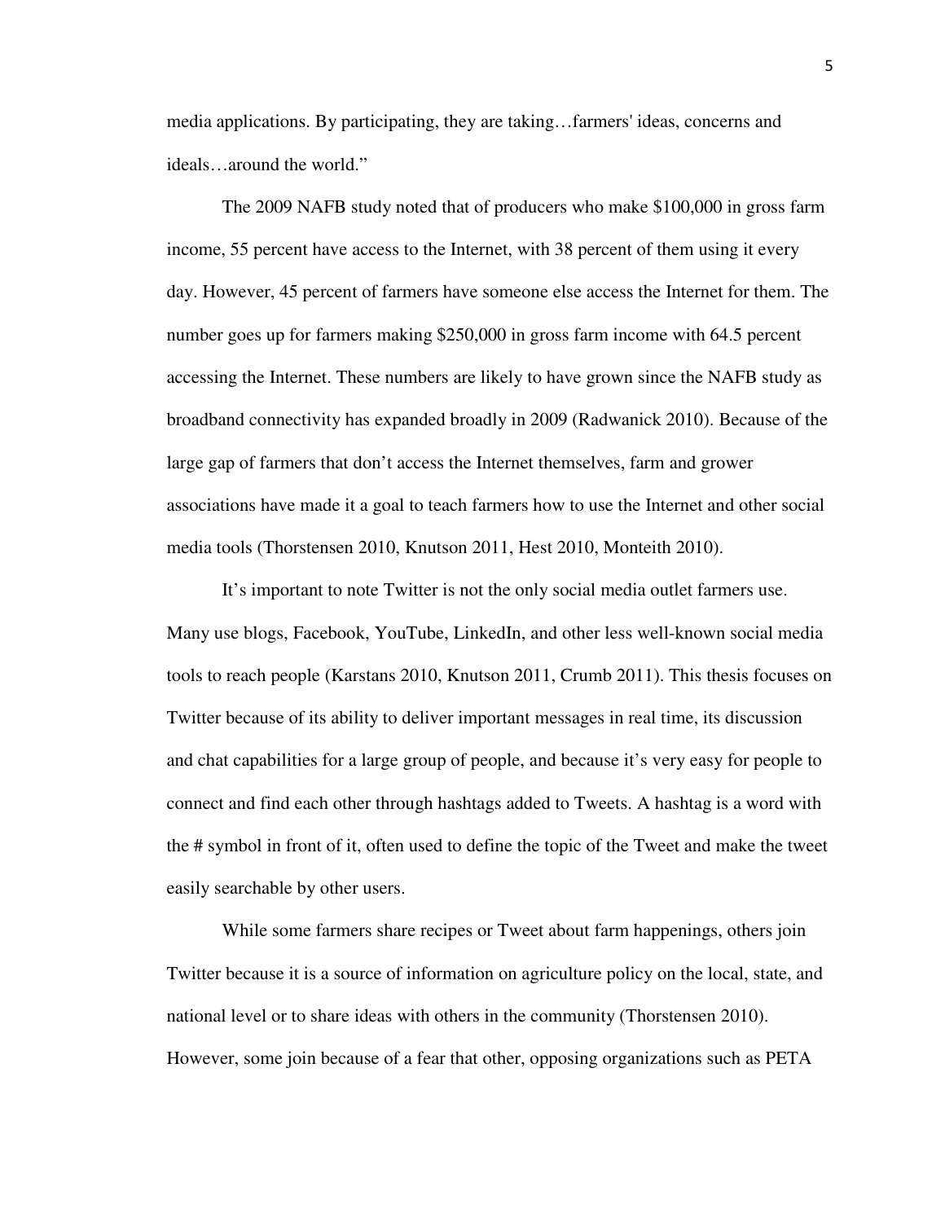media applications. By participating, they are taking…farmers' ideas, concerns and ideals…around the world."

The 2009 NAFB study noted that of producers who make $100,000 in gross farm income, 55 percent have access to the Internet, with 38 percent of them using it every day. However, 45 percent of farmers have someone else access the Internet for them. The number goes up for farmers making $250,000 in gross farm income with 64.5 percent accessing the Internet. These numbers are likely to have grown since the NAFB study as broadband connectivity has expanded broadly in 2009 (Radwanick 2010). Because of the large gap of farmers that don't access the Internet themselves, farm and grower associations have made it a goal to teach farmers how to use the Internet and other social media tools (Thorstensen 2010, Knutson 2011, Hest 2010, Monteith 2010).

It's important to note Twitter is not the only social media outlet farmers use. Many use blogs, Facebook, YouTube, LinkedIn, and other less well-known social media tools to reach people (Karstans 2010, Knutson 2011, Crumb 2011). This thesis focuses on Twitter because of its ability to deliver important messages in real time, its discussion and chat capabilities for a large group of people, and because it's very easy for people to connect and find each other through hashtags added to Tweets. A hashtag is a word with the # symbol in front of it, often used to define the topic of the Tweet and make the tweet easily searchable by other users.

While some farmers share recipes or Tweet about farm happenings, others join Twitter because it is a source of information on agriculture policy on the local, state, and national level or to share ideas with others in the community (Thorstensen 2010). However, some join because of a fear that other, opposing organizations such as PETA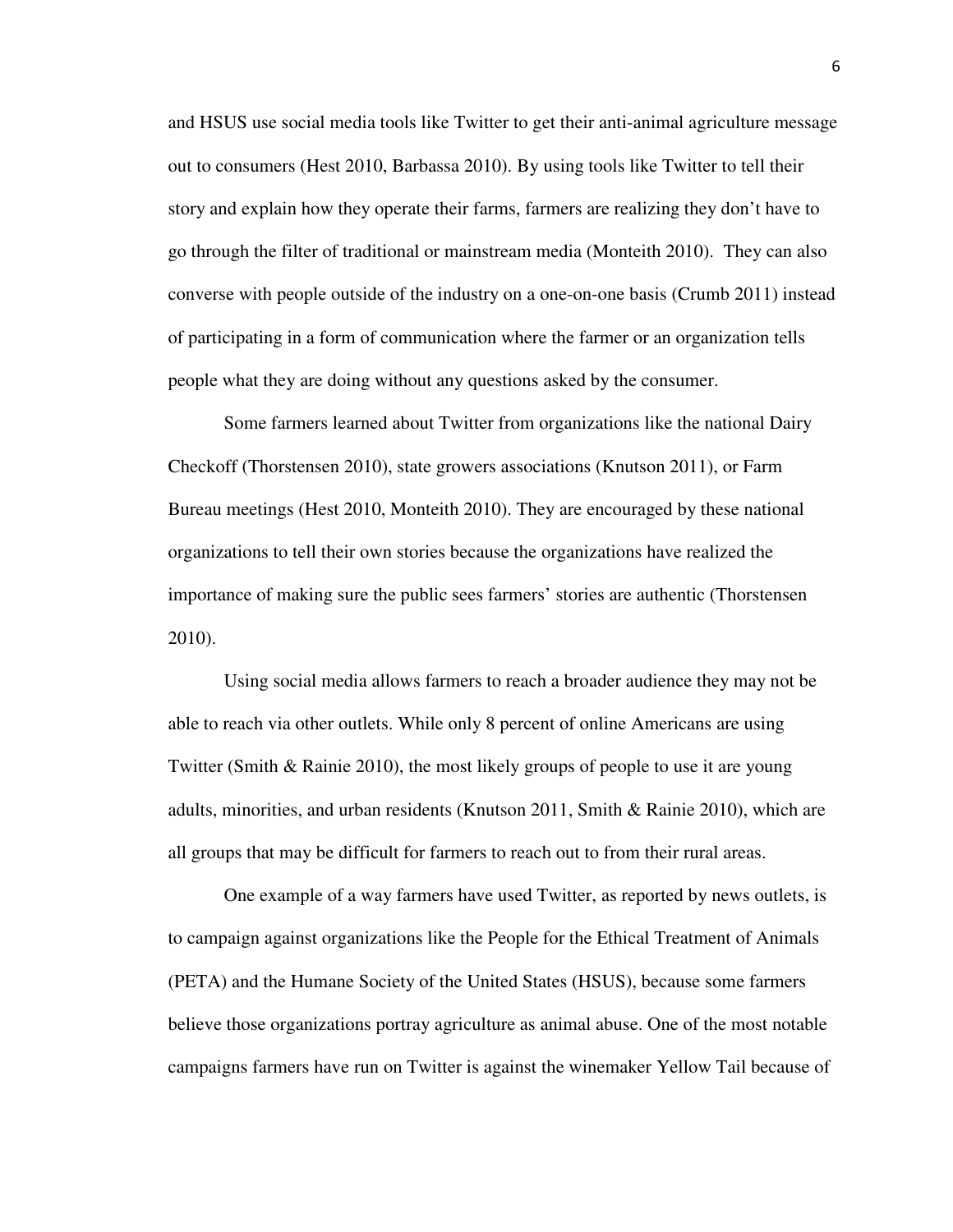and HSUS use social media tools like Twitter to get their anti-animal agriculture message out to consumers (Hest 2010, Barbassa 2010). By using tools like Twitter to tell their story and explain how they operate their farms, farmers are realizing they don't have to go through the filter of traditional or mainstream media (Monteith 2010). They can also converse with people outside of the industry on a one-on-one basis (Crumb 2011) instead of participating in a form of communication where the farmer or an organization tells people what they are doing without any questions asked by the consumer.

Some farmers learned about Twitter from organizations like the national Dairy Checkoff (Thorstensen 2010), state growers associations (Knutson 2011), or Farm Bureau meetings (Hest 2010, Monteith 2010). They are encouraged by these national organizations to tell their own stories because the organizations have realized the importance of making sure the public sees farmers' stories are authentic (Thorstensen 2010).

Using social media allows farmers to reach a broader audience they may not be able to reach via other outlets. While only 8 percent of online Americans are using Twitter (Smith & Rainie 2010), the most likely groups of people to use it are young adults, minorities, and urban residents (Knutson 2011, Smith & Rainie 2010), which are all groups that may be difficult for farmers to reach out to from their rural areas.

One example of a way farmers have used Twitter, as reported by news outlets, is to campaign against organizations like the People for the Ethical Treatment of Animals (PETA) and the Humane Society of the United States (HSUS), because some farmers believe those organizations portray agriculture as animal abuse. One of the most notable campaigns farmers have run on Twitter is against the winemaker Yellow Tail because of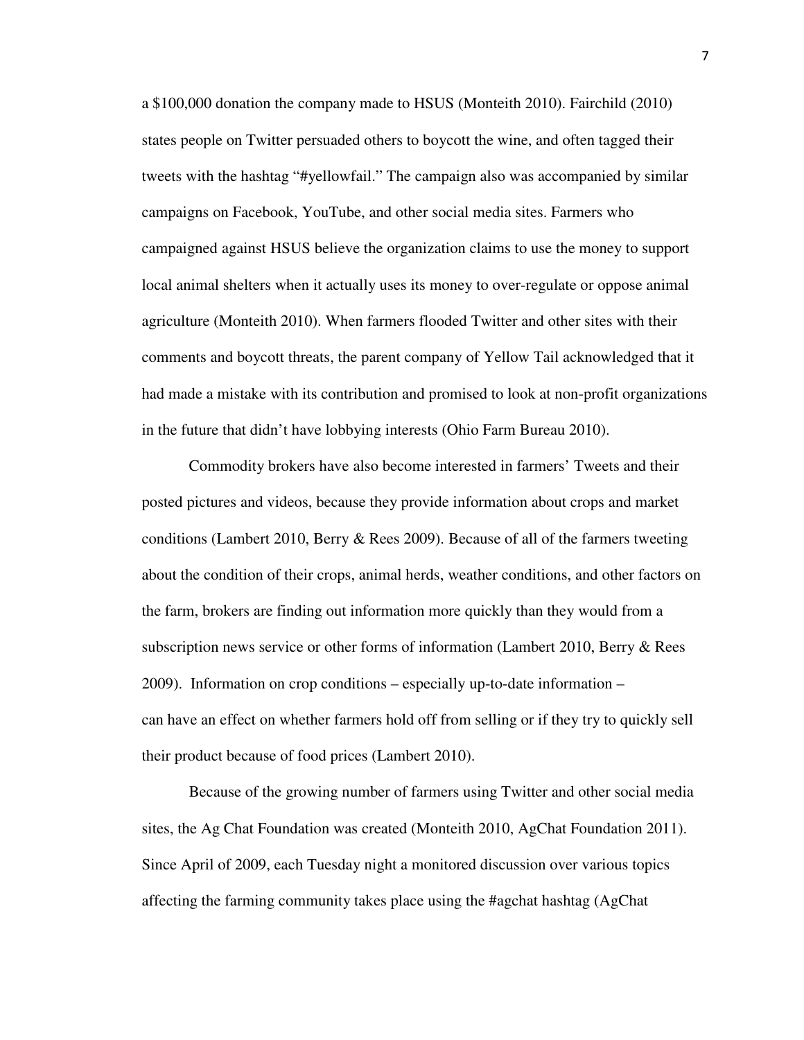a $100,000 donation the company made to HSUS (Monteith 2010). Fairchild (2010) states people on Twitter persuaded others to boycott the wine, and often tagged their tweets with the hashtag "#yellowfail." The campaign also was accompanied by similar campaigns on Facebook, YouTube, and other social media sites. Farmers who campaigned against HSUS believe the organization claims to use the money to support local animal shelters when it actually uses its money to over-regulate or oppose animal agriculture (Monteith 2010). When farmers flooded Twitter and other sites with their comments and boycott threats, the parent company of Yellow Tail acknowledged that it had made a mistake with its contribution and promised to look at non-profit organizations in the future that didn't have lobbying interests (Ohio Farm Bureau 2010).

Commodity brokers have also become interested in farmers' Tweets and their posted pictures and videos, because they provide information about crops and market conditions (Lambert 2010, Berry & Rees 2009). Because of all of the farmers tweeting about the condition of their crops, animal herds, weather conditions, and other factors on the farm, brokers are finding out information more quickly than they would from a subscription news service or other forms of information (Lambert 2010, Berry & Rees 2009). Information on crop conditions – especially up-to-date information – can have an effect on whether farmers hold off from selling or if they try to quickly sell their product because of food prices (Lambert 2010).

Because of the growing number of farmers using Twitter and other social media sites, the Ag Chat Foundation was created (Monteith 2010, AgChat Foundation 2011). Since April of 2009, each Tuesday night a monitored discussion over various topics affecting the farming community takes place using the #agchat hashtag (AgChat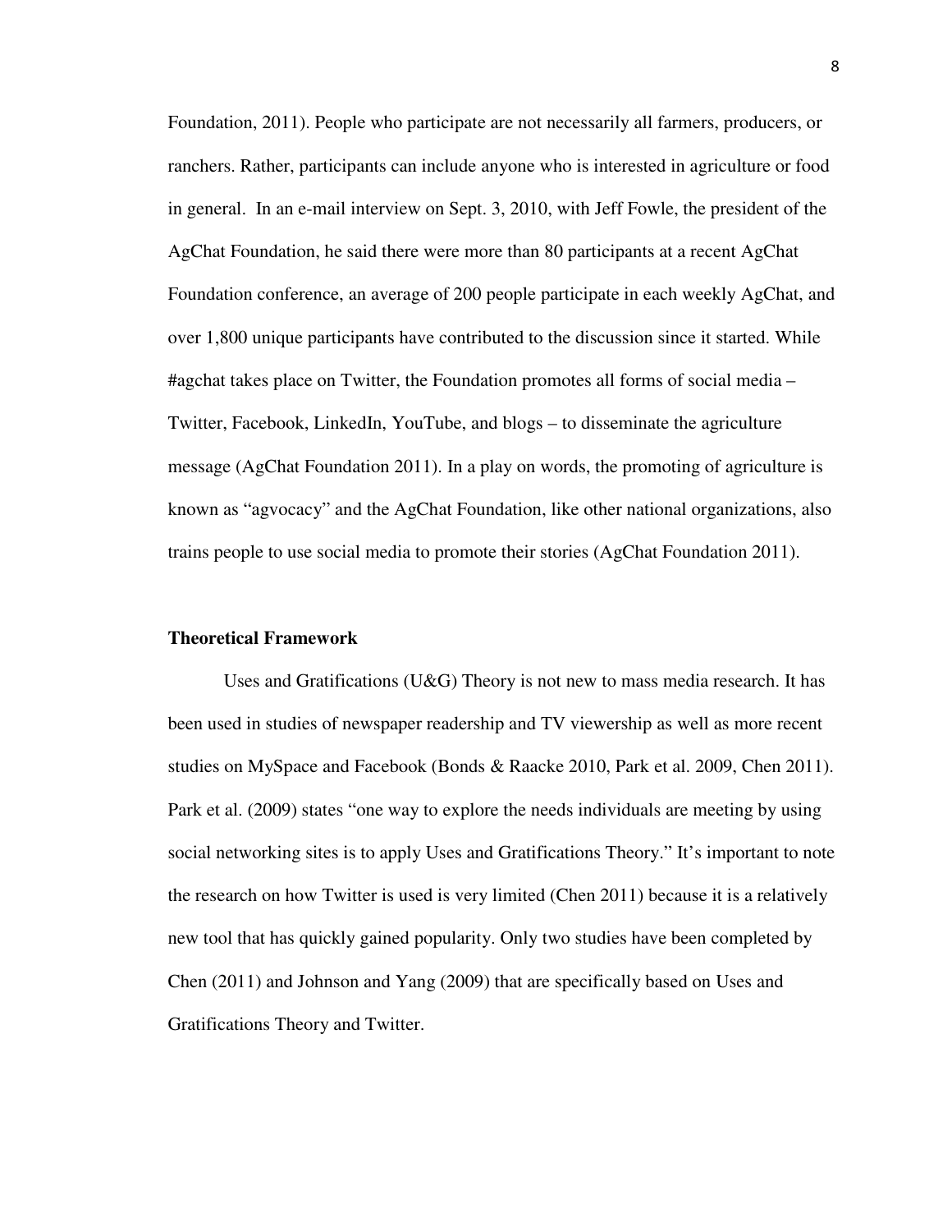Foundation, 2011). People who participate are not necessarily all farmers, producers, or ranchers. Rather, participants can include anyone who is interested in agriculture or food in general. In an e-mail interview on Sept. 3, 2010, with Jeff Fowle, the president of the AgChat Foundation, he said there were more than 80 participants at a recent AgChat Foundation conference, an average of 200 people participate in each weekly AgChat, and over 1,800 unique participants have contributed to the discussion since it started. While #agchat takes place on Twitter, the Foundation promotes all forms of social media – Twitter, Facebook, LinkedIn, YouTube, and blogs – to disseminate the agriculture message (AgChat Foundation 2011). In a play on words, the promoting of agriculture is known as "agvocacy" and the AgChat Foundation, like other national organizations, also trains people to use social media to promote their stories (AgChat Foundation 2011).

## Theoretical Framework

Uses and Gratifications (U&G) Theory is not new to mass media research. It has been used in studies of newspaper readership and TV viewership as well as more recent studies on MySpace and Facebook (Bonds & Raacke 2010, Park et al. 2009, Chen 2011). Park et al. (2009) states "one way to explore the needs individuals are meeting by using social networking sites is to apply Uses and Gratifications Theory." It's important to note the research on how Twitter is used is very limited (Chen 2011) because it is a relatively new tool that has quickly gained popularity. Only two studies have been completed by Chen (2011) and Johnson and Yang (2009) that are specifically based on Uses and Gratifications Theory and Twitter.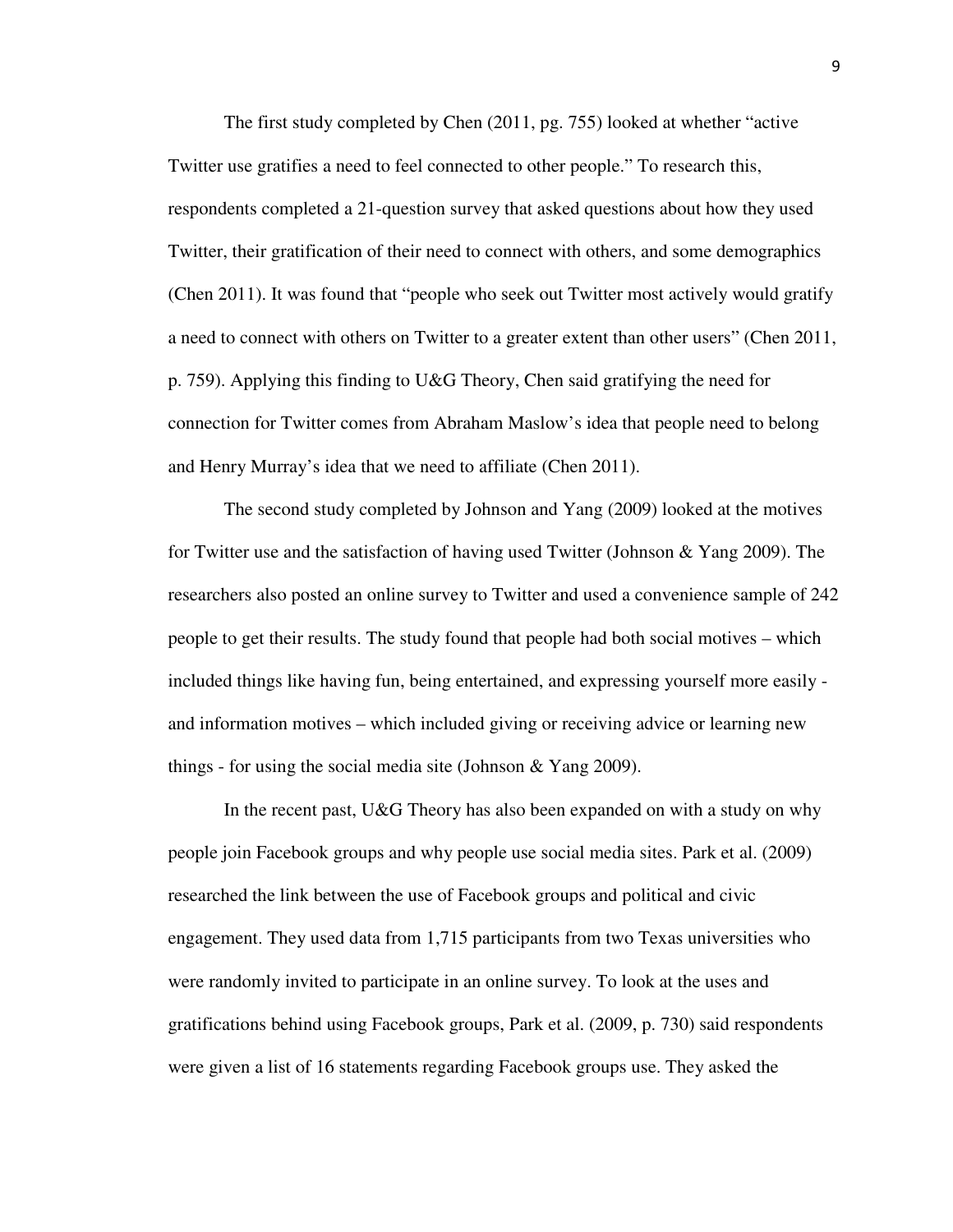The first study completed by Chen (2011, pg. 755) looked at whether "active Twitter use gratifies a need to feel connected to other people." To research this, respondents completed a 21-question survey that asked questions about how they used Twitter, their gratification of their need to connect with others, and some demographics (Chen 2011). It was found that "people who seek out Twitter most actively would gratify a need to connect with others on Twitter to a greater extent than other users" (Chen 2011, p. 759). Applying this finding to U&G Theory, Chen said gratifying the need for connection for Twitter comes from Abraham Maslow's idea that people need to belong and Henry Murray's idea that we need to affiliate (Chen 2011).

The second study completed by Johnson and Yang (2009) looked at the motives for Twitter use and the satisfaction of having used Twitter (Johnson & Yang 2009). The researchers also posted an online survey to Twitter and used a convenience sample of 242 people to get their results. The study found that people had both social motives – which included things like having fun, being entertained, and expressing yourself more easily - and information motives – which included giving or receiving advice or learning new things - for using the social media site (Johnson & Yang 2009).

In the recent past, U&G Theory has also been expanded on with a study on why people join Facebook groups and why people use social media sites. Park et al. (2009) researched the link between the use of Facebook groups and political and civic engagement. They used data from 1,715 participants from two Texas universities who were randomly invited to participate in an online survey. To look at the uses and gratifications behind using Facebook groups, Park et al. (2009, p. 730) said respondents were given a list of 16 statements regarding Facebook groups use. They asked the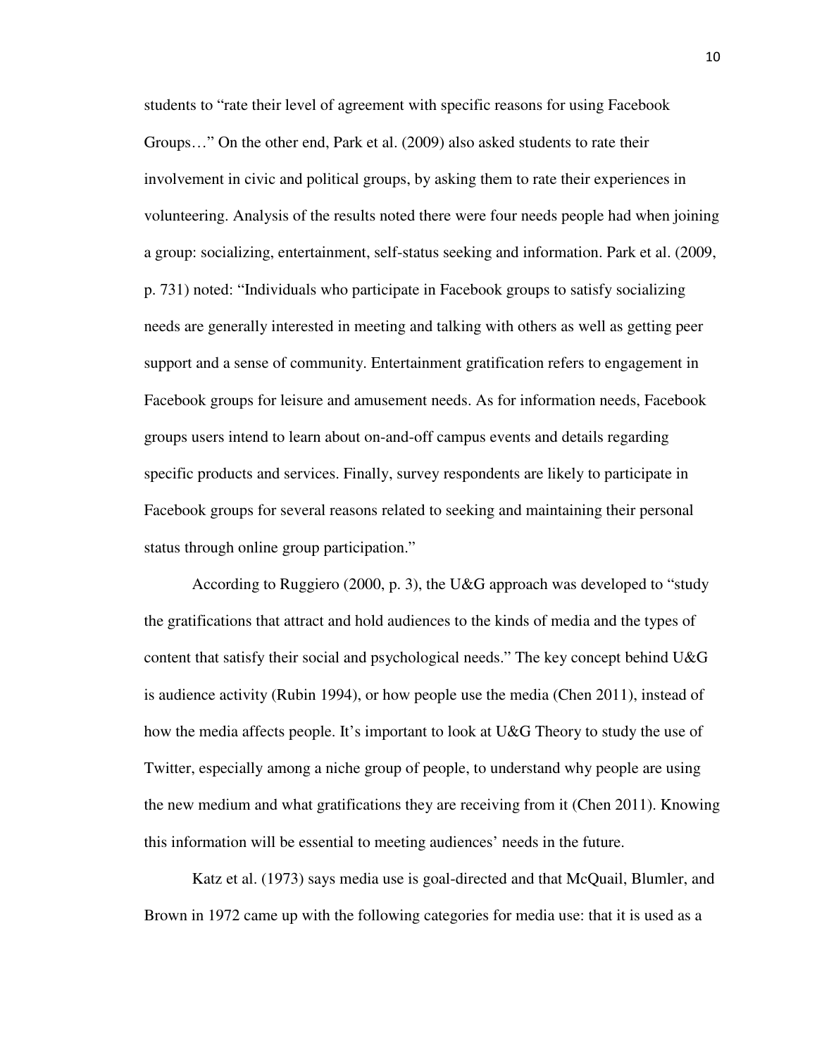students to "rate their level of agreement with specific reasons for using Facebook Groups…" On the other end, Park et al. (2009) also asked students to rate their involvement in civic and political groups, by asking them to rate their experiences in volunteering. Analysis of the results noted there were four needs people had when joining a group: socializing, entertainment, self-status seeking and information. Park et al. (2009, p. 731) noted: "Individuals who participate in Facebook groups to satisfy socializing needs are generally interested in meeting and talking with others as well as getting peer support and a sense of community. Entertainment gratification refers to engagement in Facebook groups for leisure and amusement needs. As for information needs, Facebook groups users intend to learn about on-and-off campus events and details regarding specific products and services. Finally, survey respondents are likely to participate in Facebook groups for several reasons related to seeking and maintaining their personal status through online group participation."

According to Ruggiero (2000, p. 3), the U&G approach was developed to "study the gratifications that attract and hold audiences to the kinds of media and the types of content that satisfy their social and psychological needs." The key concept behind U&G is audience activity (Rubin 1994), or how people use the media (Chen 2011), instead of how the media affects people. It's important to look at U&G Theory to study the use of Twitter, especially among a niche group of people, to understand why people are using the new medium and what gratifications they are receiving from it (Chen 2011). Knowing this information will be essential to meeting audiences' needs in the future.

Katz et al. (1973) says media use is goal-directed and that McQuail, Blumler, and Brown in 1972 came up with the following categories for media use: that it is used as a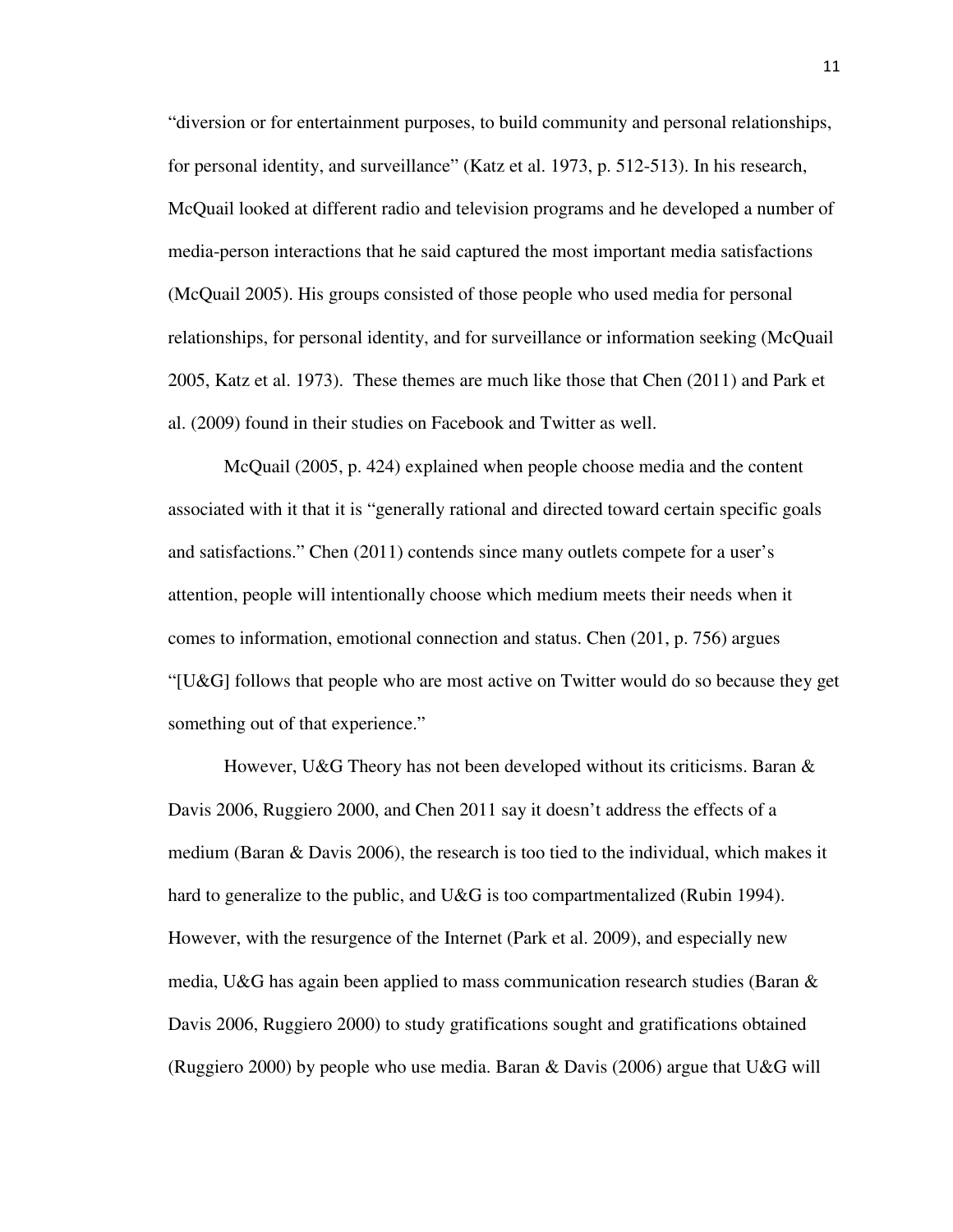"diversion or for entertainment purposes, to build community and personal relationships, for personal identity, and surveillance" (Katz et al. 1973, p. 512-513). In his research, McQuail looked at different radio and television programs and he developed a number of media-person interactions that he said captured the most important media satisfactions (McQuail 2005). His groups consisted of those people who used media for personal relationships, for personal identity, and for surveillance or information seeking (McQuail 2005, Katz et al. 1973). These themes are much like those that Chen (2011) and Park et al. (2009) found in their studies on Facebook and Twitter as well.

McQuail (2005, p. 424) explained when people choose media and the content associated with it that it is "generally rational and directed toward certain specific goals and satisfactions." Chen (2011) contends since many outlets compete for a user's attention, people will intentionally choose which medium meets their needs when it comes to information, emotional connection and status. Chen (201, p. 756) argues "[U&G] follows that people who are most active on Twitter would do so because they get something out of that experience."

However, U&G Theory has not been developed without its criticisms. Baran & Davis 2006, Ruggiero 2000, and Chen 2011 say it doesn't address the effects of a medium (Baran & Davis 2006), the research is too tied to the individual, which makes it hard to generalize to the public, and U&G is too compartmentalized (Rubin 1994). However, with the resurgence of the Internet (Park et al. 2009), and especially new media, U&G has again been applied to mass communication research studies (Baran & Davis 2006, Ruggiero 2000) to study gratifications sought and gratifications obtained (Ruggiero 2000) by people who use media. Baran & Davis (2006) argue that U&G will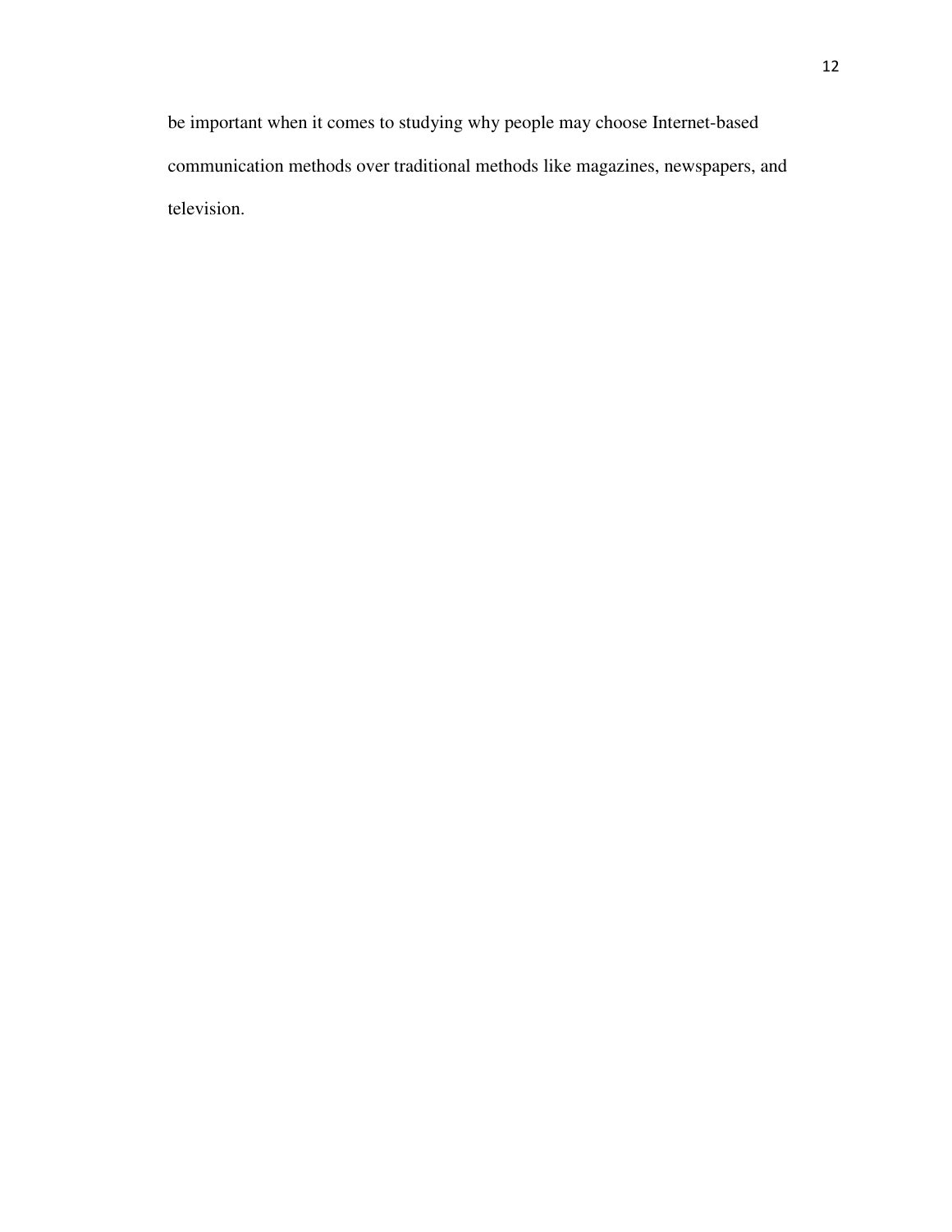be important when it comes to studying why people may choose Internet-based communication methods over traditional methods like magazines, newspapers, and television.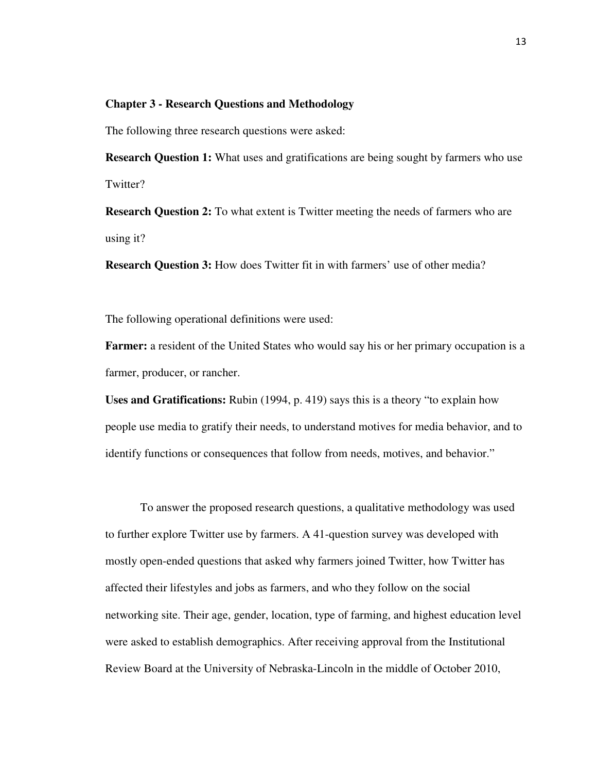## Chapter 3 - Research Questions and Methodology

The following three research questions were asked:

**Research Question 1:** What uses and gratifications are being sought by farmers who use Twitter?

**Research Question 2:** To what extent is Twitter meeting the needs of farmers who are using it?

**Research Question 3:** How does Twitter fit in with farmers' use of other media?

The following operational definitions were used:

**Farmer:** a resident of the United States who would say his or her primary occupation is a farmer, producer, or rancher.

**Uses and Gratifications:** Rubin (1994, p. 419) says this is a theory "to explain how people use media to gratify their needs, to understand motives for media behavior, and to identify functions or consequences that follow from needs, motives, and behavior."

To answer the proposed research questions, a qualitative methodology was used to further explore Twitter use by farmers. A 41-question survey was developed with mostly open-ended questions that asked why farmers joined Twitter, how Twitter has affected their lifestyles and jobs as farmers, and who they follow on the social networking site. Their age, gender, location, type of farming, and highest education level were asked to establish demographics. After receiving approval from the Institutional Review Board at the University of Nebraska-Lincoln in the middle of October 2010,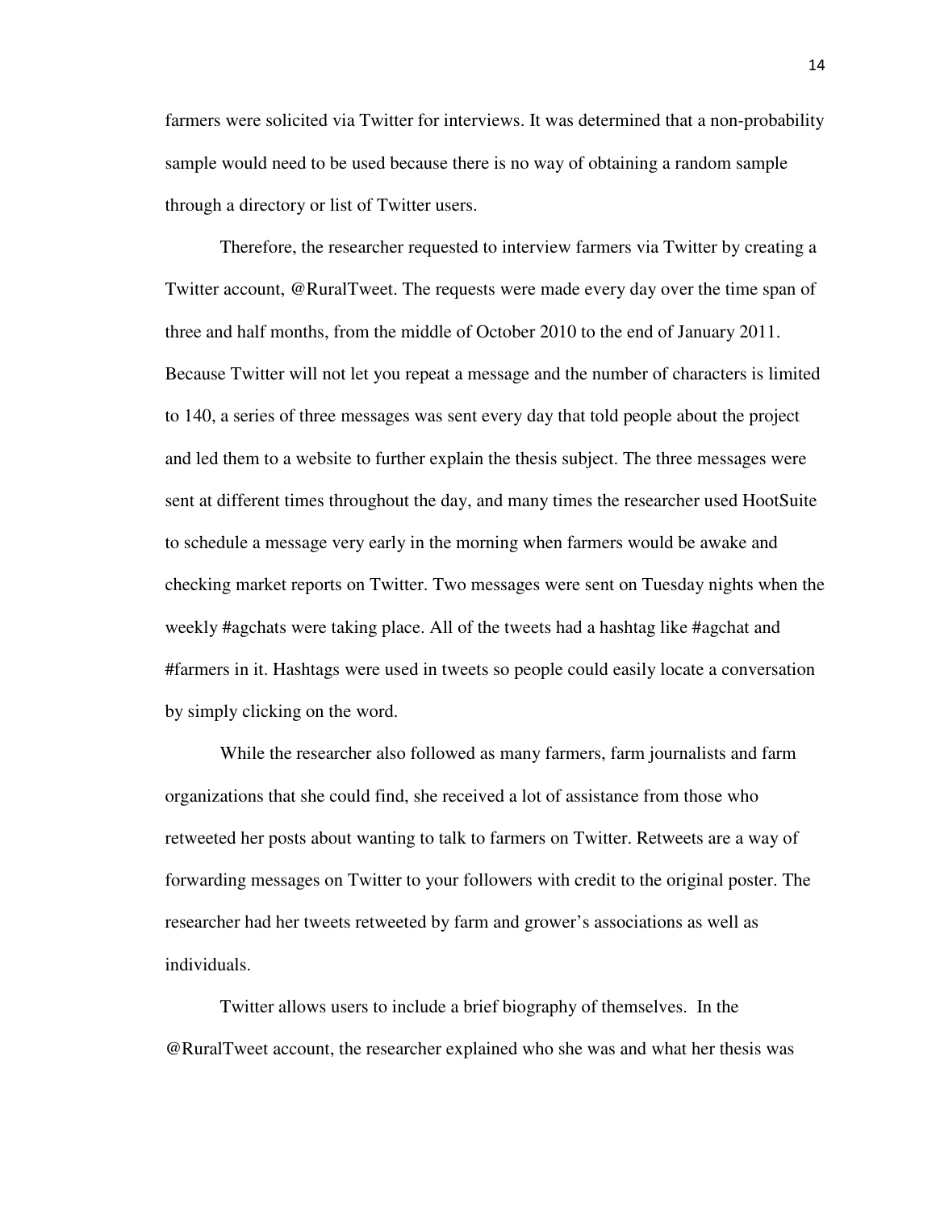farmers were solicited via Twitter for interviews. It was determined that a non-probability sample would need to be used because there is no way of obtaining a random sample through a directory or list of Twitter users.

Therefore, the researcher requested to interview farmers via Twitter by creating a Twitter account, @RuralTweet. The requests were made every day over the time span of three and half months, from the middle of October 2010 to the end of January 2011. Because Twitter will not let you repeat a message and the number of characters is limited to 140, a series of three messages was sent every day that told people about the project and led them to a website to further explain the thesis subject. The three messages were sent at different times throughout the day, and many times the researcher used HootSuite to schedule a message very early in the morning when farmers would be awake and checking market reports on Twitter. Two messages were sent on Tuesday nights when the weekly #agchats were taking place. All of the tweets had a hashtag like #agchat and #farmers in it. Hashtags were used in tweets so people could easily locate a conversation by simply clicking on the word.

While the researcher also followed as many farmers, farm journalists and farm organizations that she could find, she received a lot of assistance from those who retweeted her posts about wanting to talk to farmers on Twitter. Retweets are a way of forwarding messages on Twitter to your followers with credit to the original poster. The researcher had her tweets retweeted by farm and grower's associations as well as individuals.

Twitter allows users to include a brief biography of themselves. In the @RuralTweet account, the researcher explained who she was and what her thesis was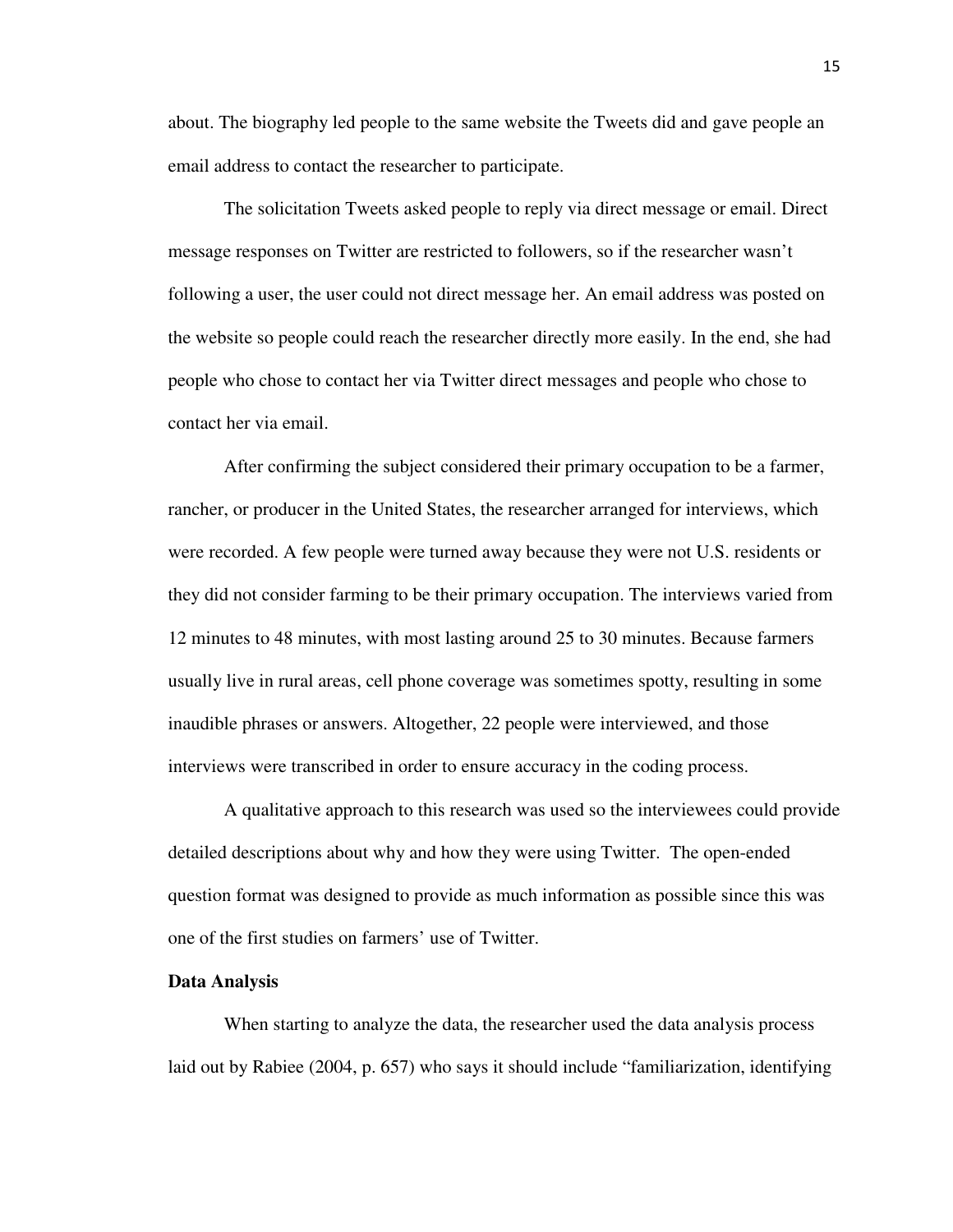about. The biography led people to the same website the Tweets did and gave people an email address to contact the researcher to participate.

The solicitation Tweets asked people to reply via direct message or email. Direct message responses on Twitter are restricted to followers, so if the researcher wasn't following a user, the user could not direct message her. An email address was posted on the website so people could reach the researcher directly more easily. In the end, she had people who chose to contact her via Twitter direct messages and people who chose to contact her via email.

After confirming the subject considered their primary occupation to be a farmer, rancher, or producer in the United States, the researcher arranged for interviews, which were recorded. A few people were turned away because they were not U.S. residents or they did not consider farming to be their primary occupation. The interviews varied from 12 minutes to 48 minutes, with most lasting around 25 to 30 minutes. Because farmers usually live in rural areas, cell phone coverage was sometimes spotty, resulting in some inaudible phrases or answers. Altogether, 22 people were interviewed, and those interviews were transcribed in order to ensure accuracy in the coding process.

A qualitative approach to this research was used so the interviewees could provide detailed descriptions about why and how they were using Twitter. The open-ended question format was designed to provide as much information as possible since this was one of the first studies on farmers' use of Twitter.

**Data Analysis**

When starting to analyze the data, the researcher used the data analysis process laid out by Rabiee (2004, p. 657) who says it should include "familiarization, identifying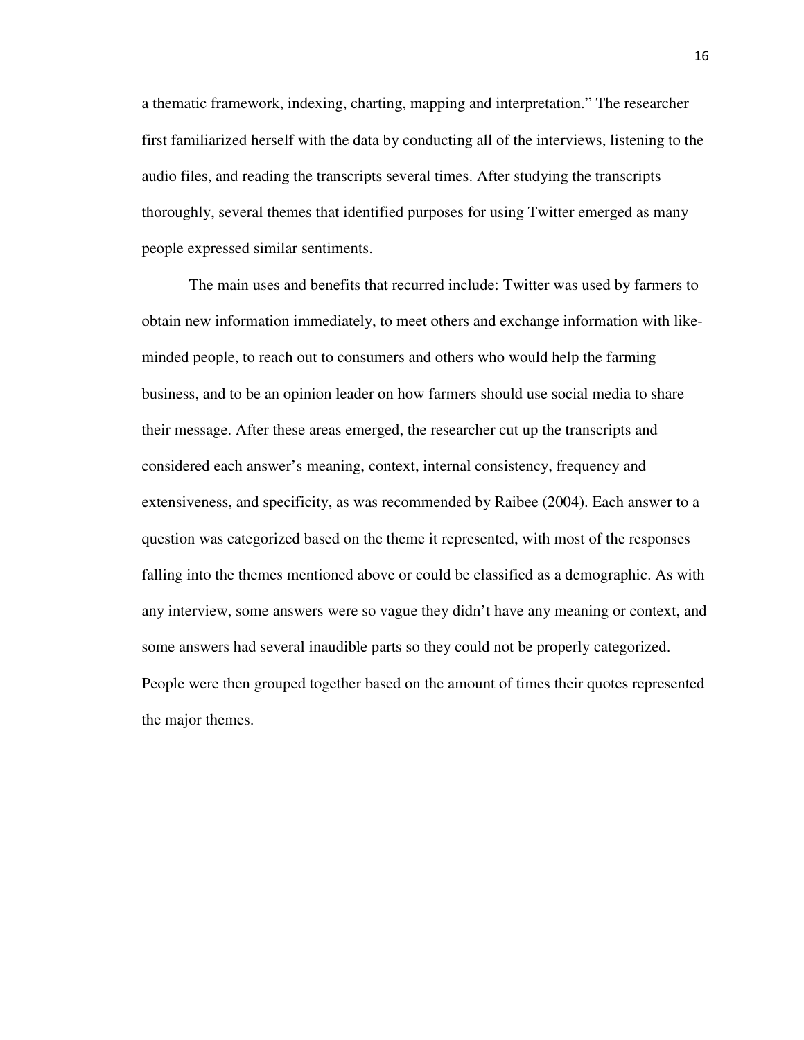a thematic framework, indexing, charting, mapping and interpretation." The researcher first familiarized herself with the data by conducting all of the interviews, listening to the audio files, and reading the transcripts several times. After studying the transcripts thoroughly, several themes that identified purposes for using Twitter emerged as many people expressed similar sentiments.

The main uses and benefits that recurred include: Twitter was used by farmers to obtain new information immediately, to meet others and exchange information with like-minded people, to reach out to consumers and others who would help the farming business, and to be an opinion leader on how farmers should use social media to share their message. After these areas emerged, the researcher cut up the transcripts and considered each answer's meaning, context, internal consistency, frequency and extensiveness, and specificity, as was recommended by Raibee (2004). Each answer to a question was categorized based on the theme it represented, with most of the responses falling into the themes mentioned above or could be classified as a demographic. As with any interview, some answers were so vague they didn't have any meaning or context, and some answers had several inaudible parts so they could not be properly categorized. People were then grouped together based on the amount of times their quotes represented the major themes.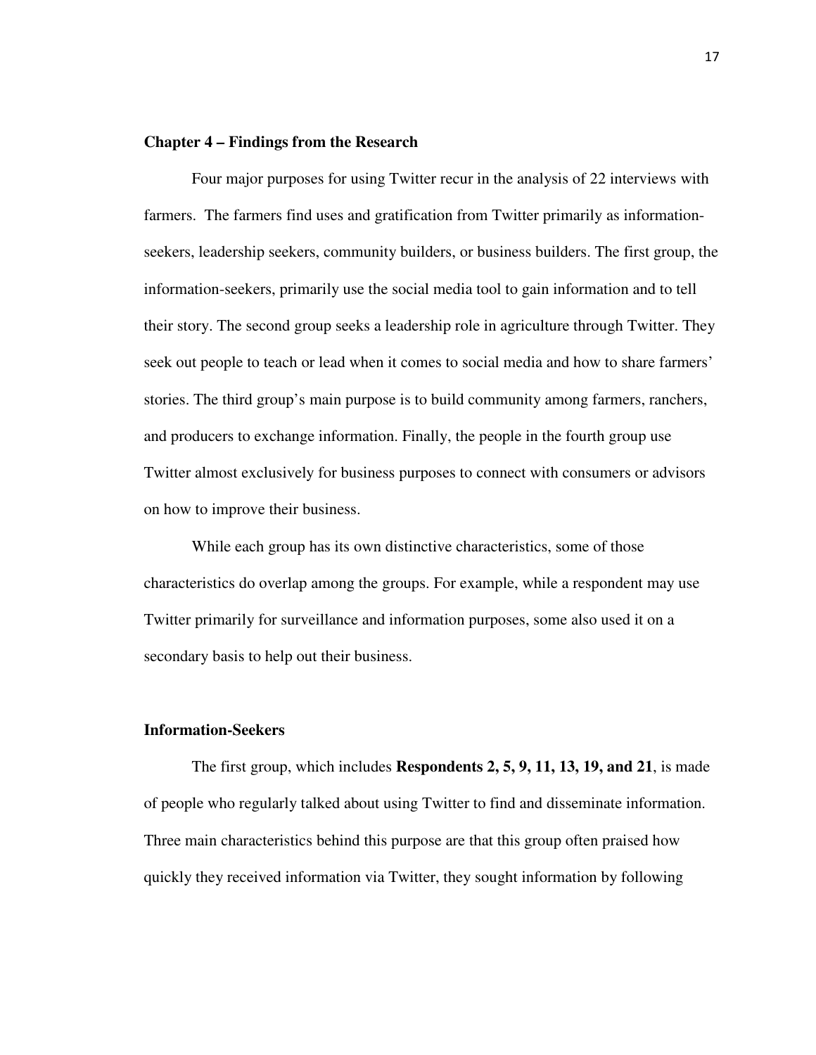## Chapter 4 – Findings from the Research

Four major purposes for using Twitter recur in the analysis of 22 interviews with farmers. The farmers find uses and gratification from Twitter primarily as information-seekers, leadership seekers, community builders, or business builders. The first group, the information-seekers, primarily use the social media tool to gain information and to tell their story. The second group seeks a leadership role in agriculture through Twitter. They seek out people to teach or lead when it comes to social media and how to share farmers' stories. The third group's main purpose is to build community among farmers, ranchers, and producers to exchange information. Finally, the people in the fourth group use Twitter almost exclusively for business purposes to connect with consumers or advisors on how to improve their business.

While each group has its own distinctive characteristics, some of those characteristics do overlap among the groups. For example, while a respondent may use Twitter primarily for surveillance and information purposes, some also used it on a secondary basis to help out their business.

### Information-Seekers

The first group, which includes **Respondents 2, 5, 9, 11, 13, 19, and 21**, is made of people who regularly talked about using Twitter to find and disseminate information. Three main characteristics behind this purpose are that this group often praised how quickly they received information via Twitter, they sought information by following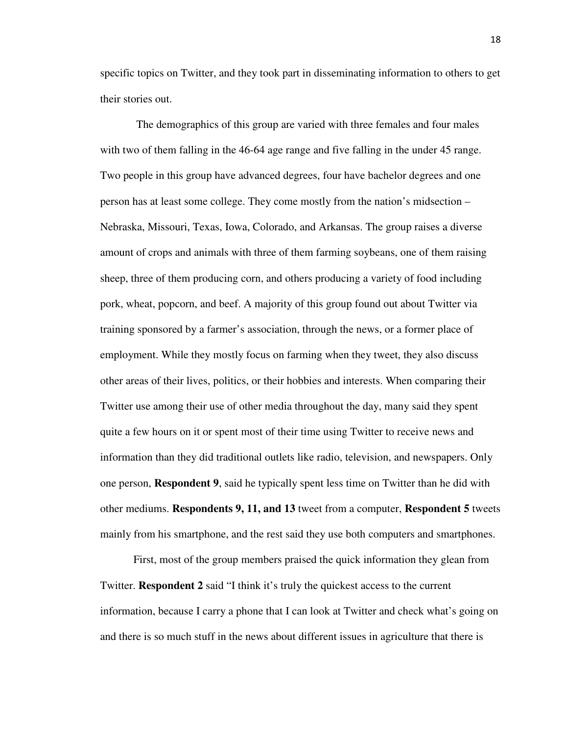specific topics on Twitter, and they took part in disseminating information to others to get their stories out.

The demographics of this group are varied with three females and four males with two of them falling in the 46-64 age range and five falling in the under 45 range. Two people in this group have advanced degrees, four have bachelor degrees and one person has at least some college. They come mostly from the nation's midsection – Nebraska, Missouri, Texas, Iowa, Colorado, and Arkansas. The group raises a diverse amount of crops and animals with three of them farming soybeans, one of them raising sheep, three of them producing corn, and others producing a variety of food including pork, wheat, popcorn, and beef. A majority of this group found out about Twitter via training sponsored by a farmer's association, through the news, or a former place of employment. While they mostly focus on farming when they tweet, they also discuss other areas of their lives, politics, or their hobbies and interests. When comparing their Twitter use among their use of other media throughout the day, many said they spent quite a few hours on it or spent most of their time using Twitter to receive news and information than they did traditional outlets like radio, television, and newspapers. Only one person, **Respondent 9**, said he typically spent less time on Twitter than he did with other mediums. **Respondents 9, 11, and 13** tweet from a computer, **Respondent 5** tweets mainly from his smartphone, and the rest said they use both computers and smartphones.

First, most of the group members praised the quick information they glean from Twitter. **Respondent 2** said "I think it's truly the quickest access to the current information, because I carry a phone that I can look at Twitter and check what's going on and there is so much stuff in the news about different issues in agriculture that there is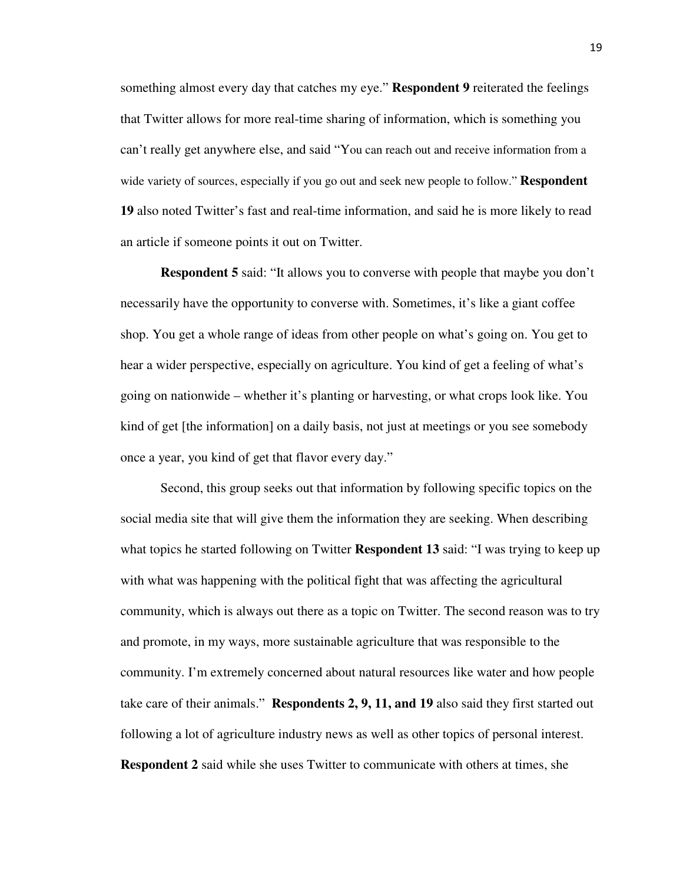something almost every day that catches my eye." **Respondent 9** reiterated the feelings that Twitter allows for more real-time sharing of information, which is something you can't really get anywhere else, and said "You can reach out and receive information from a wide variety of sources, especially if you go out and seek new people to follow." **Respondent 19** also noted Twitter's fast and real-time information, and said he is more likely to read an article if someone points it out on Twitter.

**Respondent 5** said: "It allows you to converse with people that maybe you don't necessarily have the opportunity to converse with. Sometimes, it's like a giant coffee shop. You get a whole range of ideas from other people on what's going on. You get to hear a wider perspective, especially on agriculture. You kind of get a feeling of what's going on nationwide – whether it's planting or harvesting, or what crops look like. You kind of get [the information] on a daily basis, not just at meetings or you see somebody once a year, you kind of get that flavor every day."

Second, this group seeks out that information by following specific topics on the social media site that will give them the information they are seeking. When describing what topics he started following on Twitter **Respondent 13** said: "I was trying to keep up with what was happening with the political fight that was affecting the agricultural community, which is always out there as a topic on Twitter. The second reason was to try and promote, in my ways, more sustainable agriculture that was responsible to the community. I'm extremely concerned about natural resources like water and how people take care of their animals." **Respondents 2, 9, 11, and 19** also said they first started out following a lot of agriculture industry news as well as other topics of personal interest. **Respondent 2** said while she uses Twitter to communicate with others at times, she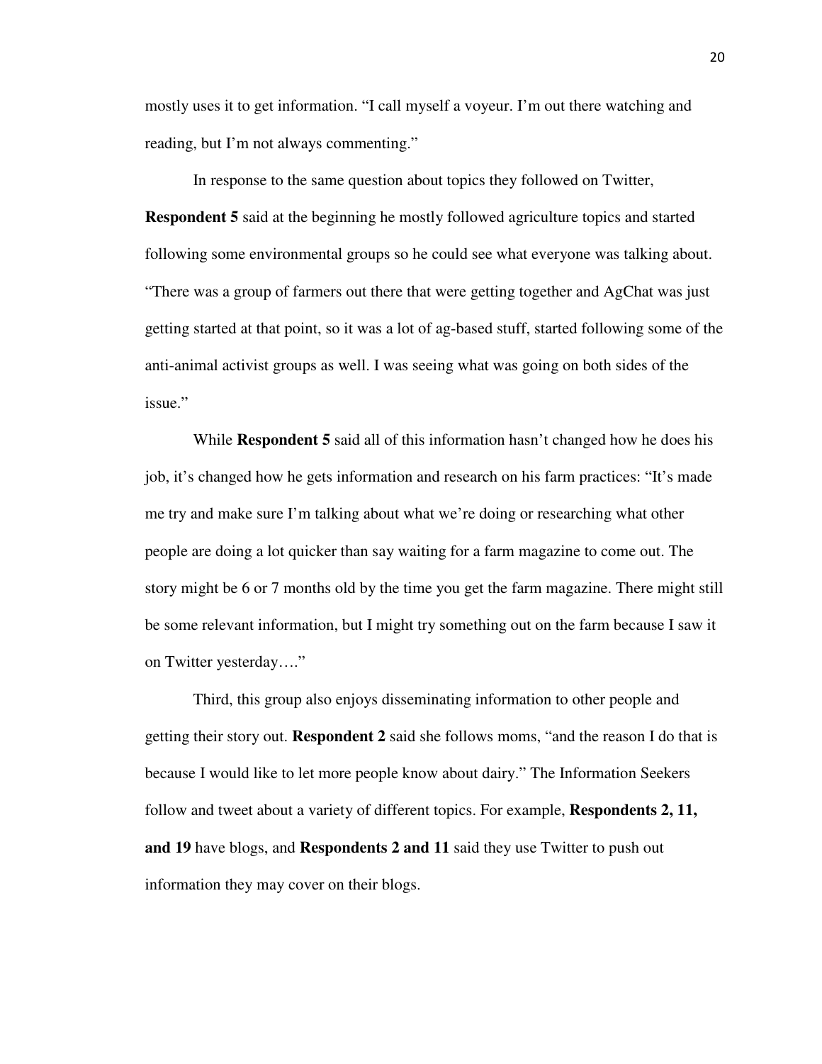mostly uses it to get information. "I call myself a voyeur. I'm out there watching and reading, but I'm not always commenting."

In response to the same question about topics they followed on Twitter, **Respondent 5** said at the beginning he mostly followed agriculture topics and started following some environmental groups so he could see what everyone was talking about. "There was a group of farmers out there that were getting together and AgChat was just getting started at that point, so it was a lot of ag-based stuff, started following some of the anti-animal activist groups as well. I was seeing what was going on both sides of the issue."

While **Respondent 5** said all of this information hasn't changed how he does his job, it's changed how he gets information and research on his farm practices: "It's made me try and make sure I'm talking about what we're doing or researching what other people are doing a lot quicker than say waiting for a farm magazine to come out. The story might be 6 or 7 months old by the time you get the farm magazine. There might still be some relevant information, but I might try something out on the farm because I saw it on Twitter yesterday…."

Third, this group also enjoys disseminating information to other people and getting their story out. **Respondent 2** said she follows moms, "and the reason I do that is because I would like to let more people know about dairy." The Information Seekers follow and tweet about a variety of different topics. For example, **Respondents 2, 11, and 19** have blogs, and **Respondents 2 and 11** said they use Twitter to push out information they may cover on their blogs.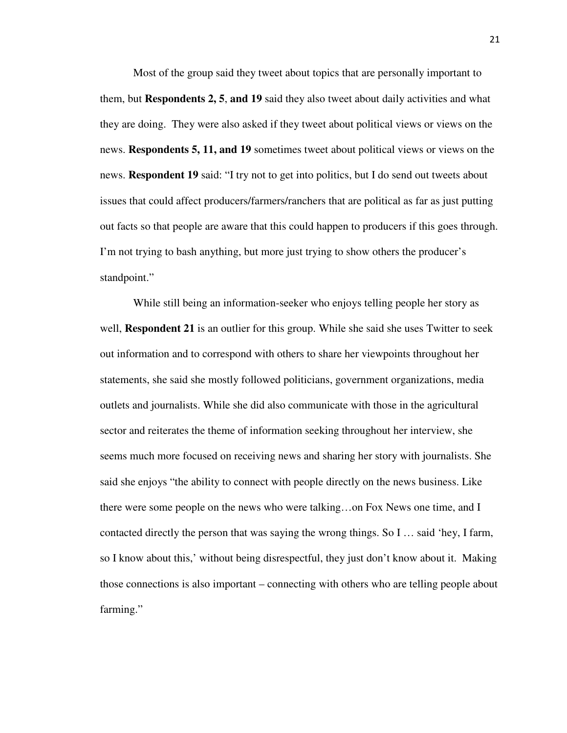Most of the group said they tweet about topics that are personally important to them, but **Respondents 2, 5**, **and 19** said they also tweet about daily activities and what they are doing. They were also asked if they tweet about political views or views on the news. **Respondents 5, 11, and 19** sometimes tweet about political views or views on the news. **Respondent 19** said: "I try not to get into politics, but I do send out tweets about issues that could affect producers/farmers/ranchers that are political as far as just putting out facts so that people are aware that this could happen to producers if this goes through. I'm not trying to bash anything, but more just trying to show others the producer's standpoint."

While still being an information-seeker who enjoys telling people her story as well, **Respondent 21** is an outlier for this group. While she said she uses Twitter to seek out information and to correspond with others to share her viewpoints throughout her statements, she said she mostly followed politicians, government organizations, media outlets and journalists. While she did also communicate with those in the agricultural sector and reiterates the theme of information seeking throughout her interview, she seems much more focused on receiving news and sharing her story with journalists. She said she enjoys "the ability to connect with people directly on the news business. Like there were some people on the news who were talking…on Fox News one time, and I contacted directly the person that was saying the wrong things. So I … said 'hey, I farm, so I know about this,' without being disrespectful, they just don't know about it. Making those connections is also important – connecting with others who are telling people about farming."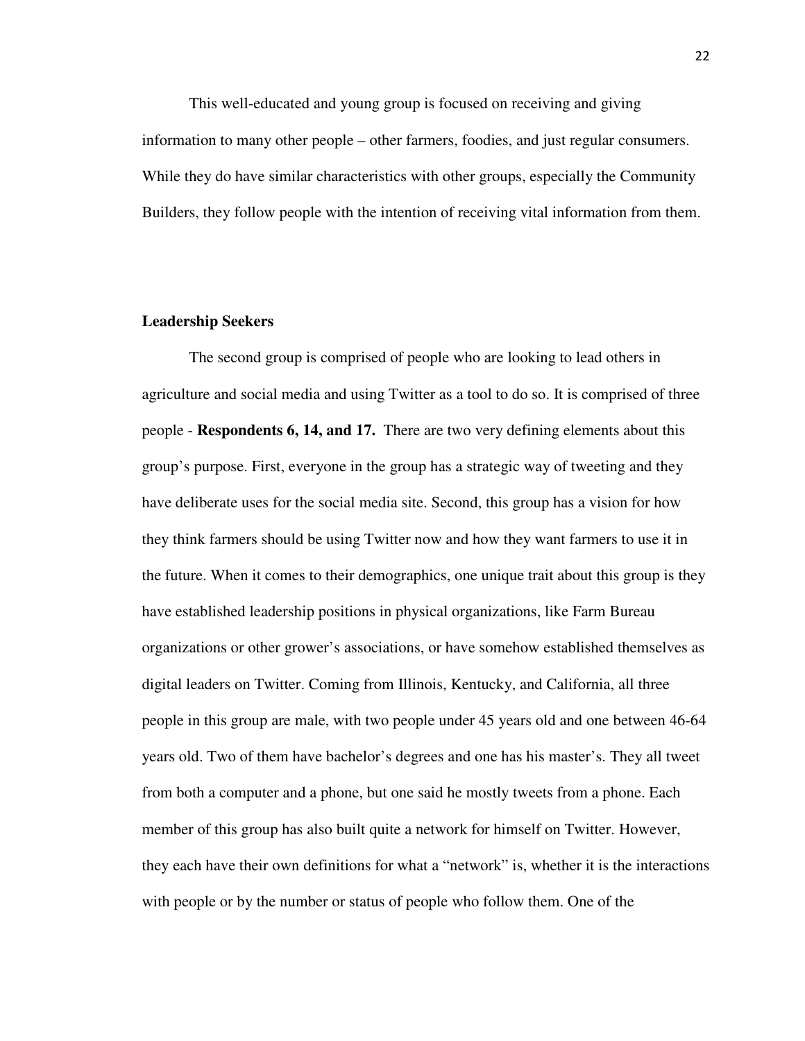This well-educated and young group is focused on receiving and giving information to many other people – other farmers, foodies, and just regular consumers. While they do have similar characteristics with other groups, especially the Community Builders, they follow people with the intention of receiving vital information from them.

**Leadership Seekers**

The second group is comprised of people who are looking to lead others in agriculture and social media and using Twitter as a tool to do so. It is comprised of three people - **Respondents 6, 14, and 17.** There are two very defining elements about this group's purpose. First, everyone in the group has a strategic way of tweeting and they have deliberate uses for the social media site. Second, this group has a vision for how they think farmers should be using Twitter now and how they want farmers to use it in the future. When it comes to their demographics, one unique trait about this group is they have established leadership positions in physical organizations, like Farm Bureau organizations or other grower's associations, or have somehow established themselves as digital leaders on Twitter. Coming from Illinois, Kentucky, and California, all three people in this group are male, with two people under 45 years old and one between 46-64 years old. Two of them have bachelor's degrees and one has his master's. They all tweet from both a computer and a phone, but one said he mostly tweets from a phone. Each member of this group has also built quite a network for himself on Twitter. However, they each have their own definitions for what a "network" is, whether it is the interactions with people or by the number or status of people who follow them. One of the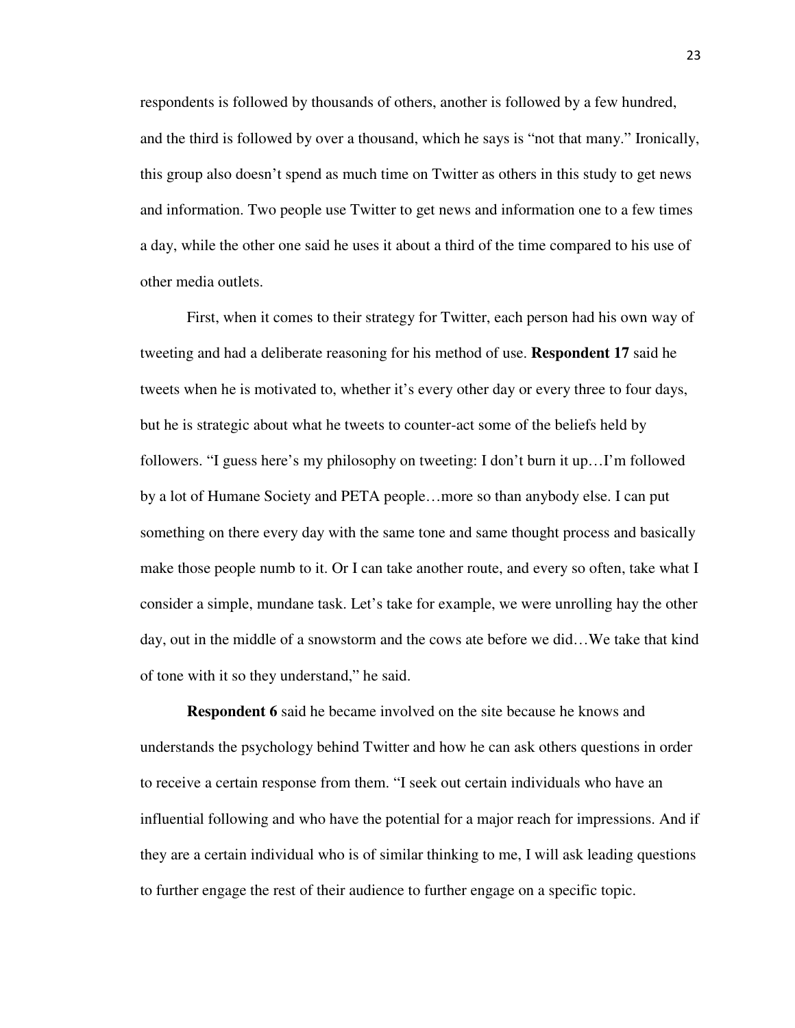respondents is followed by thousands of others, another is followed by a few hundred, and the third is followed by over a thousand, which he says is "not that many." Ironically, this group also doesn't spend as much time on Twitter as others in this study to get news and information. Two people use Twitter to get news and information one to a few times a day, while the other one said he uses it about a third of the time compared to his use of other media outlets.

First, when it comes to their strategy for Twitter, each person had his own way of tweeting and had a deliberate reasoning for his method of use. **Respondent 17** said he tweets when he is motivated to, whether it's every other day or every three to four days, but he is strategic about what he tweets to counter-act some of the beliefs held by followers. "I guess here's my philosophy on tweeting: I don't burn it up…I'm followed by a lot of Humane Society and PETA people…more so than anybody else. I can put something on there every day with the same tone and same thought process and basically make those people numb to it. Or I can take another route, and every so often, take what I consider a simple, mundane task. Let's take for example, we were unrolling hay the other day, out in the middle of a snowstorm and the cows ate before we did…We take that kind of tone with it so they understand," he said.

**Respondent 6** said he became involved on the site because he knows and understands the psychology behind Twitter and how he can ask others questions in order to receive a certain response from them. "I seek out certain individuals who have an influential following and who have the potential for a major reach for impressions. And if they are a certain individual who is of similar thinking to me, I will ask leading questions to further engage the rest of their audience to further engage on a specific topic.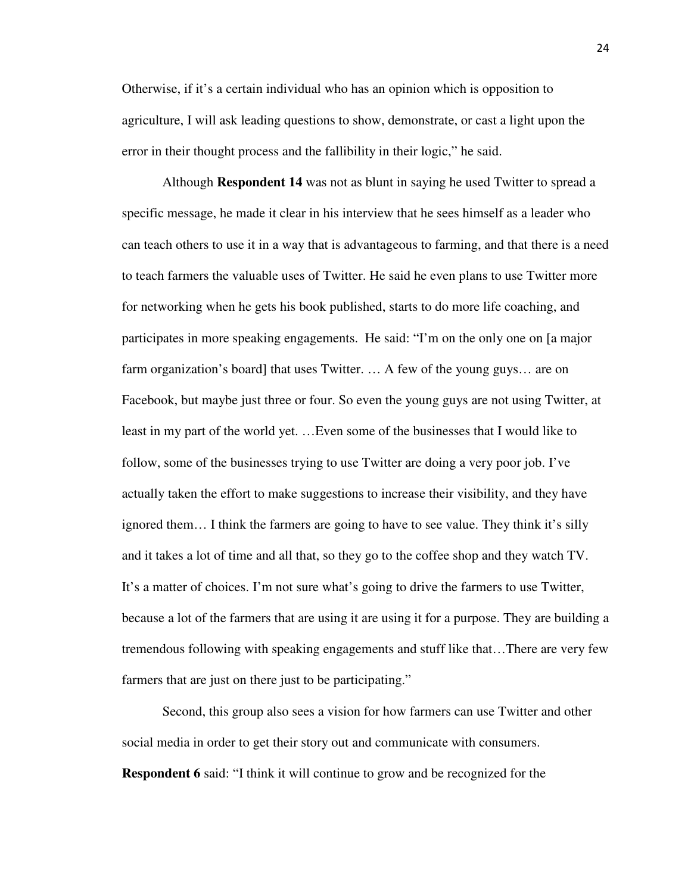Otherwise, if it's a certain individual who has an opinion which is opposition to agriculture, I will ask leading questions to show, demonstrate, or cast a light upon the error in their thought process and the fallibility in their logic," he said.

Although **Respondent 14** was not as blunt in saying he used Twitter to spread a specific message, he made it clear in his interview that he sees himself as a leader who can teach others to use it in a way that is advantageous to farming, and that there is a need to teach farmers the valuable uses of Twitter. He said he even plans to use Twitter more for networking when he gets his book published, starts to do more life coaching, and participates in more speaking engagements. He said: "I'm on the only one on [a major farm organization's board] that uses Twitter. … A few of the young guys… are on Facebook, but maybe just three or four. So even the young guys are not using Twitter, at least in my part of the world yet. …Even some of the businesses that I would like to follow, some of the businesses trying to use Twitter are doing a very poor job. I've actually taken the effort to make suggestions to increase their visibility, and they have ignored them… I think the farmers are going to have to see value. They think it's silly and it takes a lot of time and all that, so they go to the coffee shop and they watch TV. It's a matter of choices. I'm not sure what's going to drive the farmers to use Twitter, because a lot of the farmers that are using it are using it for a purpose. They are building a tremendous following with speaking engagements and stuff like that…There are very few farmers that are just on there just to be participating."

Second, this group also sees a vision for how farmers can use Twitter and other social media in order to get their story out and communicate with consumers. **Respondent 6** said: "I think it will continue to grow and be recognized for the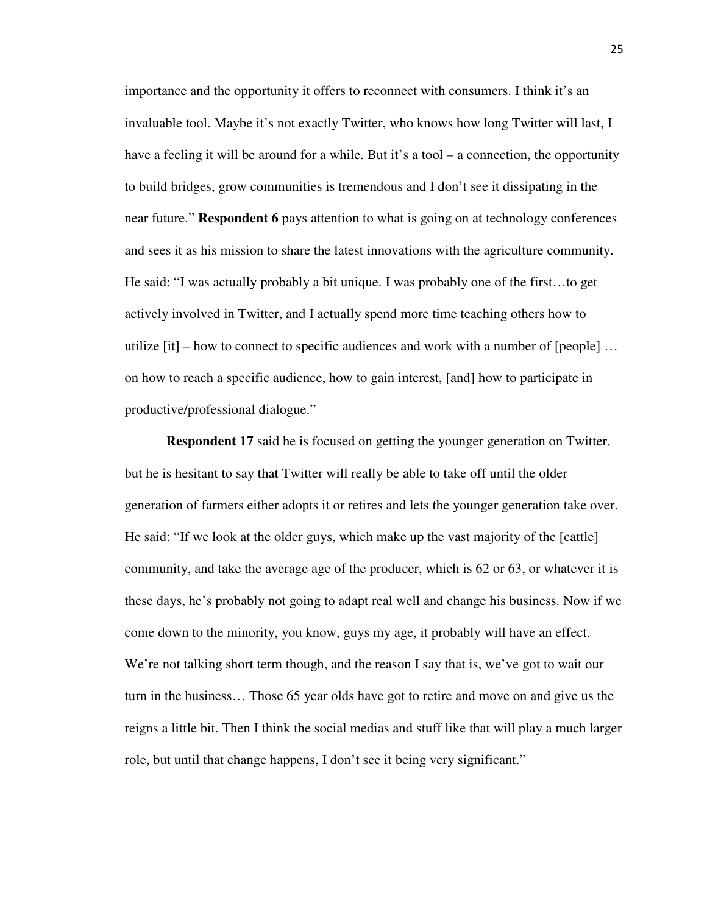importance and the opportunity it offers to reconnect with consumers. I think it's an invaluable tool. Maybe it's not exactly Twitter, who knows how long Twitter will last, I have a feeling it will be around for a while. But it's a tool – a connection, the opportunity to build bridges, grow communities is tremendous and I don't see it dissipating in the near future." **Respondent 6** pays attention to what is going on at technology conferences and sees it as his mission to share the latest innovations with the agriculture community. He said: "I was actually probably a bit unique. I was probably one of the first…to get actively involved in Twitter, and I actually spend more time teaching others how to utilize [it] – how to connect to specific audiences and work with a number of [people] … on how to reach a specific audience, how to gain interest, [and] how to participate in productive/professional dialogue."

**Respondent 17** said he is focused on getting the younger generation on Twitter, but he is hesitant to say that Twitter will really be able to take off until the older generation of farmers either adopts it or retires and lets the younger generation take over. He said: "If we look at the older guys, which make up the vast majority of the [cattle] community, and take the average age of the producer, which is 62 or 63, or whatever it is these days, he's probably not going to adapt real well and change his business. Now if we come down to the minority, you know, guys my age, it probably will have an effect. We're not talking short term though, and the reason I say that is, we've got to wait our turn in the business… Those 65 year olds have got to retire and move on and give us the reigns a little bit. Then I think the social medias and stuff like that will play a much larger role, but until that change happens, I don't see it being very significant."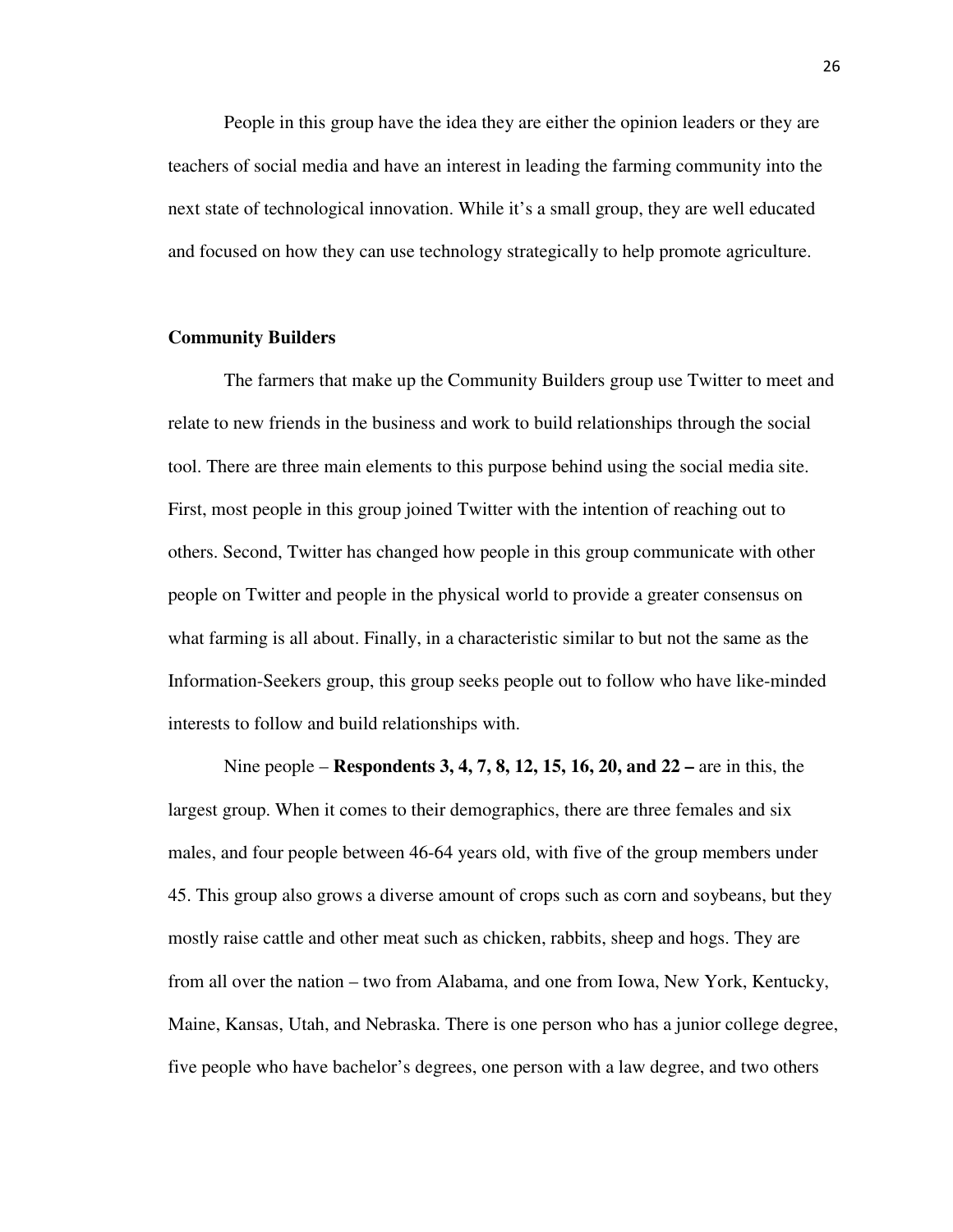People in this group have the idea they are either the opinion leaders or they are teachers of social media and have an interest in leading the farming community into the next state of technological innovation. While it's a small group, they are well educated and focused on how they can use technology strategically to help promote agriculture.

### Community Builders

The farmers that make up the Community Builders group use Twitter to meet and relate to new friends in the business and work to build relationships through the social tool. There are three main elements to this purpose behind using the social media site. First, most people in this group joined Twitter with the intention of reaching out to others. Second, Twitter has changed how people in this group communicate with other people on Twitter and people in the physical world to provide a greater consensus on what farming is all about. Finally, in a characteristic similar to but not the same as the Information-Seekers group, this group seeks people out to follow who have like-minded interests to follow and build relationships with.

Nine people – **Respondents 3, 4, 7, 8, 12, 15, 16, 20, and 22 –** are in this, the largest group. When it comes to their demographics, there are three females and six males, and four people between 46-64 years old, with five of the group members under 45. This group also grows a diverse amount of crops such as corn and soybeans, but they mostly raise cattle and other meat such as chicken, rabbits, sheep and hogs. They are from all over the nation – two from Alabama, and one from Iowa, New York, Kentucky, Maine, Kansas, Utah, and Nebraska. There is one person who has a junior college degree, five people who have bachelor's degrees, one person with a law degree, and two others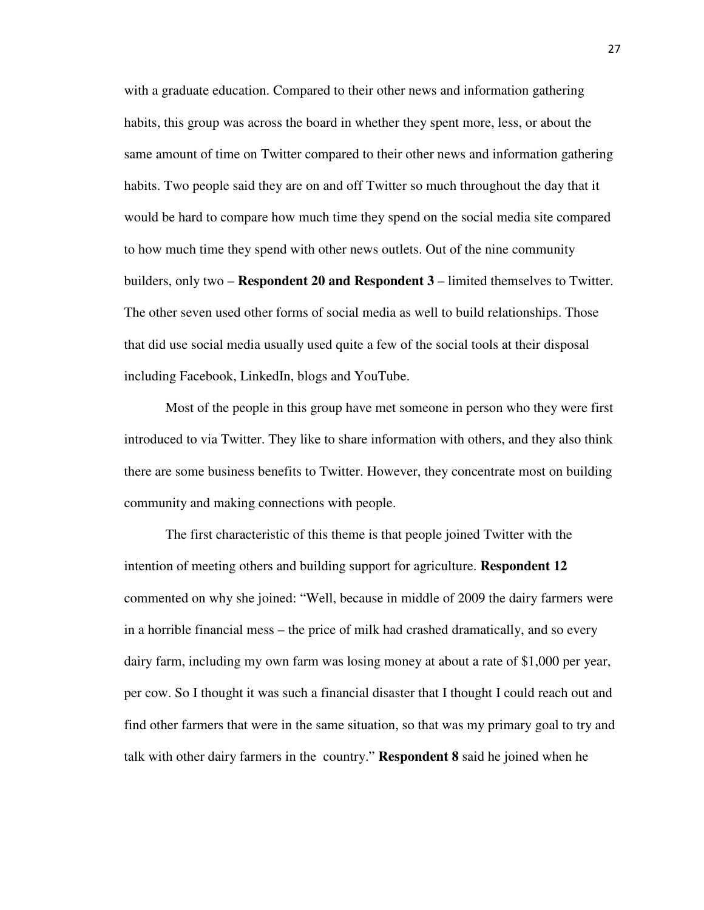with a graduate education. Compared to their other news and information gathering habits, this group was across the board in whether they spent more, less, or about the same amount of time on Twitter compared to their other news and information gathering habits. Two people said they are on and off Twitter so much throughout the day that it would be hard to compare how much time they spend on the social media site compared to how much time they spend with other news outlets. Out of the nine community builders, only two – **Respondent 20 and Respondent 3** – limited themselves to Twitter. The other seven used other forms of social media as well to build relationships. Those that did use social media usually used quite a few of the social tools at their disposal including Facebook, LinkedIn, blogs and YouTube.

Most of the people in this group have met someone in person who they were first introduced to via Twitter. They like to share information with others, and they also think there are some business benefits to Twitter. However, they concentrate most on building community and making connections with people.

The first characteristic of this theme is that people joined Twitter with the intention of meeting others and building support for agriculture. **Respondent 12** commented on why she joined: "Well, because in middle of 2009 the dairy farmers were in a horrible financial mess – the price of milk had crashed dramatically, and so every dairy farm, including my own farm was losing money at about a rate of $1,000 per year, per cow. So I thought it was such a financial disaster that I thought I could reach out and find other farmers that were in the same situation, so that was my primary goal to try and talk with other dairy farmers in the country." **Respondent 8** said he joined when he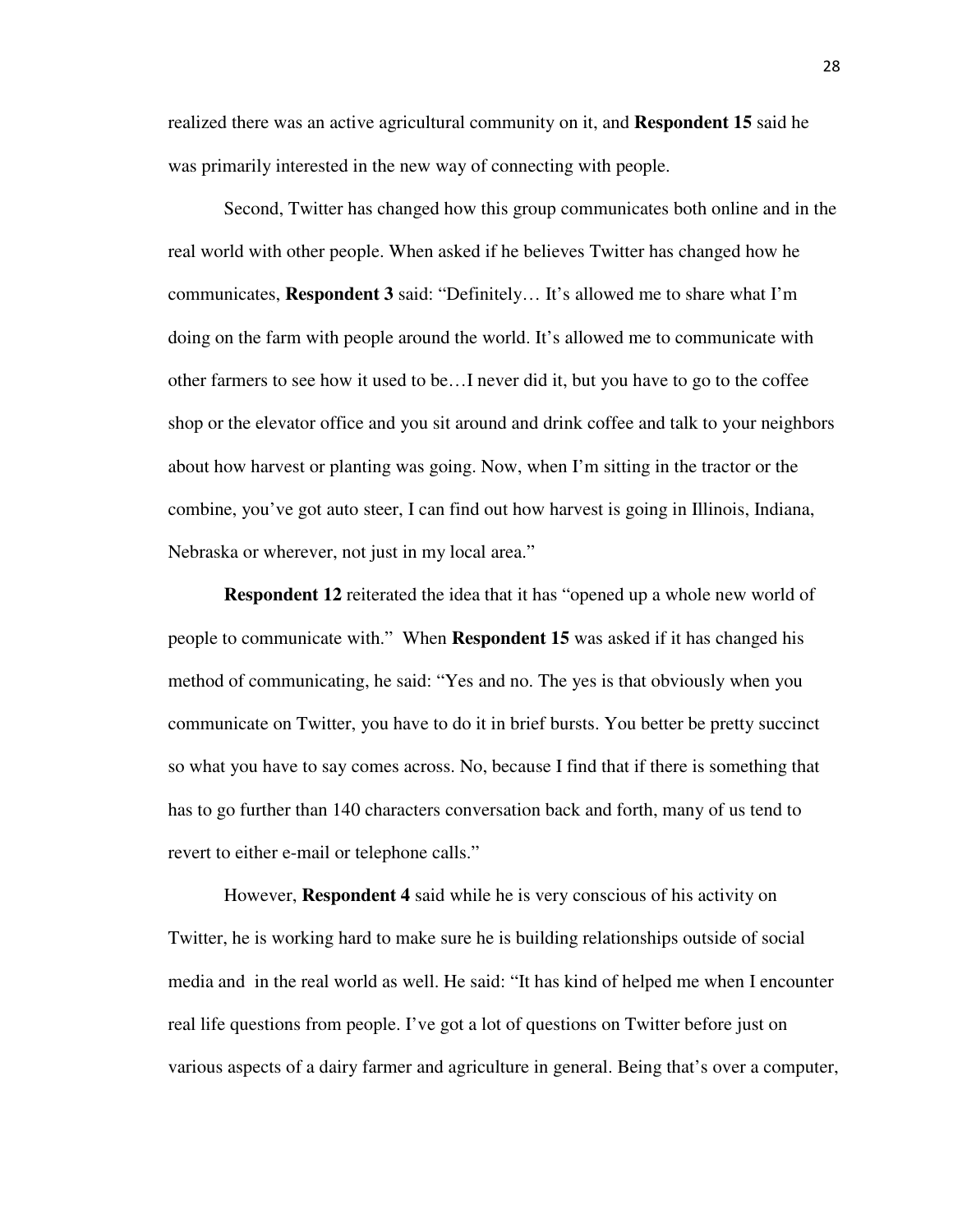realized there was an active agricultural community on it, and **Respondent 15** said he was primarily interested in the new way of connecting with people.

Second, Twitter has changed how this group communicates both online and in the real world with other people. When asked if he believes Twitter has changed how he communicates, **Respondent 3** said: "Definitely… It's allowed me to share what I'm doing on the farm with people around the world. It's allowed me to communicate with other farmers to see how it used to be…I never did it, but you have to go to the coffee shop or the elevator office and you sit around and drink coffee and talk to your neighbors about how harvest or planting was going. Now, when I'm sitting in the tractor or the combine, you've got auto steer, I can find out how harvest is going in Illinois, Indiana, Nebraska or wherever, not just in my local area."

**Respondent 12** reiterated the idea that it has "opened up a whole new world of people to communicate with." When **Respondent 15** was asked if it has changed his method of communicating, he said: "Yes and no. The yes is that obviously when you communicate on Twitter, you have to do it in brief bursts. You better be pretty succinct so what you have to say comes across. No, because I find that if there is something that has to go further than 140 characters conversation back and forth, many of us tend to revert to either e-mail or telephone calls."

However, **Respondent 4** said while he is very conscious of his activity on Twitter, he is working hard to make sure he is building relationships outside of social media and in the real world as well. He said: "It has kind of helped me when I encounter real life questions from people. I've got a lot of questions on Twitter before just on various aspects of a dairy farmer and agriculture in general. Being that's over a computer,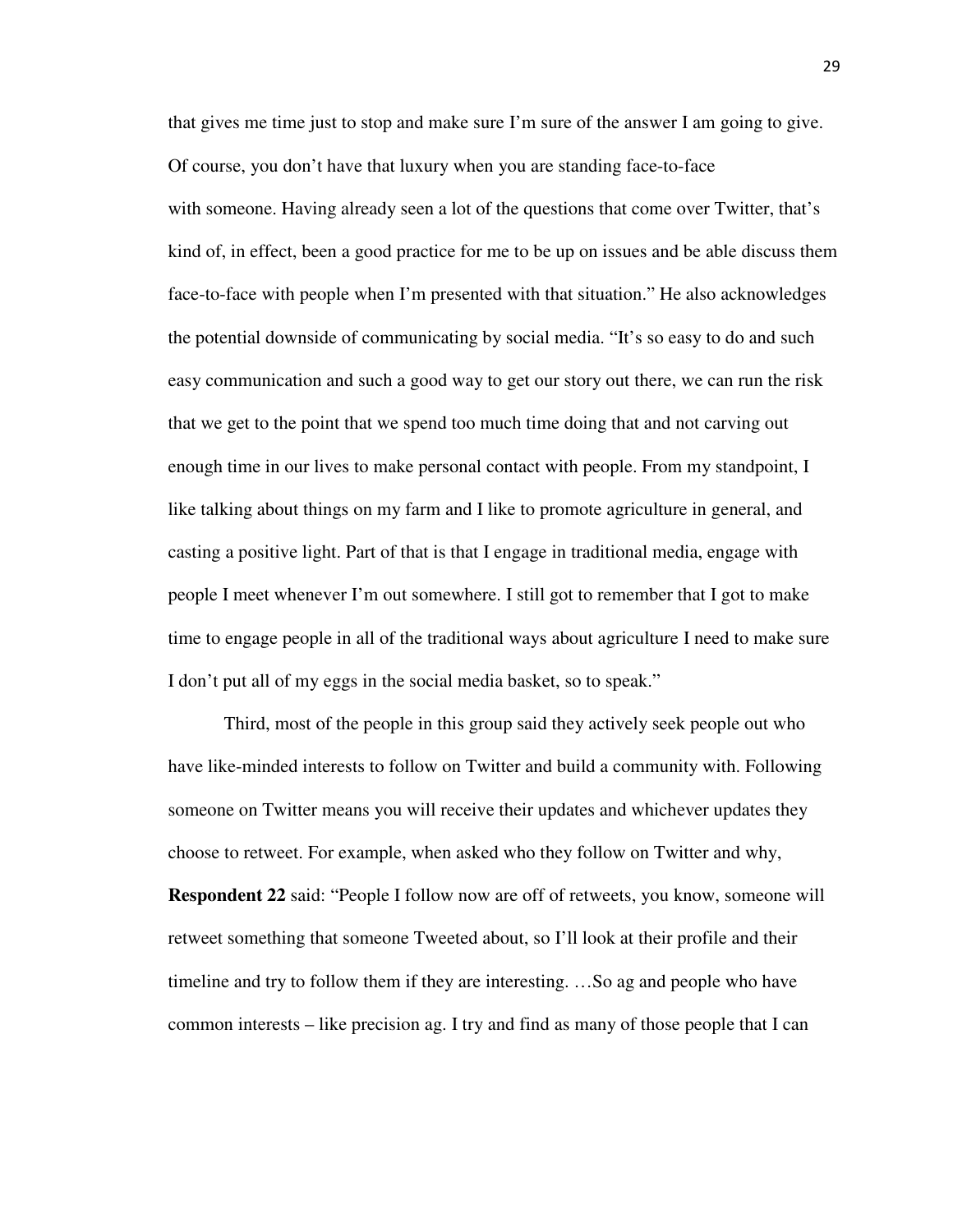that gives me time just to stop and make sure I'm sure of the answer I am going to give. Of course, you don't have that luxury when you are standing face-to-face with someone. Having already seen a lot of the questions that come over Twitter, that's kind of, in effect, been a good practice for me to be up on issues and be able discuss them face-to-face with people when I'm presented with that situation." He also acknowledges the potential downside of communicating by social media. "It's so easy to do and such easy communication and such a good way to get our story out there, we can run the risk that we get to the point that we spend too much time doing that and not carving out enough time in our lives to make personal contact with people. From my standpoint, I like talking about things on my farm and I like to promote agriculture in general, and casting a positive light. Part of that is that I engage in traditional media, engage with people I meet whenever I'm out somewhere. I still got to remember that I got to make time to engage people in all of the traditional ways about agriculture I need to make sure I don't put all of my eggs in the social media basket, so to speak."

Third, most of the people in this group said they actively seek people out who have like-minded interests to follow on Twitter and build a community with. Following someone on Twitter means you will receive their updates and whichever updates they choose to retweet. For example, when asked who they follow on Twitter and why, **Respondent 22** said: "People I follow now are off of retweets, you know, someone will retweet something that someone Tweeted about, so I'll look at their profile and their timeline and try to follow them if they are interesting. …So ag and people who have common interests – like precision ag. I try and find as many of those people that I can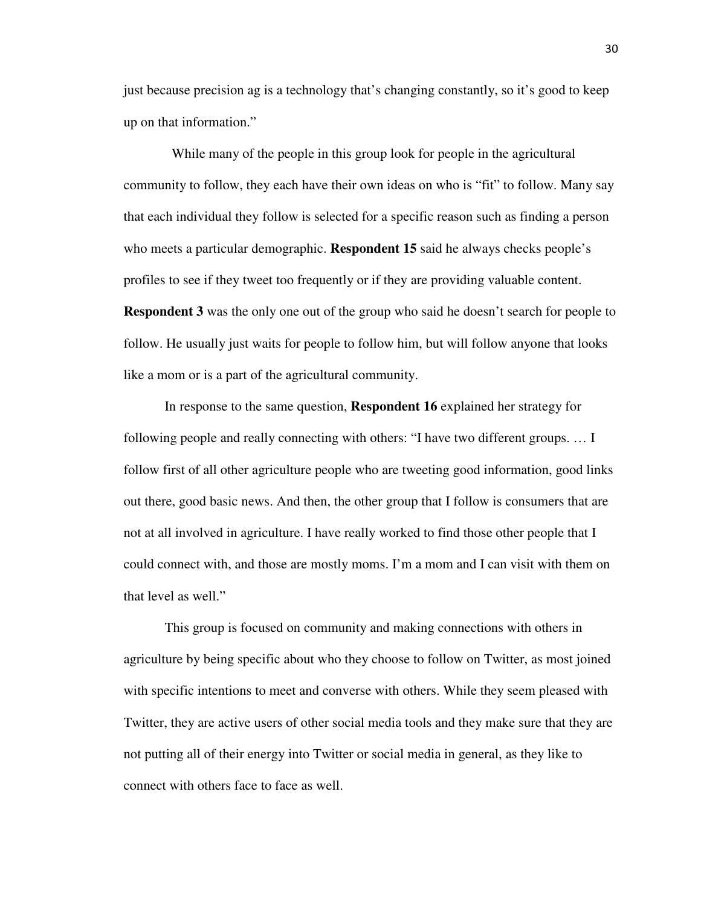just because precision ag is a technology that's changing constantly, so it's good to keep up on that information."

While many of the people in this group look for people in the agricultural community to follow, they each have their own ideas on who is "fit" to follow. Many say that each individual they follow is selected for a specific reason such as finding a person who meets a particular demographic. **Respondent 15** said he always checks people's profiles to see if they tweet too frequently or if they are providing valuable content. **Respondent 3** was the only one out of the group who said he doesn't search for people to follow. He usually just waits for people to follow him, but will follow anyone that looks like a mom or is a part of the agricultural community.

In response to the same question, **Respondent 16** explained her strategy for following people and really connecting with others: "I have two different groups. … I follow first of all other agriculture people who are tweeting good information, good links out there, good basic news. And then, the other group that I follow is consumers that are not at all involved in agriculture. I have really worked to find those other people that I could connect with, and those are mostly moms. I'm a mom and I can visit with them on that level as well."

This group is focused on community and making connections with others in agriculture by being specific about who they choose to follow on Twitter, as most joined with specific intentions to meet and converse with others. While they seem pleased with Twitter, they are active users of other social media tools and they make sure that they are not putting all of their energy into Twitter or social media in general, as they like to connect with others face to face as well.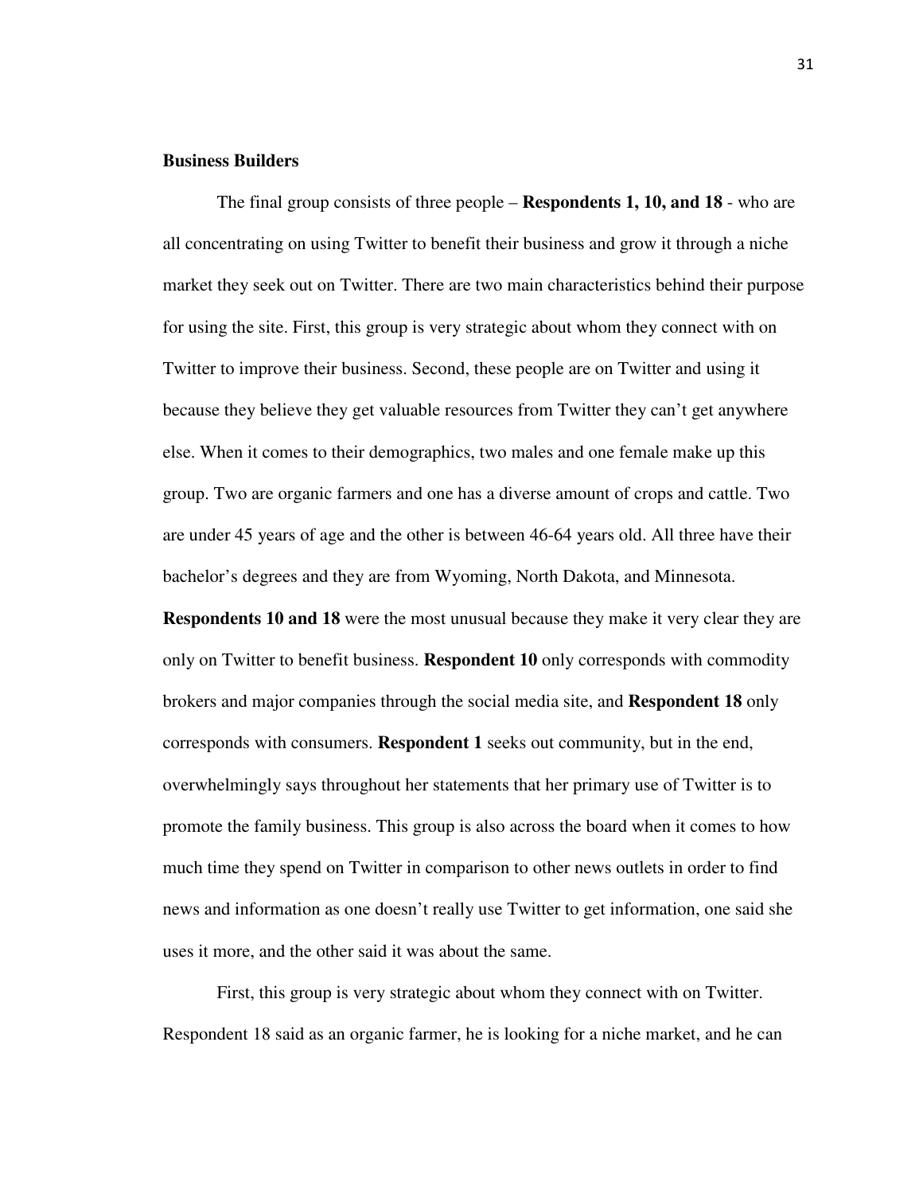**Business Builders**

The final group consists of three people – **Respondents 1, 10, and 18** - who are all concentrating on using Twitter to benefit their business and grow it through a niche market they seek out on Twitter. There are two main characteristics behind their purpose for using the site. First, this group is very strategic about whom they connect with on Twitter to improve their business. Second, these people are on Twitter and using it because they believe they get valuable resources from Twitter they can't get anywhere else. When it comes to their demographics, two males and one female make up this group. Two are organic farmers and one has a diverse amount of crops and cattle. Two are under 45 years of age and the other is between 46-64 years old. All three have their bachelor's degrees and they are from Wyoming, North Dakota, and Minnesota. **Respondents 10 and 18** were the most unusual because they make it very clear they are only on Twitter to benefit business. **Respondent 10** only corresponds with commodity brokers and major companies through the social media site, and **Respondent 18** only corresponds with consumers. **Respondent 1** seeks out community, but in the end, overwhelmingly says throughout her statements that her primary use of Twitter is to promote the family business. This group is also across the board when it comes to how much time they spend on Twitter in comparison to other news outlets in order to find news and information as one doesn't really use Twitter to get information, one said she uses it more, and the other said it was about the same.

First, this group is very strategic about whom they connect with on Twitter. Respondent 18 said as an organic farmer, he is looking for a niche market, and he can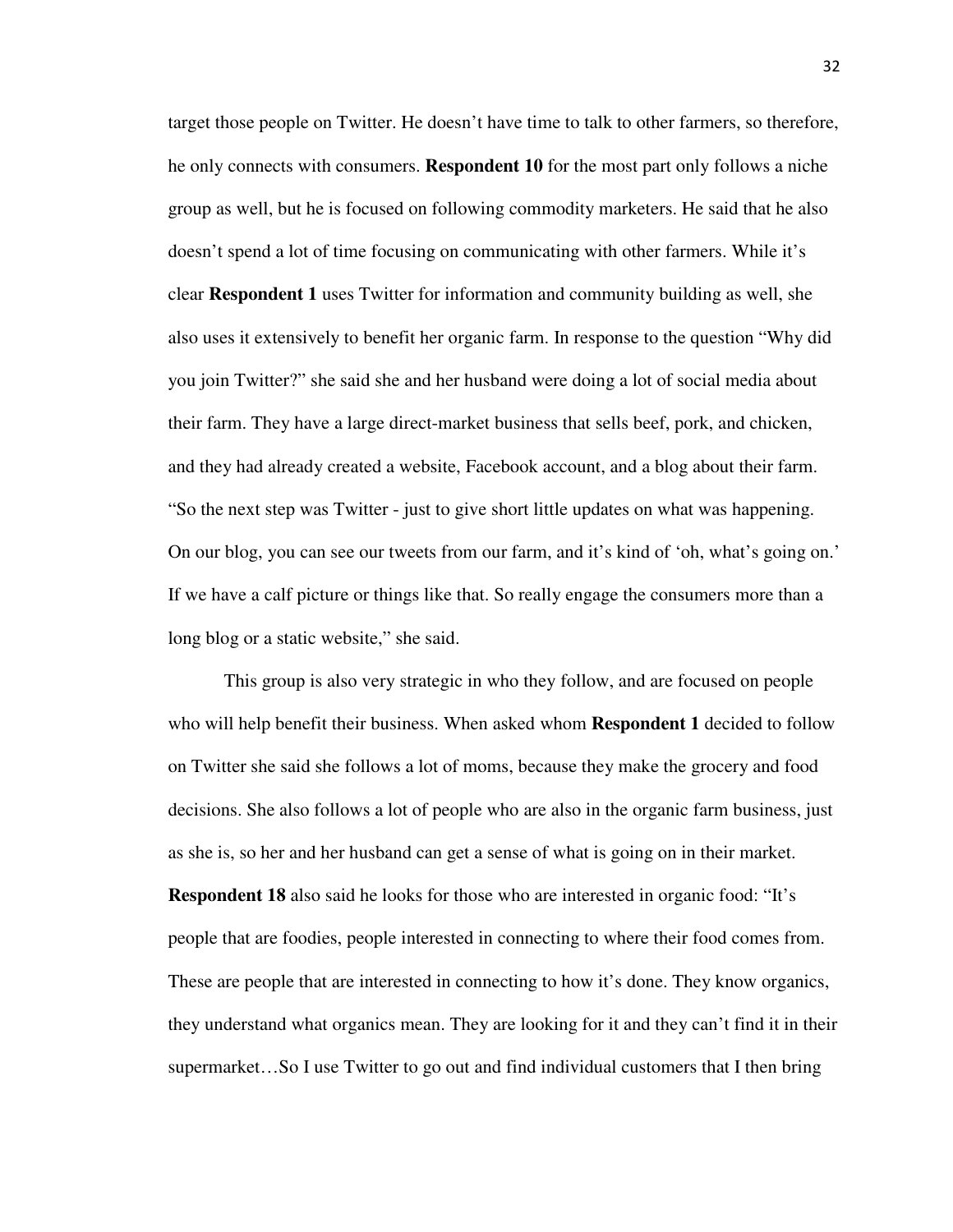target those people on Twitter. He doesn't have time to talk to other farmers, so therefore, he only connects with consumers. **Respondent 10** for the most part only follows a niche group as well, but he is focused on following commodity marketers. He said that he also doesn't spend a lot of time focusing on communicating with other farmers. While it's clear **Respondent 1** uses Twitter for information and community building as well, she also uses it extensively to benefit her organic farm. In response to the question "Why did you join Twitter?" she said she and her husband were doing a lot of social media about their farm. They have a large direct-market business that sells beef, pork, and chicken, and they had already created a website, Facebook account, and a blog about their farm. "So the next step was Twitter - just to give short little updates on what was happening. On our blog, you can see our tweets from our farm, and it's kind of 'oh, what's going on.' If we have a calf picture or things like that. So really engage the consumers more than a long blog or a static website," she said.

This group is also very strategic in who they follow, and are focused on people who will help benefit their business. When asked whom **Respondent 1** decided to follow on Twitter she said she follows a lot of moms, because they make the grocery and food decisions. She also follows a lot of people who are also in the organic farm business, just as she is, so her and her husband can get a sense of what is going on in their market. **Respondent 18** also said he looks for those who are interested in organic food: "It's people that are foodies, people interested in connecting to where their food comes from. These are people that are interested in connecting to how it's done. They know organics, they understand what organics mean. They are looking for it and they can't find it in their supermarket…So I use Twitter to go out and find individual customers that I then bring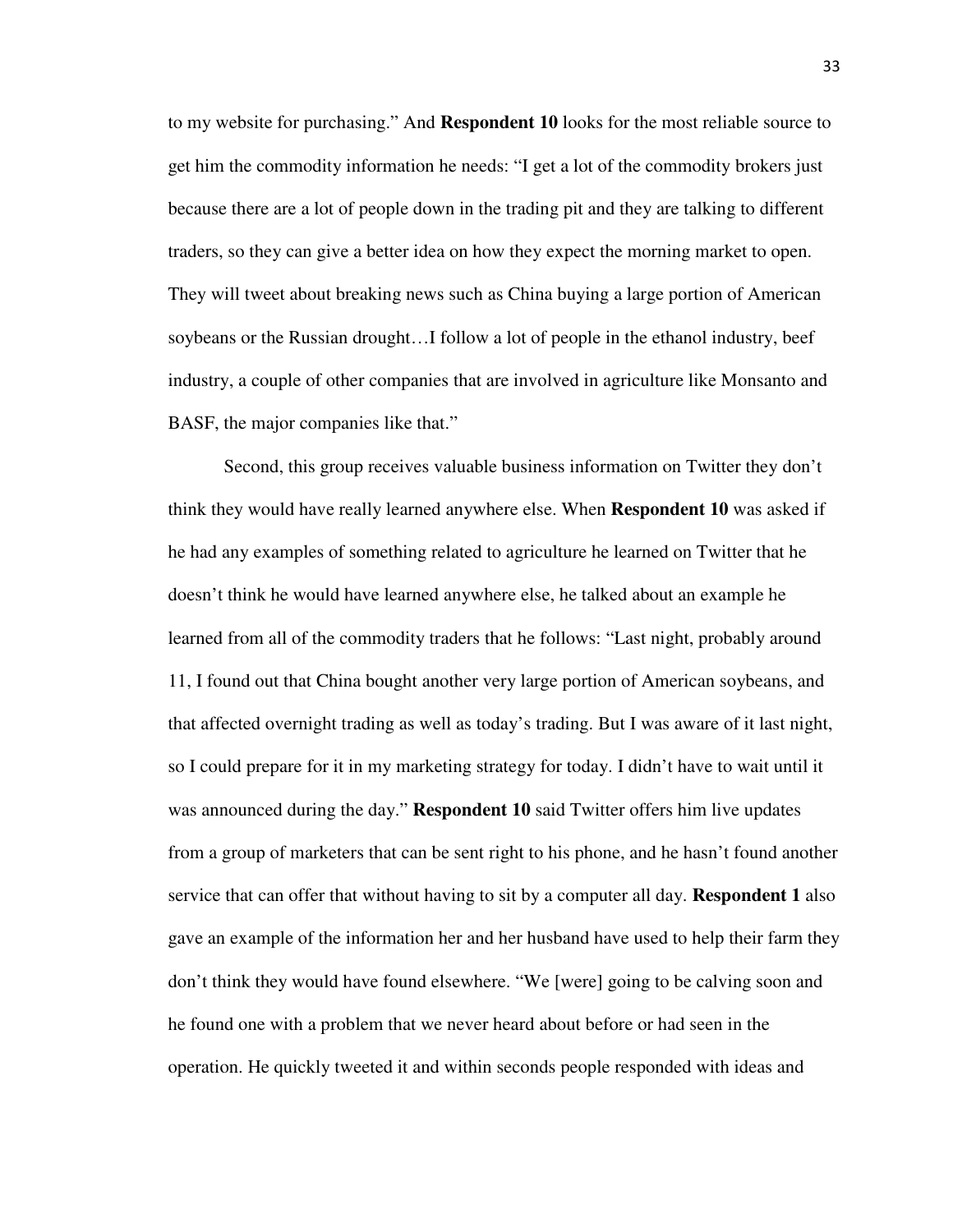to my website for purchasing." And **Respondent 10** looks for the most reliable source to get him the commodity information he needs: "I get a lot of the commodity brokers just because there are a lot of people down in the trading pit and they are talking to different traders, so they can give a better idea on how they expect the morning market to open. They will tweet about breaking news such as China buying a large portion of American soybeans or the Russian drought…I follow a lot of people in the ethanol industry, beef industry, a couple of other companies that are involved in agriculture like Monsanto and BASF, the major companies like that."

Second, this group receives valuable business information on Twitter they don't think they would have really learned anywhere else. When **Respondent 10** was asked if he had any examples of something related to agriculture he learned on Twitter that he doesn't think he would have learned anywhere else, he talked about an example he learned from all of the commodity traders that he follows: "Last night, probably around 11, I found out that China bought another very large portion of American soybeans, and that affected overnight trading as well as today's trading. But I was aware of it last night, so I could prepare for it in my marketing strategy for today. I didn't have to wait until it was announced during the day." **Respondent 10** said Twitter offers him live updates from a group of marketers that can be sent right to his phone, and he hasn't found another service that can offer that without having to sit by a computer all day. **Respondent 1** also gave an example of the information her and her husband have used to help their farm they don't think they would have found elsewhere. "We [were] going to be calving soon and he found one with a problem that we never heard about before or had seen in the operation. He quickly tweeted it and within seconds people responded with ideas and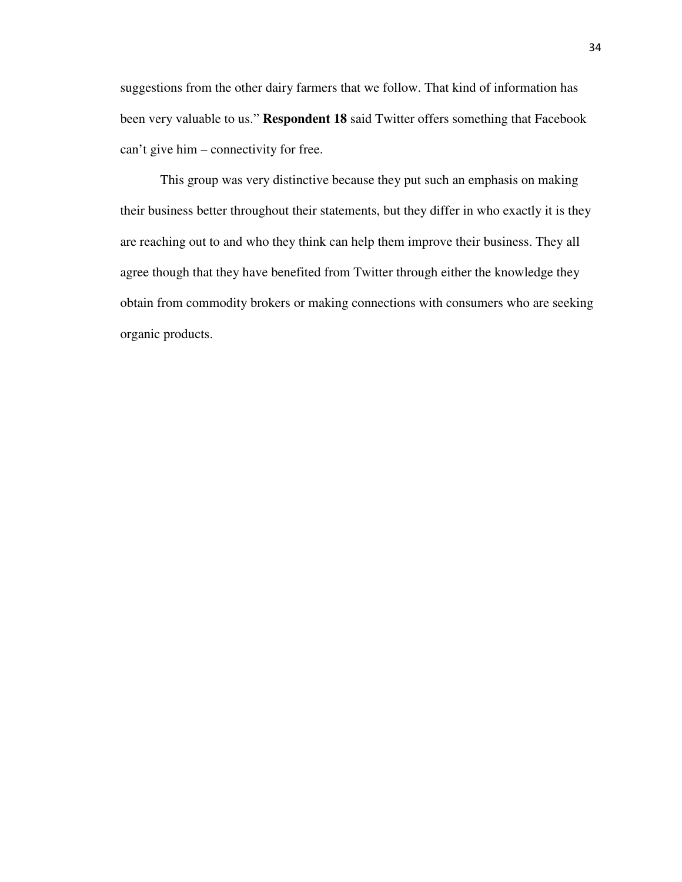suggestions from the other dairy farmers that we follow. That kind of information has been very valuable to us." **Respondent 18** said Twitter offers something that Facebook can't give him – connectivity for free.

This group was very distinctive because they put such an emphasis on making their business better throughout their statements, but they differ in who exactly it is they are reaching out to and who they think can help them improve their business. They all agree though that they have benefited from Twitter through either the knowledge they obtain from commodity brokers or making connections with consumers who are seeking organic products.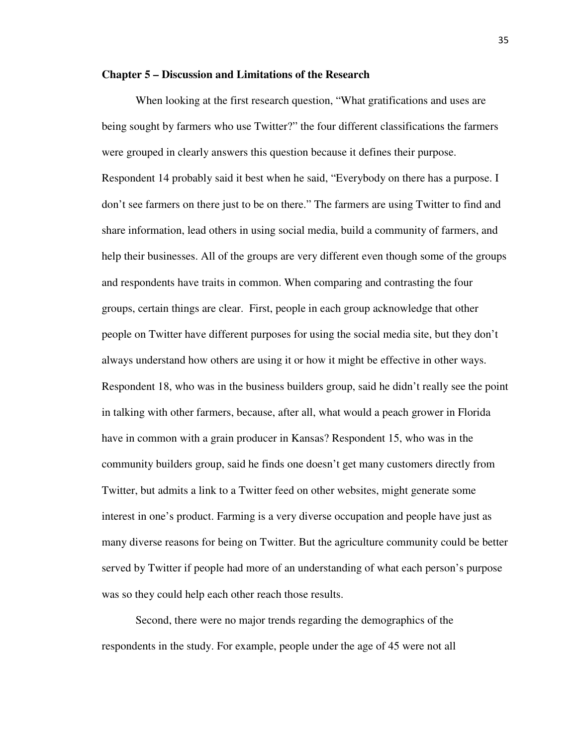## Chapter 5 – Discussion and Limitations of the Research

When looking at the first research question, "What gratifications and uses are being sought by farmers who use Twitter?" the four different classifications the farmers were grouped in clearly answers this question because it defines their purpose. Respondent 14 probably said it best when he said, "Everybody on there has a purpose. I don't see farmers on there just to be on there." The farmers are using Twitter to find and share information, lead others in using social media, build a community of farmers, and help their businesses. All of the groups are very different even though some of the groups and respondents have traits in common. When comparing and contrasting the four groups, certain things are clear. First, people in each group acknowledge that other people on Twitter have different purposes for using the social media site, but they don't always understand how others are using it or how it might be effective in other ways. Respondent 18, who was in the business builders group, said he didn't really see the point in talking with other farmers, because, after all, what would a peach grower in Florida have in common with a grain producer in Kansas? Respondent 15, who was in the community builders group, said he finds one doesn't get many customers directly from Twitter, but admits a link to a Twitter feed on other websites, might generate some interest in one's product. Farming is a very diverse occupation and people have just as many diverse reasons for being on Twitter. But the agriculture community could be better served by Twitter if people had more of an understanding of what each person's purpose was so they could help each other reach those results.

Second, there were no major trends regarding the demographics of the respondents in the study. For example, people under the age of 45 were not all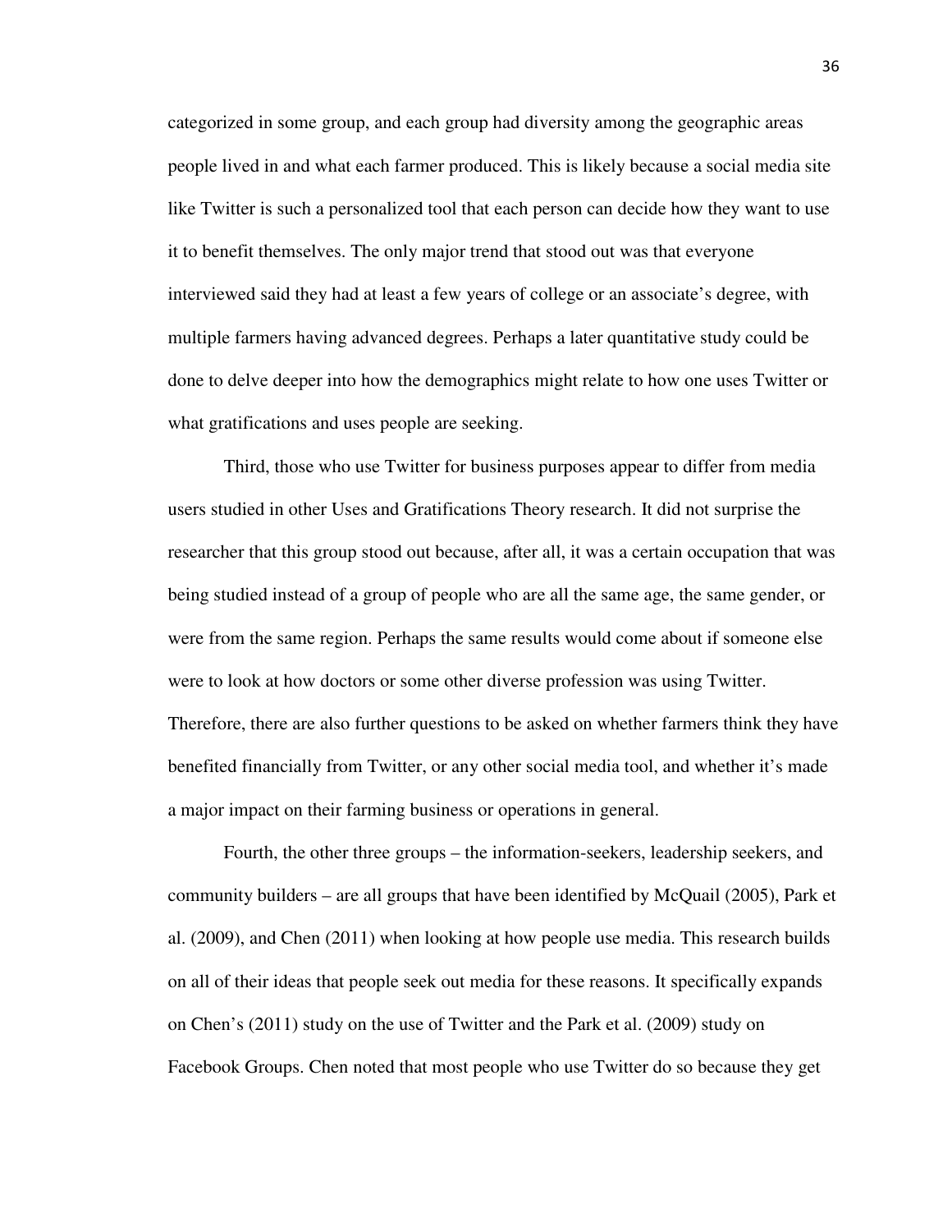categorized in some group, and each group had diversity among the geographic areas people lived in and what each farmer produced. This is likely because a social media site like Twitter is such a personalized tool that each person can decide how they want to use it to benefit themselves. The only major trend that stood out was that everyone interviewed said they had at least a few years of college or an associate's degree, with multiple farmers having advanced degrees. Perhaps a later quantitative study could be done to delve deeper into how the demographics might relate to how one uses Twitter or what gratifications and uses people are seeking.

Third, those who use Twitter for business purposes appear to differ from media users studied in other Uses and Gratifications Theory research. It did not surprise the researcher that this group stood out because, after all, it was a certain occupation that was being studied instead of a group of people who are all the same age, the same gender, or were from the same region. Perhaps the same results would come about if someone else were to look at how doctors or some other diverse profession was using Twitter. Therefore, there are also further questions to be asked on whether farmers think they have benefited financially from Twitter, or any other social media tool, and whether it's made a major impact on their farming business or operations in general.

Fourth, the other three groups – the information-seekers, leadership seekers, and community builders – are all groups that have been identified by McQuail (2005), Park et al. (2009), and Chen (2011) when looking at how people use media. This research builds on all of their ideas that people seek out media for these reasons. It specifically expands on Chen's (2011) study on the use of Twitter and the Park et al. (2009) study on Facebook Groups. Chen noted that most people who use Twitter do so because they get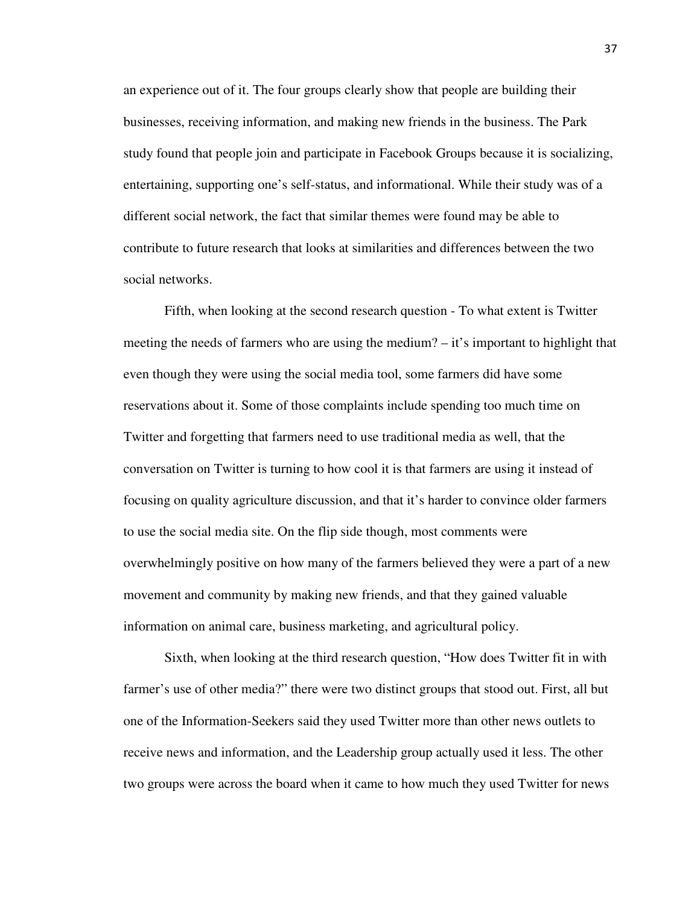an experience out of it. The four groups clearly show that people are building their businesses, receiving information, and making new friends in the business. The Park study found that people join and participate in Facebook Groups because it is socializing, entertaining, supporting one's self-status, and informational. While their study was of a different social network, the fact that similar themes were found may be able to contribute to future research that looks at similarities and differences between the two social networks.

Fifth, when looking at the second research question - To what extent is Twitter meeting the needs of farmers who are using the medium? – it's important to highlight that even though they were using the social media tool, some farmers did have some reservations about it. Some of those complaints include spending too much time on Twitter and forgetting that farmers need to use traditional media as well, that the conversation on Twitter is turning to how cool it is that farmers are using it instead of focusing on quality agriculture discussion, and that it's harder to convince older farmers to use the social media site. On the flip side though, most comments were overwhelmingly positive on how many of the farmers believed they were a part of a new movement and community by making new friends, and that they gained valuable information on animal care, business marketing, and agricultural policy.

Sixth, when looking at the third research question, "How does Twitter fit in with farmer's use of other media?" there were two distinct groups that stood out. First, all but one of the Information-Seekers said they used Twitter more than other news outlets to receive news and information, and the Leadership group actually used it less. The other two groups were across the board when it came to how much they used Twitter for news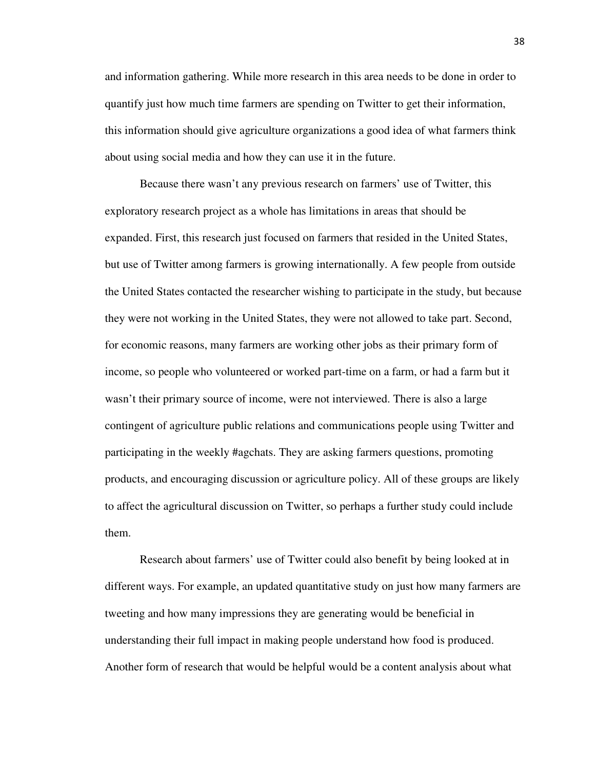and information gathering. While more research in this area needs to be done in order to quantify just how much time farmers are spending on Twitter to get their information, this information should give agriculture organizations a good idea of what farmers think about using social media and how they can use it in the future.

Because there wasn't any previous research on farmers' use of Twitter, this exploratory research project as a whole has limitations in areas that should be expanded. First, this research just focused on farmers that resided in the United States, but use of Twitter among farmers is growing internationally. A few people from outside the United States contacted the researcher wishing to participate in the study, but because they were not working in the United States, they were not allowed to take part. Second, for economic reasons, many farmers are working other jobs as their primary form of income, so people who volunteered or worked part-time on a farm, or had a farm but it wasn't their primary source of income, were not interviewed. There is also a large contingent of agriculture public relations and communications people using Twitter and participating in the weekly #agchats. They are asking farmers questions, promoting products, and encouraging discussion or agriculture policy. All of these groups are likely to affect the agricultural discussion on Twitter, so perhaps a further study could include them.

Research about farmers' use of Twitter could also benefit by being looked at in different ways. For example, an updated quantitative study on just how many farmers are tweeting and how many impressions they are generating would be beneficial in understanding their full impact in making people understand how food is produced. Another form of research that would be helpful would be a content analysis about what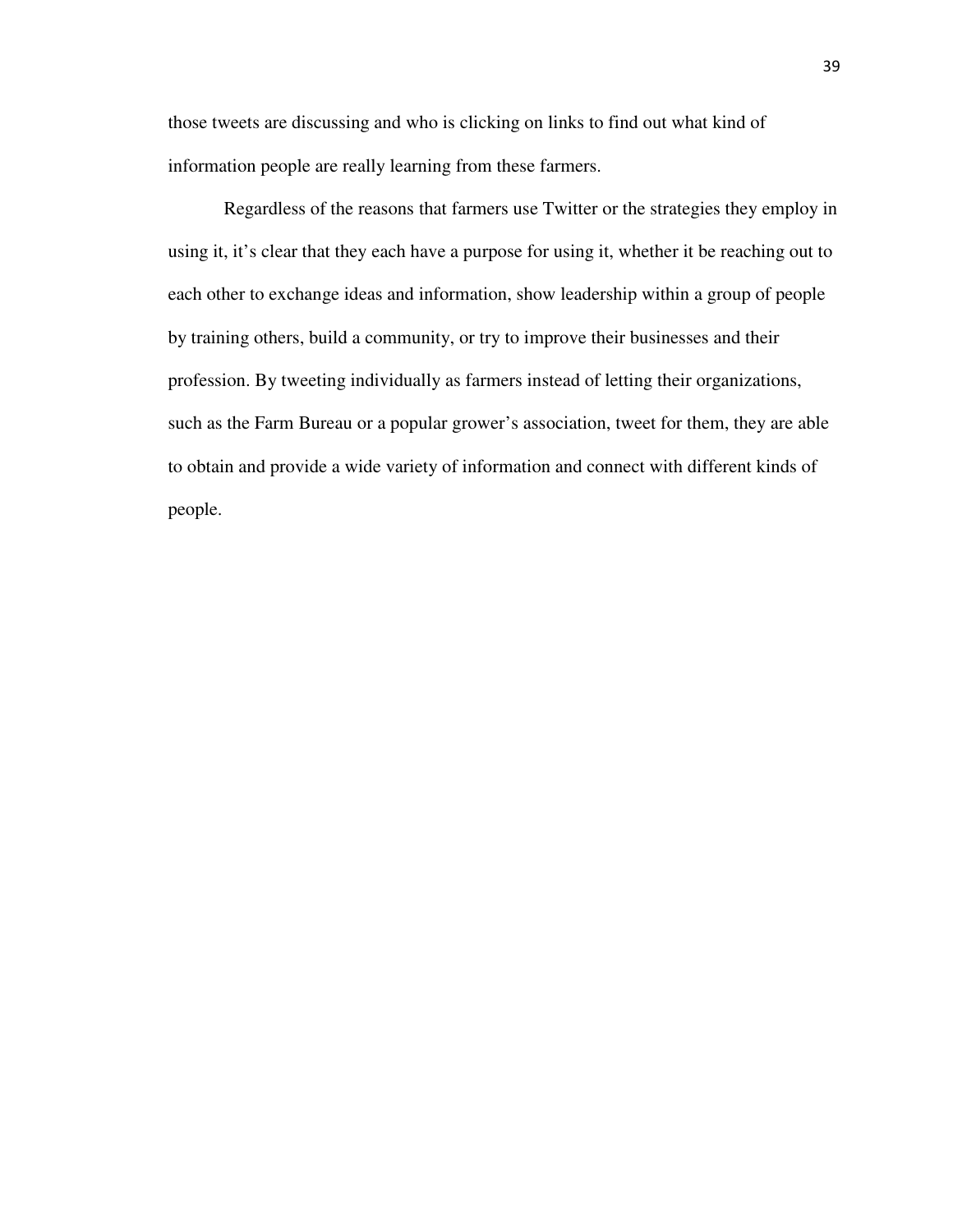those tweets are discussing and who is clicking on links to find out what kind of information people are really learning from these farmers.

Regardless of the reasons that farmers use Twitter or the strategies they employ in using it, it's clear that they each have a purpose for using it, whether it be reaching out to each other to exchange ideas and information, show leadership within a group of people by training others, build a community, or try to improve their businesses and their profession. By tweeting individually as farmers instead of letting their organizations, such as the Farm Bureau or a popular grower's association, tweet for them, they are able to obtain and provide a wide variety of information and connect with different kinds of people.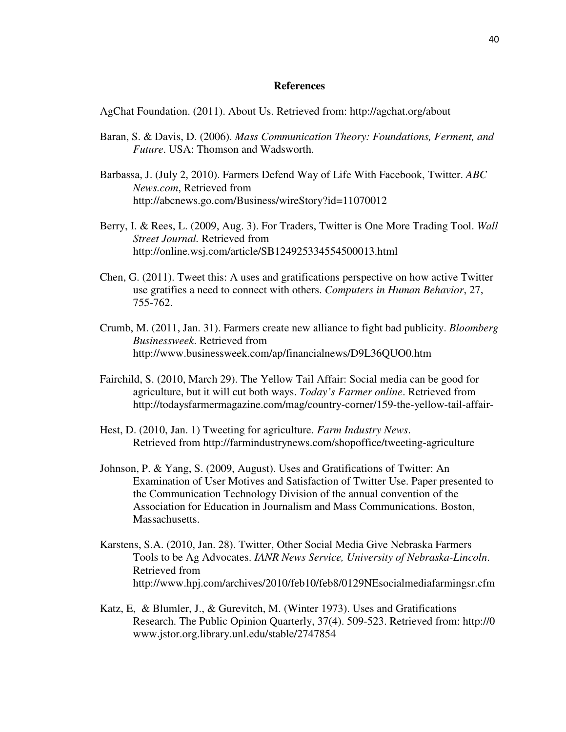# References

AgChat Foundation. (2011). About Us. Retrieved from: http://agchat.org/about

Baran, S. & Davis, D. (2006). *Mass Communication Theory: Foundations, Ferment, and Future*. USA: Thomson and Wadsworth.

Barbassa, J. (July 2, 2010). Farmers Defend Way of Life With Facebook, Twitter. *ABC News.com*, Retrieved from http://abcnews.go.com/Business/wireStory?id=11070012

Berry, I. & Rees, L. (2009, Aug. 3). For Traders, Twitter is One More Trading Tool. *Wall Street Journal.* Retrieved from http://online.wsj.com/article/SB124925334554500013.html

Chen, G. (2011). Tweet this: A uses and gratifications perspective on how active Twitter use gratifies a need to connect with others. *Computers in Human Behavior*, 27, 755-762.

Crumb, M. (2011, Jan. 31). Farmers create new alliance to fight bad publicity. *Bloomberg Businessweek*. Retrieved from http://www.businessweek.com/ap/financialnews/D9L36QUO0.htm

Fairchild, S. (2010, March 29). The Yellow Tail Affair: Social media can be good for agriculture, but it will cut both ways. *Today's Farmer online*. Retrieved from http://todaysfarmermagazine.com/mag/country-corner/159-the-yellow-tail-affair-

Hest, D. (2010, Jan. 1) Tweeting for agriculture. *Farm Industry News*. Retrieved from http://farmindustrynews.com/shopoffice/tweeting-agriculture

Johnson, P. & Yang, S. (2009, August). Uses and Gratifications of Twitter: An Examination of User Motives and Satisfaction of Twitter Use. Paper presented to the Communication Technology Division of the annual convention of the Association for Education in Journalism and Mass Communications*.* Boston, Massachusetts.

Karstens, S.A. (2010, Jan. 28). Twitter, Other Social Media Give Nebraska Farmers Tools to be Ag Advocates. *IANR News Service, University of Nebraska-Lincoln*. Retrieved from http://www.hpj.com/archives/2010/feb10/feb8/0129NEsocialmediafarmingsr.cfm

Katz, E, & Blumler, J., & Gurevitch, M. (Winter 1973). Uses and Gratifications Research. The Public Opinion Quarterly, 37(4). 509-523. Retrieved from: http://0 www.jstor.org.library.unl.edu/stable/2747854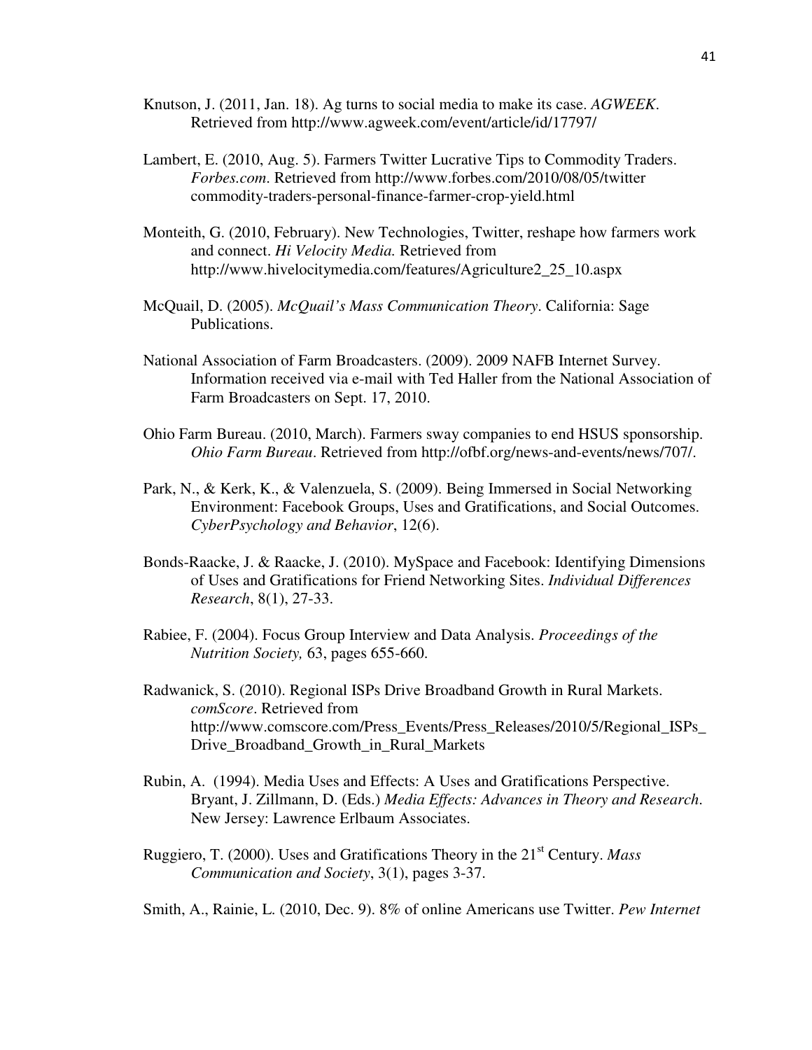Knutson, J. (2011, Jan. 18). Ag turns to social media to make its case. *AGWEEK*. Retrieved from http://www.agweek.com/event/article/id/17797/

Lambert, E. (2010, Aug. 5). Farmers Twitter Lucrative Tips to Commodity Traders. *Forbes.com*. Retrieved from http://www.forbes.com/2010/08/05/twitter commodity-traders-personal-finance-farmer-crop-yield.html

Monteith, G. (2010, February). New Technologies, Twitter, reshape how farmers work and connect. *Hi Velocity Media.* Retrieved from http://www.hivelocitymedia.com/features/Agriculture2_25_10.aspx

McQuail, D. (2005). *McQuail's Mass Communication Theory*. California: Sage Publications.

National Association of Farm Broadcasters. (2009). 2009 NAFB Internet Survey. Information received via e-mail with Ted Haller from the National Association of Farm Broadcasters on Sept. 17, 2010.

Ohio Farm Bureau. (2010, March). Farmers sway companies to end HSUS sponsorship. *Ohio Farm Bureau*. Retrieved from http://ofbf.org/news-and-events/news/707/.

Park, N., & Kerk, K., & Valenzuela, S. (2009). Being Immersed in Social Networking Environment: Facebook Groups, Uses and Gratifications, and Social Outcomes. *CyberPsychology and Behavior*, 12(6).

Bonds-Raacke, J. & Raacke, J. (2010). MySpace and Facebook: Identifying Dimensions of Uses and Gratifications for Friend Networking Sites. *Individual Differences Research*, 8(1), 27-33.

Rabiee, F. (2004). Focus Group Interview and Data Analysis. *Proceedings of the Nutrition Society,* 63, pages 655-660.

Radwanick, S. (2010). Regional ISPs Drive Broadband Growth in Rural Markets. *comScore*. Retrieved from http://www.comscore.com/Press_Events/Press_Releases/2010/5/Regional_ISPs_Drive_Broadband_Growth_in_Rural_Markets

Rubin, A. (1994). Media Uses and Effects: A Uses and Gratifications Perspective. Bryant, J. Zillmann, D. (Eds.) *Media Effects: Advances in Theory and Research*. New Jersey: Lawrence Erlbaum Associates.

Ruggiero, T. (2000). Uses and Gratifications Theory in the 21st Century. *Mass Communication and Society*, 3(1), pages 3-37.

Smith, A., Rainie, L. (2010, Dec. 9). 8% of online Americans use Twitter. *Pew Internet*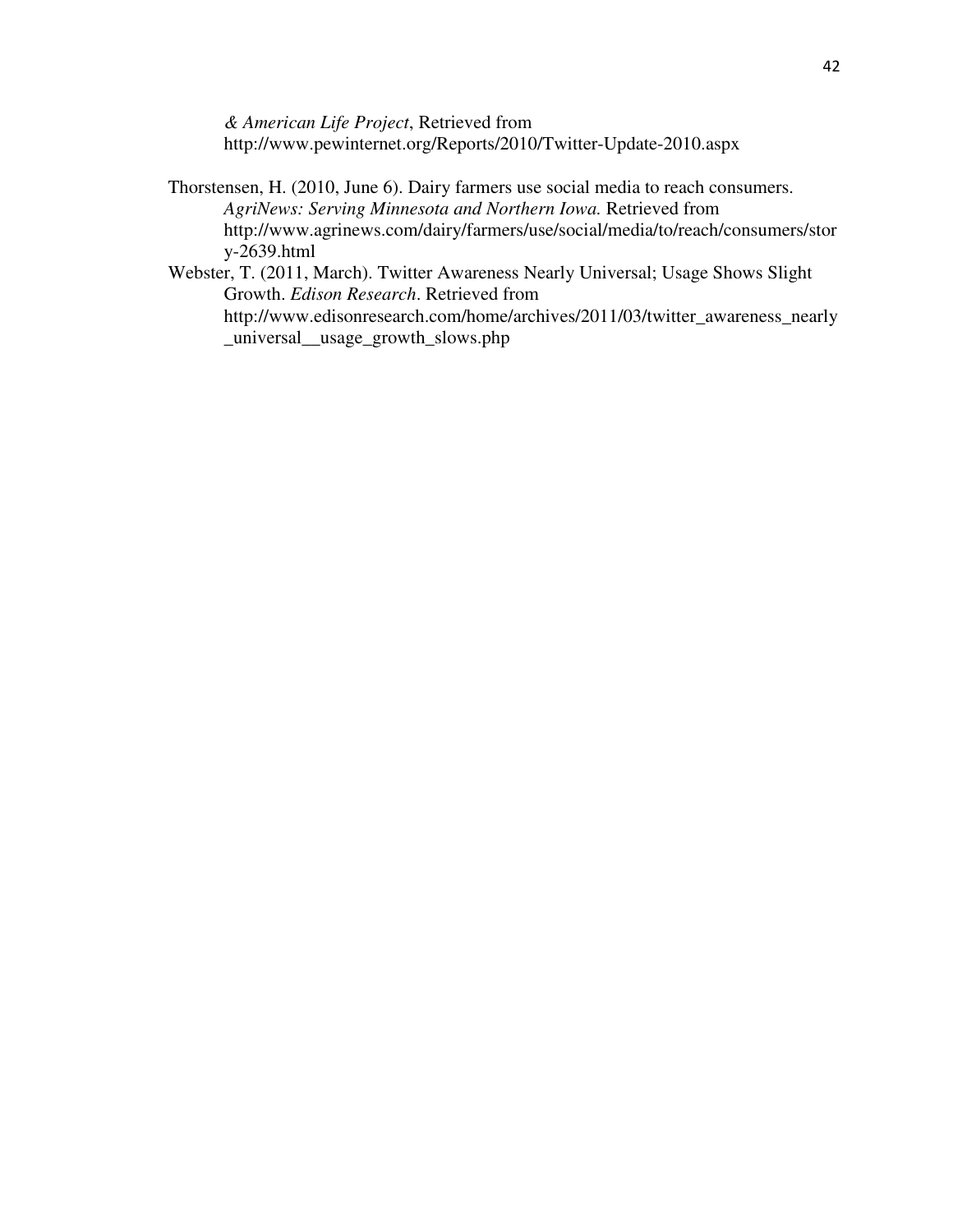*& American Life Project*, Retrieved from http://www.pewinternet.org/Reports/2010/Twitter-Update-2010.aspx

Thorstensen, H. (2010, June 6). Dairy farmers use social media to reach consumers. *AgriNews: Serving Minnesota and Northern Iowa.* Retrieved from http://www.agrinews.com/dairy/farmers/use/social/media/to/reach/consumers/story-2639.html

Webster, T. (2011, March). Twitter Awareness Nearly Universal; Usage Shows Slight Growth. *Edison Research*. Retrieved from http://www.edisonresearch.com/home/archives/2011/03/twitter_awareness_nearly_universal__usage_growth_slows.php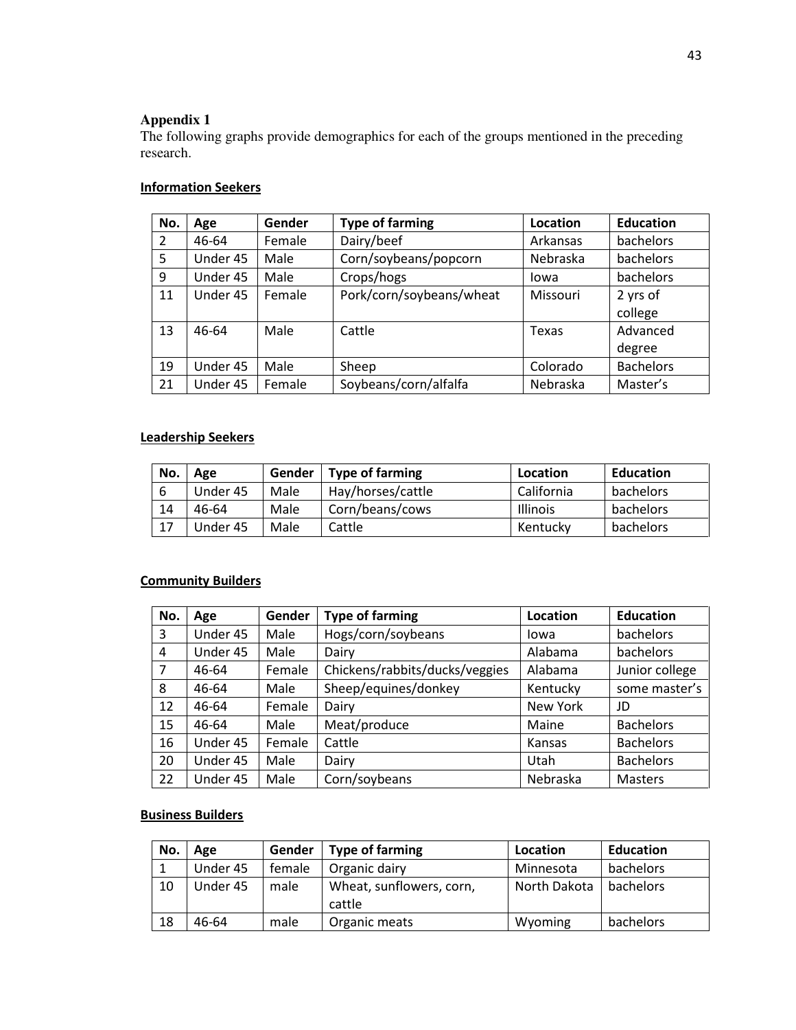**Appendix 1**

The following graphs provide demographics for each of the groups mentioned in the preceding research.

**Information Seekers**

| No. | Age | Gender | Type of farming | Location | Education |
|---|---|---|---|---|---|
| 2 | 46-64 | Female | Dairy/beef | Arkansas | bachelors |
| 5 | Under 45 | Male | Corn/soybeans/popcorn | Nebraska | bachelors |
| 9 | Under 45 | Male | Crops/hogs | Iowa | bachelors |
| 11 | Under 45 | Female | Pork/corn/soybeans/wheat | Missouri | 2 yrs of college |
| 13 | 46-64 | Male | Cattle | Texas | Advanced degree |
| 19 | Under 45 | Male | Sheep | Colorado | Bachelors |
| 21 | Under 45 | Female | Soybeans/corn/alfalfa | Nebraska | Master's |

**Leadership Seekers**

| No. | Age | Gender | Type of farming | Location | Education |
|---|---|---|---|---|---|
| 6 | Under 45 | Male | Hay/horses/cattle | California | bachelors |
| 14 | 46-64 | Male | Corn/beans/cows | Illinois | bachelors |
| 17 | Under 45 | Male | Cattle | Kentucky | bachelors |

**Community Builders**

| No. | Age | Gender | Type of farming | Location | Education |
|---|---|---|---|---|---|
| 3 | Under 45 | Male | Hogs/corn/soybeans | Iowa | bachelors |
| 4 | Under 45 | Male | Dairy | Alabama | bachelors |
| 7 | 46-64 | Female | Chickens/rabbits/ducks/veggies | Alabama | Junior college |
| 8 | 46-64 | Male | Sheep/equines/donkey | Kentucky | some master's |
| 12 | 46-64 | Female | Dairy | New York | JD |
| 15 | 46-64 | Male | Meat/produce | Maine | Bachelors |
| 16 | Under 45 | Female | Cattle | Kansas | Bachelors |
| 20 | Under 45 | Male | Dairy | Utah | Bachelors |
| 22 | Under 45 | Male | Corn/soybeans | Nebraska | Masters |

**Business Builders**

| No. | Age | Gender | Type of farming | Location | Education |
|---|---|---|---|---|---|
| 1 | Under 45 | female | Organic dairy | Minnesota | bachelors |
| 10 | Under 45 | male | Wheat, sunflowers, corn, cattle | North Dakota | bachelors |
| 18 | 46-64 | male | Organic meats | Wyoming | bachelors |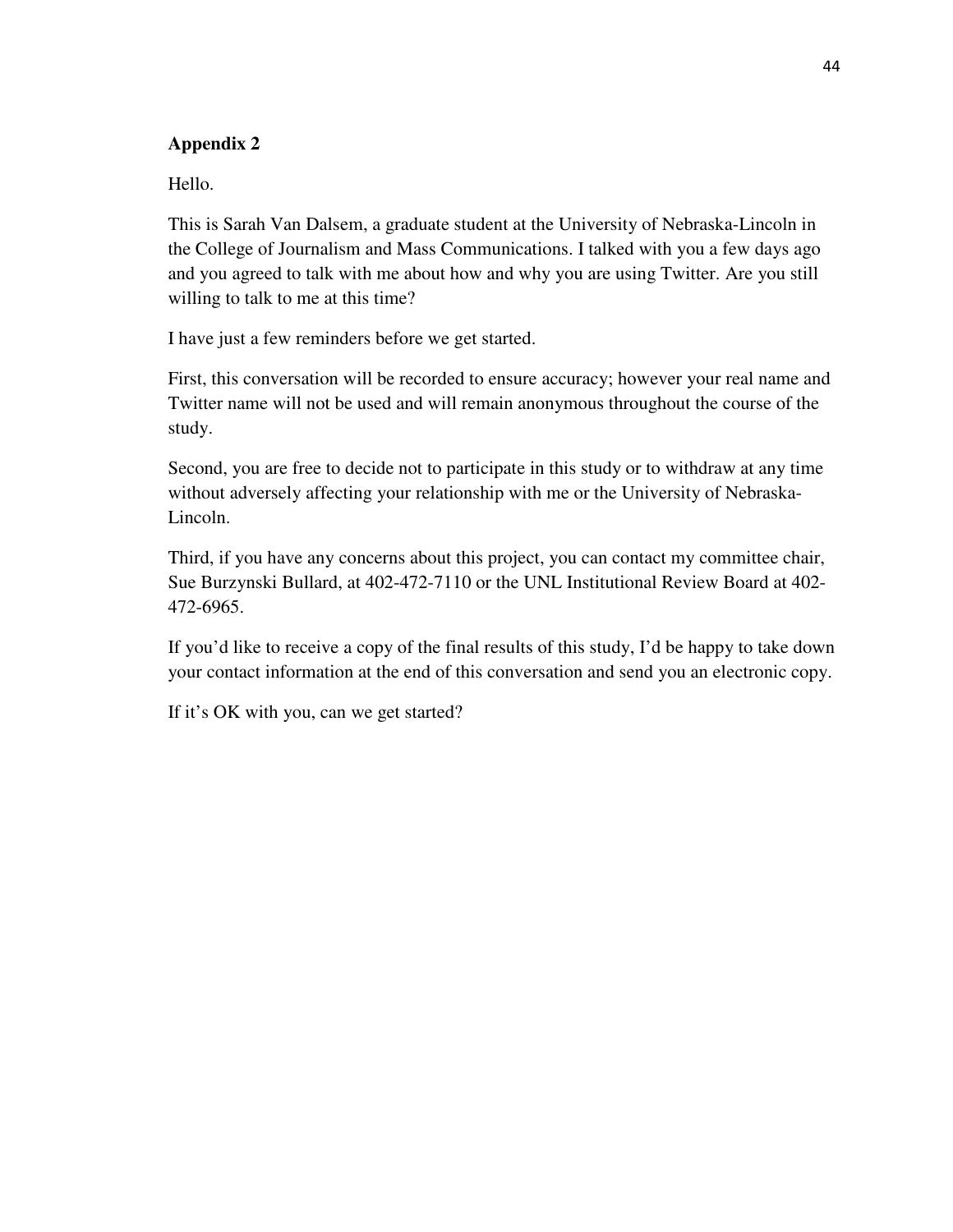## Appendix 2

Hello.

This is Sarah Van Dalsem, a graduate student at the University of Nebraska-Lincoln in the College of Journalism and Mass Communications. I talked with you a few days ago and you agreed to talk with me about how and why you are using Twitter. Are you still willing to talk to me at this time?

I have just a few reminders before we get started.

First, this conversation will be recorded to ensure accuracy; however your real name and Twitter name will not be used and will remain anonymous throughout the course of the study.

Second, you are free to decide not to participate in this study or to withdraw at any time without adversely affecting your relationship with me or the University of Nebraska-Lincoln.

Third, if you have any concerns about this project, you can contact my committee chair, Sue Burzynski Bullard, at 402-472-7110 or the UNL Institutional Review Board at 402-472-6965.

If you'd like to receive a copy of the final results of this study, I'd be happy to take down your contact information at the end of this conversation and send you an electronic copy.

If it's OK with you, can we get started?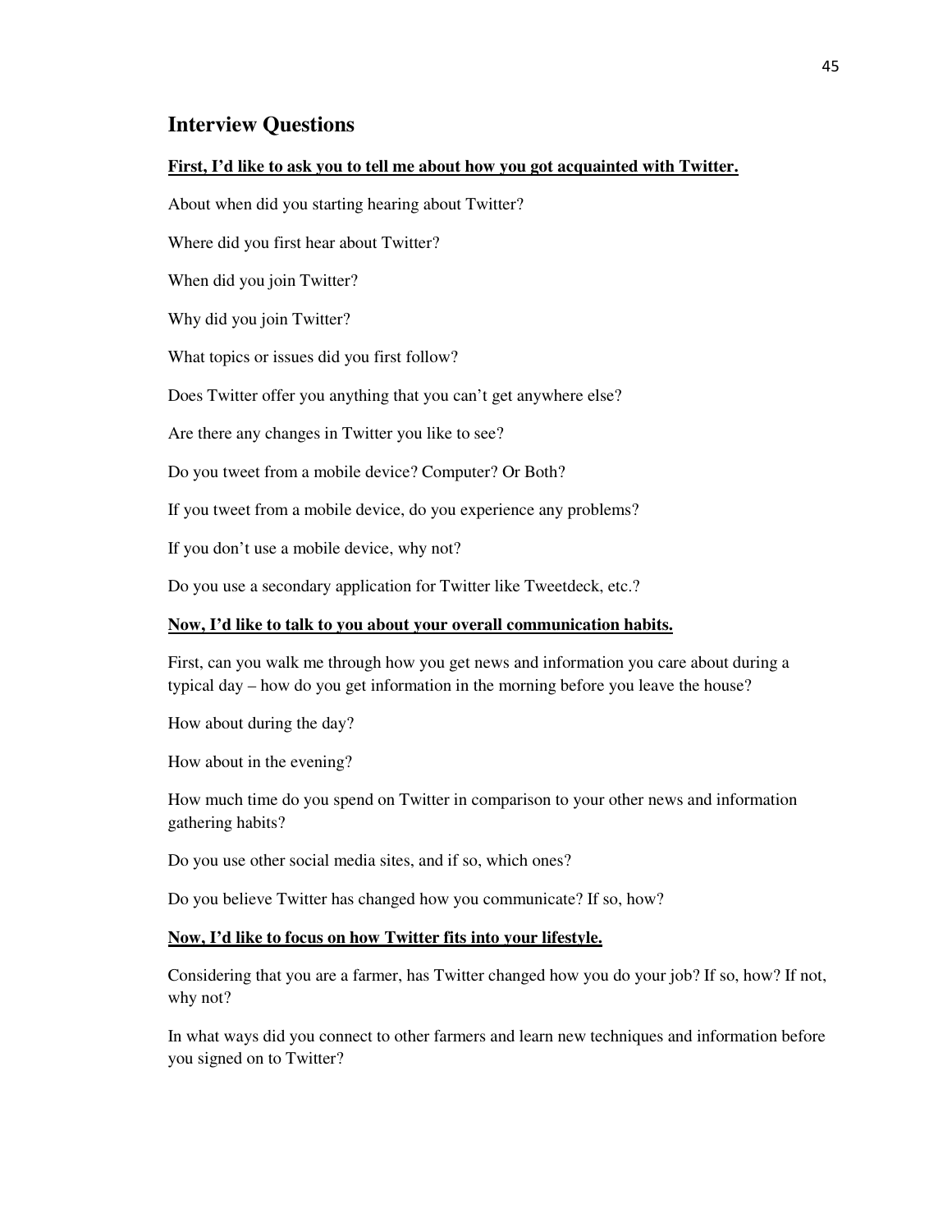## Interview Questions

**<u>First, I'd like to ask you to tell me about how you got acquainted with Twitter.</u>**

About when did you starting hearing about Twitter?

Where did you first hear about Twitter?

When did you join Twitter?

Why did you join Twitter?

What topics or issues did you first follow?

Does Twitter offer you anything that you can't get anywhere else?

Are there any changes in Twitter you like to see?

Do you tweet from a mobile device? Computer? Or Both?

If you tweet from a mobile device, do you experience any problems?

If you don't use a mobile device, why not?

Do you use a secondary application for Twitter like Tweetdeck, etc.?

**<u>Now, I'd like to talk to you about your overall communication habits.</u>**

First, can you walk me through how you get news and information you care about during a typical day – how do you get information in the morning before you leave the house?

How about during the day?

How about in the evening?

How much time do you spend on Twitter in comparison to your other news and information gathering habits?

Do you use other social media sites, and if so, which ones?

Do you believe Twitter has changed how you communicate? If so, how?

**<u>Now, I'd like to focus on how Twitter fits into your lifestyle.</u>**

Considering that you are a farmer, has Twitter changed how you do your job? If so, how? If not, why not?

In what ways did you connect to other farmers and learn new techniques and information before you signed on to Twitter?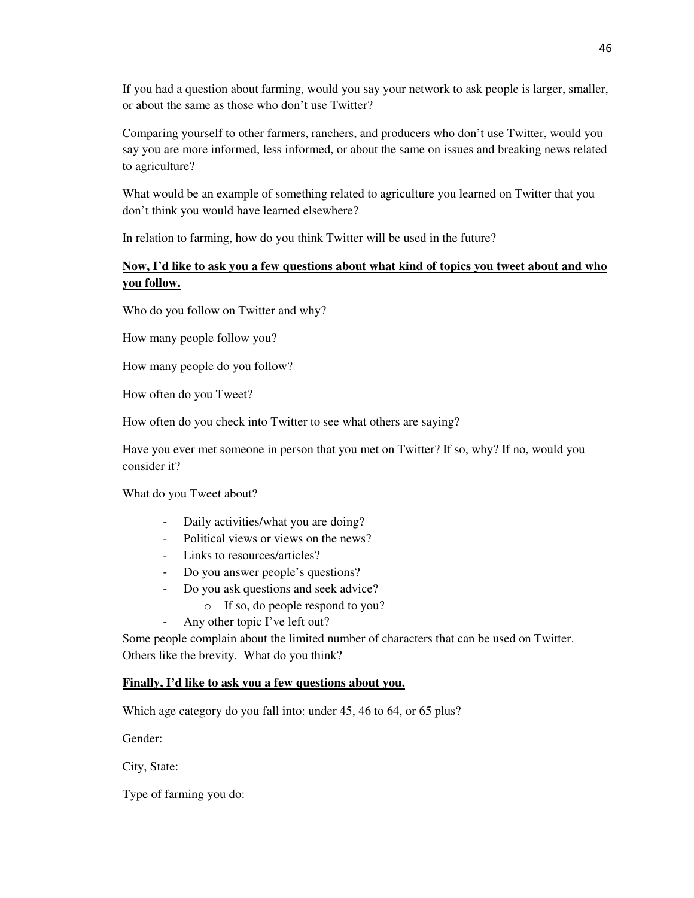If you had a question about farming, would you say your network to ask people is larger, smaller, or about the same as those who don't use Twitter?

Comparing yourself to other farmers, ranchers, and producers who don't use Twitter, would you say you are more informed, less informed, or about the same on issues and breaking news related to agriculture?

What would be an example of something related to agriculture you learned on Twitter that you don't think you would have learned elsewhere?

In relation to farming, how do you think Twitter will be used in the future?

**<u>Now, I'd like to ask you a few questions about what kind of topics you tweet about and who you follow.</u>**

Who do you follow on Twitter and why?

How many people follow you?

How many people do you follow?

How often do you Tweet?

How often do you check into Twitter to see what others are saying?

Have you ever met someone in person that you met on Twitter? If so, why? If no, would you consider it?

What do you Tweet about?

- Daily activities/what you are doing?
- Political views or views on the news?
- Links to resources/articles?
- Do you answer people's questions?
- Do you ask questions and seek advice?
  - If so, do people respond to you?
- Any other topic I've left out?

Some people complain about the limited number of characters that can be used on Twitter. Others like the brevity. What do you think?

**<u>Finally, I'd like to ask you a few questions about you.</u>**

Which age category do you fall into: under 45, 46 to 64, or 65 plus?

Gender:

City, State:

Type of farming you do: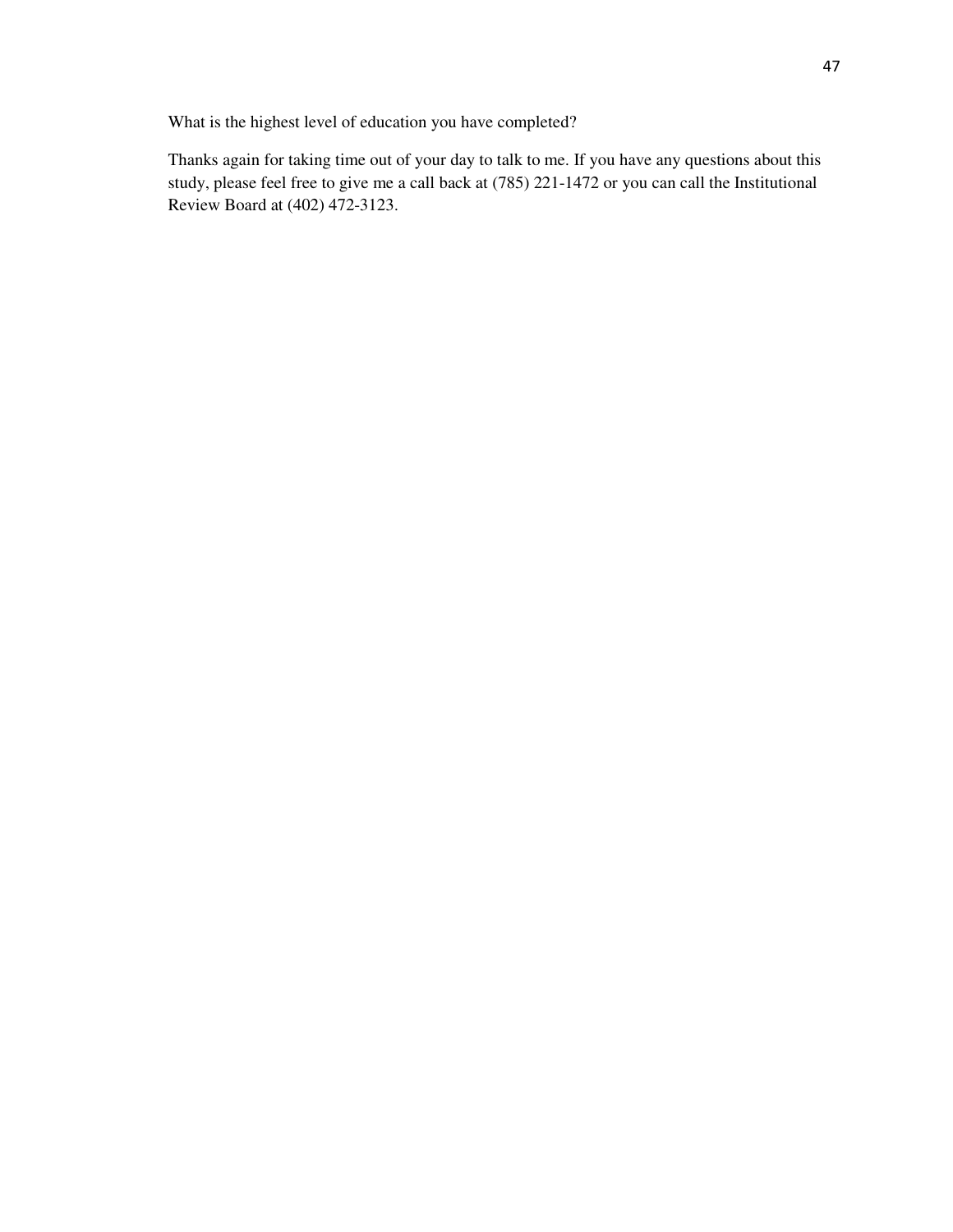What is the highest level of education you have completed?

Thanks again for taking time out of your day to talk to me. If you have any questions about this study, please feel free to give me a call back at (785) 221-1472 or you can call the Institutional Review Board at (402) 472-3123.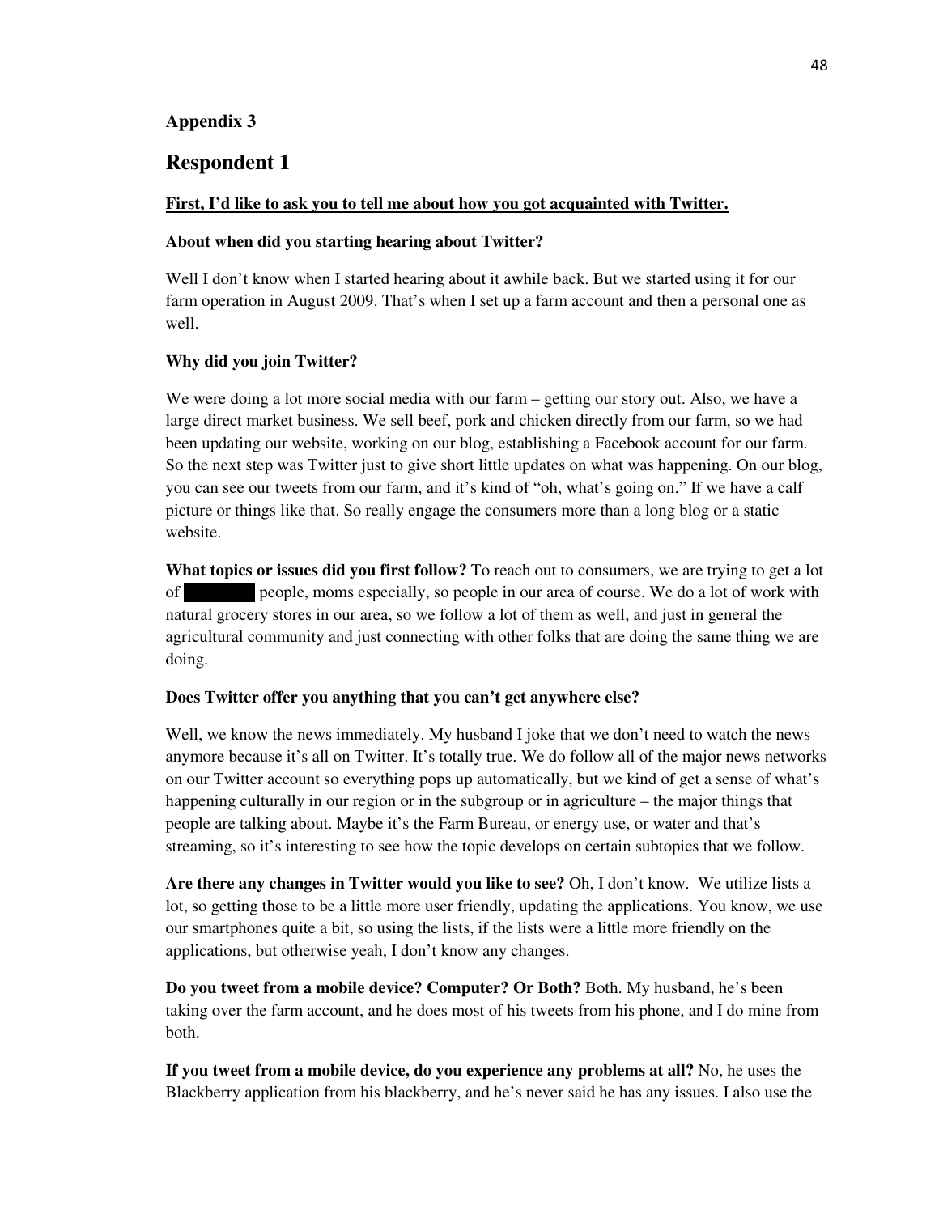## Appendix 3

# Respondent 1

**<u>First, I'd like to ask you to tell me about how you got acquainted with Twitter.</u>**

**About when did you starting hearing about Twitter?**

Well I don't know when I started hearing about it awhile back. But we started using it for our farm operation in August 2009. That's when I set up a farm account and then a personal one as well.

**Why did you join Twitter?**

We were doing a lot more social media with our farm – getting our story out. Also, we have a large direct market business. We sell beef, pork and chicken directly from our farm, so we had been updating our website, working on our blog, establishing a Facebook account for our farm. So the next step was Twitter just to give short little updates on what was happening. On our blog, you can see our tweets from our farm, and it's kind of "oh, what's going on." If we have a calf picture or things like that. So really engage the consumers more than a long blog or a static website.

**What topics or issues did you first follow?** To reach out to consumers, we are trying to get a lot of ███████ people, moms especially, so people in our area of course. We do a lot of work with natural grocery stores in our area, so we follow a lot of them as well, and just in general the agricultural community and just connecting with other folks that are doing the same thing we are doing.

**Does Twitter offer you anything that you can't get anywhere else?**

Well, we know the news immediately. My husband I joke that we don't need to watch the news anymore because it's all on Twitter. It's totally true. We do follow all of the major news networks on our Twitter account so everything pops up automatically, but we kind of get a sense of what's happening culturally in our region or in the subgroup or in agriculture – the major things that people are talking about. Maybe it's the Farm Bureau, or energy use, or water and that's streaming, so it's interesting to see how the topic develops on certain subtopics that we follow.

**Are there any changes in Twitter would you like to see?** Oh, I don't know. We utilize lists a lot, so getting those to be a little more user friendly, updating the applications. You know, we use our smartphones quite a bit, so using the lists, if the lists were a little more friendly on the applications, but otherwise yeah, I don't know any changes.

**Do you tweet from a mobile device? Computer? Or Both?** Both. My husband, he's been taking over the farm account, and he does most of his tweets from his phone, and I do mine from both.

**If you tweet from a mobile device, do you experience any problems at all?** No, he uses the Blackberry application from his blackberry, and he's never said he has any issues. I also use the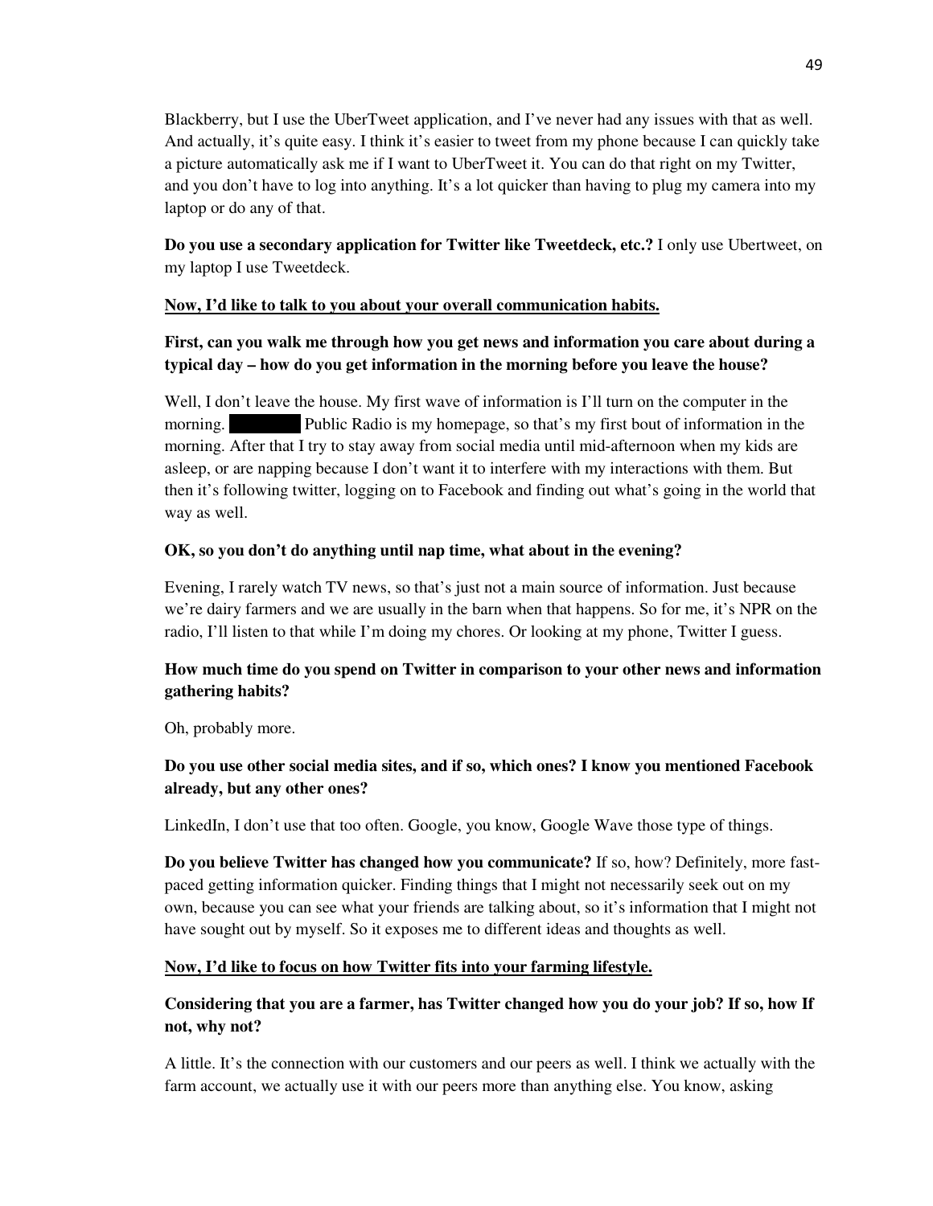Blackberry, but I use the UberTweet application, and I've never had any issues with that as well. And actually, it's quite easy. I think it's easier to tweet from my phone because I can quickly take a picture automatically ask me if I want to UberTweet it. You can do that right on my Twitter, and you don't have to log into anything. It's a lot quicker than having to plug my camera into my laptop or do any of that.

**Do you use a secondary application for Twitter like Tweetdeck, etc.?** I only use Ubertweet, on my laptop I use Tweetdeck.

**<u>Now, I'd like to talk to you about your overall communication habits.</u>**

**First, can you walk me through how you get news and information you care about during a typical day – how do you get information in the morning before you leave the house?**

Well, I don't leave the house. My first wave of information is I'll turn on the computer in the morning. ██████ Public Radio is my homepage, so that's my first bout of information in the morning. After that I try to stay away from social media until mid-afternoon when my kids are asleep, or are napping because I don't want it to interfere with my interactions with them. But then it's following twitter, logging on to Facebook and finding out what's going in the world that way as well.

**OK, so you don't do anything until nap time, what about in the evening?**

Evening, I rarely watch TV news, so that's just not a main source of information. Just because we're dairy farmers and we are usually in the barn when that happens. So for me, it's NPR on the radio, I'll listen to that while I'm doing my chores. Or looking at my phone, Twitter I guess.

**How much time do you spend on Twitter in comparison to your other news and information gathering habits?**

Oh, probably more.

**Do you use other social media sites, and if so, which ones? I know you mentioned Facebook already, but any other ones?**

LinkedIn, I don't use that too often. Google, you know, Google Wave those type of things.

**Do you believe Twitter has changed how you communicate?** If so, how? Definitely, more fast-paced getting information quicker. Finding things that I might not necessarily seek out on my own, because you can see what your friends are talking about, so it's information that I might not have sought out by myself. So it exposes me to different ideas and thoughts as well.

**<u>Now, I'd like to focus on how Twitter fits into your farming lifestyle.</u>**

**Considering that you are a farmer, has Twitter changed how you do your job? If so, how If not, why not?**

A little. It's the connection with our customers and our peers as well. I think we actually with the farm account, we actually use it with our peers more than anything else. You know, asking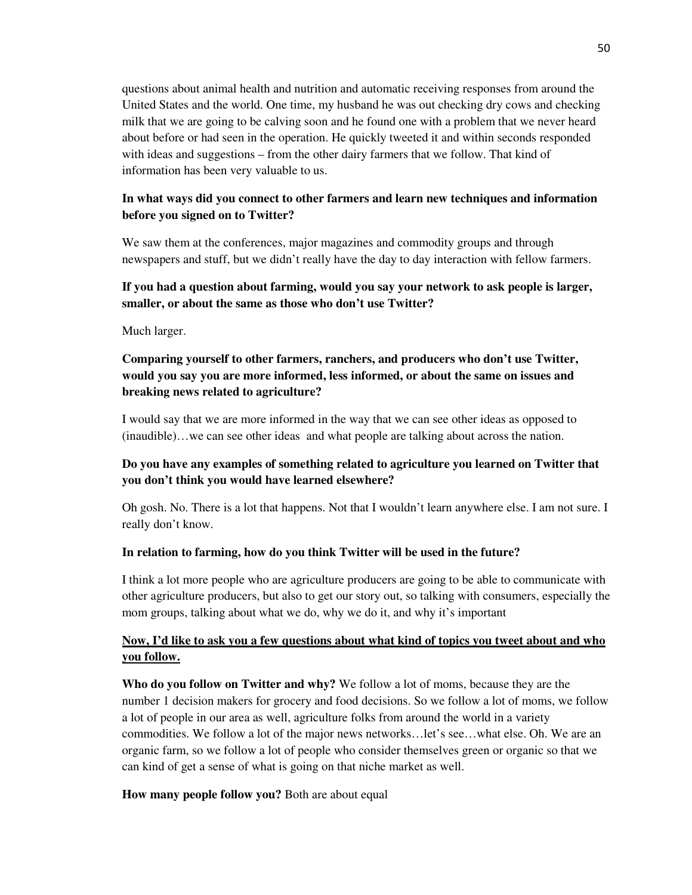questions about animal health and nutrition and automatic receiving responses from around the United States and the world. One time, my husband he was out checking dry cows and checking milk that we are going to be calving soon and he found one with a problem that we never heard about before or had seen in the operation. He quickly tweeted it and within seconds responded with ideas and suggestions – from the other dairy farmers that we follow. That kind of information has been very valuable to us.

**In what ways did you connect to other farmers and learn new techniques and information before you signed on to Twitter?**

We saw them at the conferences, major magazines and commodity groups and through newspapers and stuff, but we didn't really have the day to day interaction with fellow farmers.

**If you had a question about farming, would you say your network to ask people is larger, smaller, or about the same as those who don't use Twitter?**

Much larger.

**Comparing yourself to other farmers, ranchers, and producers who don't use Twitter, would you say you are more informed, less informed, or about the same on issues and breaking news related to agriculture?**

I would say that we are more informed in the way that we can see other ideas as opposed to (inaudible)…we can see other ideas and what people are talking about across the nation.

**Do you have any examples of something related to agriculture you learned on Twitter that you don't think you would have learned elsewhere?**

Oh gosh. No. There is a lot that happens. Not that I wouldn't learn anywhere else. I am not sure. I really don't know.

**In relation to farming, how do you think Twitter will be used in the future?**

I think a lot more people who are agriculture producers are going to be able to communicate with other agriculture producers, but also to get our story out, so talking with consumers, especially the mom groups, talking about what we do, why we do it, and why it's important

**<u>Now, I'd like to ask you a few questions about what kind of topics you tweet about and who you follow.</u>**

**Who do you follow on Twitter and why?** We follow a lot of moms, because they are the number 1 decision makers for grocery and food decisions. So we follow a lot of moms, we follow a lot of people in our area as well, agriculture folks from around the world in a variety commodities. We follow a lot of the major news networks…let's see…what else. Oh. We are an organic farm, so we follow a lot of people who consider themselves green or organic so that we can kind of get a sense of what is going on that niche market as well.

**How many people follow you?** Both are about equal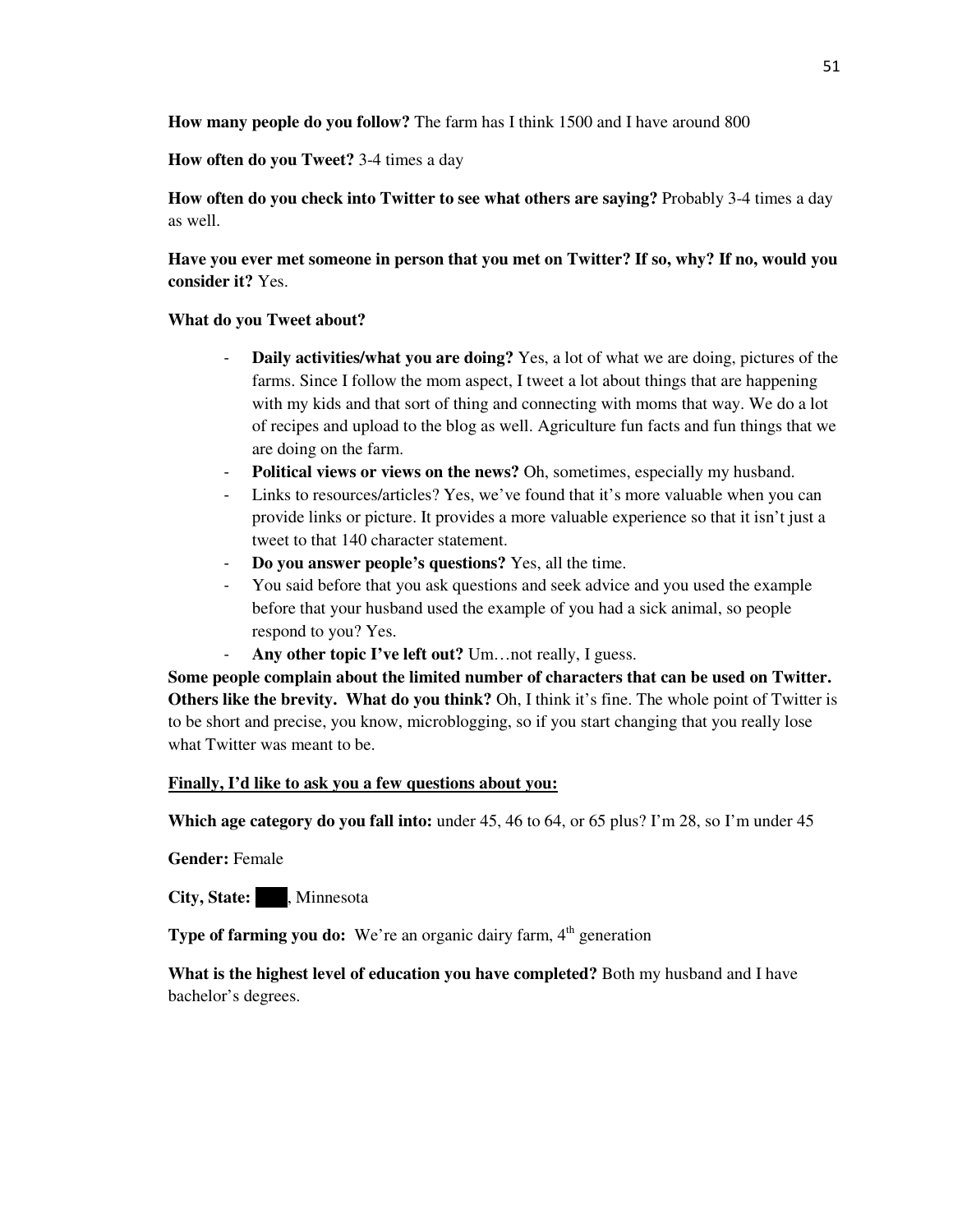**How many people do you follow?** The farm has I think 1500 and I have around 800

**How often do you Tweet?** 3-4 times a day

**How often do you check into Twitter to see what others are saying?** Probably 3-4 times a day as well.

**Have you ever met someone in person that you met on Twitter? If so, why? If no, would you consider it?** Yes.

**What do you Tweet about?**

- **Daily activities/what you are doing?** Yes, a lot of what we are doing, pictures of the farms. Since I follow the mom aspect, I tweet a lot about things that are happening with my kids and that sort of thing and connecting with moms that way. We do a lot of recipes and upload to the blog as well. Agriculture fun facts and fun things that we are doing on the farm.
- **Political views or views on the news?** Oh, sometimes, especially my husband.
- Links to resources/articles? Yes, we've found that it's more valuable when you can provide links or picture. It provides a more valuable experience so that it isn't just a tweet to that 140 character statement.
- **Do you answer people's questions?** Yes, all the time.
- You said before that you ask questions and seek advice and you used the example before that your husband used the example of you had a sick animal, so people respond to you? Yes.
- **Any other topic I've left out?** Um…not really, I guess.

**Some people complain about the limited number of characters that can be used on Twitter. Others like the brevity. What do you think?** Oh, I think it's fine. The whole point of Twitter is to be short and precise, you know, microblogging, so if you start changing that you really lose what Twitter was meant to be.

**Finally, I'd like to ask you a few questions about you:**

**Which age category do you fall into:** under 45, 46 to 64, or 65 plus? I'm 28, so I'm under 45

**Gender:** Female

**City, State:** ███, Minnesota

**Type of farming you do:** We're an organic dairy farm, 4th generation

**What is the highest level of education you have completed?** Both my husband and I have bachelor's degrees.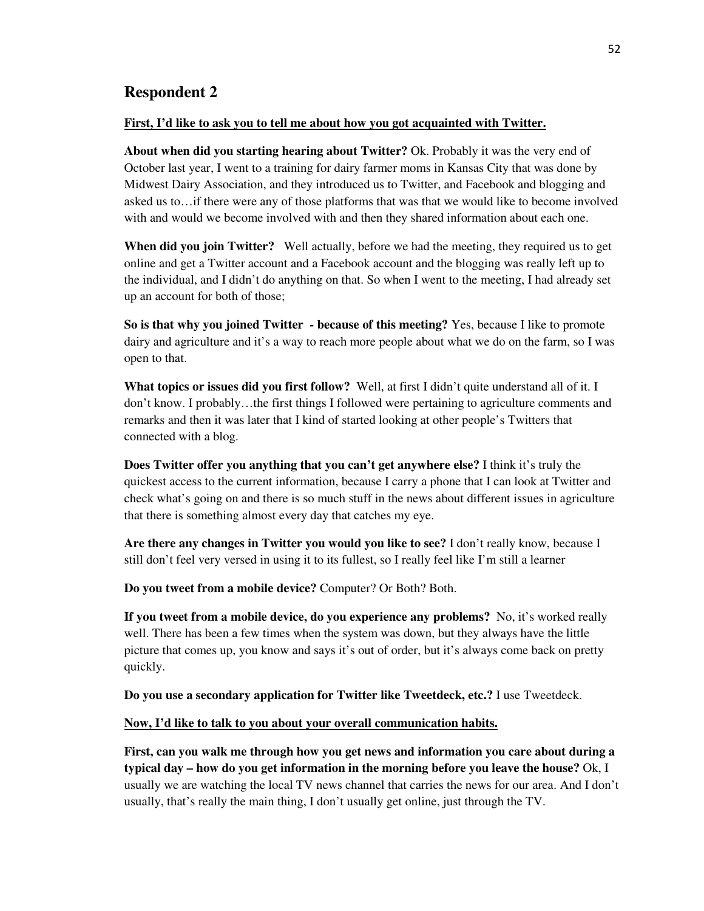## Respondent 2

**First, I'd like to ask you to tell me about how you got acquainted with Twitter.**

**About when did you starting hearing about Twitter?** Ok. Probably it was the very end of October last year, I went to a training for dairy farmer moms in Kansas City that was done by Midwest Dairy Association, and they introduced us to Twitter, and Facebook and blogging and asked us to…if there were any of those platforms that was that we would like to become involved with and would we become involved with and then they shared information about each one.

**When did you join Twitter?** Well actually, before we had the meeting, they required us to get online and get a Twitter account and a Facebook account and the blogging was really left up to the individual, and I didn't do anything on that. So when I went to the meeting, I had already set up an account for both of those;

**So is that why you joined Twitter - because of this meeting?** Yes, because I like to promote dairy and agriculture and it's a way to reach more people about what we do on the farm, so I was open to that.

**What topics or issues did you first follow?** Well, at first I didn't quite understand all of it. I don't know. I probably…the first things I followed were pertaining to agriculture comments and remarks and then it was later that I kind of started looking at other people's Twitters that connected with a blog.

**Does Twitter offer you anything that you can't get anywhere else?** I think it's truly the quickest access to the current information, because I carry a phone that I can look at Twitter and check what's going on and there is so much stuff in the news about different issues in agriculture that there is something almost every day that catches my eye.

**Are there any changes in Twitter you would you like to see?** I don't really know, because I still don't feel very versed in using it to its fullest, so I really feel like I'm still a learner

**Do you tweet from a mobile device?** Computer? Or Both? Both.

**If you tweet from a mobile device, do you experience any problems?** No, it's worked really well. There has been a few times when the system was down, but they always have the little picture that comes up, you know and says it's out of order, but it's always come back on pretty quickly.

**Do you use a secondary application for Twitter like Tweetdeck, etc.?** I use Tweetdeck.

**Now, I'd like to talk to you about your overall communication habits.**

**First, can you walk me through how you get news and information you care about during a typical day – how do you get information in the morning before you leave the house?** Ok, I usually we are watching the local TV news channel that carries the news for our area. And I don't usually, that's really the main thing, I don't usually get online, just through the TV.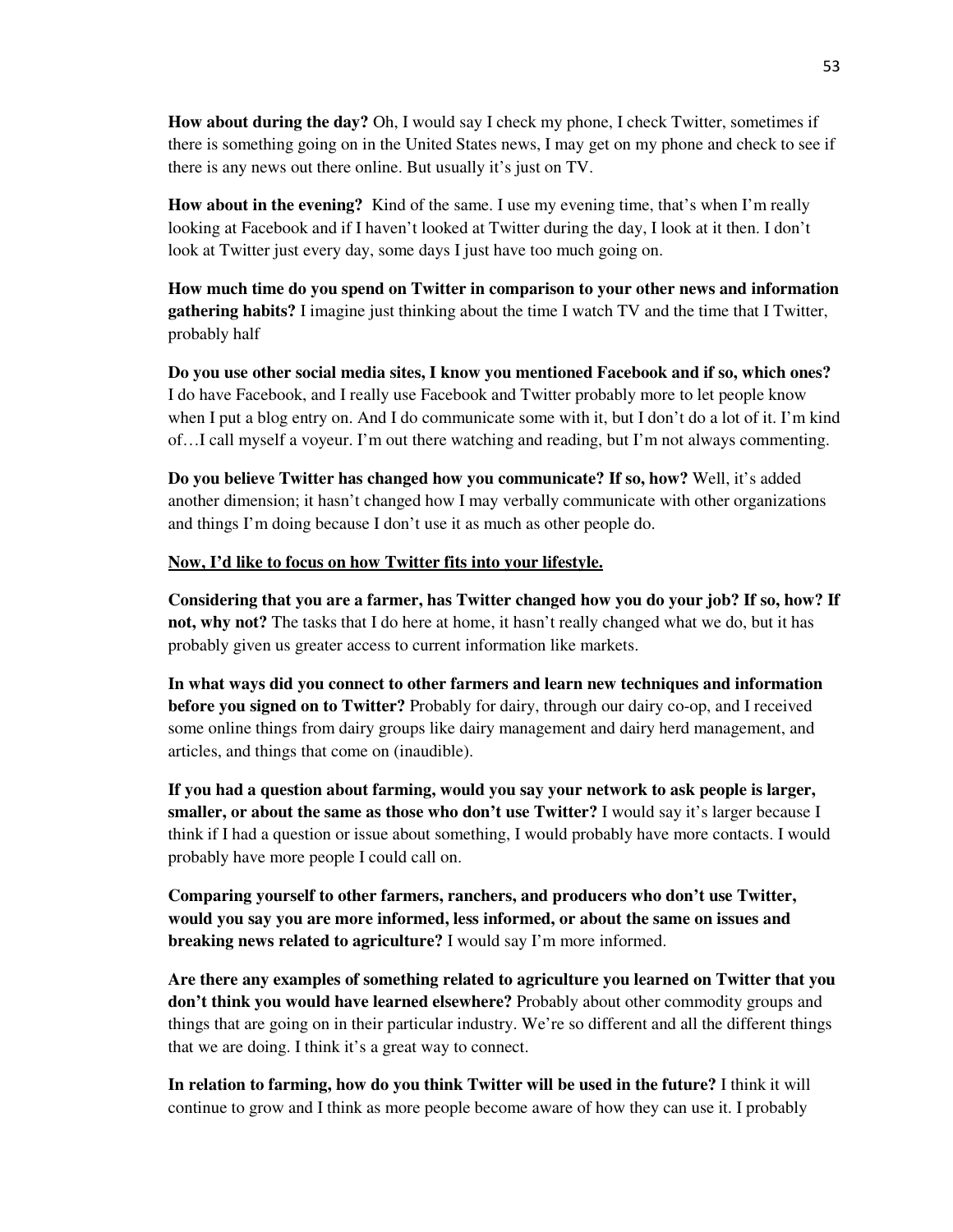**How about during the day?** Oh, I would say I check my phone, I check Twitter, sometimes if there is something going on in the United States news, I may get on my phone and check to see if there is any news out there online. But usually it's just on TV.

**How about in the evening?** Kind of the same. I use my evening time, that's when I'm really looking at Facebook and if I haven't looked at Twitter during the day, I look at it then. I don't look at Twitter just every day, some days I just have too much going on.

**How much time do you spend on Twitter in comparison to your other news and information gathering habits?** I imagine just thinking about the time I watch TV and the time that I Twitter, probably half

**Do you use other social media sites, I know you mentioned Facebook and if so, which ones?** I do have Facebook, and I really use Facebook and Twitter probably more to let people know when I put a blog entry on. And I do communicate some with it, but I don't do a lot of it. I'm kind of…I call myself a voyeur. I'm out there watching and reading, but I'm not always commenting.

**Do you believe Twitter has changed how you communicate? If so, how?** Well, it's added another dimension; it hasn't changed how I may verbally communicate with other organizations and things I'm doing because I don't use it as much as other people do.

**<u>Now, I'd like to focus on how Twitter fits into your lifestyle.</u>**

**Considering that you are a farmer, has Twitter changed how you do your job? If so, how? If not, why not?** The tasks that I do here at home, it hasn't really changed what we do, but it has probably given us greater access to current information like markets.

**In what ways did you connect to other farmers and learn new techniques and information before you signed on to Twitter?** Probably for dairy, through our dairy co-op, and I received some online things from dairy groups like dairy management and dairy herd management, and articles, and things that come on (inaudible).

**If you had a question about farming, would you say your network to ask people is larger, smaller, or about the same as those who don't use Twitter?** I would say it's larger because I think if I had a question or issue about something, I would probably have more contacts. I would probably have more people I could call on.

**Comparing yourself to other farmers, ranchers, and producers who don't use Twitter, would you say you are more informed, less informed, or about the same on issues and breaking news related to agriculture?** I would say I'm more informed.

**Are there any examples of something related to agriculture you learned on Twitter that you don't think you would have learned elsewhere?** Probably about other commodity groups and things that are going on in their particular industry. We're so different and all the different things that we are doing. I think it's a great way to connect.

**In relation to farming, how do you think Twitter will be used in the future?** I think it will continue to grow and I think as more people become aware of how they can use it. I probably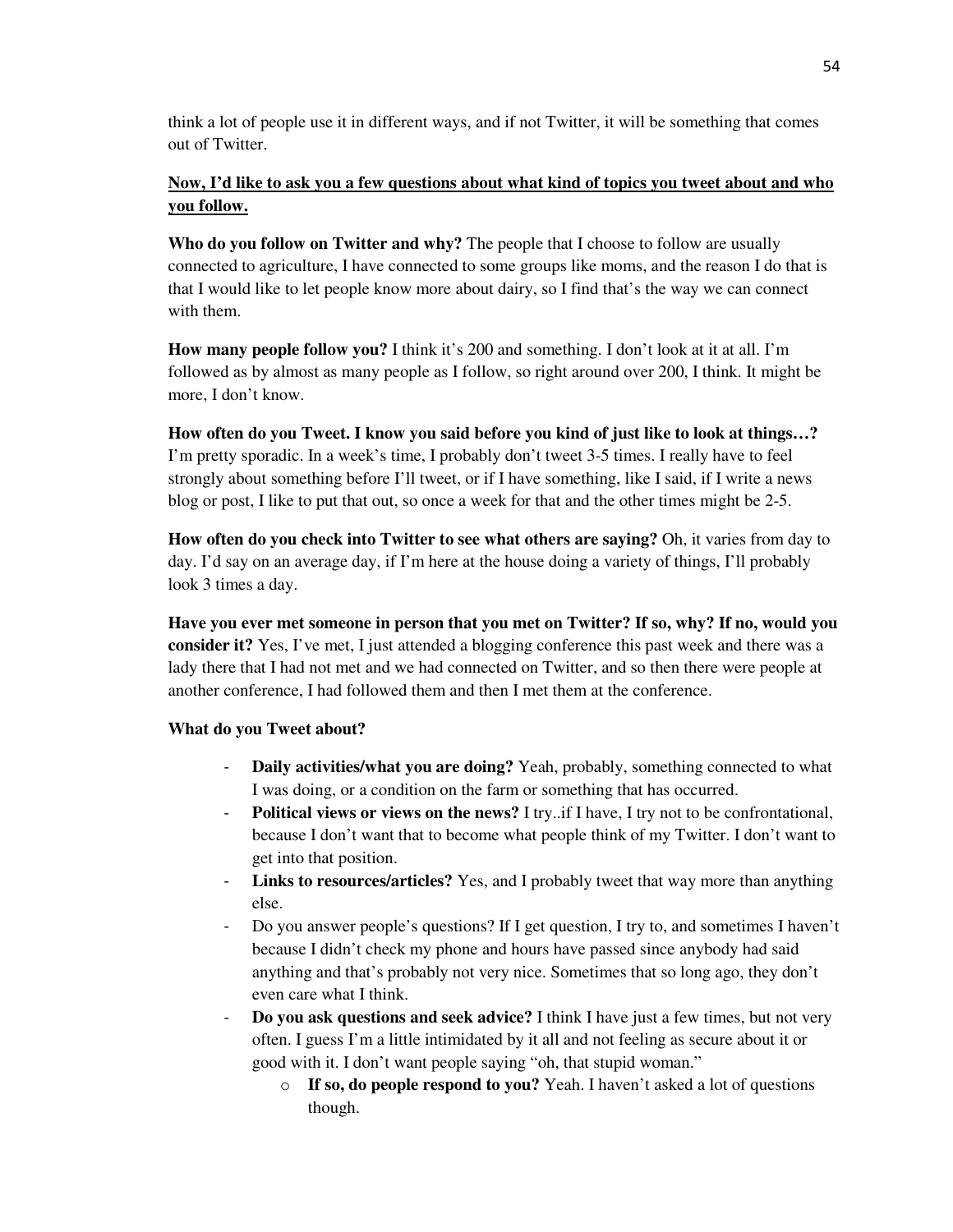think a lot of people use it in different ways, and if not Twitter, it will be something that comes out of Twitter.

**<u>Now, I'd like to ask you a few questions about what kind of topics you tweet about and who you follow.</u>**

**Who do you follow on Twitter and why?** The people that I choose to follow are usually connected to agriculture, I have connected to some groups like moms, and the reason I do that is that I would like to let people know more about dairy, so I find that's the way we can connect with them.

**How many people follow you?** I think it's 200 and something. I don't look at it at all. I'm followed as by almost as many people as I follow, so right around over 200, I think. It might be more, I don't know.

**How often do you Tweet. I know you said before you kind of just like to look at things…?** I'm pretty sporadic. In a week's time, I probably don't tweet 3-5 times. I really have to feel strongly about something before I'll tweet, or if I have something, like I said, if I write a news blog or post, I like to put that out, so once a week for that and the other times might be 2-5.

**How often do you check into Twitter to see what others are saying?** Oh, it varies from day to day. I'd say on an average day, if I'm here at the house doing a variety of things, I'll probably look 3 times a day.

**Have you ever met someone in person that you met on Twitter? If so, why? If no, would you consider it?** Yes, I've met, I just attended a blogging conference this past week and there was a lady there that I had not met and we had connected on Twitter, and so then there were people at another conference, I had followed them and then I met them at the conference.

**What do you Tweet about?**

- **Daily activities/what you are doing?** Yeah, probably, something connected to what I was doing, or a condition on the farm or something that has occurred.
- **Political views or views on the news?** I try..if I have, I try not to be confrontational, because I don't want that to become what people think of my Twitter. I don't want to get into that position.
- **Links to resources/articles?** Yes, and I probably tweet that way more than anything else.
- Do you answer people's questions? If I get question, I try to, and sometimes I haven't because I didn't check my phone and hours have passed since anybody had said anything and that's probably not very nice. Sometimes that so long ago, they don't even care what I think.
- **Do you ask questions and seek advice?** I think I have just a few times, but not very often. I guess I'm a little intimidated by it all and not feeling as secure about it or good with it. I don't want people saying "oh, that stupid woman."
    - **If so, do people respond to you?** Yeah. I haven't asked a lot of questions though.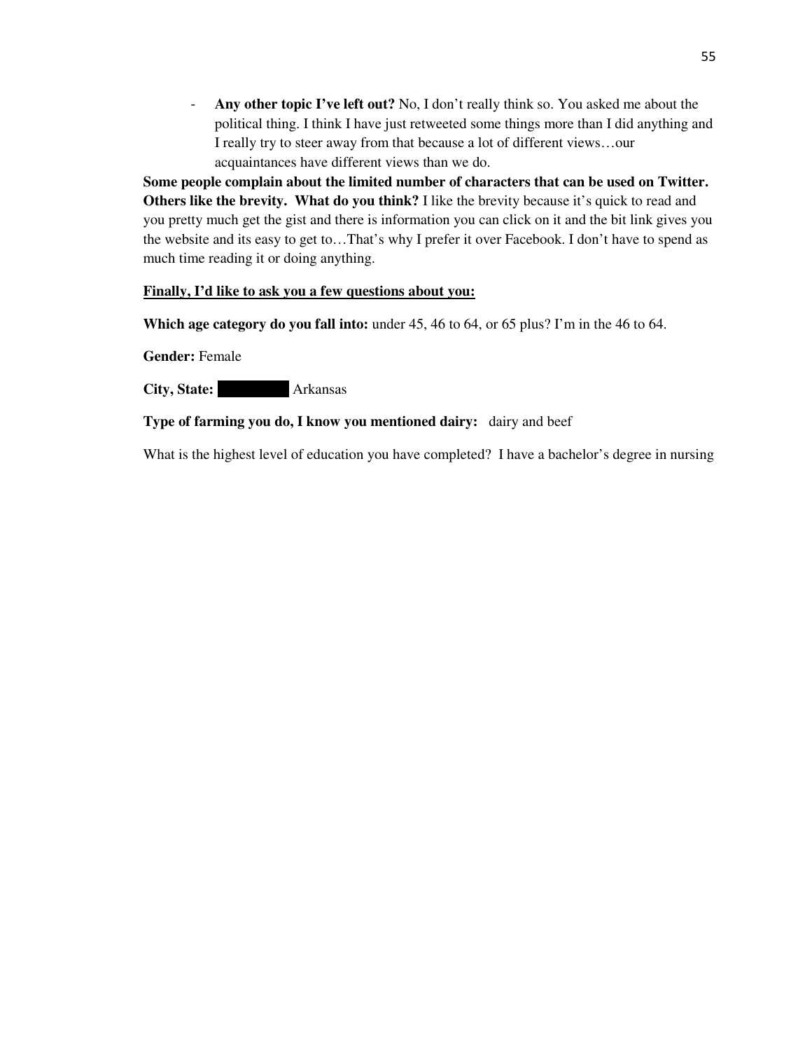- **Any other topic I've left out?** No, I don't really think so. You asked me about the political thing. I think I have just retweeted some things more than I did anything and I really try to steer away from that because a lot of different views…our acquaintances have different views than we do.

**Some people complain about the limited number of characters that can be used on Twitter. Others like the brevity. What do you think?** I like the brevity because it's quick to read and you pretty much get the gist and there is information you can click on it and the bit link gives you the website and its easy to get to…That's why I prefer it over Facebook. I don't have to spend as much time reading it or doing anything.

**Finally, I'd like to ask you a few questions about you:**

**Which age category do you fall into:** under 45, 46 to 64, or 65 plus? I'm in the 46 to 64.

**Gender:** Female

**City, State:** ████████ Arkansas

**Type of farming you do, I know you mentioned dairy:** dairy and beef

What is the highest level of education you have completed? I have a bachelor's degree in nursing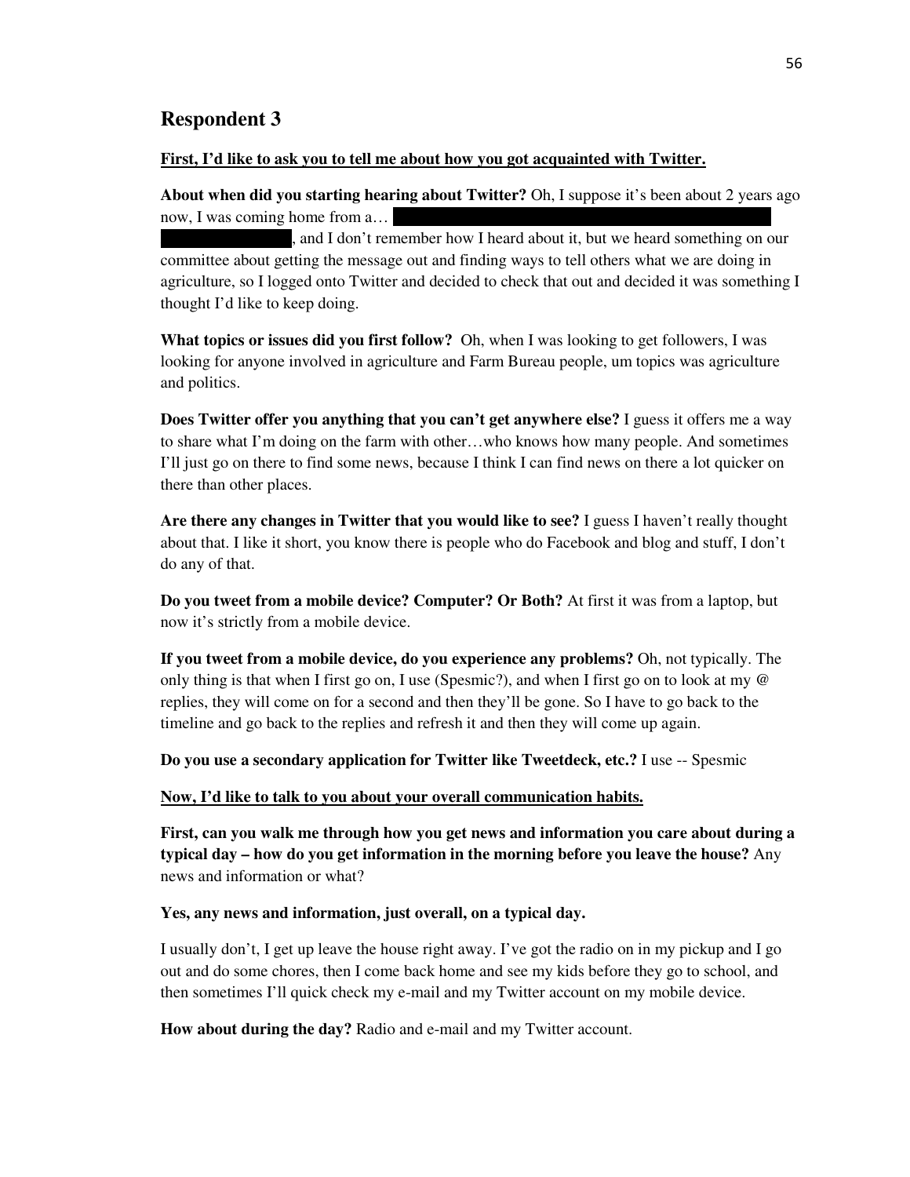## Respondent 3

**First, I'd like to ask you to tell me about how you got acquainted with Twitter.**

**About when did you starting hearing about Twitter?** Oh, I suppose it's been about 2 years ago now, I was coming home from a… ████████████████████ ████████, and I don't remember how I heard about it, but we heard something on our committee about getting the message out and finding ways to tell others what we are doing in agriculture, so I logged onto Twitter and decided to check that out and decided it was something I thought I'd like to keep doing.

**What topics or issues did you first follow?** Oh, when I was looking to get followers, I was looking for anyone involved in agriculture and Farm Bureau people, um topics was agriculture and politics.

**Does Twitter offer you anything that you can't get anywhere else?** I guess it offers me a way to share what I'm doing on the farm with other…who knows how many people. And sometimes I'll just go on there to find some news, because I think I can find news on there a lot quicker on there than other places.

**Are there any changes in Twitter that you would like to see?** I guess I haven't really thought about that. I like it short, you know there is people who do Facebook and blog and stuff, I don't do any of that.

**Do you tweet from a mobile device? Computer? Or Both?** At first it was from a laptop, but now it's strictly from a mobile device.

**If you tweet from a mobile device, do you experience any problems?** Oh, not typically. The only thing is that when I first go on, I use (Spesmic?), and when I first go on to look at my @ replies, they will come on for a second and then they'll be gone. So I have to go back to the timeline and go back to the replies and refresh it and then they will come up again.

**Do you use a secondary application for Twitter like Tweetdeck, etc.?** I use -- Spesmic

**Now, I'd like to talk to you about your overall communication habits.**

**First, can you walk me through how you get news and information you care about during a typical day – how do you get information in the morning before you leave the house?** Any news and information or what?

**Yes, any news and information, just overall, on a typical day.**

I usually don't, I get up leave the house right away. I've got the radio on in my pickup and I go out and do some chores, then I come back home and see my kids before they go to school, and then sometimes I'll quick check my e-mail and my Twitter account on my mobile device.

**How about during the day?** Radio and e-mail and my Twitter account.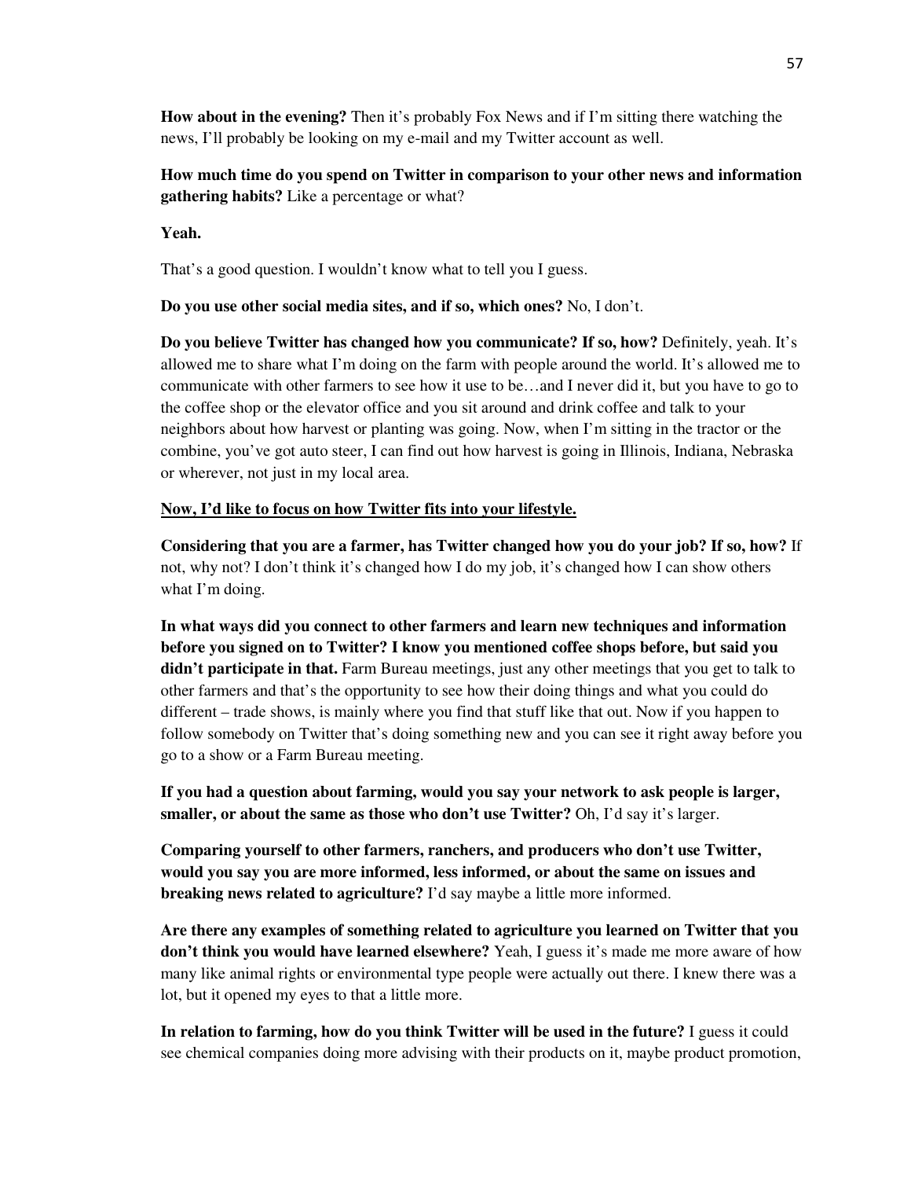**How about in the evening?** Then it's probably Fox News and if I'm sitting there watching the news, I'll probably be looking on my e-mail and my Twitter account as well.

**How much time do you spend on Twitter in comparison to your other news and information gathering habits?** Like a percentage or what?

**Yeah.**

That's a good question. I wouldn't know what to tell you I guess.

**Do you use other social media sites, and if so, which ones?** No, I don't.

**Do you believe Twitter has changed how you communicate? If so, how?** Definitely, yeah. It's allowed me to share what I'm doing on the farm with people around the world. It's allowed me to communicate with other farmers to see how it use to be…and I never did it, but you have to go to the coffee shop or the elevator office and you sit around and drink coffee and talk to your neighbors about how harvest or planting was going. Now, when I'm sitting in the tractor or the combine, you've got auto steer, I can find out how harvest is going in Illinois, Indiana, Nebraska or wherever, not just in my local area.

<u>**Now, I'd like to focus on how Twitter fits into your lifestyle.**</u>

**Considering that you are a farmer, has Twitter changed how you do your job? If so, how?** If not, why not? I don't think it's changed how I do my job, it's changed how I can show others what I'm doing.

**In what ways did you connect to other farmers and learn new techniques and information before you signed on to Twitter? I know you mentioned coffee shops before, but said you didn't participate in that.** Farm Bureau meetings, just any other meetings that you get to talk to other farmers and that's the opportunity to see how their doing things and what you could do different – trade shows, is mainly where you find that stuff like that out. Now if you happen to follow somebody on Twitter that's doing something new and you can see it right away before you go to a show or a Farm Bureau meeting.

**If you had a question about farming, would you say your network to ask people is larger, smaller, or about the same as those who don't use Twitter?** Oh, I'd say it's larger.

**Comparing yourself to other farmers, ranchers, and producers who don't use Twitter, would you say you are more informed, less informed, or about the same on issues and breaking news related to agriculture?** I'd say maybe a little more informed.

**Are there any examples of something related to agriculture you learned on Twitter that you don't think you would have learned elsewhere?** Yeah, I guess it's made me more aware of how many like animal rights or environmental type people were actually out there. I knew there was a lot, but it opened my eyes to that a little more.

**In relation to farming, how do you think Twitter will be used in the future?** I guess it could see chemical companies doing more advising with their products on it, maybe product promotion,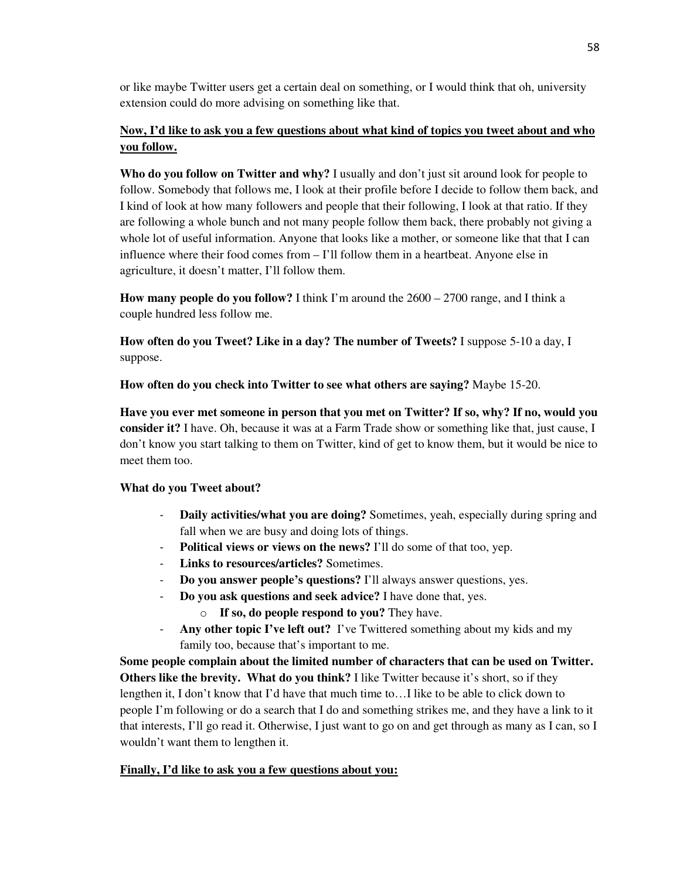or like maybe Twitter users get a certain deal on something, or I would think that oh, university extension could do more advising on something like that.

**Now, I'd like to ask you a few questions about what kind of topics you tweet about and who you follow.**

**Who do you follow on Twitter and why?** I usually and don't just sit around look for people to follow. Somebody that follows me, I look at their profile before I decide to follow them back, and I kind of look at how many followers and people that their following, I look at that ratio. If they are following a whole bunch and not many people follow them back, there probably not giving a whole lot of useful information. Anyone that looks like a mother, or someone like that that I can influence where their food comes from – I'll follow them in a heartbeat. Anyone else in agriculture, it doesn't matter, I'll follow them.

**How many people do you follow?** I think I'm around the 2600 – 2700 range, and I think a couple hundred less follow me.

**How often do you Tweet? Like in a day? The number of Tweets?** I suppose 5-10 a day, I suppose.

**How often do you check into Twitter to see what others are saying?** Maybe 15-20.

**Have you ever met someone in person that you met on Twitter? If so, why? If no, would you consider it?** I have. Oh, because it was at a Farm Trade show or something like that, just cause, I don't know you start talking to them on Twitter, kind of get to know them, but it would be nice to meet them too.

**What do you Tweet about?**

- **Daily activities/what you are doing?** Sometimes, yeah, especially during spring and fall when we are busy and doing lots of things.
- **Political views or views on the news?** I'll do some of that too, yep.
- **Links to resources/articles?** Sometimes.
- **Do you answer people's questions?** I'll always answer questions, yes.
- **Do you ask questions and seek advice?** I have done that, yes.
    - **If so, do people respond to you?** They have.
- **Any other topic I've left out?** I've Twittered something about my kids and my family too, because that's important to me.

**Some people complain about the limited number of characters that can be used on Twitter. Others like the brevity. What do you think?** I like Twitter because it's short, so if they lengthen it, I don't know that I'd have that much time to…I like to be able to click down to people I'm following or do a search that I do and something strikes me, and they have a link to it that interests, I'll go read it. Otherwise, I just want to go on and get through as many as I can, so I wouldn't want them to lengthen it.

**Finally, I'd like to ask you a few questions about you:**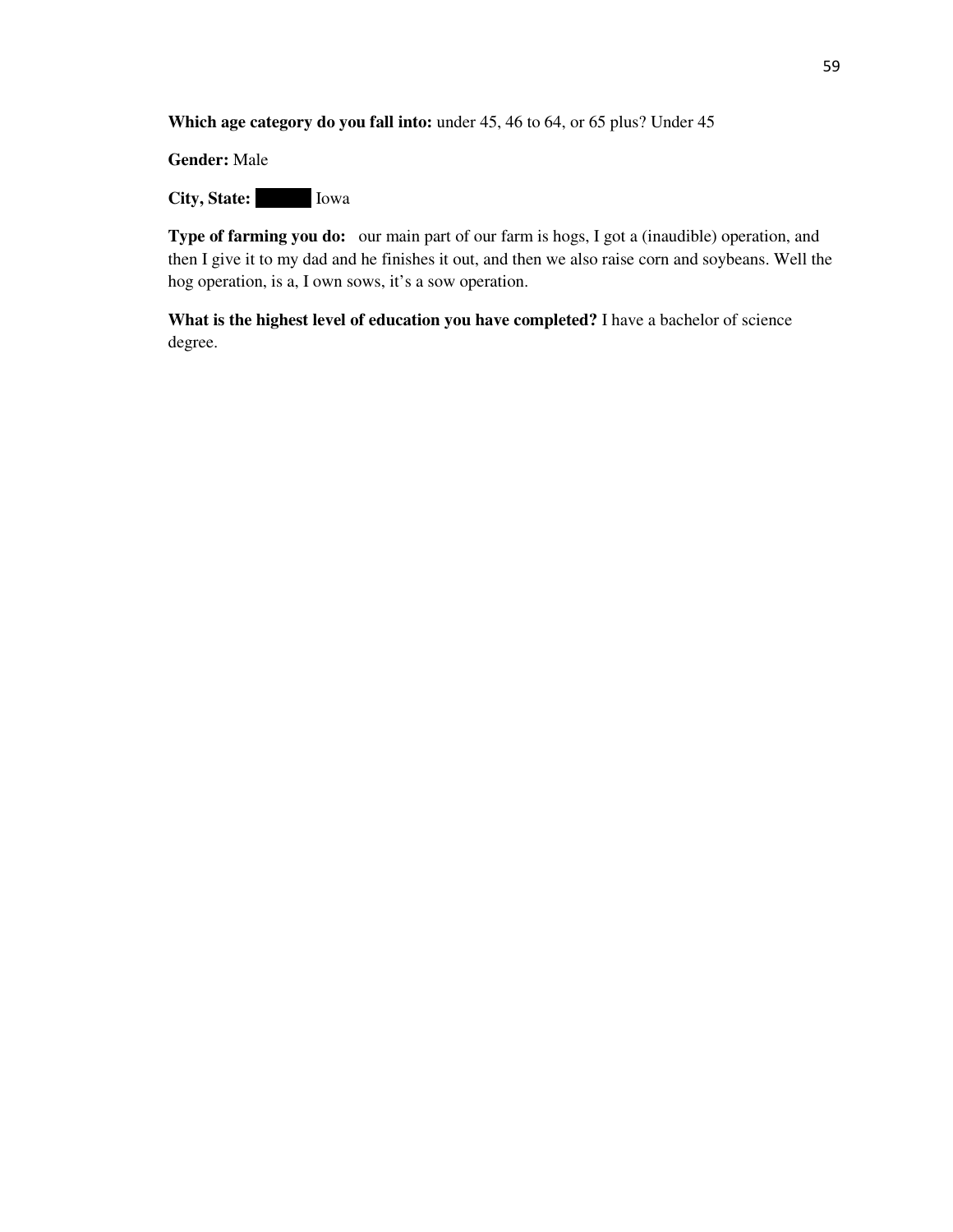**Which age category do you fall into:** under 45, 46 to 64, or 65 plus? Under 45

**Gender:** Male

**City, State:** ██████ Iowa

**Type of farming you do:** our main part of our farm is hogs, I got a (inaudible) operation, and then I give it to my dad and he finishes it out, and then we also raise corn and soybeans. Well the hog operation, is a, I own sows, it's a sow operation.

**What is the highest level of education you have completed?** I have a bachelor of science degree.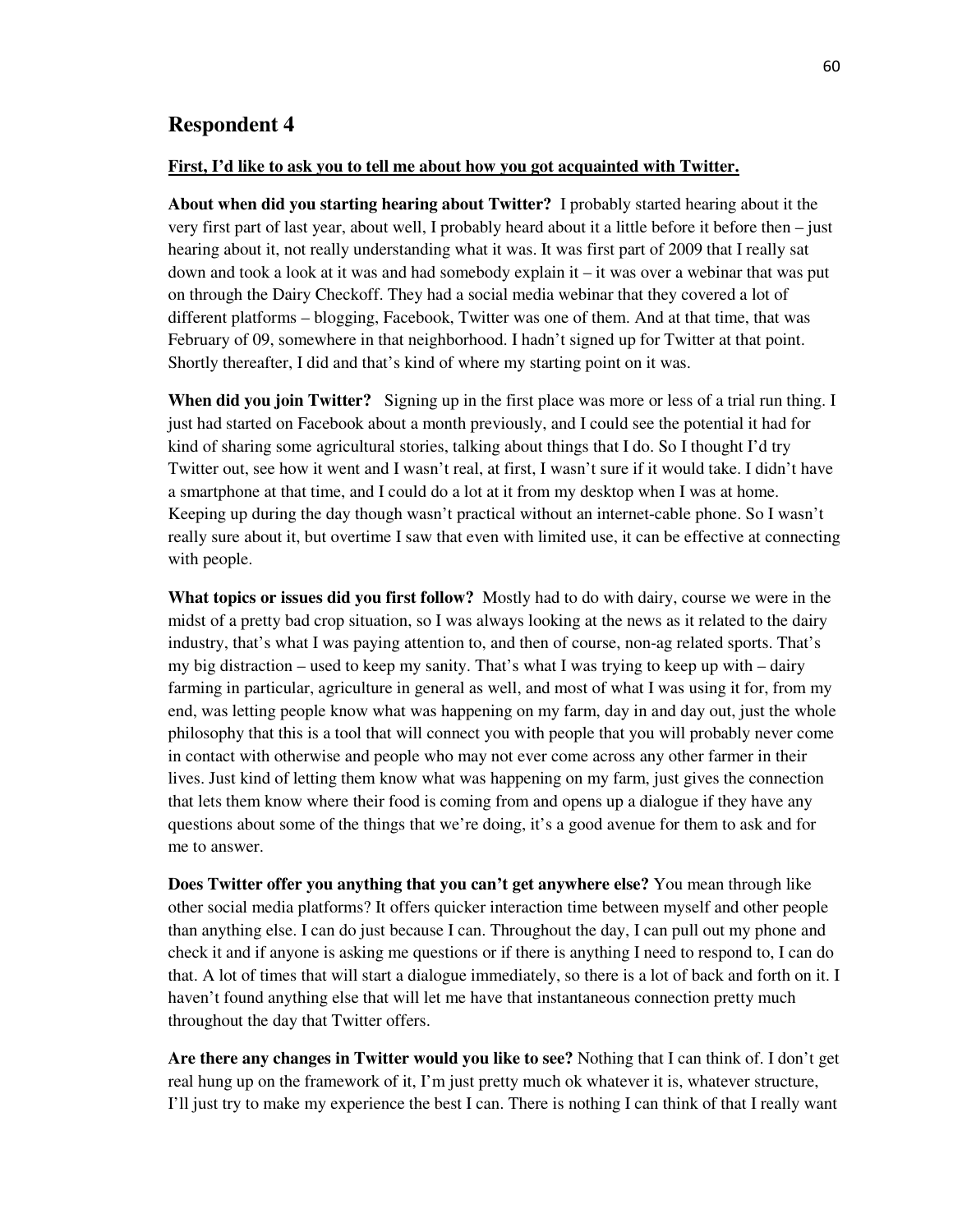## Respondent 4

**First, I'd like to ask you to tell me about how you got acquainted with Twitter.**

**About when did you starting hearing about Twitter?** I probably started hearing about it the very first part of last year, about well, I probably heard about it a little before it before then – just hearing about it, not really understanding what it was. It was first part of 2009 that I really sat down and took a look at it was and had somebody explain it – it was over a webinar that was put on through the Dairy Checkoff. They had a social media webinar that they covered a lot of different platforms – blogging, Facebook, Twitter was one of them. And at that time, that was February of 09, somewhere in that neighborhood. I hadn't signed up for Twitter at that point. Shortly thereafter, I did and that's kind of where my starting point on it was.

**When did you join Twitter?** Signing up in the first place was more or less of a trial run thing. I just had started on Facebook about a month previously, and I could see the potential it had for kind of sharing some agricultural stories, talking about things that I do. So I thought I'd try Twitter out, see how it went and I wasn't real, at first, I wasn't sure if it would take. I didn't have a smartphone at that time, and I could do a lot at it from my desktop when I was at home. Keeping up during the day though wasn't practical without an internet-cable phone. So I wasn't really sure about it, but overtime I saw that even with limited use, it can be effective at connecting with people.

**What topics or issues did you first follow?** Mostly had to do with dairy, course we were in the midst of a pretty bad crop situation, so I was always looking at the news as it related to the dairy industry, that's what I was paying attention to, and then of course, non-ag related sports. That's my big distraction – used to keep my sanity. That's what I was trying to keep up with – dairy farming in particular, agriculture in general as well, and most of what I was using it for, from my end, was letting people know what was happening on my farm, day in and day out, just the whole philosophy that this is a tool that will connect you with people that you will probably never come in contact with otherwise and people who may not ever come across any other farmer in their lives. Just kind of letting them know what was happening on my farm, just gives the connection that lets them know where their food is coming from and opens up a dialogue if they have any questions about some of the things that we're doing, it's a good avenue for them to ask and for me to answer.

**Does Twitter offer you anything that you can't get anywhere else?** You mean through like other social media platforms? It offers quicker interaction time between myself and other people than anything else. I can do just because I can. Throughout the day, I can pull out my phone and check it and if anyone is asking me questions or if there is anything I need to respond to, I can do that. A lot of times that will start a dialogue immediately, so there is a lot of back and forth on it. I haven't found anything else that will let me have that instantaneous connection pretty much throughout the day that Twitter offers.

**Are there any changes in Twitter would you like to see?** Nothing that I can think of. I don't get real hung up on the framework of it, I'm just pretty much ok whatever it is, whatever structure, I'll just try to make my experience the best I can. There is nothing I can think of that I really want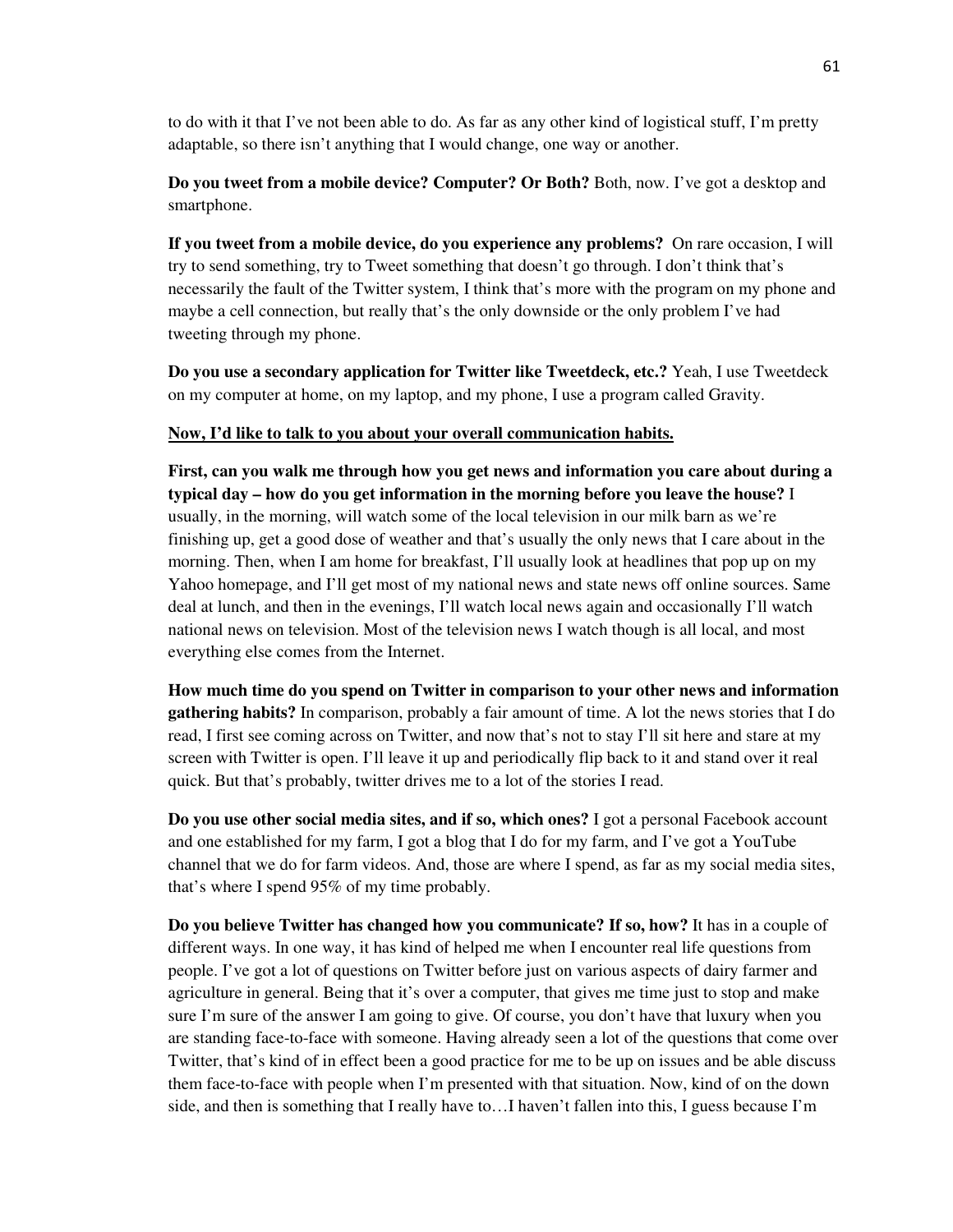to do with it that I've not been able to do. As far as any other kind of logistical stuff, I'm pretty adaptable, so there isn't anything that I would change, one way or another.

**Do you tweet from a mobile device? Computer? Or Both?** Both, now. I've got a desktop and smartphone.

**If you tweet from a mobile device, do you experience any problems?** On rare occasion, I will try to send something, try to Tweet something that doesn't go through. I don't think that's necessarily the fault of the Twitter system, I think that's more with the program on my phone and maybe a cell connection, but really that's the only downside or the only problem I've had tweeting through my phone.

**Do you use a secondary application for Twitter like Tweetdeck, etc.?** Yeah, I use Tweetdeck on my computer at home, on my laptop, and my phone, I use a program called Gravity.

**Now, I'd like to talk to you about your overall communication habits.**

**First, can you walk me through how you get news and information you care about during a typical day – how do you get information in the morning before you leave the house?** I usually, in the morning, will watch some of the local television in our milk barn as we're finishing up, get a good dose of weather and that's usually the only news that I care about in the morning. Then, when I am home for breakfast, I'll usually look at headlines that pop up on my Yahoo homepage, and I'll get most of my national news and state news off online sources. Same deal at lunch, and then in the evenings, I'll watch local news again and occasionally I'll watch national news on television. Most of the television news I watch though is all local, and most everything else comes from the Internet.

**How much time do you spend on Twitter in comparison to your other news and information gathering habits?** In comparison, probably a fair amount of time. A lot the news stories that I do read, I first see coming across on Twitter, and now that's not to stay I'll sit here and stare at my screen with Twitter is open. I'll leave it up and periodically flip back to it and stand over it real quick. But that's probably, twitter drives me to a lot of the stories I read.

**Do you use other social media sites, and if so, which ones?** I got a personal Facebook account and one established for my farm, I got a blog that I do for my farm, and I've got a YouTube channel that we do for farm videos. And, those are where I spend, as far as my social media sites, that's where I spend 95% of my time probably.

**Do you believe Twitter has changed how you communicate? If so, how?** It has in a couple of different ways. In one way, it has kind of helped me when I encounter real life questions from people. I've got a lot of questions on Twitter before just on various aspects of dairy farmer and agriculture in general. Being that it's over a computer, that gives me time just to stop and make sure I'm sure of the answer I am going to give. Of course, you don't have that luxury when you are standing face-to-face with someone. Having already seen a lot of the questions that come over Twitter, that's kind of in effect been a good practice for me to be up on issues and be able discuss them face-to-face with people when I'm presented with that situation. Now, kind of on the down side, and then is something that I really have to…I haven't fallen into this, I guess because I'm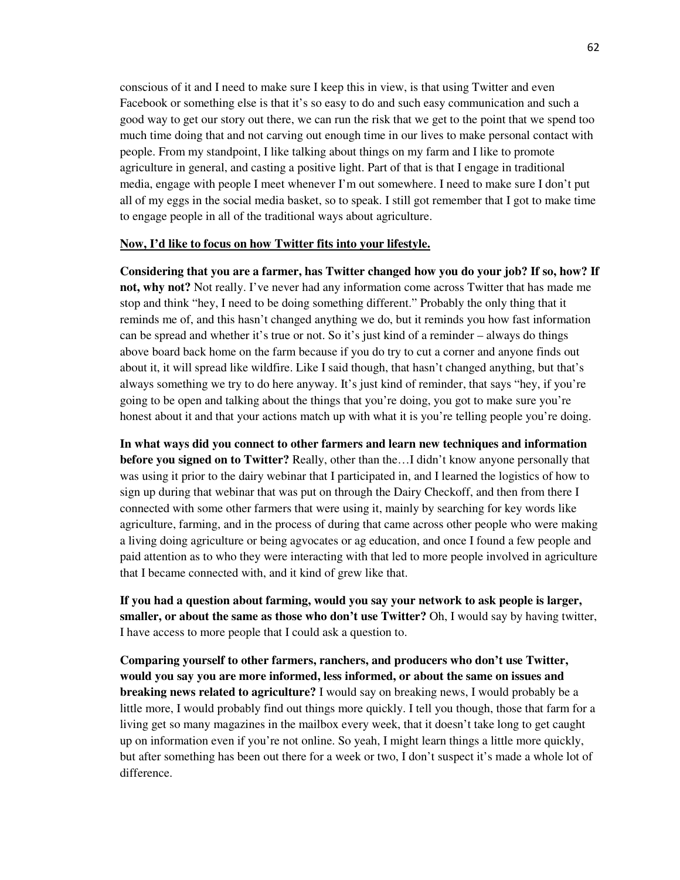conscious of it and I need to make sure I keep this in view, is that using Twitter and even Facebook or something else is that it's so easy to do and such easy communication and such a good way to get our story out there, we can run the risk that we get to the point that we spend too much time doing that and not carving out enough time in our lives to make personal contact with people. From my standpoint, I like talking about things on my farm and I like to promote agriculture in general, and casting a positive light. Part of that is that I engage in traditional media, engage with people I meet whenever I'm out somewhere. I need to make sure I don't put all of my eggs in the social media basket, so to speak. I still got remember that I got to make time to engage people in all of the traditional ways about agriculture.

**Now, I'd like to focus on how Twitter fits into your lifestyle.**

**Considering that you are a farmer, has Twitter changed how you do your job? If so, how? If not, why not?** Not really. I've never had any information come across Twitter that has made me stop and think "hey, I need to be doing something different." Probably the only thing that it reminds me of, and this hasn't changed anything we do, but it reminds you how fast information can be spread and whether it's true or not. So it's just kind of a reminder – always do things above board back home on the farm because if you do try to cut a corner and anyone finds out about it, it will spread like wildfire. Like I said though, that hasn't changed anything, but that's always something we try to do here anyway. It's just kind of reminder, that says "hey, if you're going to be open and talking about the things that you're doing, you got to make sure you're honest about it and that your actions match up with what it is you're telling people you're doing.

**In what ways did you connect to other farmers and learn new techniques and information before you signed on to Twitter?** Really, other than the…I didn't know anyone personally that was using it prior to the dairy webinar that I participated in, and I learned the logistics of how to sign up during that webinar that was put on through the Dairy Checkoff, and then from there I connected with some other farmers that were using it, mainly by searching for key words like agriculture, farming, and in the process of during that came across other people who were making a living doing agriculture or being agvocates or ag education, and once I found a few people and paid attention as to who they were interacting with that led to more people involved in agriculture that I became connected with, and it kind of grew like that.

**If you had a question about farming, would you say your network to ask people is larger, smaller, or about the same as those who don't use Twitter?** Oh, I would say by having twitter, I have access to more people that I could ask a question to.

**Comparing yourself to other farmers, ranchers, and producers who don't use Twitter, would you say you are more informed, less informed, or about the same on issues and breaking news related to agriculture?** I would say on breaking news, I would probably be a little more, I would probably find out things more quickly. I tell you though, those that farm for a living get so many magazines in the mailbox every week, that it doesn't take long to get caught up on information even if you're not online. So yeah, I might learn things a little more quickly, but after something has been out there for a week or two, I don't suspect it's made a whole lot of difference.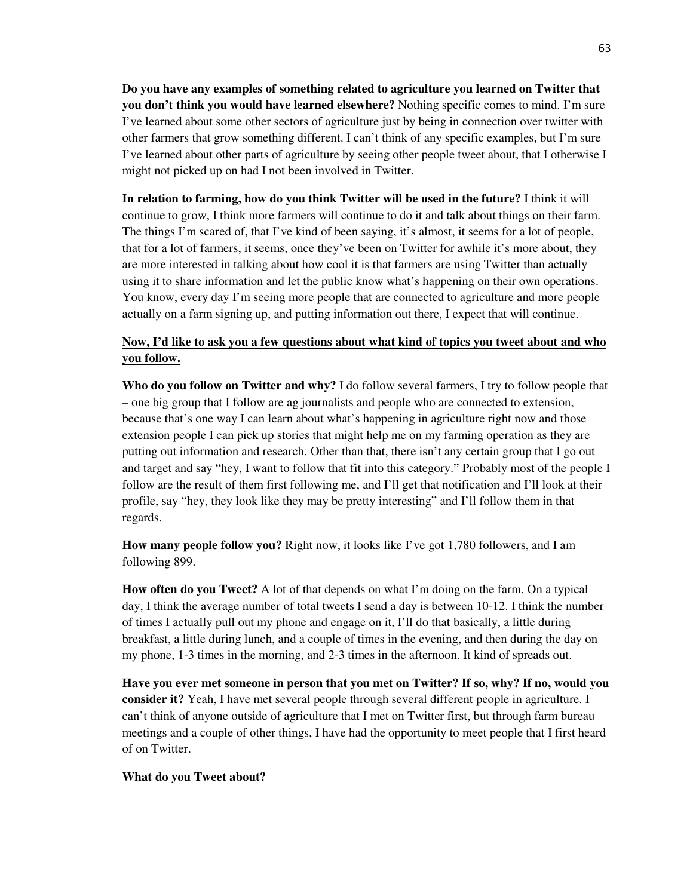**Do you have any examples of something related to agriculture you learned on Twitter that you don't think you would have learned elsewhere?** Nothing specific comes to mind. I'm sure I've learned about some other sectors of agriculture just by being in connection over twitter with other farmers that grow something different. I can't think of any specific examples, but I'm sure I've learned about other parts of agriculture by seeing other people tweet about, that I otherwise I might not picked up on had I not been involved in Twitter.

**In relation to farming, how do you think Twitter will be used in the future?** I think it will continue to grow, I think more farmers will continue to do it and talk about things on their farm. The things I'm scared of, that I've kind of been saying, it's almost, it seems for a lot of people, that for a lot of farmers, it seems, once they've been on Twitter for awhile it's more about, they are more interested in talking about how cool it is that farmers are using Twitter than actually using it to share information and let the public know what's happening on their own operations. You know, every day I'm seeing more people that are connected to agriculture and more people actually on a farm signing up, and putting information out there, I expect that will continue.

**<u>Now, I'd like to ask you a few questions about what kind of topics you tweet about and who you follow.</u>**

**Who do you follow on Twitter and why?** I do follow several farmers, I try to follow people that – one big group that I follow are ag journalists and people who are connected to extension, because that's one way I can learn about what's happening in agriculture right now and those extension people I can pick up stories that might help me on my farming operation as they are putting out information and research. Other than that, there isn't any certain group that I go out and target and say "hey, I want to follow that fit into this category." Probably most of the people I follow are the result of them first following me, and I'll get that notification and I'll look at their profile, say "hey, they look like they may be pretty interesting" and I'll follow them in that regards.

**How many people follow you?** Right now, it looks like I've got 1,780 followers, and I am following 899.

**How often do you Tweet?** A lot of that depends on what I'm doing on the farm. On a typical day, I think the average number of total tweets I send a day is between 10-12. I think the number of times I actually pull out my phone and engage on it, I'll do that basically, a little during breakfast, a little during lunch, and a couple of times in the evening, and then during the day on my phone, 1-3 times in the morning, and 2-3 times in the afternoon. It kind of spreads out.

**Have you ever met someone in person that you met on Twitter? If so, why? If no, would you consider it?** Yeah, I have met several people through several different people in agriculture. I can't think of anyone outside of agriculture that I met on Twitter first, but through farm bureau meetings and a couple of other things, I have had the opportunity to meet people that I first heard of on Twitter.

**What do you Tweet about?**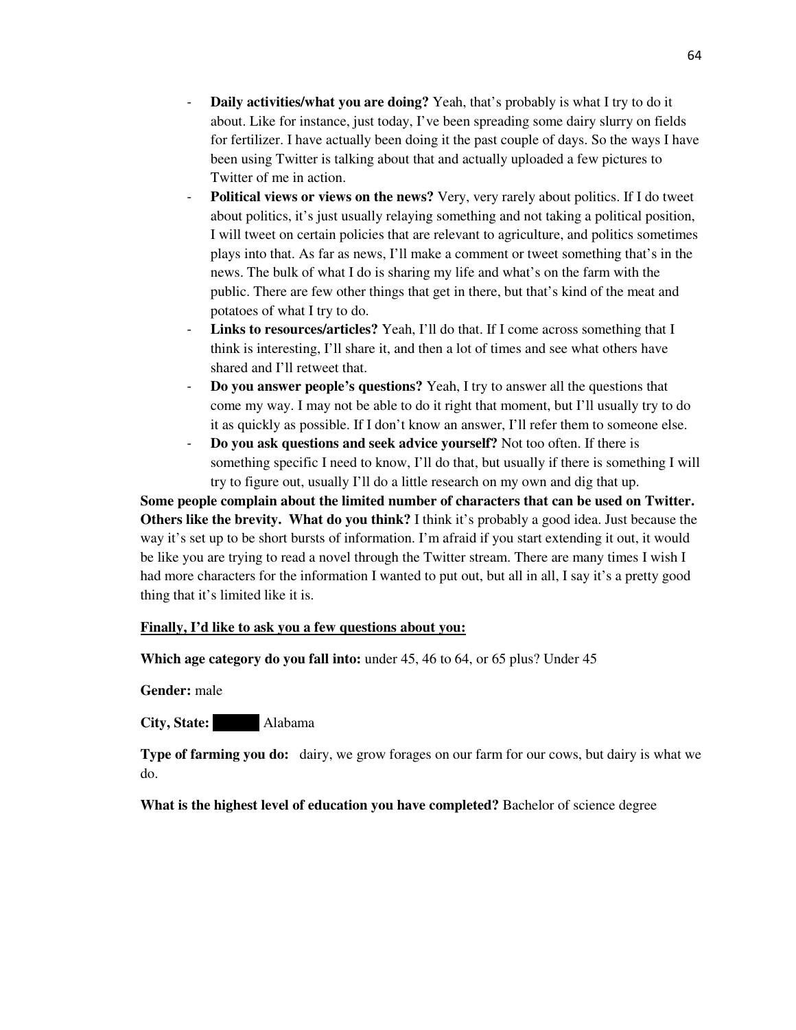- **Daily activities/what you are doing?** Yeah, that's probably is what I try to do it about. Like for instance, just today, I've been spreading some dairy slurry on fields for fertilizer. I have actually been doing it the past couple of days. So the ways I have been using Twitter is talking about that and actually uploaded a few pictures to Twitter of me in action.
- **Political views or views on the news?** Very, very rarely about politics. If I do tweet about politics, it's just usually relaying something and not taking a political position, I will tweet on certain policies that are relevant to agriculture, and politics sometimes plays into that. As far as news, I'll make a comment or tweet something that's in the news. The bulk of what I do is sharing my life and what's on the farm with the public. There are few other things that get in there, but that's kind of the meat and potatoes of what I try to do.
- **Links to resources/articles?** Yeah, I'll do that. If I come across something that I think is interesting, I'll share it, and then a lot of times and see what others have shared and I'll retweet that.
- **Do you answer people's questions?** Yeah, I try to answer all the questions that come my way. I may not be able to do it right that moment, but I'll usually try to do it as quickly as possible. If I don't know an answer, I'll refer them to someone else.
- **Do you ask questions and seek advice yourself?** Not too often. If there is something specific I need to know, I'll do that, but usually if there is something I will try to figure out, usually I'll do a little research on my own and dig that up.

**Some people complain about the limited number of characters that can be used on Twitter. Others like the brevity. What do you think?** I think it's probably a good idea. Just because the way it's set up to be short bursts of information. I'm afraid if you start extending it out, it would be like you are trying to read a novel through the Twitter stream. There are many times I wish I had more characters for the information I wanted to put out, but all in all, I say it's a pretty good thing that it's limited like it is.

**Finally, I'd like to ask you a few questions about you:**

**Which age category do you fall into:** under 45, 46 to 64, or 65 plus? Under 45

**Gender:** male

**City, State:** ██████ Alabama

**Type of farming you do:** dairy, we grow forages on our farm for our cows, but dairy is what we do.

**What is the highest level of education you have completed?** Bachelor of science degree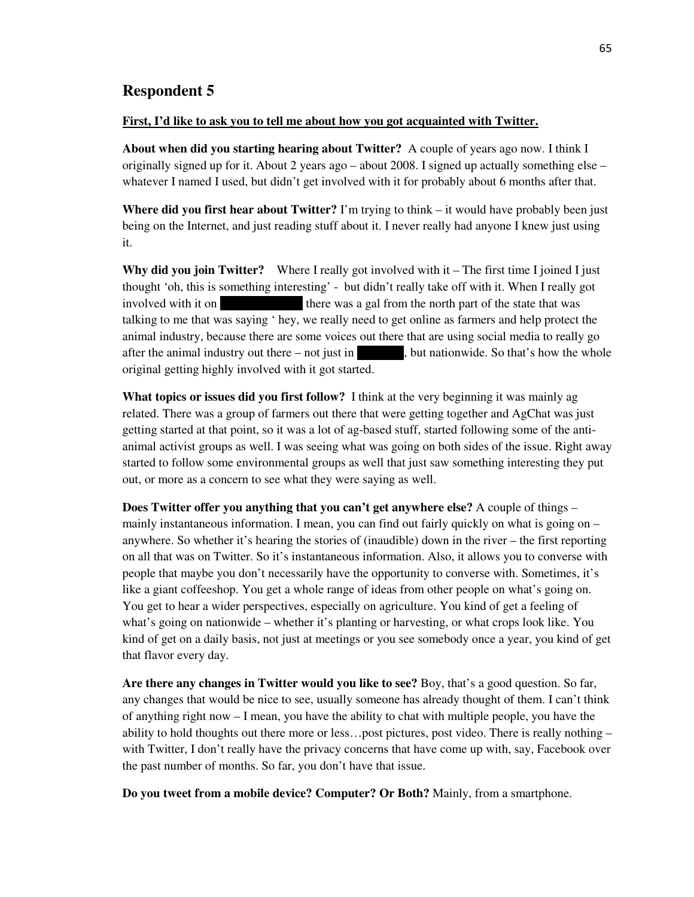## Respondent 5

**First, I'd like to ask you to tell me about how you got acquainted with Twitter.**

**About when did you starting hearing about Twitter?** A couple of years ago now. I think I originally signed up for it. About 2 years ago – about 2008. I signed up actually something else – whatever I named I used, but didn't get involved with it for probably about 6 months after that.

**Where did you first hear about Twitter?** I'm trying to think – it would have probably been just being on the Internet, and just reading stuff about it. I never really had anyone I knew just using it.

**Why did you join Twitter?** Where I really got involved with it – The first time I joined I just thought 'oh, this is something interesting' - but didn't really take off with it. When I really got involved with it on [redacted] there was a gal from the north part of the state that was talking to me that was saying ' hey, we really need to get online as farmers and help protect the animal industry, because there are some voices out there that are using social media to really go after the animal industry out there – not just in [redacted], but nationwide. So that's how the whole original getting highly involved with it got started.

**What topics or issues did you first follow?** I think at the very beginning it was mainly ag related. There was a group of farmers out there that were getting together and AgChat was just getting started at that point, so it was a lot of ag-based stuff, started following some of the anti-animal activist groups as well. I was seeing what was going on both sides of the issue. Right away started to follow some environmental groups as well that just saw something interesting they put out, or more as a concern to see what they were saying as well.

**Does Twitter offer you anything that you can't get anywhere else?** A couple of things – mainly instantaneous information. I mean, you can find out fairly quickly on what is going on – anywhere. So whether it's hearing the stories of (inaudible) down in the river – the first reporting on all that was on Twitter. So it's instantaneous information. Also, it allows you to converse with people that maybe you don't necessarily have the opportunity to converse with. Sometimes, it's like a giant coffeeshop. You get a whole range of ideas from other people on what's going on. You get to hear a wider perspectives, especially on agriculture. You kind of get a feeling of what's going on nationwide – whether it's planting or harvesting, or what crops look like. You kind of get on a daily basis, not just at meetings or you see somebody once a year, you kind of get that flavor every day.

**Are there any changes in Twitter would you like to see?** Boy, that's a good question. So far, any changes that would be nice to see, usually someone has already thought of them. I can't think of anything right now – I mean, you have the ability to chat with multiple people, you have the ability to hold thoughts out there more or less…post pictures, post video. There is really nothing – with Twitter, I don't really have the privacy concerns that have come up with, say, Facebook over the past number of months. So far, you don't have that issue.

**Do you tweet from a mobile device? Computer? Or Both?** Mainly, from a smartphone.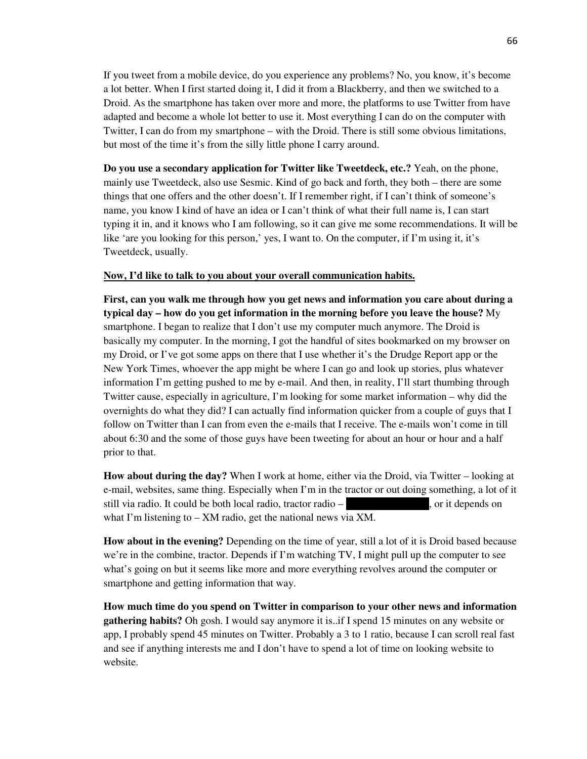If you tweet from a mobile device, do you experience any problems? No, you know, it's become a lot better. When I first started doing it, I did it from a Blackberry, and then we switched to a Droid. As the smartphone has taken over more and more, the platforms to use Twitter from have adapted and become a whole lot better to use it. Most everything I can do on the computer with Twitter, I can do from my smartphone – with the Droid. There is still some obvious limitations, but most of the time it's from the silly little phone I carry around.

**Do you use a secondary application for Twitter like Tweetdeck, etc.?** Yeah, on the phone, mainly use Tweetdeck, also use Sesmic. Kind of go back and forth, they both – there are some things that one offers and the other doesn't. If I remember right, if I can't think of someone's name, you know I kind of have an idea or I can't think of what their full name is, I can start typing it in, and it knows who I am following, so it can give me some recommendations. It will be like 'are you looking for this person,' yes, I want to. On the computer, if I'm using it, it's Tweetdeck, usually.

**Now, I'd like to talk to you about your overall communication habits.**

**First, can you walk me through how you get news and information you care about during a typical day – how do you get information in the morning before you leave the house?** My smartphone. I began to realize that I don't use my computer much anymore. The Droid is basically my computer. In the morning, I got the handful of sites bookmarked on my browser on my Droid, or I've got some apps on there that I use whether it's the Drudge Report app or the New York Times, whoever the app might be where I can go and look up stories, plus whatever information I'm getting pushed to me by e-mail. And then, in reality, I'll start thumbing through Twitter cause, especially in agriculture, I'm looking for some market information – why did the overnights do what they did? I can actually find information quicker from a couple of guys that I follow on Twitter than I can from even the e-mails that I receive. The e-mails won't come in till about 6:30 and the some of those guys have been tweeting for about an hour or hour and a half prior to that.

**How about during the day?** When I work at home, either via the Droid, via Twitter – looking at e-mail, websites, same thing. Especially when I'm in the tractor or out doing something, a lot of it still via radio. It could be both local radio, tractor radio – ██████████, or it depends on what I'm listening to – XM radio, get the national news via XM.

**How about in the evening?** Depending on the time of year, still a lot of it is Droid based because we're in the combine, tractor. Depends if I'm watching TV, I might pull up the computer to see what's going on but it seems like more and more everything revolves around the computer or smartphone and getting information that way.

**How much time do you spend on Twitter in comparison to your other news and information gathering habits?** Oh gosh. I would say anymore it is..if I spend 15 minutes on any website or app, I probably spend 45 minutes on Twitter. Probably a 3 to 1 ratio, because I can scroll real fast and see if anything interests me and I don't have to spend a lot of time on looking website to website.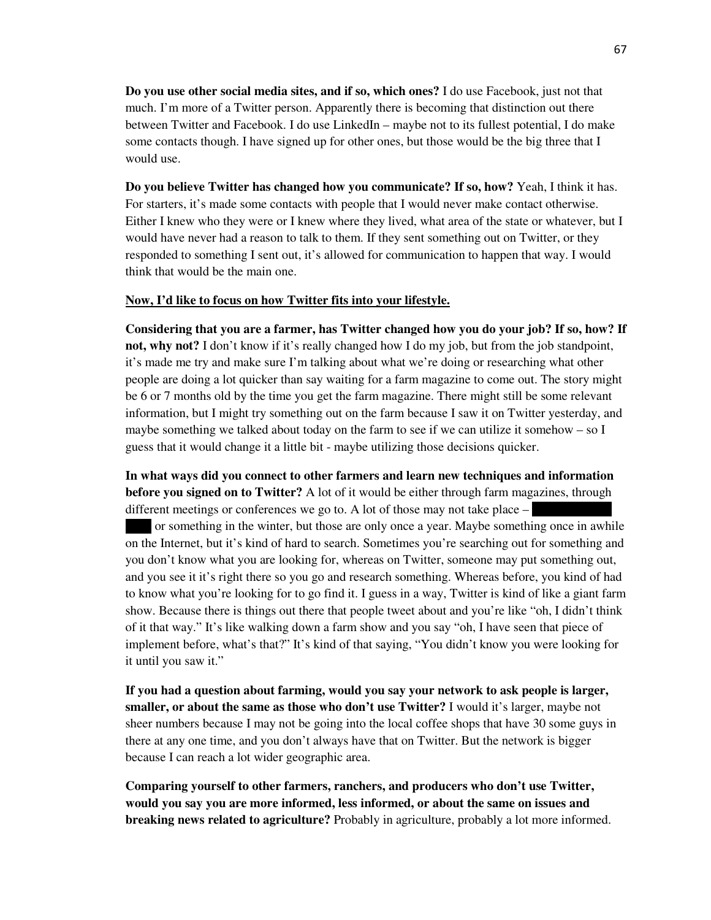**Do you use other social media sites, and if so, which ones?** I do use Facebook, just not that much. I'm more of a Twitter person. Apparently there is becoming that distinction out there between Twitter and Facebook. I do use LinkedIn – maybe not to its fullest potential, I do make some contacts though. I have signed up for other ones, but those would be the big three that I would use.

**Do you believe Twitter has changed how you communicate? If so, how?** Yeah, I think it has. For starters, it's made some contacts with people that I would never make contact otherwise. Either I knew who they were or I knew where they lived, what area of the state or whatever, but I would have never had a reason to talk to them. If they sent something out on Twitter, or they responded to something I sent out, it's allowed for communication to happen that way. I would think that would be the main one.

**<u>Now, I'd like to focus on how Twitter fits into your lifestyle.</u>**

**Considering that you are a farmer, has Twitter changed how you do your job? If so, how? If not, why not?** I don't know if it's really changed how I do my job, but from the job standpoint, it's made me try and make sure I'm talking about what we're doing or researching what other people are doing a lot quicker than say waiting for a farm magazine to come out. The story might be 6 or 7 months old by the time you get the farm magazine. There might still be some relevant information, but I might try something out on the farm because I saw it on Twitter yesterday, and maybe something we talked about today on the farm to see if we can utilize it somehow – so I guess that it would change it a little bit - maybe utilizing those decisions quicker.

**In what ways did you connect to other farmers and learn new techniques and information before you signed on to Twitter?** A lot of it would be either through farm magazines, through different meetings or conferences we go to. A lot of those may not take place – [redacted] or something in the winter, but those are only once a year. Maybe something once in awhile on the Internet, but it's kind of hard to search. Sometimes you're searching out for something and you don't know what you are looking for, whereas on Twitter, someone may put something out, and you see it it's right there so you go and research something. Whereas before, you kind of had to know what you're looking for to go find it. I guess in a way, Twitter is kind of like a giant farm show. Because there is things out there that people tweet about and you're like "oh, I didn't think of it that way." It's like walking down a farm show and you say "oh, I have seen that piece of implement before, what's that?" It's kind of that saying, "You didn't know you were looking for it until you saw it."

**If you had a question about farming, would you say your network to ask people is larger, smaller, or about the same as those who don't use Twitter?** I would it's larger, maybe not sheer numbers because I may not be going into the local coffee shops that have 30 some guys in there at any one time, and you don't always have that on Twitter. But the network is bigger because I can reach a lot wider geographic area.

**Comparing yourself to other farmers, ranchers, and producers who don't use Twitter, would you say you are more informed, less informed, or about the same on issues and breaking news related to agriculture?** Probably in agriculture, probably a lot more informed.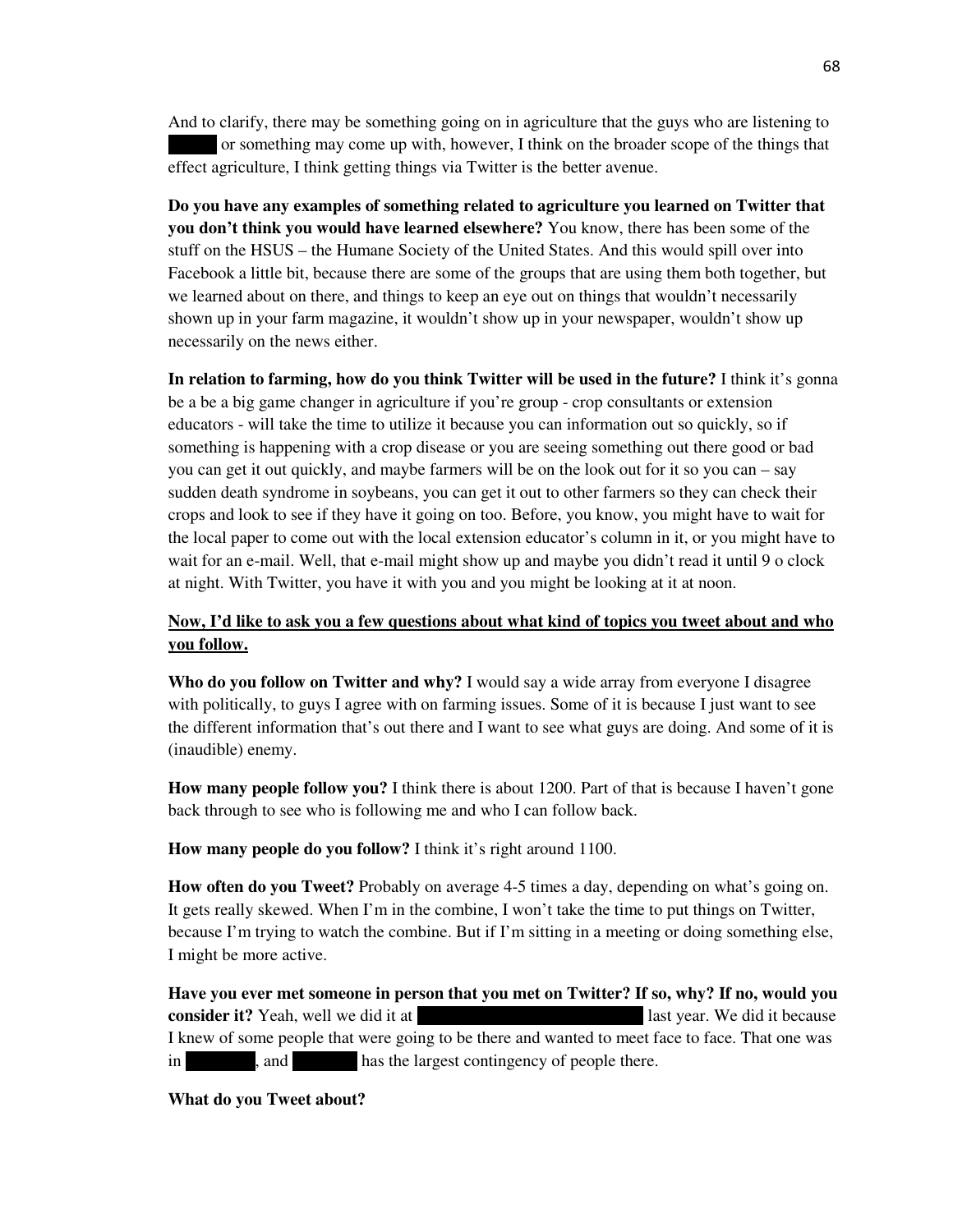And to clarify, there may be something going on in agriculture that the guys who are listening to ██████ or something may come up with, however, I think on the broader scope of the things that effect agriculture, I think getting things via Twitter is the better avenue.

**Do you have any examples of something related to agriculture you learned on Twitter that you don't think you would have learned elsewhere?** You know, there has been some of the stuff on the HSUS – the Humane Society of the United States. And this would spill over into Facebook a little bit, because there are some of the groups that are using them both together, but we learned about on there, and things to keep an eye out on things that wouldn't necessarily shown up in your farm magazine, it wouldn't show up in your newspaper, wouldn't show up necessarily on the news either.

**In relation to farming, how do you think Twitter will be used in the future?** I think it's gonna be a be a big game changer in agriculture if you're group - crop consultants or extension educators - will take the time to utilize it because you can information out so quickly, so if something is happening with a crop disease or you are seeing something out there good or bad you can get it out quickly, and maybe farmers will be on the look out for it so you can – say sudden death syndrome in soybeans, you can get it out to other farmers so they can check their crops and look to see if they have it going on too. Before, you know, you might have to wait for the local paper to come out with the local extension educator's column in it, or you might have to wait for an e-mail. Well, that e-mail might show up and maybe you didn't read it until 9 o clock at night. With Twitter, you have it with you and you might be looking at it at noon.

**<u>Now, I'd like to ask you a few questions about what kind of topics you tweet about and who you follow.</u>**

**Who do you follow on Twitter and why?** I would say a wide array from everyone I disagree with politically, to guys I agree with on farming issues. Some of it is because I just want to see the different information that's out there and I want to see what guys are doing. And some of it is (inaudible) enemy.

**How many people follow you?** I think there is about 1200. Part of that is because I haven't gone back through to see who is following me and who I can follow back.

**How many people do you follow?** I think it's right around 1100.

**How often do you Tweet?** Probably on average 4-5 times a day, depending on what's going on. It gets really skewed. When I'm in the combine, I won't take the time to put things on Twitter, because I'm trying to watch the combine. But if I'm sitting in a meeting or doing something else, I might be more active.

**Have you ever met someone in person that you met on Twitter? If so, why? If no, would you consider it?** Yeah, well we did it at ████████████████████ last year. We did it because I knew of some people that were going to be there and wanted to meet face to face. That one was in ███████, and ███████ has the largest contingency of people there.

**What do you Tweet about?**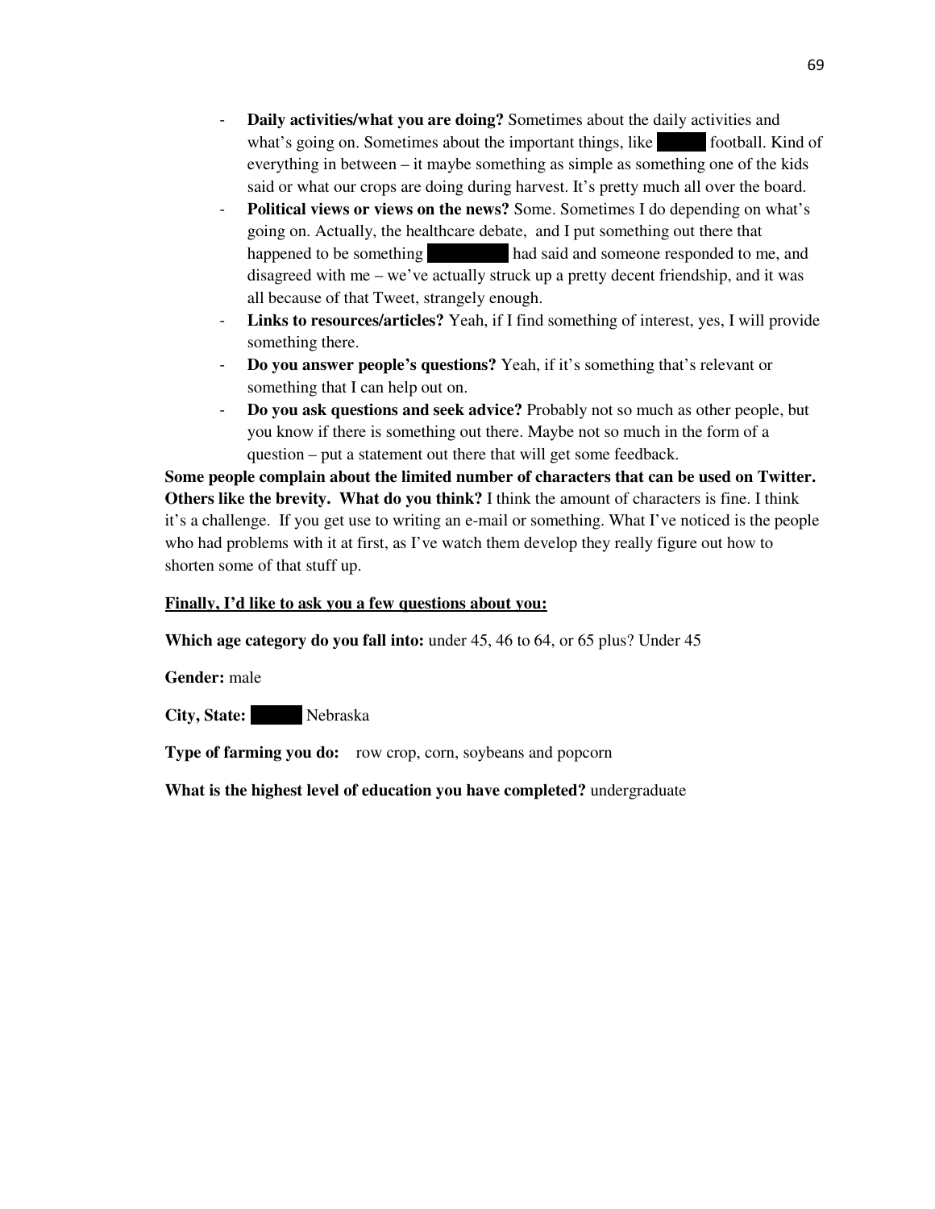- **Daily activities/what you are doing?** Sometimes about the daily activities and what's going on. Sometimes about the important things, like ██████ football. Kind of everything in between – it maybe something as simple as something one of the kids said or what our crops are doing during harvest. It's pretty much all over the board.
- **Political views or views on the news?** Some. Sometimes I do depending on what's going on. Actually, the healthcare debate, and I put something out there that happened to be something ██████████ had said and someone responded to me, and disagreed with me – we've actually struck up a pretty decent friendship, and it was all because of that Tweet, strangely enough.
- **Links to resources/articles?** Yeah, if I find something of interest, yes, I will provide something there.
- **Do you answer people's questions?** Yeah, if it's something that's relevant or something that I can help out on.
- **Do you ask questions and seek advice?** Probably not so much as other people, but you know if there is something out there. Maybe not so much in the form of a question – put a statement out there that will get some feedback.

**Some people complain about the limited number of characters that can be used on Twitter. Others like the brevity. What do you think?** I think the amount of characters is fine. I think it's a challenge. If you get use to writing an e-mail or something. What I've noticed is the people who had problems with it at first, as I've watch them develop they really figure out how to shorten some of that stuff up.

**Finally, I'd like to ask you a few questions about you:**

**Which age category do you fall into:** under 45, 46 to 64, or 65 plus? Under 45

**Gender:** male

**City, State:** ██████ Nebraska

**Type of farming you do:** row crop, corn, soybeans and popcorn

**What is the highest level of education you have completed?** undergraduate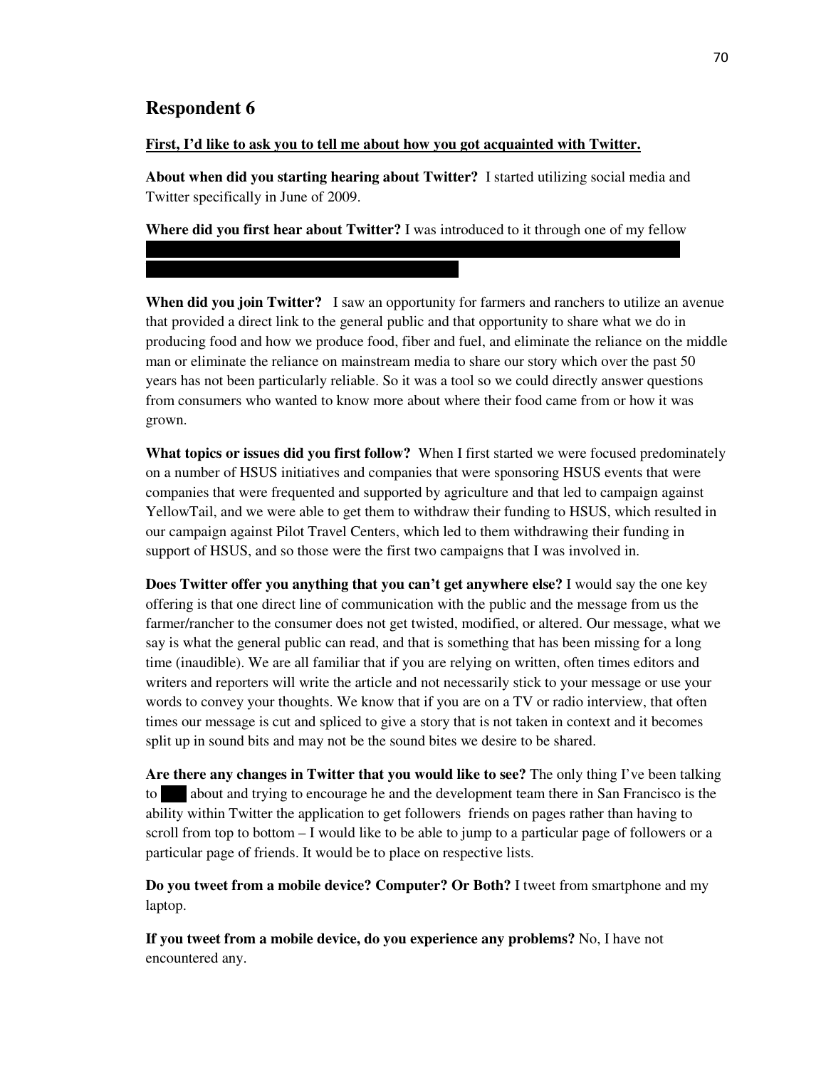## Respondent 6

**First, I'd like to ask you to tell me about how you got acquainted with Twitter.**

**About when did you starting hearing about Twitter?** I started utilizing social media and Twitter specifically in June of 2009.

**Where did you first hear about Twitter?** I was introduced to it through one of my fellow

**When did you join Twitter?** I saw an opportunity for farmers and ranchers to utilize an avenue that provided a direct link to the general public and that opportunity to share what we do in producing food and how we produce food, fiber and fuel, and eliminate the reliance on the middle man or eliminate the reliance on mainstream media to share our story which over the past 50 years has not been particularly reliable. So it was a tool so we could directly answer questions from consumers who wanted to know more about where their food came from or how it was grown.

**What topics or issues did you first follow?** When I first started we were focused predominately on a number of HSUS initiatives and companies that were sponsoring HSUS events that were companies that were frequented and supported by agriculture and that led to campaign against YellowTail, and we were able to get them to withdraw their funding to HSUS, which resulted in our campaign against Pilot Travel Centers, which led to them withdrawing their funding in support of HSUS, and so those were the first two campaigns that I was involved in.

**Does Twitter offer you anything that you can't get anywhere else?** I would say the one key offering is that one direct line of communication with the public and the message from us the farmer/rancher to the consumer does not get twisted, modified, or altered. Our message, what we say is what the general public can read, and that is something that has been missing for a long time (inaudible). We are all familiar that if you are relying on written, often times editors and writers and reporters will write the article and not necessarily stick to your message or use your words to convey your thoughts. We know that if you are on a TV or radio interview, that often times our message is cut and spliced to give a story that is not taken in context and it becomes split up in sound bits and may not be the sound bites we desire to be shared.

**Are there any changes in Twitter that you would like to see?** The only thing I've been talking to about and trying to encourage he and the development team there in San Francisco is the ability within Twitter the application to get followers friends on pages rather than having to scroll from top to bottom – I would like to be able to jump to a particular page of followers or a particular page of friends. It would be to place on respective lists.

**Do you tweet from a mobile device? Computer? Or Both?** I tweet from smartphone and my laptop.

**If you tweet from a mobile device, do you experience any problems?** No, I have not encountered any.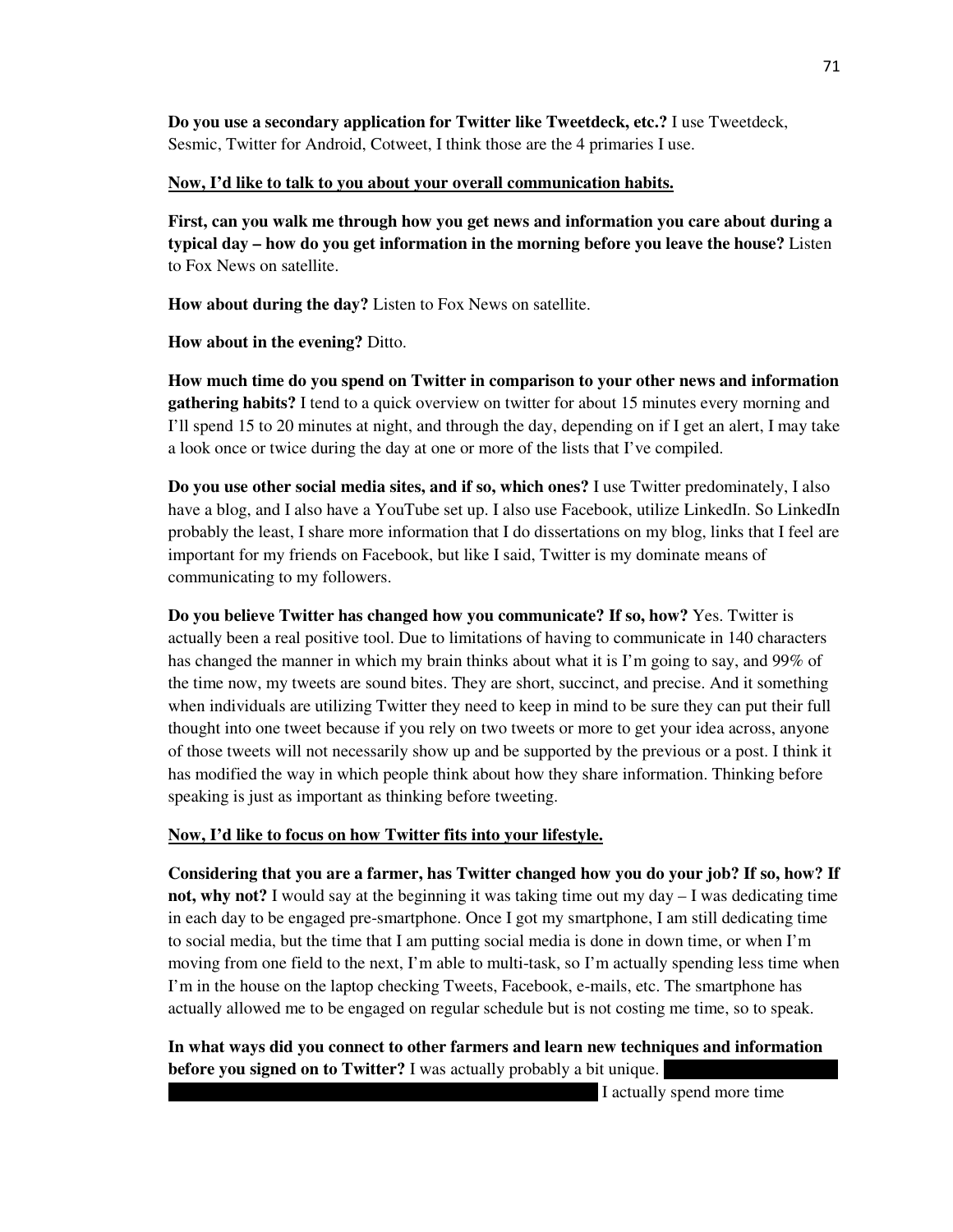**Do you use a secondary application for Twitter like Tweetdeck, etc.?** I use Tweetdeck, Sesmic, Twitter for Android, Cotweet, I think those are the 4 primaries I use.

**Now, I'd like to talk to you about your overall communication habits.**

**First, can you walk me through how you get news and information you care about during a typical day – how do you get information in the morning before you leave the house?** Listen to Fox News on satellite.

**How about during the day?** Listen to Fox News on satellite.

**How about in the evening?** Ditto.

**How much time do you spend on Twitter in comparison to your other news and information gathering habits?** I tend to a quick overview on twitter for about 15 minutes every morning and I'll spend 15 to 20 minutes at night, and through the day, depending on if I get an alert, I may take a look once or twice during the day at one or more of the lists that I've compiled.

**Do you use other social media sites, and if so, which ones?** I use Twitter predominately, I also have a blog, and I also have a YouTube set up. I also use Facebook, utilize LinkedIn. So LinkedIn probably the least, I share more information that I do dissertations on my blog, links that I feel are important for my friends on Facebook, but like I said, Twitter is my dominate means of communicating to my followers.

**Do you believe Twitter has changed how you communicate? If so, how?** Yes. Twitter is actually been a real positive tool. Due to limitations of having to communicate in 140 characters has changed the manner in which my brain thinks about what it is I'm going to say, and 99% of the time now, my tweets are sound bites. They are short, succinct, and precise. And it something when individuals are utilizing Twitter they need to keep in mind to be sure they can put their full thought into one tweet because if you rely on two tweets or more to get your idea across, anyone of those tweets will not necessarily show up and be supported by the previous or a post. I think it has modified the way in which people think about how they share information. Thinking before speaking is just as important as thinking before tweeting.

**Now, I'd like to focus on how Twitter fits into your lifestyle.**

**Considering that you are a farmer, has Twitter changed how you do your job? If so, how? If not, why not?** I would say at the beginning it was taking time out my day – I was dedicating time in each day to be engaged pre-smartphone. Once I got my smartphone, I am still dedicating time to social media, but the time that I am putting social media is done in down time, or when I'm moving from one field to the next, I'm able to multi-task, so I'm actually spending less time when I'm in the house on the laptop checking Tweets, Facebook, e-mails, etc. The smartphone has actually allowed me to be engaged on regular schedule but is not costing me time, so to speak.

**In what ways did you connect to other farmers and learn new techniques and information before you signed on to Twitter?** I was actually probably a bit unique. I actually spend more time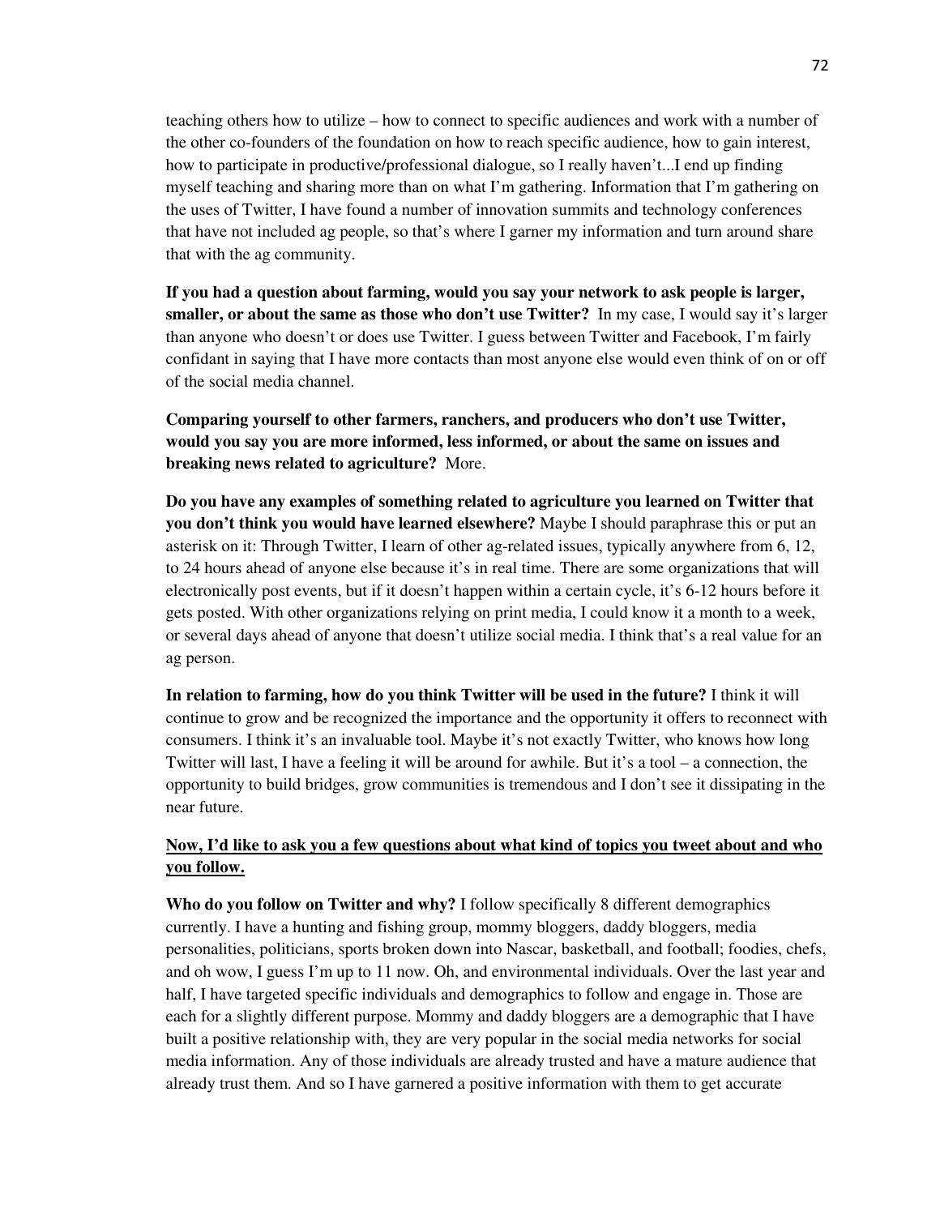teaching others how to utilize – how to connect to specific audiences and work with a number of the other co-founders of the foundation on how to reach specific audience, how to gain interest, how to participate in productive/professional dialogue, so I really haven't...I end up finding myself teaching and sharing more than on what I'm gathering. Information that I'm gathering on the uses of Twitter, I have found a number of innovation summits and technology conferences that have not included ag people, so that's where I garner my information and turn around share that with the ag community.

**If you had a question about farming, would you say your network to ask people is larger, smaller, or about the same as those who don't use Twitter?** In my case, I would say it's larger than anyone who doesn't or does use Twitter. I guess between Twitter and Facebook, I'm fairly confidant in saying that I have more contacts than most anyone else would even think of on or off of the social media channel.

**Comparing yourself to other farmers, ranchers, and producers who don't use Twitter, would you say you are more informed, less informed, or about the same on issues and breaking news related to agriculture?** More.

**Do you have any examples of something related to agriculture you learned on Twitter that you don't think you would have learned elsewhere?** Maybe I should paraphrase this or put an asterisk on it: Through Twitter, I learn of other ag-related issues, typically anywhere from 6, 12, to 24 hours ahead of anyone else because it's in real time. There are some organizations that will electronically post events, but if it doesn't happen within a certain cycle, it's 6-12 hours before it gets posted. With other organizations relying on print media, I could know it a month to a week, or several days ahead of anyone that doesn't utilize social media. I think that's a real value for an ag person.

**In relation to farming, how do you think Twitter will be used in the future?** I think it will continue to grow and be recognized the importance and the opportunity it offers to reconnect with consumers. I think it's an invaluable tool. Maybe it's not exactly Twitter, who knows how long Twitter will last, I have a feeling it will be around for awhile. But it's a tool – a connection, the opportunity to build bridges, grow communities is tremendous and I don't see it dissipating in the near future.

**<u>Now, I'd like to ask you a few questions about what kind of topics you tweet about and who you follow.</u>**

**Who do you follow on Twitter and why?** I follow specifically 8 different demographics currently. I have a hunting and fishing group, mommy bloggers, daddy bloggers, media personalities, politicians, sports broken down into Nascar, basketball, and football; foodies, chefs, and oh wow, I guess I'm up to 11 now. Oh, and environmental individuals. Over the last year and half, I have targeted specific individuals and demographics to follow and engage in. Those are each for a slightly different purpose. Mommy and daddy bloggers are a demographic that I have built a positive relationship with, they are very popular in the social media networks for social media information. Any of those individuals are already trusted and have a mature audience that already trust them. And so I have garnered a positive information with them to get accurate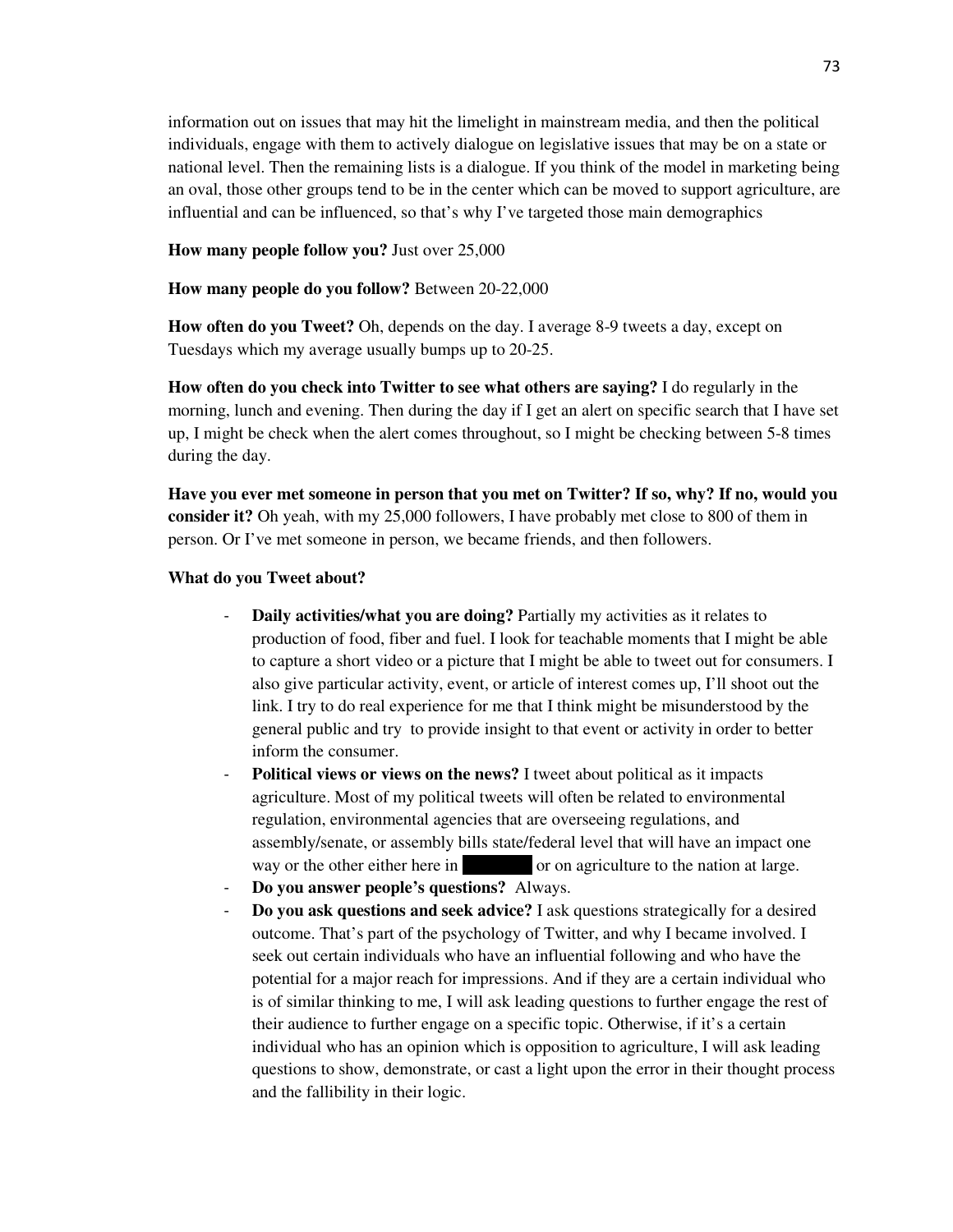information out on issues that may hit the limelight in mainstream media, and then the political individuals, engage with them to actively dialogue on legislative issues that may be on a state or national level. Then the remaining lists is a dialogue. If you think of the model in marketing being an oval, those other groups tend to be in the center which can be moved to support agriculture, are influential and can be influenced, so that's why I've targeted those main demographics

**How many people follow you?** Just over 25,000

**How many people do you follow?** Between 20-22,000

**How often do you Tweet?** Oh, depends on the day. I average 8-9 tweets a day, except on Tuesdays which my average usually bumps up to 20-25.

**How often do you check into Twitter to see what others are saying?** I do regularly in the morning, lunch and evening. Then during the day if I get an alert on specific search that I have set up, I might be check when the alert comes throughout, so I might be checking between 5-8 times during the day.

**Have you ever met someone in person that you met on Twitter? If so, why? If no, would you consider it?** Oh yeah, with my 25,000 followers, I have probably met close to 800 of them in person. Or I've met someone in person, we became friends, and then followers.

**What do you Tweet about?**

- **Daily activities/what you are doing?** Partially my activities as it relates to production of food, fiber and fuel. I look for teachable moments that I might be able to capture a short video or a picture that I might be able to tweet out for consumers. I also give particular activity, event, or article of interest comes up, I'll shoot out the link. I try to do real experience for me that I think might be misunderstood by the general public and try to provide insight to that event or activity in order to better inform the consumer.
- **Political views or views on the news?** I tweet about political as it impacts agriculture. Most of my political tweets will often be related to environmental regulation, environmental agencies that are overseeing regulations, and assembly/senate, or assembly bills state/federal level that will have an impact one way or the other either here in ████ or on agriculture to the nation at large.
- **Do you answer people's questions?** Always.
- **Do you ask questions and seek advice?** I ask questions strategically for a desired outcome. That's part of the psychology of Twitter, and why I became involved. I seek out certain individuals who have an influential following and who have the potential for a major reach for impressions. And if they are a certain individual who is of similar thinking to me, I will ask leading questions to further engage the rest of their audience to further engage on a specific topic. Otherwise, if it's a certain individual who has an opinion which is opposition to agriculture, I will ask leading questions to show, demonstrate, or cast a light upon the error in their thought process and the fallibility in their logic.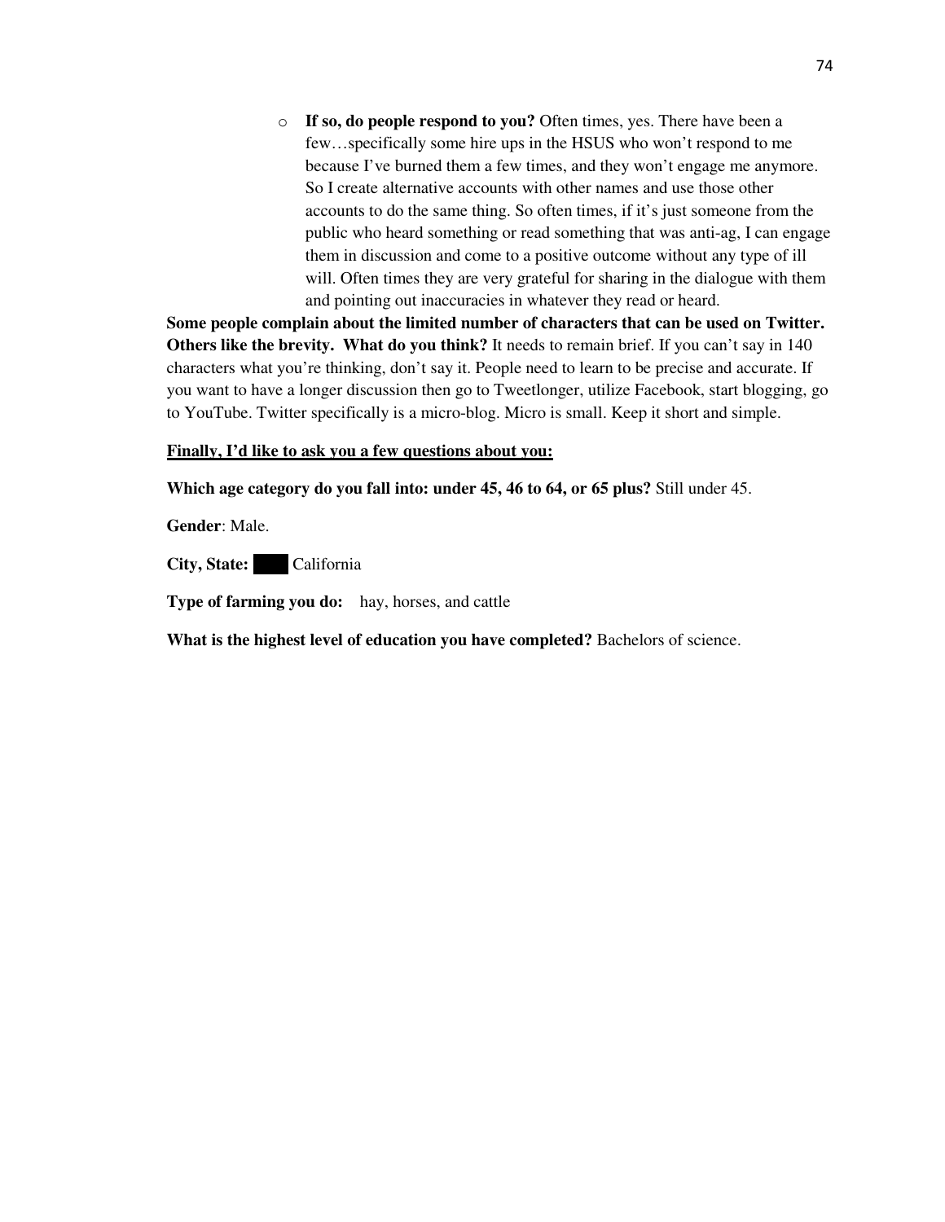- **If so, do people respond to you?** Often times, yes. There have been a few…specifically some hire ups in the HSUS who won't respond to me because I've burned them a few times, and they won't engage me anymore. So I create alternative accounts with other names and use those other accounts to do the same thing. So often times, if it's just someone from the public who heard something or read something that was anti-ag, I can engage them in discussion and come to a positive outcome without any type of ill will. Often times they are very grateful for sharing in the dialogue with them and pointing out inaccuracies in whatever they read or heard.

**Some people complain about the limited number of characters that can be used on Twitter. Others like the brevity. What do you think?** It needs to remain brief. If you can't say in 140 characters what you're thinking, don't say it. People need to learn to be precise and accurate. If you want to have a longer discussion then go to Tweetlonger, utilize Facebook, start blogging, go to YouTube. Twitter specifically is a micro-blog. Micro is small. Keep it short and simple.

**<u>Finally, I'd like to ask you a few questions about you:</u>**

**Which age category do you fall into: under 45, 46 to 64, or 65 plus?** Still under 45.

**Gender**: Male.

**City, State:** ████ California

**Type of farming you do:** hay, horses, and cattle

**What is the highest level of education you have completed?** Bachelors of science.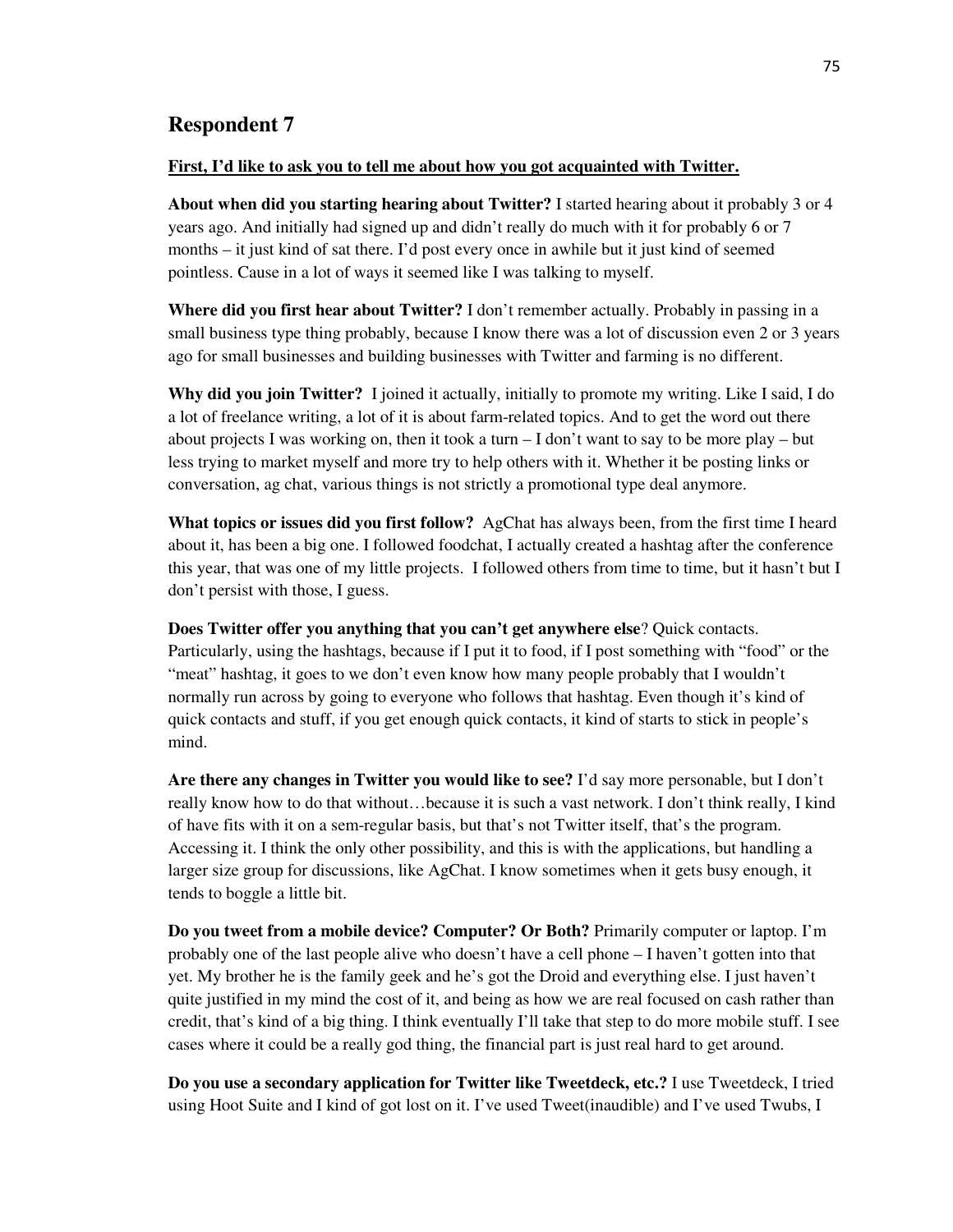## Respondent 7

**First, I'd like to ask you to tell me about how you got acquainted with Twitter.**

**About when did you starting hearing about Twitter?** I started hearing about it probably 3 or 4 years ago. And initially had signed up and didn't really do much with it for probably 6 or 7 months – it just kind of sat there. I'd post every once in awhile but it just kind of seemed pointless. Cause in a lot of ways it seemed like I was talking to myself.

**Where did you first hear about Twitter?** I don't remember actually. Probably in passing in a small business type thing probably, because I know there was a lot of discussion even 2 or 3 years ago for small businesses and building businesses with Twitter and farming is no different.

**Why did you join Twitter?** I joined it actually, initially to promote my writing. Like I said, I do a lot of freelance writing, a lot of it is about farm-related topics. And to get the word out there about projects I was working on, then it took a turn – I don't want to say to be more play – but less trying to market myself and more try to help others with it. Whether it be posting links or conversation, ag chat, various things is not strictly a promotional type deal anymore.

**What topics or issues did you first follow?** AgChat has always been, from the first time I heard about it, has been a big one. I followed foodchat, I actually created a hashtag after the conference this year, that was one of my little projects. I followed others from time to time, but it hasn't but I don't persist with those, I guess.

**Does Twitter offer you anything that you can't get anywhere else**? Quick contacts. Particularly, using the hashtags, because if I put it to food, if I post something with "food" or the "meat" hashtag, it goes to we don't even know how many people probably that I wouldn't normally run across by going to everyone who follows that hashtag. Even though it's kind of quick contacts and stuff, if you get enough quick contacts, it kind of starts to stick in people's mind.

**Are there any changes in Twitter you would like to see?** I'd say more personable, but I don't really know how to do that without…because it is such a vast network. I don't think really, I kind of have fits with it on a sem-regular basis, but that's not Twitter itself, that's the program. Accessing it. I think the only other possibility, and this is with the applications, but handling a larger size group for discussions, like AgChat. I know sometimes when it gets busy enough, it tends to boggle a little bit.

**Do you tweet from a mobile device? Computer? Or Both?** Primarily computer or laptop. I'm probably one of the last people alive who doesn't have a cell phone – I haven't gotten into that yet. My brother he is the family geek and he's got the Droid and everything else. I just haven't quite justified in my mind the cost of it, and being as how we are real focused on cash rather than credit, that's kind of a big thing. I think eventually I'll take that step to do more mobile stuff. I see cases where it could be a really god thing, the financial part is just real hard to get around.

**Do you use a secondary application for Twitter like Tweetdeck, etc.?** I use Tweetdeck, I tried using Hoot Suite and I kind of got lost on it. I've used Tweet(inaudible) and I've used Twubs, I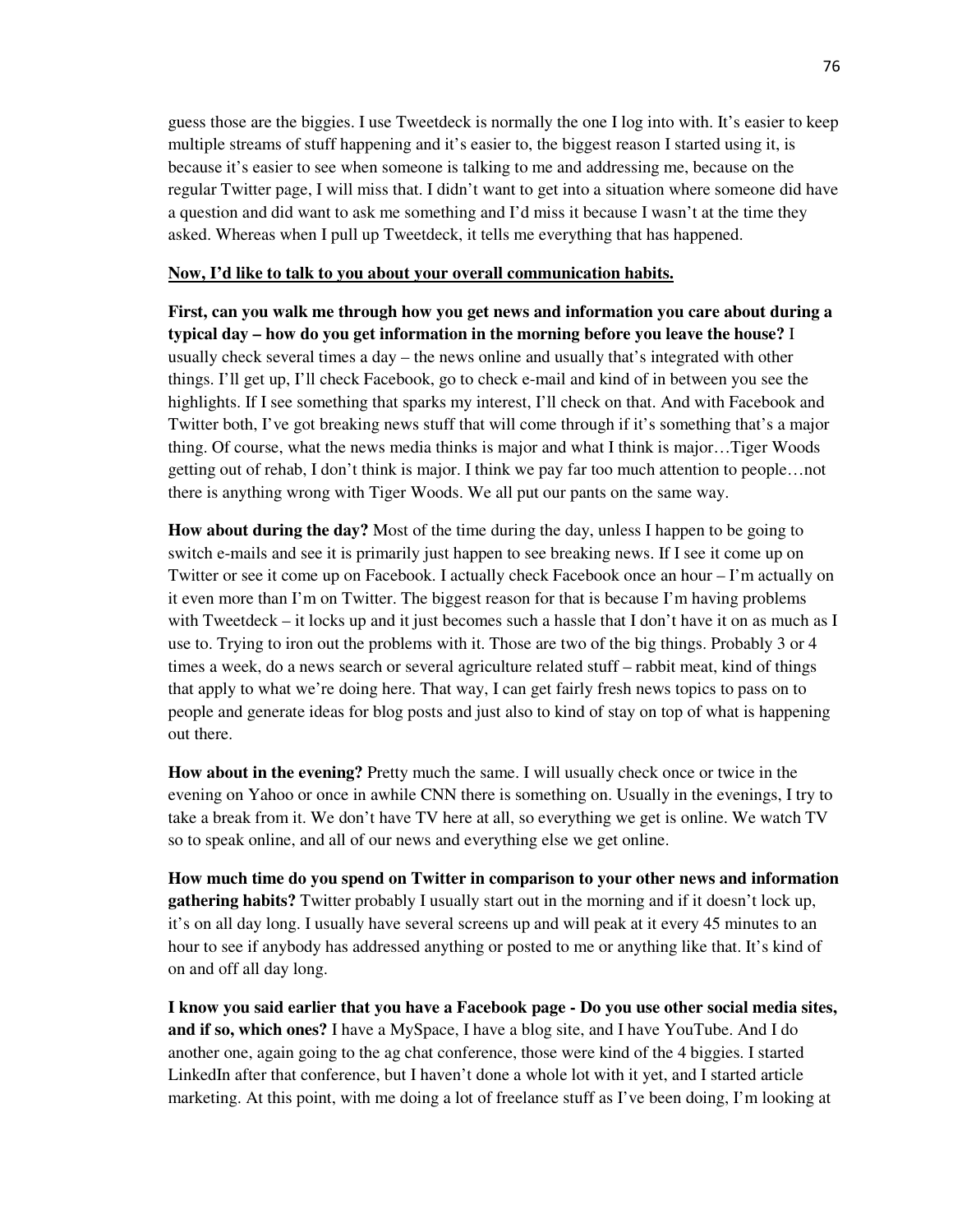guess those are the biggies. I use Tweetdeck is normally the one I log into with. It's easier to keep multiple streams of stuff happening and it's easier to, the biggest reason I started using it, is because it's easier to see when someone is talking to me and addressing me, because on the regular Twitter page, I will miss that. I didn't want to get into a situation where someone did have a question and did want to ask me something and I'd miss it because I wasn't at the time they asked. Whereas when I pull up Tweetdeck, it tells me everything that has happened.

**Now, I'd like to talk to you about your overall communication habits.**

**First, can you walk me through how you get news and information you care about during a typical day – how do you get information in the morning before you leave the house?** I usually check several times a day – the news online and usually that's integrated with other things. I'll get up, I'll check Facebook, go to check e-mail and kind of in between you see the highlights. If I see something that sparks my interest, I'll check on that. And with Facebook and Twitter both, I've got breaking news stuff that will come through if it's something that's a major thing. Of course, what the news media thinks is major and what I think is major…Tiger Woods getting out of rehab, I don't think is major. I think we pay far too much attention to people…not there is anything wrong with Tiger Woods. We all put our pants on the same way.

**How about during the day?** Most of the time during the day, unless I happen to be going to switch e-mails and see it is primarily just happen to see breaking news. If I see it come up on Twitter or see it come up on Facebook. I actually check Facebook once an hour – I'm actually on it even more than I'm on Twitter. The biggest reason for that is because I'm having problems with Tweetdeck – it locks up and it just becomes such a hassle that I don't have it on as much as I use to. Trying to iron out the problems with it. Those are two of the big things. Probably 3 or 4 times a week, do a news search or several agriculture related stuff – rabbit meat, kind of things that apply to what we're doing here. That way, I can get fairly fresh news topics to pass on to people and generate ideas for blog posts and just also to kind of stay on top of what is happening out there.

**How about in the evening?** Pretty much the same. I will usually check once or twice in the evening on Yahoo or once in awhile CNN there is something on. Usually in the evenings, I try to take a break from it. We don't have TV here at all, so everything we get is online. We watch TV so to speak online, and all of our news and everything else we get online.

**How much time do you spend on Twitter in comparison to your other news and information gathering habits?** Twitter probably I usually start out in the morning and if it doesn't lock up, it's on all day long. I usually have several screens up and will peak at it every 45 minutes to an hour to see if anybody has addressed anything or posted to me or anything like that. It's kind of on and off all day long.

**I know you said earlier that you have a Facebook page - Do you use other social media sites, and if so, which ones?** I have a MySpace, I have a blog site, and I have YouTube. And I do another one, again going to the ag chat conference, those were kind of the 4 biggies. I started LinkedIn after that conference, but I haven't done a whole lot with it yet, and I started article marketing. At this point, with me doing a lot of freelance stuff as I've been doing, I'm looking at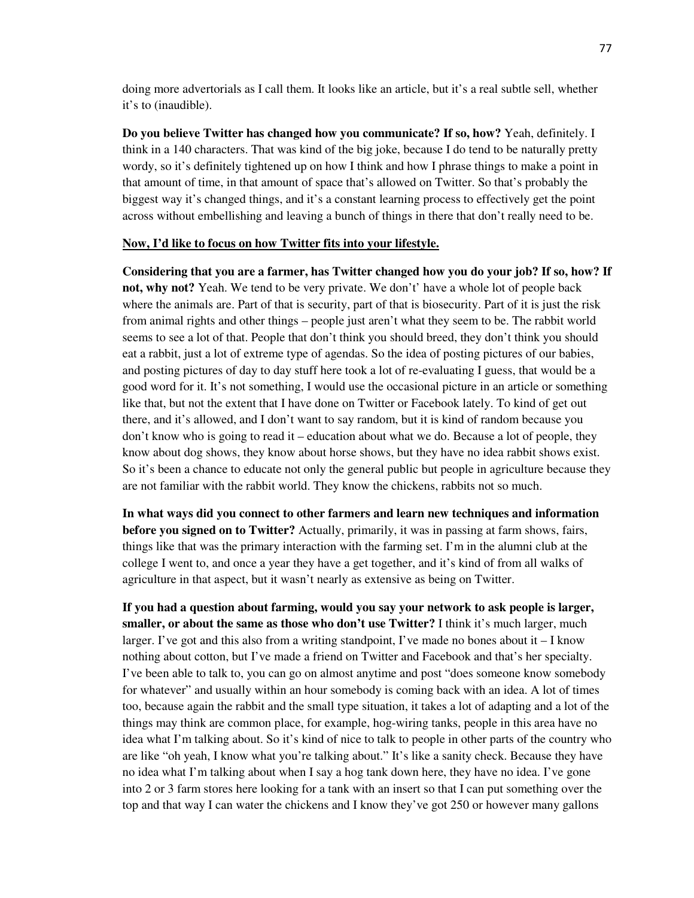doing more advertorials as I call them. It looks like an article, but it's a real subtle sell, whether it's to (inaudible).

**Do you believe Twitter has changed how you communicate? If so, how?** Yeah, definitely. I think in a 140 characters. That was kind of the big joke, because I do tend to be naturally pretty wordy, so it's definitely tightened up on how I think and how I phrase things to make a point in that amount of time, in that amount of space that's allowed on Twitter. So that's probably the biggest way it's changed things, and it's a constant learning process to effectively get the point across without embellishing and leaving a bunch of things in there that don't really need to be.

**<u>Now, I'd like to focus on how Twitter fits into your lifestyle.</u>**

**Considering that you are a farmer, has Twitter changed how you do your job? If so, how? If not, why not?** Yeah. We tend to be very private. We don't' have a whole lot of people back where the animals are. Part of that is security, part of that is biosecurity. Part of it is just the risk from animal rights and other things – people just aren't what they seem to be. The rabbit world seems to see a lot of that. People that don't think you should breed, they don't think you should eat a rabbit, just a lot of extreme type of agendas. So the idea of posting pictures of our babies, and posting pictures of day to day stuff here took a lot of re-evaluating I guess, that would be a good word for it. It's not something, I would use the occasional picture in an article or something like that, but not the extent that I have done on Twitter or Facebook lately. To kind of get out there, and it's allowed, and I don't want to say random, but it is kind of random because you don't know who is going to read it – education about what we do. Because a lot of people, they know about dog shows, they know about horse shows, but they have no idea rabbit shows exist. So it's been a chance to educate not only the general public but people in agriculture because they are not familiar with the rabbit world. They know the chickens, rabbits not so much.

**In what ways did you connect to other farmers and learn new techniques and information before you signed on to Twitter?** Actually, primarily, it was in passing at farm shows, fairs, things like that was the primary interaction with the farming set. I'm in the alumni club at the college I went to, and once a year they have a get together, and it's kind of from all walks of agriculture in that aspect, but it wasn't nearly as extensive as being on Twitter.

**If you had a question about farming, would you say your network to ask people is larger, smaller, or about the same as those who don't use Twitter?** I think it's much larger, much larger. I've got and this also from a writing standpoint, I've made no bones about it – I know nothing about cotton, but I've made a friend on Twitter and Facebook and that's her specialty. I've been able to talk to, you can go on almost anytime and post "does someone know somebody for whatever" and usually within an hour somebody is coming back with an idea. A lot of times too, because again the rabbit and the small type situation, it takes a lot of adapting and a lot of the things may think are common place, for example, hog-wiring tanks, people in this area have no idea what I'm talking about. So it's kind of nice to talk to people in other parts of the country who are like "oh yeah, I know what you're talking about." It's like a sanity check. Because they have no idea what I'm talking about when I say a hog tank down here, they have no idea. I've gone into 2 or 3 farm stores here looking for a tank with an insert so that I can put something over the top and that way I can water the chickens and I know they've got 250 or however many gallons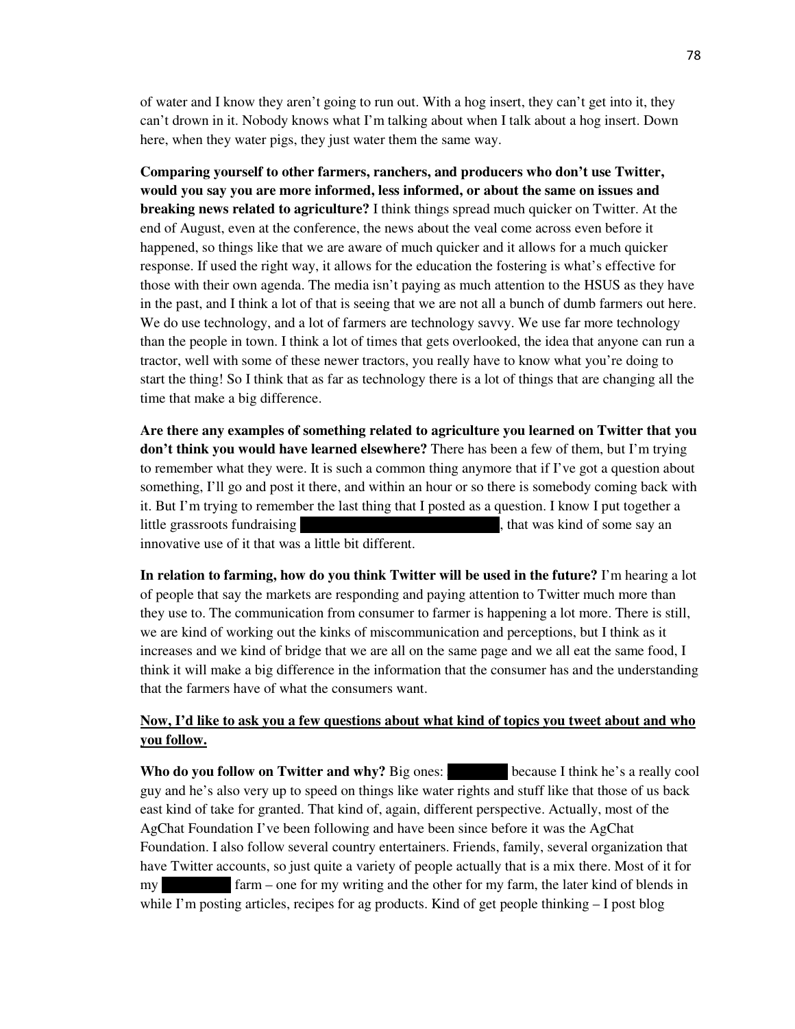of water and I know they aren't going to run out. With a hog insert, they can't get into it, they can't drown in it. Nobody knows what I'm talking about when I talk about a hog insert. Down here, when they water pigs, they just water them the same way.

**Comparing yourself to other farmers, ranchers, and producers who don't use Twitter, would you say you are more informed, less informed, or about the same on issues and breaking news related to agriculture?** I think things spread much quicker on Twitter. At the end of August, even at the conference, the news about the veal come across even before it happened, so things like that we are aware of much quicker and it allows for a much quicker response. If used the right way, it allows for the education the fostering is what's effective for those with their own agenda. The media isn't paying as much attention to the HSUS as they have in the past, and I think a lot of that is seeing that we are not all a bunch of dumb farmers out here. We do use technology, and a lot of farmers are technology savvy. We use far more technology than the people in town. I think a lot of times that gets overlooked, the idea that anyone can run a tractor, well with some of these newer tractors, you really have to know what you're doing to start the thing! So I think that as far as technology there is a lot of things that are changing all the time that make a big difference.

**Are there any examples of something related to agriculture you learned on Twitter that you don't think you would have learned elsewhere?** There has been a few of them, but I'm trying to remember what they were. It is such a common thing anymore that if I've got a question about something, I'll go and post it there, and within an hour or so there is somebody coming back with it. But I'm trying to remember the last thing that I posted as a question. I know I put together a little grassroots fundraising ████████████████████, that was kind of some say an innovative use of it that was a little bit different.

**In relation to farming, how do you think Twitter will be used in the future?** I'm hearing a lot of people that say the markets are responding and paying attention to Twitter much more than they use to. The communication from consumer to farmer is happening a lot more. There is still, we are kind of working out the kinks of miscommunication and perceptions, but I think as it increases and we kind of bridge that we are all on the same page and we all eat the same food, I think it will make a big difference in the information that the consumer has and the understanding that the farmers have of what the consumers want.

**Now, I'd like to ask you a few questions about what kind of topics you tweet about and who you follow.**

**Who do you follow on Twitter and why?** Big ones: ██████ because I think he's a really cool guy and he's also very up to speed on things like water rights and stuff like that those of us back east kind of take for granted. That kind of, again, different perspective. Actually, most of the AgChat Foundation I've been following and have been since before it was the AgChat Foundation. I also follow several country entertainers. Friends, family, several organization that have Twitter accounts, so just quite a variety of people actually that is a mix there. Most of it for my ██████ farm – one for my writing and the other for my farm, the later kind of blends in while I'm posting articles, recipes for ag products. Kind of get people thinking – I post blog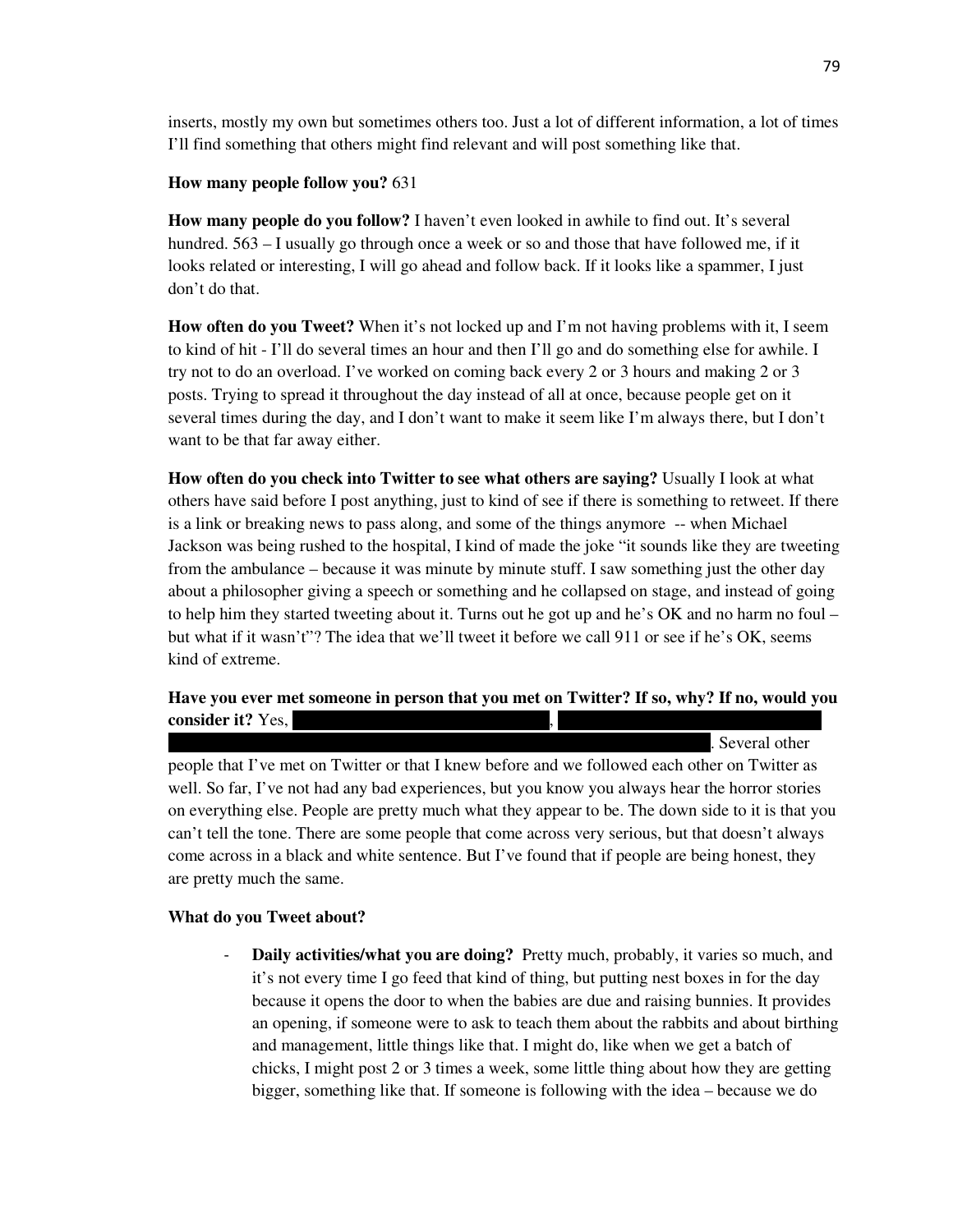inserts, mostly my own but sometimes others too. Just a lot of different information, a lot of times I'll find something that others might find relevant and will post something like that.

**How many people follow you?** 631

**How many people do you follow?** I haven't even looked in awhile to find out. It's several hundred. 563 – I usually go through once a week or so and those that have followed me, if it looks related or interesting, I will go ahead and follow back. If it looks like a spammer, I just don't do that.

**How often do you Tweet?** When it's not locked up and I'm not having problems with it, I seem to kind of hit - I'll do several times an hour and then I'll go and do something else for awhile. I try not to do an overload. I've worked on coming back every 2 or 3 hours and making 2 or 3 posts. Trying to spread it throughout the day instead of all at once, because people get on it several times during the day, and I don't want to make it seem like I'm always there, but I don't want to be that far away either.

**How often do you check into Twitter to see what others are saying?** Usually I look at what others have said before I post anything, just to kind of see if there is something to retweet. If there is a link or breaking news to pass along, and some of the things anymore -- when Michael Jackson was being rushed to the hospital, I kind of made the joke "it sounds like they are tweeting from the ambulance – because it was minute by minute stuff. I saw something just the other day about a philosopher giving a speech or something and he collapsed on stage, and instead of going to help him they started tweeting about it. Turns out he got up and he's OK and no harm no foul – but what if it wasn't"? The idea that we'll tweet it before we call 911 or see if he's OK, seems kind of extreme.

**Have you ever met someone in person that you met on Twitter? If so, why? If no, would you consider it?** Yes, [REDACTED], [REDACTED] [REDACTED]. Several other people that I've met on Twitter or that I knew before and we followed each other on Twitter as well. So far, I've not had any bad experiences, but you know you always hear the horror stories on everything else. People are pretty much what they appear to be. The down side to it is that you can't tell the tone. There are some people that come across very serious, but that doesn't always come across in a black and white sentence. But I've found that if people are being honest, they are pretty much the same.

**What do you Tweet about?**

- **Daily activities/what you are doing?** Pretty much, probably, it varies so much, and it's not every time I go feed that kind of thing, but putting nest boxes in for the day because it opens the door to when the babies are due and raising bunnies. It provides an opening, if someone were to ask to teach them about the rabbits and about birthing and management, little things like that. I might do, like when we get a batch of chicks, I might post 2 or 3 times a week, some little thing about how they are getting bigger, something like that. If someone is following with the idea – because we do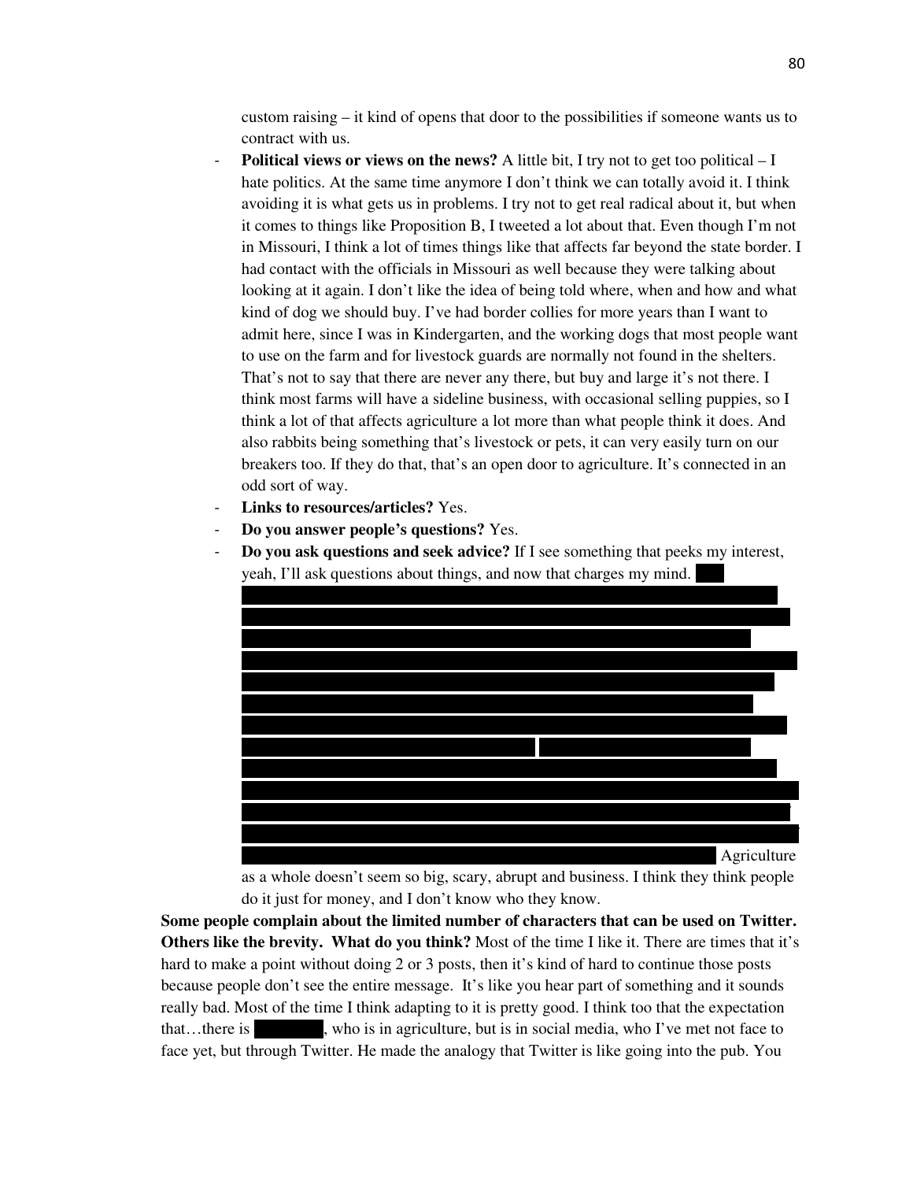custom raising – it kind of opens that door to the possibilities if someone wants us to contract with us.

- **Political views or views on the news?** A little bit, I try not to get too political – I hate politics. At the same time anymore I don't think we can totally avoid it. I think avoiding it is what gets us in problems. I try not to get real radical about it, but when it comes to things like Proposition B, I tweeted a lot about that. Even though I'm not in Missouri, I think a lot of times things like that affects far beyond the state border. I had contact with the officials in Missouri as well because they were talking about looking at it again. I don't like the idea of being told where, when and how and what kind of dog we should buy. I've had border collies for more years than I want to admit here, since I was in Kindergarten, and the working dogs that most people want to use on the farm and for livestock guards are normally not found in the shelters. That's not to say that there are never any there, but buy and large it's not there. I think most farms will have a sideline business, with occasional selling puppies, so I think a lot of that affects agriculture a lot more than what people think it does. And also rabbits being something that's livestock or pets, it can very easily turn on our breakers too. If they do that, that's an open door to agriculture. It's connected in an odd sort of way.
- **Links to resources/articles?** Yes.
- **Do you answer people's questions?** Yes.
- **Do you ask questions and seek advice?** If I see something that peeks my interest, yeah, I'll ask questions about things, and now that charges my mind. [REDACTED] Agriculture as a whole doesn't seem so big, scary, abrupt and business. I think they think people do it just for money, and I don't know who they know.

**Some people complain about the limited number of characters that can be used on Twitter. Others like the brevity. What do you think?** Most of the time I like it. There are times that it's hard to make a point without doing 2 or 3 posts, then it's kind of hard to continue those posts because people don't see the entire message. It's like you hear part of something and it sounds really bad. Most of the time I think adapting to it is pretty good. I think too that the expectation that…there is [REDACTED], who is in agriculture, but is in social media, who I've met not face to face yet, but through Twitter. He made the analogy that Twitter is like going into the pub. You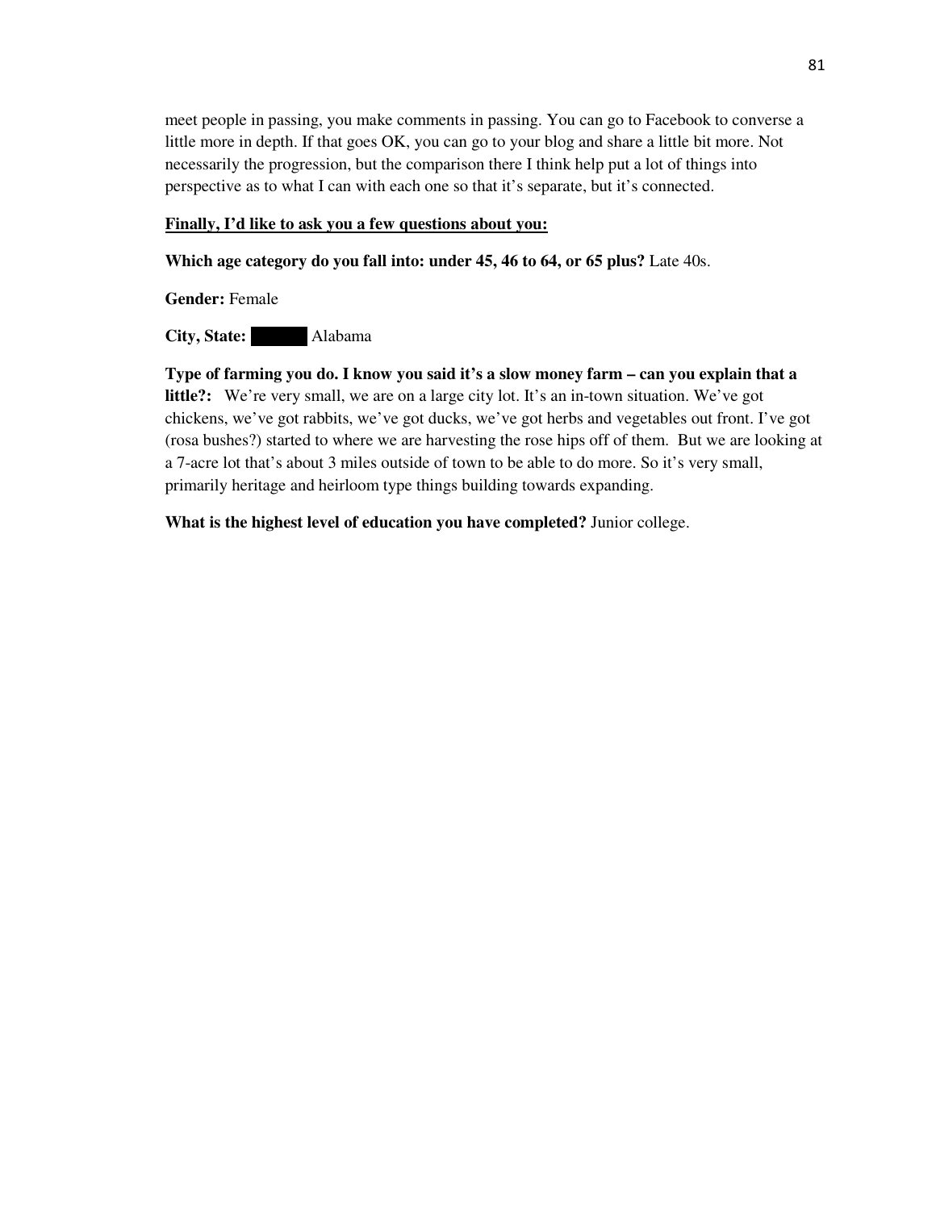meet people in passing, you make comments in passing. You can go to Facebook to converse a little more in depth. If that goes OK, you can go to your blog and share a little bit more. Not necessarily the progression, but the comparison there I think help put a lot of things into perspective as to what I can with each one so that it's separate, but it's connected.

**<u>Finally, I'd like to ask you a few questions about you:</u>**

**Which age category do you fall into: under 45, 46 to 64, or 65 plus?** Late 40s.

**Gender:** Female

**City, State:** ██████ Alabama

**Type of farming you do. I know you said it's a slow money farm – can you explain that a little?:** We're very small, we are on a large city lot. It's an in-town situation. We've got chickens, we've got rabbits, we've got ducks, we've got herbs and vegetables out front. I've got (rosa bushes?) started to where we are harvesting the rose hips off of them. But we are looking at a 7-acre lot that's about 3 miles outside of town to be able to do more. So it's very small, primarily heritage and heirloom type things building towards expanding.

**What is the highest level of education you have completed?** Junior college.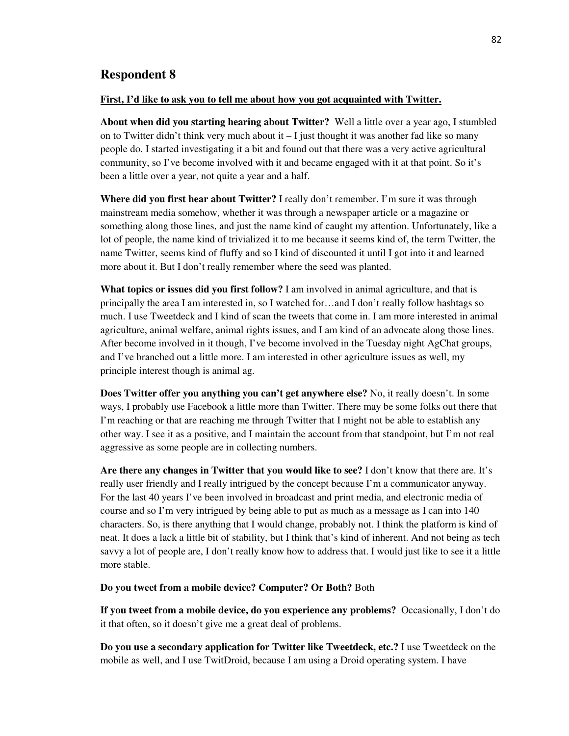## Respondent 8

**First, I'd like to ask you to tell me about how you got acquainted with Twitter.**

**About when did you starting hearing about Twitter?** Well a little over a year ago, I stumbled on to Twitter didn't think very much about it – I just thought it was another fad like so many people do. I started investigating it a bit and found out that there was a very active agricultural community, so I've become involved with it and became engaged with it at that point. So it's been a little over a year, not quite a year and a half.

**Where did you first hear about Twitter?** I really don't remember. I'm sure it was through mainstream media somehow, whether it was through a newspaper article or a magazine or something along those lines, and just the name kind of caught my attention. Unfortunately, like a lot of people, the name kind of trivialized it to me because it seems kind of, the term Twitter, the name Twitter, seems kind of fluffy and so I kind of discounted it until I got into it and learned more about it. But I don't really remember where the seed was planted.

**What topics or issues did you first follow?** I am involved in animal agriculture, and that is principally the area I am interested in, so I watched for…and I don't really follow hashtags so much. I use Tweetdeck and I kind of scan the tweets that come in. I am more interested in animal agriculture, animal welfare, animal rights issues, and I am kind of an advocate along those lines. After become involved in it though, I've become involved in the Tuesday night AgChat groups, and I've branched out a little more. I am interested in other agriculture issues as well, my principle interest though is animal ag.

**Does Twitter offer you anything you can't get anywhere else?** No, it really doesn't. In some ways, I probably use Facebook a little more than Twitter. There may be some folks out there that I'm reaching or that are reaching me through Twitter that I might not be able to establish any other way. I see it as a positive, and I maintain the account from that standpoint, but I'm not real aggressive as some people are in collecting numbers.

**Are there any changes in Twitter that you would like to see?** I don't know that there are. It's really user friendly and I really intrigued by the concept because I'm a communicator anyway. For the last 40 years I've been involved in broadcast and print media, and electronic media of course and so I'm very intrigued by being able to put as much as a message as I can into 140 characters. So, is there anything that I would change, probably not. I think the platform is kind of neat. It does a lack a little bit of stability, but I think that's kind of inherent. And not being as tech savvy a lot of people are, I don't really know how to address that. I would just like to see it a little more stable.

**Do you tweet from a mobile device? Computer? Or Both?** Both

**If you tweet from a mobile device, do you experience any problems?** Occasionally, I don't do it that often, so it doesn't give me a great deal of problems.

**Do you use a secondary application for Twitter like Tweetdeck, etc.?** I use Tweetdeck on the mobile as well, and I use TwitDroid, because I am using a Droid operating system. I have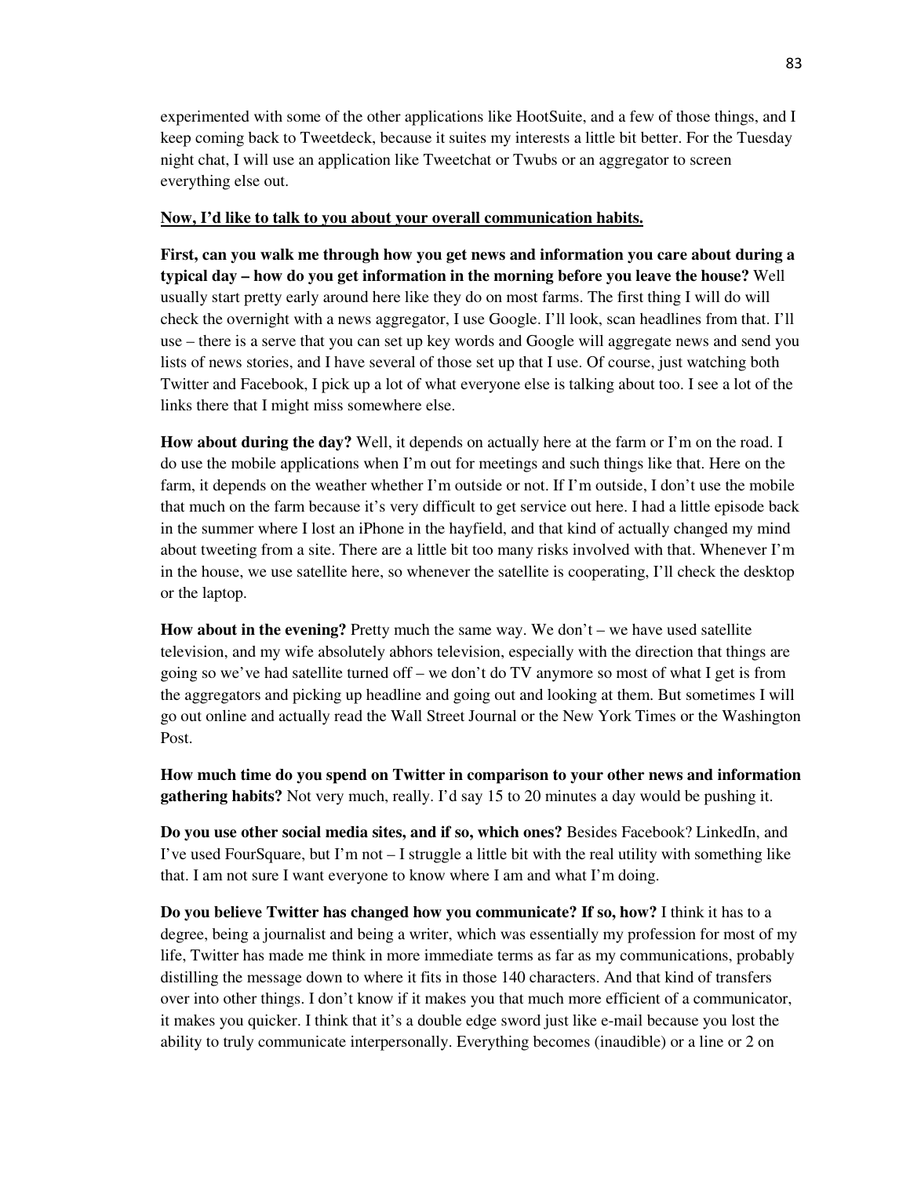experimented with some of the other applications like HootSuite, and a few of those things, and I keep coming back to Tweetdeck, because it suites my interests a little bit better. For the Tuesday night chat, I will use an application like Tweetchat or Twubs or an aggregator to screen everything else out.

**<u>Now, I'd like to talk to you about your overall communication habits.</u>**

**First, can you walk me through how you get news and information you care about during a typical day – how do you get information in the morning before you leave the house?** Well usually start pretty early around here like they do on most farms. The first thing I will do will check the overnight with a news aggregator, I use Google. I'll look, scan headlines from that. I'll use – there is a serve that you can set up key words and Google will aggregate news and send you lists of news stories, and I have several of those set up that I use. Of course, just watching both Twitter and Facebook, I pick up a lot of what everyone else is talking about too. I see a lot of the links there that I might miss somewhere else.

**How about during the day?** Well, it depends on actually here at the farm or I'm on the road. I do use the mobile applications when I'm out for meetings and such things like that. Here on the farm, it depends on the weather whether I'm outside or not. If I'm outside, I don't use the mobile that much on the farm because it's very difficult to get service out here. I had a little episode back in the summer where I lost an iPhone in the hayfield, and that kind of actually changed my mind about tweeting from a site. There are a little bit too many risks involved with that. Whenever I'm in the house, we use satellite here, so whenever the satellite is cooperating, I'll check the desktop or the laptop.

**How about in the evening?** Pretty much the same way. We don't – we have used satellite television, and my wife absolutely abhors television, especially with the direction that things are going so we've had satellite turned off – we don't do TV anymore so most of what I get is from the aggregators and picking up headline and going out and looking at them. But sometimes I will go out online and actually read the Wall Street Journal or the New York Times or the Washington Post.

**How much time do you spend on Twitter in comparison to your other news and information gathering habits?** Not very much, really. I'd say 15 to 20 minutes a day would be pushing it.

**Do you use other social media sites, and if so, which ones?** Besides Facebook? LinkedIn, and I've used FourSquare, but I'm not – I struggle a little bit with the real utility with something like that. I am not sure I want everyone to know where I am and what I'm doing.

**Do you believe Twitter has changed how you communicate? If so, how?** I think it has to a degree, being a journalist and being a writer, which was essentially my profession for most of my life, Twitter has made me think in more immediate terms as far as my communications, probably distilling the message down to where it fits in those 140 characters. And that kind of transfers over into other things. I don't know if it makes you that much more efficient of a communicator, it makes you quicker. I think that it's a double edge sword just like e-mail because you lost the ability to truly communicate interpersonally. Everything becomes (inaudible) or a line or 2 on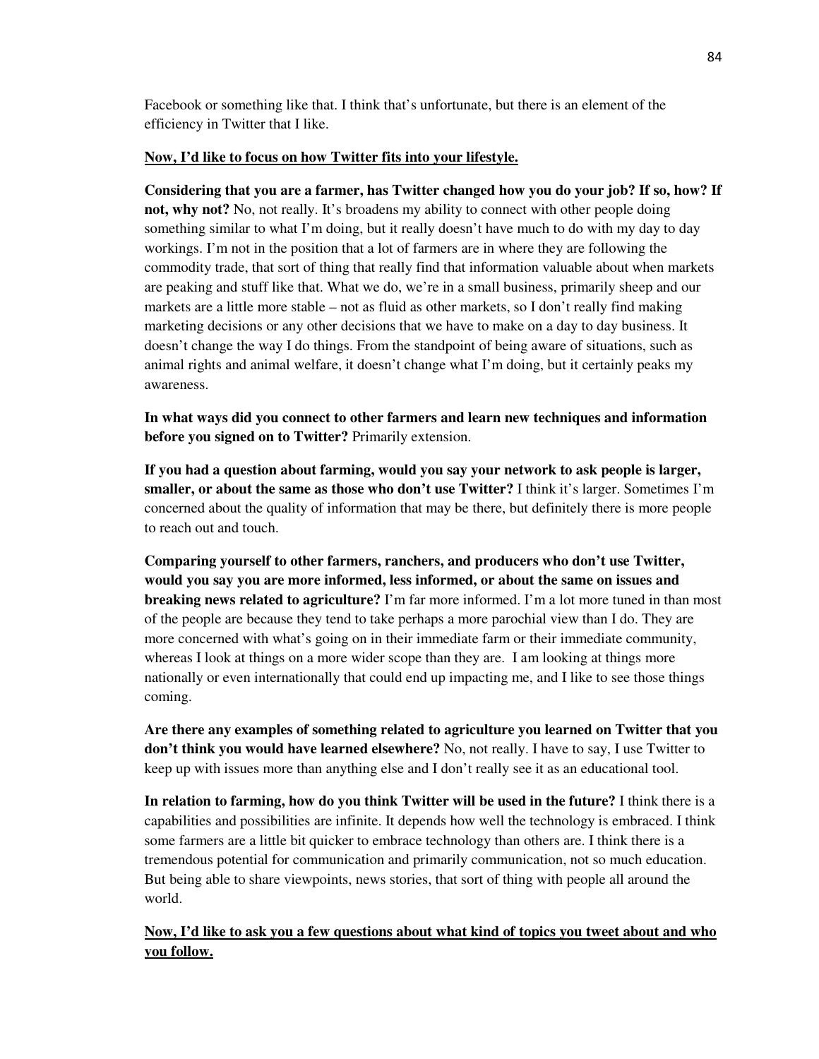Facebook or something like that. I think that's unfortunate, but there is an element of the efficiency in Twitter that I like.

**Now, I'd like to focus on how Twitter fits into your lifestyle.**

**Considering that you are a farmer, has Twitter changed how you do your job? If so, how? If not, why not?** No, not really. It's broadens my ability to connect with other people doing something similar to what I'm doing, but it really doesn't have much to do with my day to day workings. I'm not in the position that a lot of farmers are in where they are following the commodity trade, that sort of thing that really find that information valuable about when markets are peaking and stuff like that. What we do, we're in a small business, primarily sheep and our markets are a little more stable – not as fluid as other markets, so I don't really find making marketing decisions or any other decisions that we have to make on a day to day business. It doesn't change the way I do things. From the standpoint of being aware of situations, such as animal rights and animal welfare, it doesn't change what I'm doing, but it certainly peaks my awareness.

**In what ways did you connect to other farmers and learn new techniques and information before you signed on to Twitter?** Primarily extension.

**If you had a question about farming, would you say your network to ask people is larger, smaller, or about the same as those who don't use Twitter?** I think it's larger. Sometimes I'm concerned about the quality of information that may be there, but definitely there is more people to reach out and touch.

**Comparing yourself to other farmers, ranchers, and producers who don't use Twitter, would you say you are more informed, less informed, or about the same on issues and breaking news related to agriculture?** I'm far more informed. I'm a lot more tuned in than most of the people are because they tend to take perhaps a more parochial view than I do. They are more concerned with what's going on in their immediate farm or their immediate community, whereas I look at things on a more wider scope than they are. I am looking at things more nationally or even internationally that could end up impacting me, and I like to see those things coming.

**Are there any examples of something related to agriculture you learned on Twitter that you don't think you would have learned elsewhere?** No, not really. I have to say, I use Twitter to keep up with issues more than anything else and I don't really see it as an educational tool.

**In relation to farming, how do you think Twitter will be used in the future?** I think there is a capabilities and possibilities are infinite. It depends how well the technology is embraced. I think some farmers are a little bit quicker to embrace technology than others are. I think there is a tremendous potential for communication and primarily communication, not so much education. But being able to share viewpoints, news stories, that sort of thing with people all around the world.

**Now, I'd like to ask you a few questions about what kind of topics you tweet about and who you follow.**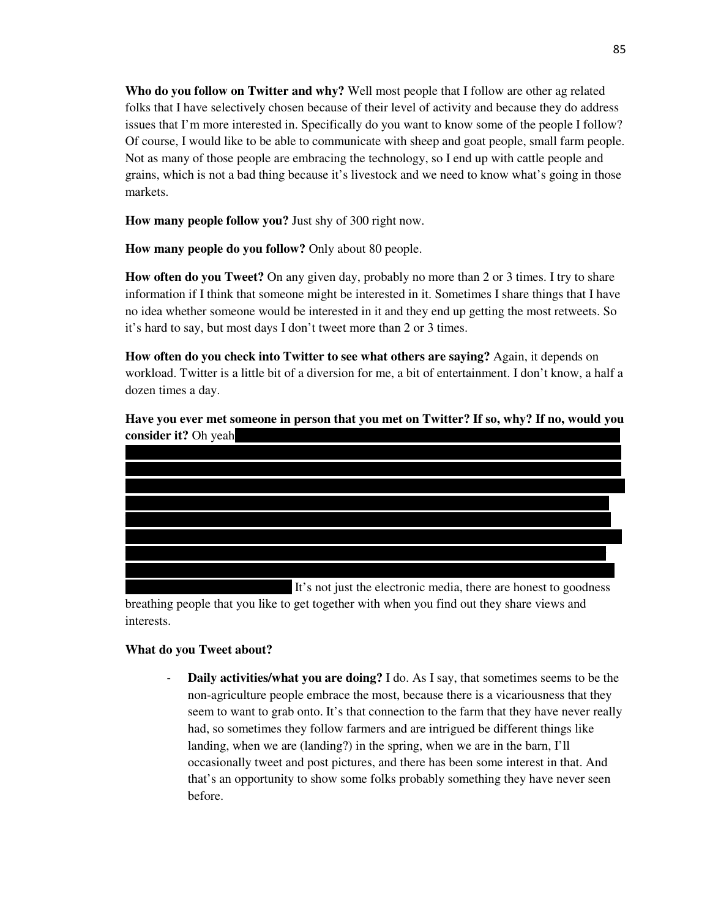**Who do you follow on Twitter and why?** Well most people that I follow are other ag related folks that I have selectively chosen because of their level of activity and because they do address issues that I'm more interested in. Specifically do you want to know some of the people I follow? Of course, I would like to be able to communicate with sheep and goat people, small farm people. Not as many of those people are embracing the technology, so I end up with cattle people and grains, which is not a bad thing because it's livestock and we need to know what's going in those markets.

**How many people follow you?** Just shy of 300 right now.

**How many people do you follow?** Only about 80 people.

**How often do you Tweet?** On any given day, probably no more than 2 or 3 times. I try to share information if I think that someone might be interested in it. Sometimes I share things that I have no idea whether someone would be interested in it and they end up getting the most retweets. So it's hard to say, but most days I don't tweet more than 2 or 3 times.

**How often do you check into Twitter to see what others are saying?** Again, it depends on workload. Twitter is a little bit of a diversion for me, a bit of entertainment. I don't know, a half a dozen times a day.

**Have you ever met someone in person that you met on Twitter? If so, why? If no, would you consider it?** Oh yeah [redacted] It's not just the electronic media, there are honest to goodness breathing people that you like to get together with when you find out they share views and interests.

**What do you Tweet about?**

- **Daily activities/what you are doing?** I do. As I say, that sometimes seems to be the non-agriculture people embrace the most, because there is a vicariousness that they seem to want to grab onto. It's that connection to the farm that they have never really had, so sometimes they follow farmers and are intrigued be different things like landing, when we are (landing?) in the spring, when we are in the barn, I'll occasionally tweet and post pictures, and there has been some interest in that. And that's an opportunity to show some folks probably something they have never seen before.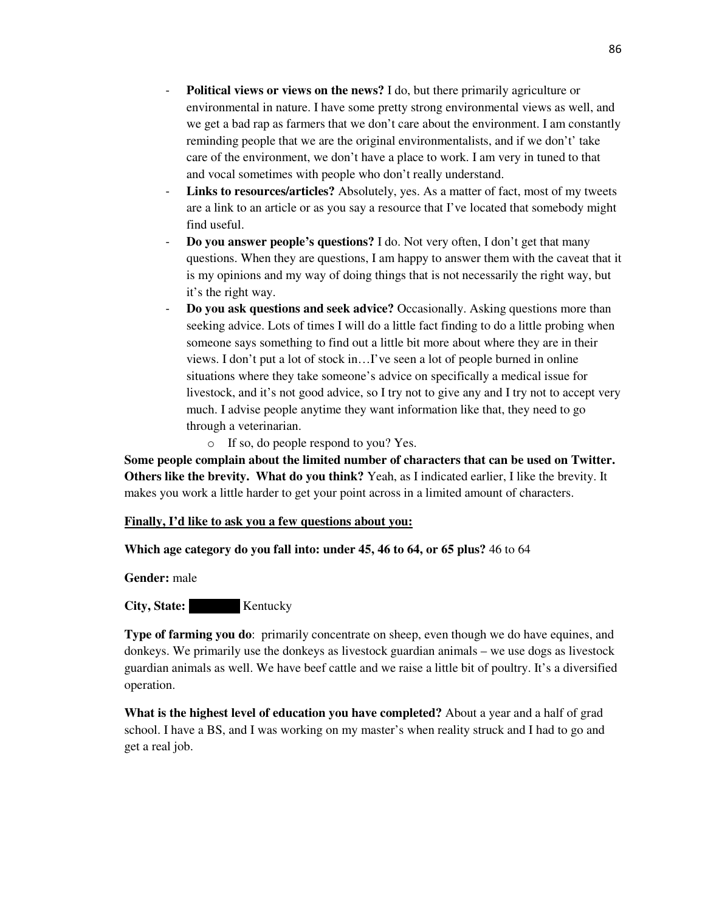- **Political views or views on the news?** I do, but there primarily agriculture or environmental in nature. I have some pretty strong environmental views as well, and we get a bad rap as farmers that we don't care about the environment. I am constantly reminding people that we are the original environmentalists, and if we don't' take care of the environment, we don't have a place to work. I am very in tuned to that and vocal sometimes with people who don't really understand.
- **Links to resources/articles?** Absolutely, yes. As a matter of fact, most of my tweets are a link to an article or as you say a resource that I've located that somebody might find useful.
- **Do you answer people's questions?** I do. Not very often, I don't get that many questions. When they are questions, I am happy to answer them with the caveat that it is my opinions and my way of doing things that is not necessarily the right way, but it's the right way.
- **Do you ask questions and seek advice?** Occasionally. Asking questions more than seeking advice. Lots of times I will do a little fact finding to do a little probing when someone says something to find out a little bit more about where they are in their views. I don't put a lot of stock in…I've seen a lot of people burned in online situations where they take someone's advice on specifically a medical issue for livestock, and it's not good advice, so I try not to give any and I try not to accept very much. I advise people anytime they want information like that, they need to go through a veterinarian.
    - If so, do people respond to you? Yes.

**Some people complain about the limited number of characters that can be used on Twitter. Others like the brevity. What do you think?** Yeah, as I indicated earlier, I like the brevity. It makes you work a little harder to get your point across in a limited amount of characters.

**<u>Finally, I'd like to ask you a few questions about you:</u>**

**Which age category do you fall into: under 45, 46 to 64, or 65 plus?** 46 to 64

**Gender:** male

**City, State:** ██████ Kentucky

**Type of farming you do**: primarily concentrate on sheep, even though we do have equines, and donkeys. We primarily use the donkeys as livestock guardian animals – we use dogs as livestock guardian animals as well. We have beef cattle and we raise a little bit of poultry. It's a diversified operation.

**What is the highest level of education you have completed?** About a year and a half of grad school. I have a BS, and I was working on my master's when reality struck and I had to go and get a real job.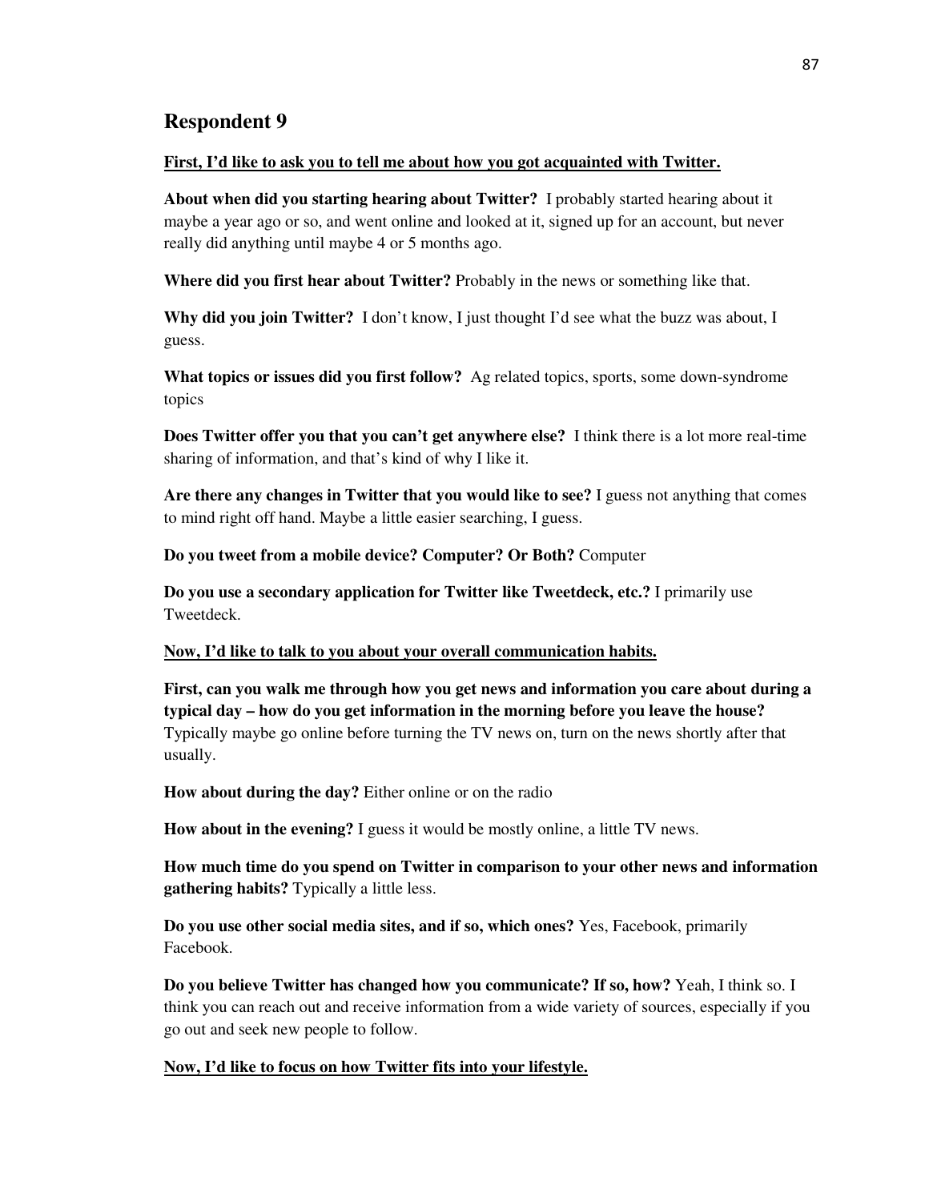## Respondent 9

**First, I'd like to ask you to tell me about how you got acquainted with Twitter.**

**About when did you starting hearing about Twitter?** I probably started hearing about it maybe a year ago or so, and went online and looked at it, signed up for an account, but never really did anything until maybe 4 or 5 months ago.

**Where did you first hear about Twitter?** Probably in the news or something like that.

**Why did you join Twitter?** I don't know, I just thought I'd see what the buzz was about, I guess.

**What topics or issues did you first follow?** Ag related topics, sports, some down-syndrome topics

**Does Twitter offer you that you can't get anywhere else?** I think there is a lot more real-time sharing of information, and that's kind of why I like it.

**Are there any changes in Twitter that you would like to see?** I guess not anything that comes to mind right off hand. Maybe a little easier searching, I guess.

**Do you tweet from a mobile device? Computer? Or Both?** Computer

**Do you use a secondary application for Twitter like Tweetdeck, etc.?** I primarily use Tweetdeck.

**Now, I'd like to talk to you about your overall communication habits.**

**First, can you walk me through how you get news and information you care about during a typical day – how do you get information in the morning before you leave the house?** Typically maybe go online before turning the TV news on, turn on the news shortly after that usually.

**How about during the day?** Either online or on the radio

**How about in the evening?** I guess it would be mostly online, a little TV news.

**How much time do you spend on Twitter in comparison to your other news and information gathering habits?** Typically a little less.

**Do you use other social media sites, and if so, which ones?** Yes, Facebook, primarily Facebook.

**Do you believe Twitter has changed how you communicate? If so, how?** Yeah, I think so. I think you can reach out and receive information from a wide variety of sources, especially if you go out and seek new people to follow.

**Now, I'd like to focus on how Twitter fits into your lifestyle.**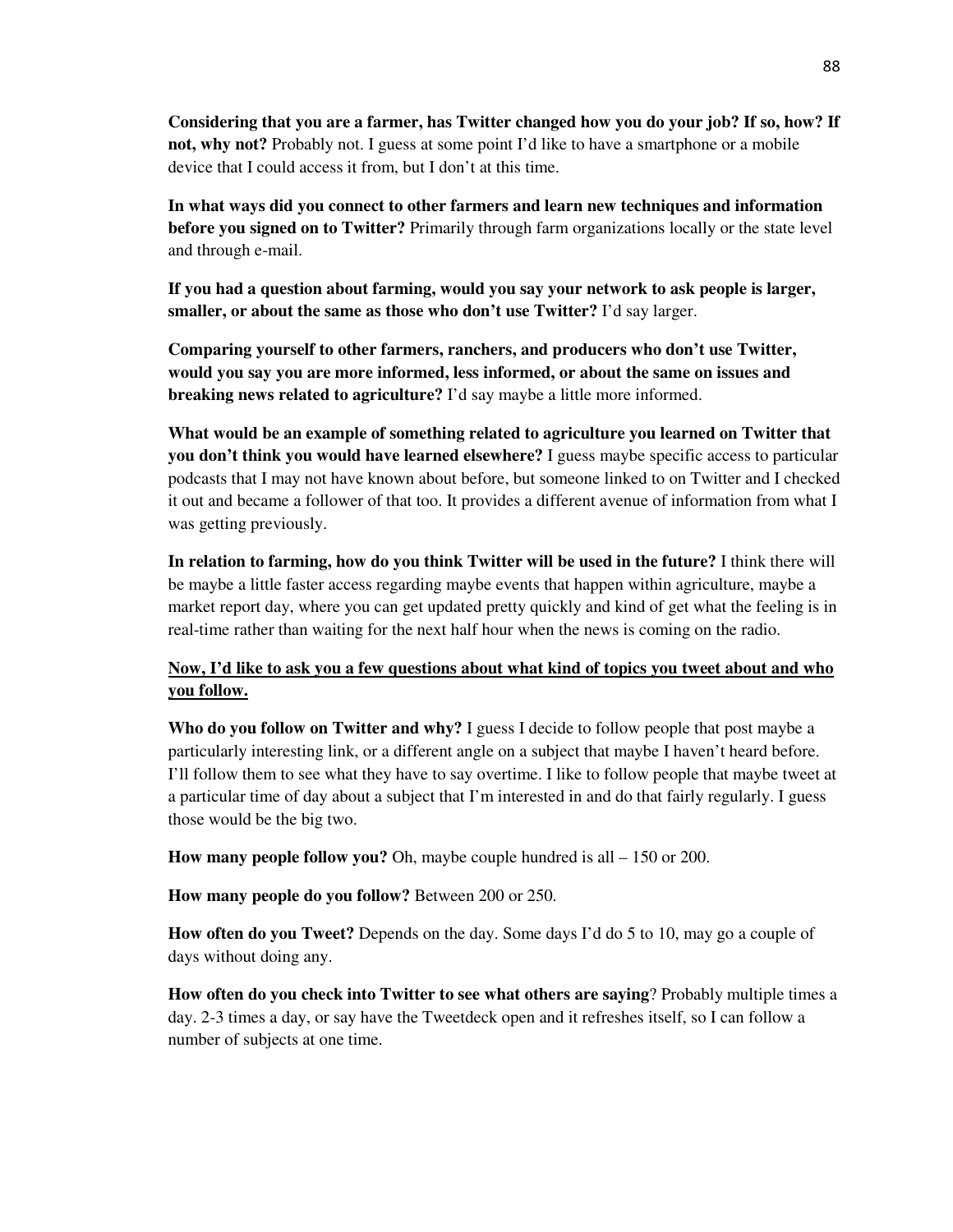**Considering that you are a farmer, has Twitter changed how you do your job? If so, how? If not, why not?** Probably not. I guess at some point I'd like to have a smartphone or a mobile device that I could access it from, but I don't at this time.

**In what ways did you connect to other farmers and learn new techniques and information before you signed on to Twitter?** Primarily through farm organizations locally or the state level and through e-mail.

**If you had a question about farming, would you say your network to ask people is larger, smaller, or about the same as those who don't use Twitter?** I'd say larger.

**Comparing yourself to other farmers, ranchers, and producers who don't use Twitter, would you say you are more informed, less informed, or about the same on issues and breaking news related to agriculture?** I'd say maybe a little more informed.

**What would be an example of something related to agriculture you learned on Twitter that you don't think you would have learned elsewhere?** I guess maybe specific access to particular podcasts that I may not have known about before, but someone linked to on Twitter and I checked it out and became a follower of that too. It provides a different avenue of information from what I was getting previously.

**In relation to farming, how do you think Twitter will be used in the future?** I think there will be maybe a little faster access regarding maybe events that happen within agriculture, maybe a market report day, where you can get updated pretty quickly and kind of get what the feeling is in real-time rather than waiting for the next half hour when the news is coming on the radio.

**<u>Now, I'd like to ask you a few questions about what kind of topics you tweet about and who you follow.</u>**

**Who do you follow on Twitter and why?** I guess I decide to follow people that post maybe a particularly interesting link, or a different angle on a subject that maybe I haven't heard before. I'll follow them to see what they have to say overtime. I like to follow people that maybe tweet at a particular time of day about a subject that I'm interested in and do that fairly regularly. I guess those would be the big two.

**How many people follow you?** Oh, maybe couple hundred is all – 150 or 200.

**How many people do you follow?** Between 200 or 250.

**How often do you Tweet?** Depends on the day. Some days I'd do 5 to 10, may go a couple of days without doing any.

**How often do you check into Twitter to see what others are saying**? Probably multiple times a day. 2-3 times a day, or say have the Tweetdeck open and it refreshes itself, so I can follow a number of subjects at one time.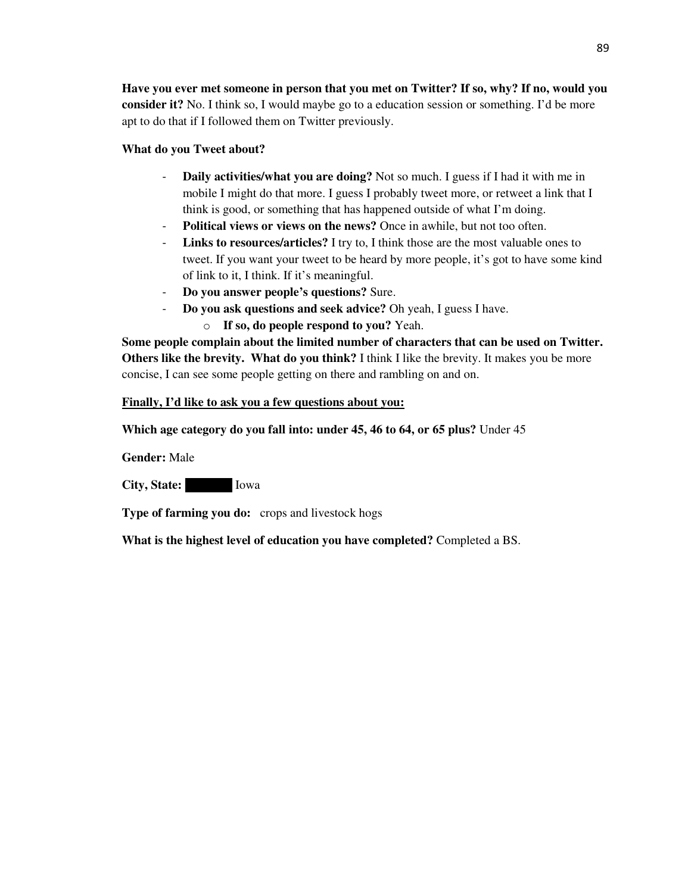**Have you ever met someone in person that you met on Twitter? If so, why? If no, would you consider it?** No. I think so, I would maybe go to a education session or something. I'd be more apt to do that if I followed them on Twitter previously.

**What do you Tweet about?**

- **Daily activities/what you are doing?** Not so much. I guess if I had it with me in mobile I might do that more. I guess I probably tweet more, or retweet a link that I think is good, or something that has happened outside of what I'm doing.
- **Political views or views on the news?** Once in awhile, but not too often.
- **Links to resources/articles?** I try to, I think those are the most valuable ones to tweet. If you want your tweet to be heard by more people, it's got to have some kind of link to it, I think. If it's meaningful.
- **Do you answer people's questions?** Sure.
- **Do you ask questions and seek advice?** Oh yeah, I guess I have.
  - **If so, do people respond to you?** Yeah.

**Some people complain about the limited number of characters that can be used on Twitter. Others like the brevity. What do you think?** I think I like the brevity. It makes you be more concise, I can see some people getting on there and rambling on and on.

**<u>Finally, I'd like to ask you a few questions about you:</u>**

**Which age category do you fall into: under 45, 46 to 64, or 65 plus?** Under 45

**Gender:** Male

**City, State:** ██████ Iowa

**Type of farming you do:** crops and livestock hogs

**What is the highest level of education you have completed?** Completed a BS.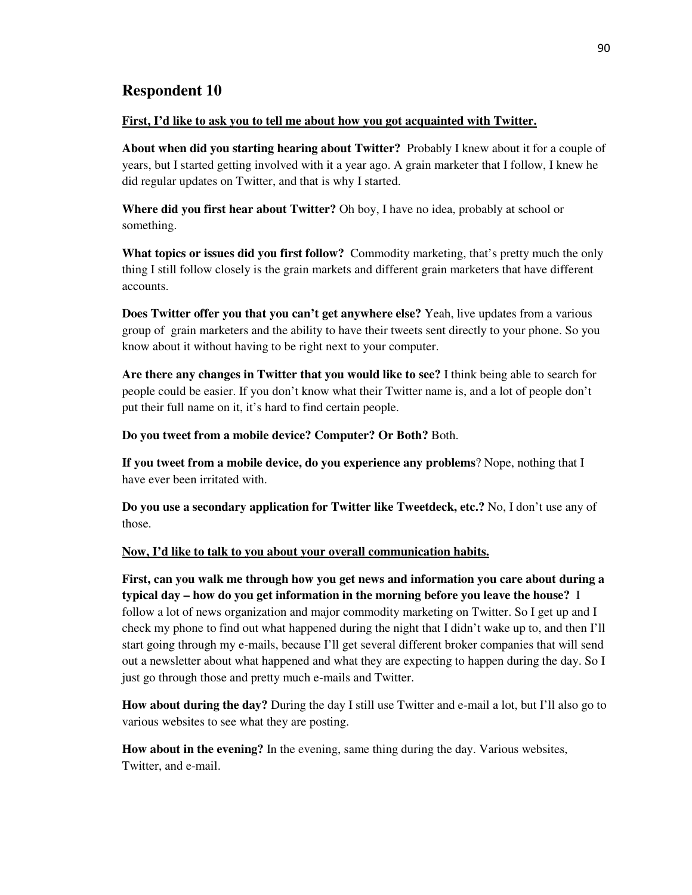## Respondent 10

**First, I'd like to ask you to tell me about how you got acquainted with Twitter.**

**About when did you starting hearing about Twitter?** Probably I knew about it for a couple of years, but I started getting involved with it a year ago. A grain marketer that I follow, I knew he did regular updates on Twitter, and that is why I started.

**Where did you first hear about Twitter?** Oh boy, I have no idea, probably at school or something.

**What topics or issues did you first follow?** Commodity marketing, that's pretty much the only thing I still follow closely is the grain markets and different grain marketers that have different accounts.

**Does Twitter offer you that you can't get anywhere else?** Yeah, live updates from a various group of grain marketers and the ability to have their tweets sent directly to your phone. So you know about it without having to be right next to your computer.

**Are there any changes in Twitter that you would like to see?** I think being able to search for people could be easier. If you don't know what their Twitter name is, and a lot of people don't put their full name on it, it's hard to find certain people.

**Do you tweet from a mobile device? Computer? Or Both?** Both.

**If you tweet from a mobile device, do you experience any problems**? Nope, nothing that I have ever been irritated with.

**Do you use a secondary application for Twitter like Tweetdeck, etc.?** No, I don't use any of those.

**Now, I'd like to talk to you about your overall communication habits.**

**First, can you walk me through how you get news and information you care about during a typical day – how do you get information in the morning before you leave the house?** I follow a lot of news organization and major commodity marketing on Twitter. So I get up and I check my phone to find out what happened during the night that I didn't wake up to, and then I'll start going through my e-mails, because I'll get several different broker companies that will send out a newsletter about what happened and what they are expecting to happen during the day. So I just go through those and pretty much e-mails and Twitter.

**How about during the day?** During the day I still use Twitter and e-mail a lot, but I'll also go to various websites to see what they are posting.

**How about in the evening?** In the evening, same thing during the day. Various websites, Twitter, and e-mail.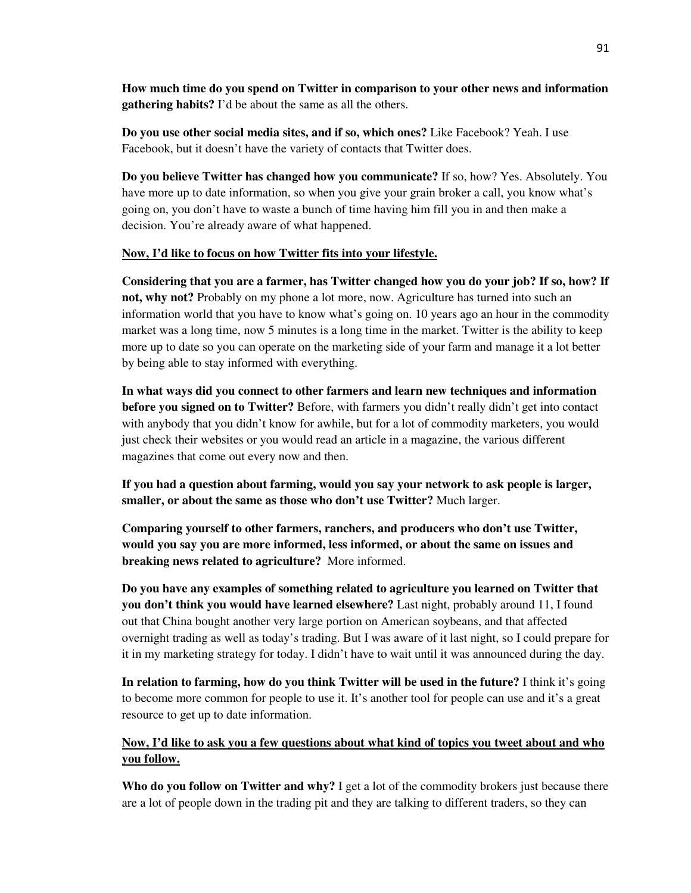**How much time do you spend on Twitter in comparison to your other news and information gathering habits?** I'd be about the same as all the others.

**Do you use other social media sites, and if so, which ones?** Like Facebook? Yeah. I use Facebook, but it doesn't have the variety of contacts that Twitter does.

**Do you believe Twitter has changed how you communicate?** If so, how? Yes. Absolutely. You have more up to date information, so when you give your grain broker a call, you know what's going on, you don't have to waste a bunch of time having him fill you in and then make a decision. You're already aware of what happened.

**<u>Now, I'd like to focus on how Twitter fits into your lifestyle.</u>**

**Considering that you are a farmer, has Twitter changed how you do your job? If so, how? If not, why not?** Probably on my phone a lot more, now. Agriculture has turned into such an information world that you have to know what's going on. 10 years ago an hour in the commodity market was a long time, now 5 minutes is a long time in the market. Twitter is the ability to keep more up to date so you can operate on the marketing side of your farm and manage it a lot better by being able to stay informed with everything.

**In what ways did you connect to other farmers and learn new techniques and information before you signed on to Twitter?** Before, with farmers you didn't really didn't get into contact with anybody that you didn't know for awhile, but for a lot of commodity marketers, you would just check their websites or you would read an article in a magazine, the various different magazines that come out every now and then.

**If you had a question about farming, would you say your network to ask people is larger, smaller, or about the same as those who don't use Twitter?** Much larger.

**Comparing yourself to other farmers, ranchers, and producers who don't use Twitter, would you say you are more informed, less informed, or about the same on issues and breaking news related to agriculture?** More informed.

**Do you have any examples of something related to agriculture you learned on Twitter that you don't think you would have learned elsewhere?** Last night, probably around 11, I found out that China bought another very large portion on American soybeans, and that affected overnight trading as well as today's trading. But I was aware of it last night, so I could prepare for it in my marketing strategy for today. I didn't have to wait until it was announced during the day.

**In relation to farming, how do you think Twitter will be used in the future?** I think it's going to become more common for people to use it. It's another tool for people can use and it's a great resource to get up to date information.

**<u>Now, I'd like to ask you a few questions about what kind of topics you tweet about and who you follow.</u>**

**Who do you follow on Twitter and why?** I get a lot of the commodity brokers just because there are a lot of people down in the trading pit and they are talking to different traders, so they can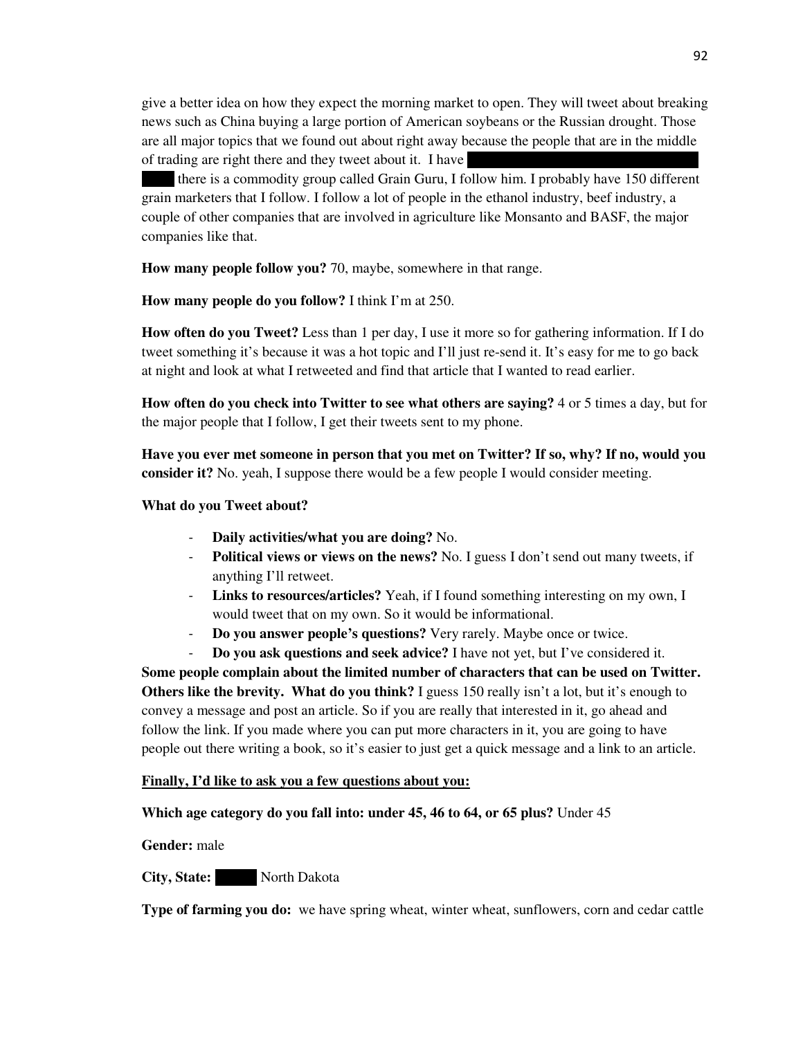give a better idea on how they expect the morning market to open. They will tweet about breaking news such as China buying a large portion of American soybeans or the Russian drought. Those are all major topics that we found out about right away because the people that are in the middle of trading are right there and they tweet about it. I have ██████████████████ ████ there is a commodity group called Grain Guru, I follow him. I probably have 150 different grain marketers that I follow. I follow a lot of people in the ethanol industry, beef industry, a couple of other companies that are involved in agriculture like Monsanto and BASF, the major companies like that.

**How many people follow you?** 70, maybe, somewhere in that range.

**How many people do you follow?** I think I'm at 250.

**How often do you Tweet?** Less than 1 per day, I use it more so for gathering information. If I do tweet something it's because it was a hot topic and I'll just re-send it. It's easy for me to go back at night and look at what I retweeted and find that article that I wanted to read earlier.

**How often do you check into Twitter to see what others are saying?** 4 or 5 times a day, but for the major people that I follow, I get their tweets sent to my phone.

**Have you ever met someone in person that you met on Twitter? If so, why? If no, would you consider it?** No. yeah, I suppose there would be a few people I would consider meeting.

**What do you Tweet about?**

- **Daily activities/what you are doing?** No.
- **Political views or views on the news?** No. I guess I don't send out many tweets, if anything I'll retweet.
- **Links to resources/articles?** Yeah, if I found something interesting on my own, I would tweet that on my own. So it would be informational.
- **Do you answer people's questions?** Very rarely. Maybe once or twice.
- **Do you ask questions and seek advice?** I have not yet, but I've considered it.

**Some people complain about the limited number of characters that can be used on Twitter. Others like the brevity. What do you think?** I guess 150 really isn't a lot, but it's enough to convey a message and post an article. So if you are really that interested in it, go ahead and follow the link. If you made where you can put more characters in it, you are going to have people out there writing a book, so it's easier to just get a quick message and a link to an article.

**Finally, I'd like to ask you a few questions about you:**

**Which age category do you fall into: under 45, 46 to 64, or 65 plus?** Under 45

**Gender:** male

**City, State:** ████ North Dakota

**Type of farming you do:** we have spring wheat, winter wheat, sunflowers, corn and cedar cattle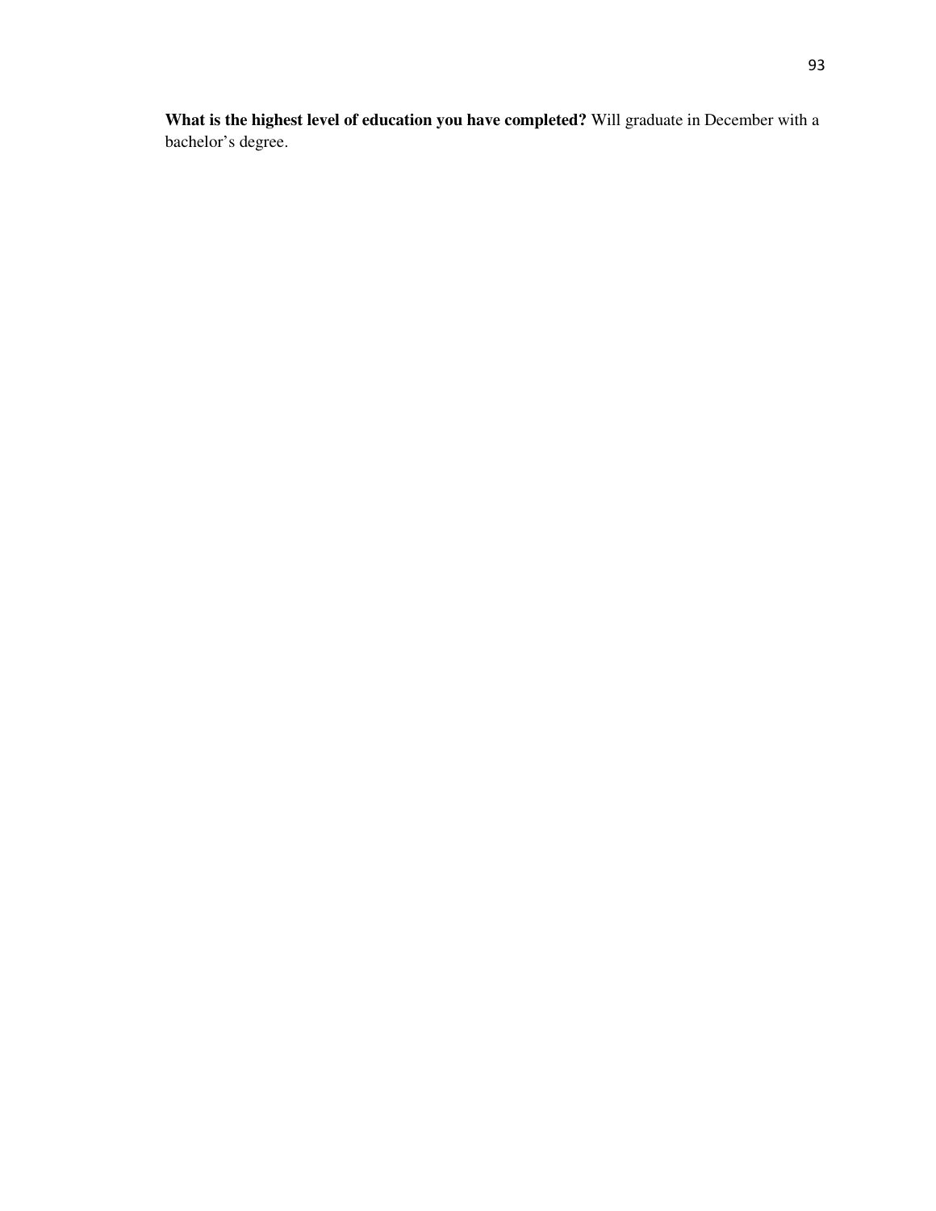**What is the highest level of education you have completed?** Will graduate in December with a bachelor’s degree.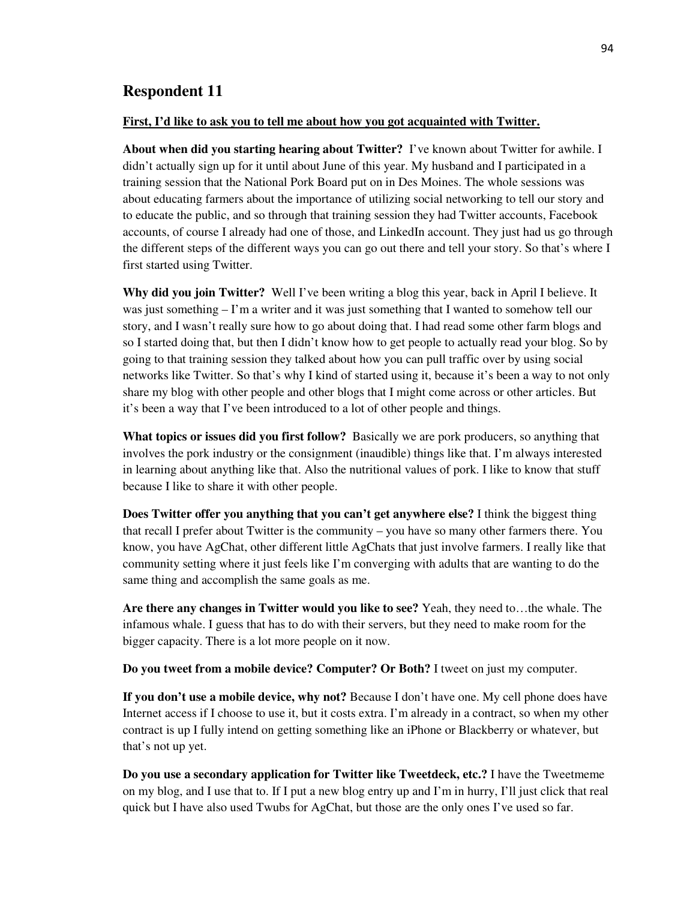## Respondent 11

**First, I'd like to ask you to tell me about how you got acquainted with Twitter.**

**About when did you starting hearing about Twitter?** I've known about Twitter for awhile. I didn't actually sign up for it until about June of this year. My husband and I participated in a training session that the National Pork Board put on in Des Moines. The whole sessions was about educating farmers about the importance of utilizing social networking to tell our story and to educate the public, and so through that training session they had Twitter accounts, Facebook accounts, of course I already had one of those, and LinkedIn account. They just had us go through the different steps of the different ways you can go out there and tell your story. So that's where I first started using Twitter.

**Why did you join Twitter?** Well I've been writing a blog this year, back in April I believe. It was just something – I'm a writer and it was just something that I wanted to somehow tell our story, and I wasn't really sure how to go about doing that. I had read some other farm blogs and so I started doing that, but then I didn't know how to get people to actually read your blog. So by going to that training session they talked about how you can pull traffic over by using social networks like Twitter. So that's why I kind of started using it, because it's been a way to not only share my blog with other people and other blogs that I might come across or other articles. But it's been a way that I've been introduced to a lot of other people and things.

**What topics or issues did you first follow?** Basically we are pork producers, so anything that involves the pork industry or the consignment (inaudible) things like that. I'm always interested in learning about anything like that. Also the nutritional values of pork. I like to know that stuff because I like to share it with other people.

**Does Twitter offer you anything that you can't get anywhere else?** I think the biggest thing that recall I prefer about Twitter is the community – you have so many other farmers there. You know, you have AgChat, other different little AgChats that just involve farmers. I really like that community setting where it just feels like I'm converging with adults that are wanting to do the same thing and accomplish the same goals as me.

**Are there any changes in Twitter would you like to see?** Yeah, they need to…the whale. The infamous whale. I guess that has to do with their servers, but they need to make room for the bigger capacity. There is a lot more people on it now.

**Do you tweet from a mobile device? Computer? Or Both?** I tweet on just my computer.

**If you don't use a mobile device, why not?** Because I don't have one. My cell phone does have Internet access if I choose to use it, but it costs extra. I'm already in a contract, so when my other contract is up I fully intend on getting something like an iPhone or Blackberry or whatever, but that's not up yet.

**Do you use a secondary application for Twitter like Tweetdeck, etc.?** I have the Tweetmeme on my blog, and I use that to. If I put a new blog entry up and I'm in hurry, I'll just click that real quick but I have also used Twubs for AgChat, but those are the only ones I've used so far.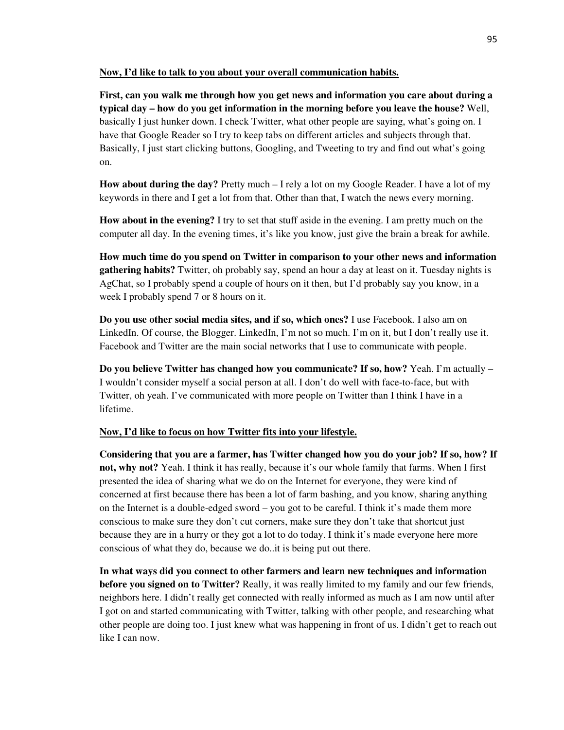<u>**Now, I'd like to talk to you about your overall communication habits.**</u>

**First, can you walk me through how you get news and information you care about during a typical day – how do you get information in the morning before you leave the house?** Well, basically I just hunker down. I check Twitter, what other people are saying, what's going on. I have that Google Reader so I try to keep tabs on different articles and subjects through that. Basically, I just start clicking buttons, Googling, and Tweeting to try and find out what's going on.

**How about during the day?** Pretty much – I rely a lot on my Google Reader. I have a lot of my keywords in there and I get a lot from that. Other than that, I watch the news every morning.

**How about in the evening?** I try to set that stuff aside in the evening. I am pretty much on the computer all day. In the evening times, it's like you know, just give the brain a break for awhile.

**How much time do you spend on Twitter in comparison to your other news and information gathering habits?** Twitter, oh probably say, spend an hour a day at least on it. Tuesday nights is AgChat, so I probably spend a couple of hours on it then, but I'd probably say you know, in a week I probably spend 7 or 8 hours on it.

**Do you use other social media sites, and if so, which ones?** I use Facebook. I also am on LinkedIn. Of course, the Blogger. LinkedIn, I'm not so much. I'm on it, but I don't really use it. Facebook and Twitter are the main social networks that I use to communicate with people.

**Do you believe Twitter has changed how you communicate? If so, how?** Yeah. I'm actually – I wouldn't consider myself a social person at all. I don't do well with face-to-face, but with Twitter, oh yeah. I've communicated with more people on Twitter than I think I have in a lifetime.

<u>**Now, I'd like to focus on how Twitter fits into your lifestyle.**</u>

**Considering that you are a farmer, has Twitter changed how you do your job? If so, how? If not, why not?** Yeah. I think it has really, because it's our whole family that farms. When I first presented the idea of sharing what we do on the Internet for everyone, they were kind of concerned at first because there has been a lot of farm bashing, and you know, sharing anything on the Internet is a double-edged sword – you got to be careful. I think it's made them more conscious to make sure they don't cut corners, make sure they don't take that shortcut just because they are in a hurry or they got a lot to do today. I think it's made everyone here more conscious of what they do, because we do..it is being put out there.

**In what ways did you connect to other farmers and learn new techniques and information before you signed on to Twitter?** Really, it was really limited to my family and our few friends, neighbors here. I didn't really get connected with really informed as much as I am now until after I got on and started communicating with Twitter, talking with other people, and researching what other people are doing too. I just knew what was happening in front of us. I didn't get to reach out like I can now.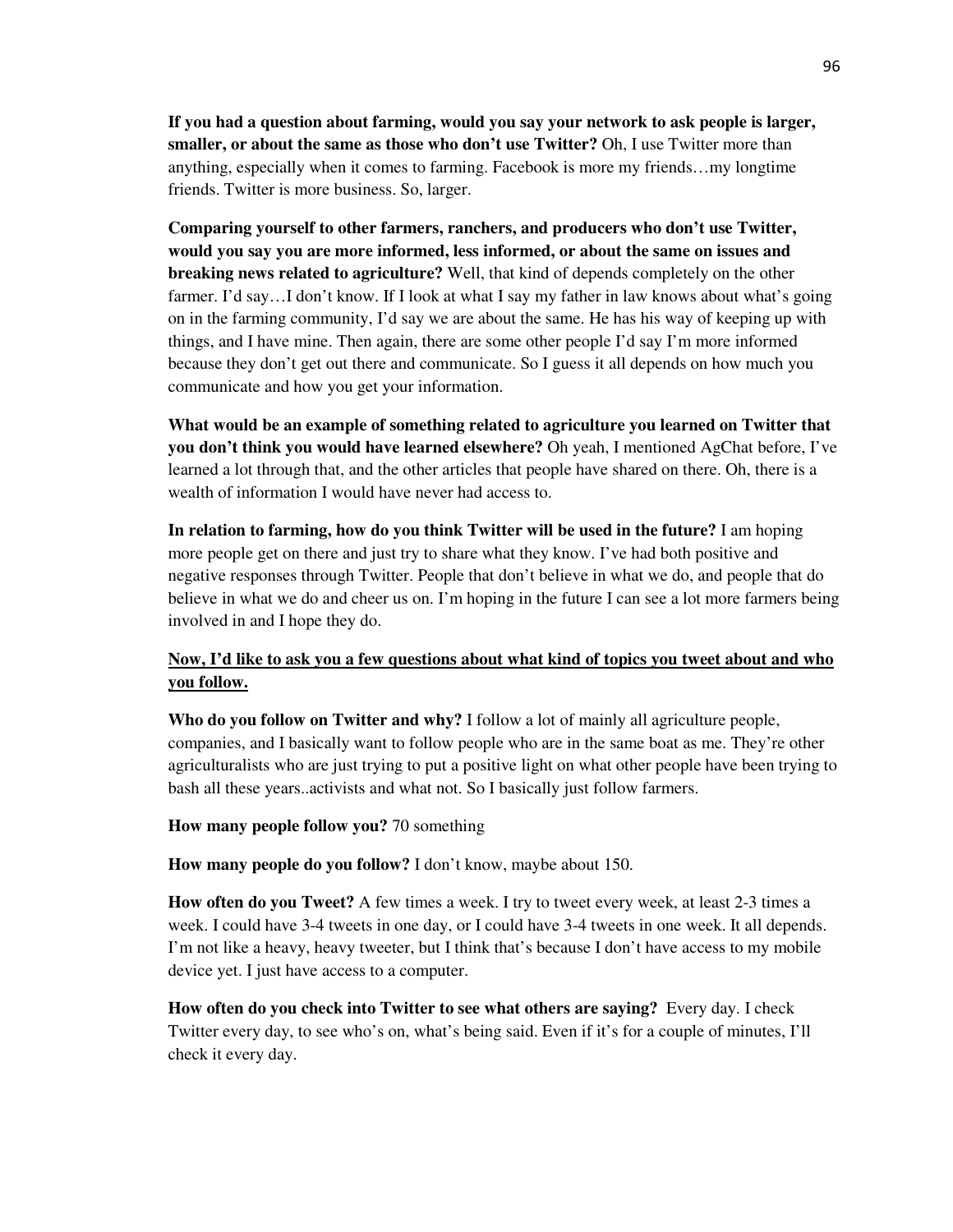**If you had a question about farming, would you say your network to ask people is larger, smaller, or about the same as those who don't use Twitter?** Oh, I use Twitter more than anything, especially when it comes to farming. Facebook is more my friends…my longtime friends. Twitter is more business. So, larger.

**Comparing yourself to other farmers, ranchers, and producers who don't use Twitter, would you say you are more informed, less informed, or about the same on issues and breaking news related to agriculture?** Well, that kind of depends completely on the other farmer. I'd say…I don't know. If I look at what I say my father in law knows about what's going on in the farming community, I'd say we are about the same. He has his way of keeping up with things, and I have mine. Then again, there are some other people I'd say I'm more informed because they don't get out there and communicate. So I guess it all depends on how much you communicate and how you get your information.

**What would be an example of something related to agriculture you learned on Twitter that you don't think you would have learned elsewhere?** Oh yeah, I mentioned AgChat before, I've learned a lot through that, and the other articles that people have shared on there. Oh, there is a wealth of information I would have never had access to.

**In relation to farming, how do you think Twitter will be used in the future?** I am hoping more people get on there and just try to share what they know. I've had both positive and negative responses through Twitter. People that don't believe in what we do, and people that do believe in what we do and cheer us on. I'm hoping in the future I can see a lot more farmers being involved in and I hope they do.

**<u>Now, I'd like to ask you a few questions about what kind of topics you tweet about and who you follow.</u>**

**Who do you follow on Twitter and why?** I follow a lot of mainly all agriculture people, companies, and I basically want to follow people who are in the same boat as me. They're other agriculturalists who are just trying to put a positive light on what other people have been trying to bash all these years..activists and what not. So I basically just follow farmers.

**How many people follow you?** 70 something

**How many people do you follow?** I don't know, maybe about 150.

**How often do you Tweet?** A few times a week. I try to tweet every week, at least 2-3 times a week. I could have 3-4 tweets in one day, or I could have 3-4 tweets in one week. It all depends. I'm not like a heavy, heavy tweeter, but I think that's because I don't have access to my mobile device yet. I just have access to a computer.

**How often do you check into Twitter to see what others are saying?** Every day. I check Twitter every day, to see who's on, what's being said. Even if it's for a couple of minutes, I'll check it every day.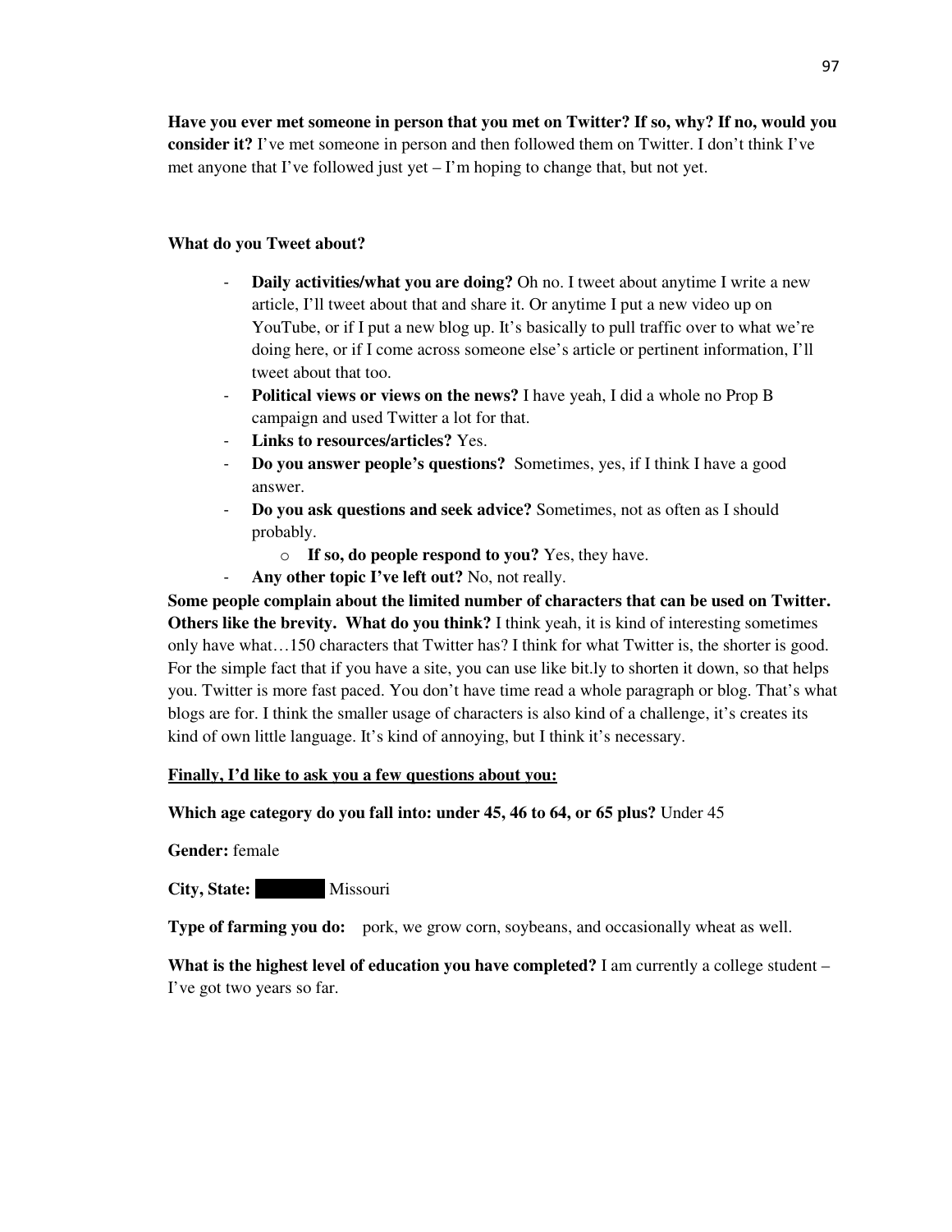**Have you ever met someone in person that you met on Twitter? If so, why? If no, would you consider it?** I've met someone in person and then followed them on Twitter. I don't think I've met anyone that I've followed just yet – I'm hoping to change that, but not yet.

**What do you Tweet about?**

- **Daily activities/what you are doing?** Oh no. I tweet about anytime I write a new article, I'll tweet about that and share it. Or anytime I put a new video up on YouTube, or if I put a new blog up. It's basically to pull traffic over to what we're doing here, or if I come across someone else's article or pertinent information, I'll tweet about that too.
- **Political views or views on the news?** I have yeah, I did a whole no Prop B campaign and used Twitter a lot for that.
- **Links to resources/articles?** Yes.
- **Do you answer people's questions?** Sometimes, yes, if I think I have a good answer.
- **Do you ask questions and seek advice?** Sometimes, not as often as I should probably.
  - **If so, do people respond to you?** Yes, they have.
- **Any other topic I've left out?** No, not really.

**Some people complain about the limited number of characters that can be used on Twitter. Others like the brevity. What do you think?** I think yeah, it is kind of interesting sometimes only have what…150 characters that Twitter has? I think for what Twitter is, the shorter is good. For the simple fact that if you have a site, you can use like bit.ly to shorten it down, so that helps you. Twitter is more fast paced. You don't have time read a whole paragraph or blog. That's what blogs are for. I think the smaller usage of characters is also kind of a challenge, it's creates its kind of own little language. It's kind of annoying, but I think it's necessary.

**Finally, I'd like to ask you a few questions about you:**

**Which age category do you fall into: under 45, 46 to 64, or 65 plus?** Under 45

**Gender:** female

**City, State:** ████ Missouri

**Type of farming you do:** pork, we grow corn, soybeans, and occasionally wheat as well.

**What is the highest level of education you have completed?** I am currently a college student – I've got two years so far.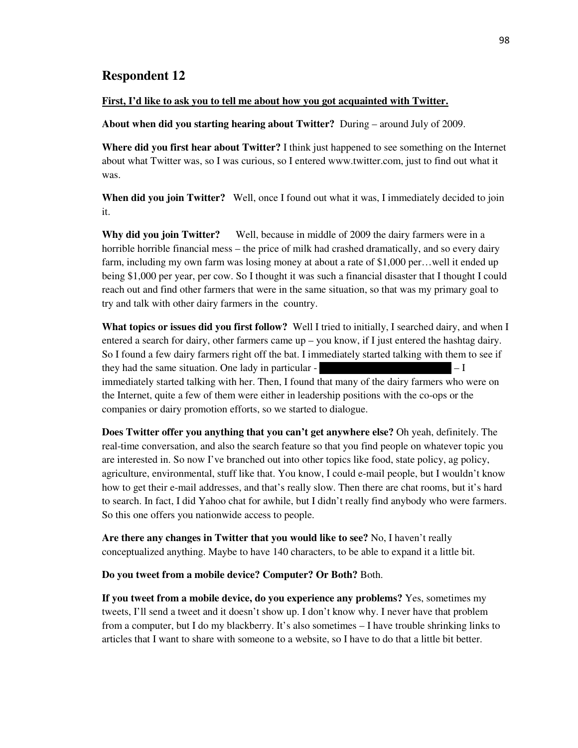## Respondent 12

**First, I'd like to ask you to tell me about how you got acquainted with Twitter.**

**About when did you starting hearing about Twitter?** During – around July of 2009.

**Where did you first hear about Twitter?** I think just happened to see something on the Internet about what Twitter was, so I was curious, so I entered www.twitter.com, just to find out what it was.

**When did you join Twitter?** Well, once I found out what it was, I immediately decided to join it.

**Why did you join Twitter?** Well, because in middle of 2009 the dairy farmers were in a horrible horrible financial mess – the price of milk had crashed dramatically, and so every dairy farm, including my own farm was losing money at about a rate of $1,000 per…well it ended up being $1,000 per year, per cow. So I thought it was such a financial disaster that I thought I could reach out and find other farmers that were in the same situation, so that was my primary goal to try and talk with other dairy farmers in the country.

**What topics or issues did you first follow?** Well I tried to initially, I searched dairy, and when I entered a search for dairy, other farmers came up – you know, if I just entered the hashtag dairy. So I found a few dairy farmers right off the bat. I immediately started talking with them to see if they had the same situation. One lady in particular - [REDACTED] – I immediately started talking with her. Then, I found that many of the dairy farmers who were on the Internet, quite a few of them were either in leadership positions with the co-ops or the companies or dairy promotion efforts, so we started to dialogue.

**Does Twitter offer you anything that you can't get anywhere else?** Oh yeah, definitely. The real-time conversation, and also the search feature so that you find people on whatever topic you are interested in. So now I've branched out into other topics like food, state policy, ag policy, agriculture, environmental, stuff like that. You know, I could e-mail people, but I wouldn't know how to get their e-mail addresses, and that's really slow. Then there are chat rooms, but it's hard to search. In fact, I did Yahoo chat for awhile, but I didn't really find anybody who were farmers. So this one offers you nationwide access to people.

**Are there any changes in Twitter that you would like to see?** No, I haven't really conceptualized anything. Maybe to have 140 characters, to be able to expand it a little bit.

**Do you tweet from a mobile device? Computer? Or Both?** Both.

**If you tweet from a mobile device, do you experience any problems?** Yes, sometimes my tweets, I'll send a tweet and it doesn't show up. I don't know why. I never have that problem from a computer, but I do my blackberry. It's also sometimes – I have trouble shrinking links to articles that I want to share with someone to a website, so I have to do that a little bit better.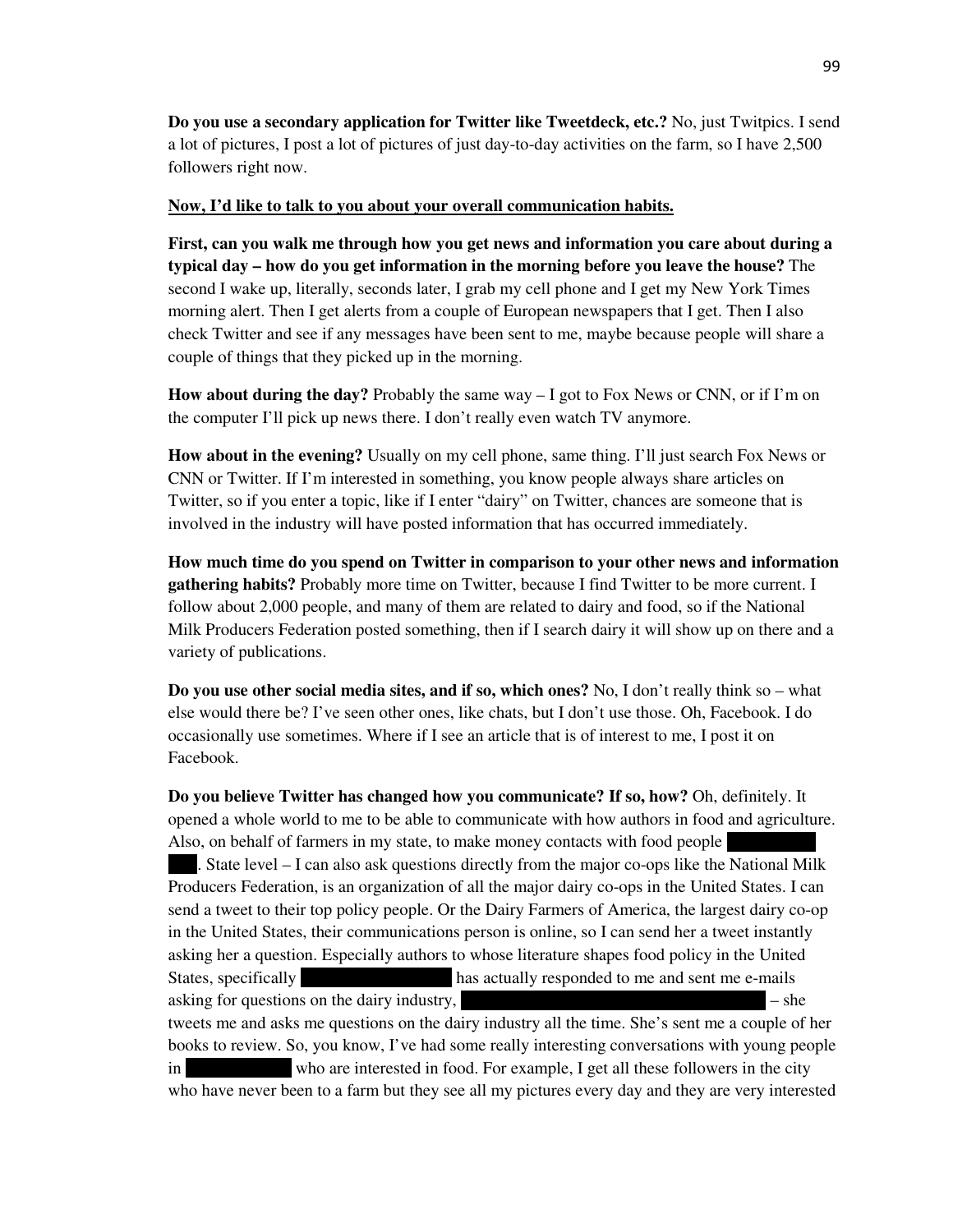**Do you use a secondary application for Twitter like Tweetdeck, etc.?** No, just Twitpics. I send a lot of pictures, I post a lot of pictures of just day-to-day activities on the farm, so I have 2,500 followers right now.

**Now, I'd like to talk to you about your overall communication habits.**

**First, can you walk me through how you get news and information you care about during a typical day – how do you get information in the morning before you leave the house?** The second I wake up, literally, seconds later, I grab my cell phone and I get my New York Times morning alert. Then I get alerts from a couple of European newspapers that I get. Then I also check Twitter and see if any messages have been sent to me, maybe because people will share a couple of things that they picked up in the morning.

**How about during the day?** Probably the same way – I got to Fox News or CNN, or if I'm on the computer I'll pick up news there. I don't really even watch TV anymore.

**How about in the evening?** Usually on my cell phone, same thing. I'll just search Fox News or CNN or Twitter. If I'm interested in something, you know people always share articles on Twitter, so if you enter a topic, like if I enter "dairy" on Twitter, chances are someone that is involved in the industry will have posted information that has occurred immediately.

**How much time do you spend on Twitter in comparison to your other news and information gathering habits?** Probably more time on Twitter, because I find Twitter to be more current. I follow about 2,000 people, and many of them are related to dairy and food, so if the National Milk Producers Federation posted something, then if I search dairy it will show up on there and a variety of publications.

**Do you use other social media sites, and if so, which ones?** No, I don't really think so – what else would there be? I've seen other ones, like chats, but I don't use those. Oh, Facebook. I do occasionally use sometimes. Where if I see an article that is of interest to me, I post it on Facebook.

**Do you believe Twitter has changed how you communicate? If so, how?** Oh, definitely. It opened a whole world to me to be able to communicate with how authors in food and agriculture. Also, on behalf of farmers in my state, to make money contacts with food people ███████. State level – I can also ask questions directly from the major co-ops like the National Milk Producers Federation, is an organization of all the major dairy co-ops in the United States. I can send a tweet to their top policy people. Or the Dairy Farmers of America, the largest dairy co-op in the United States, their communications person is online, so I can send her a tweet instantly asking her a question. Especially authors to whose literature shapes food policy in the United States, specifically ████████ has actually responded to me and sent me e-mails asking for questions on the dairy industry, ████████ – she tweets me and asks me questions on the dairy industry all the time. She's sent me a couple of her books to review. So, you know, I've had some really interesting conversations with young people in ████████ who are interested in food. For example, I get all these followers in the city who have never been to a farm but they see all my pictures every day and they are very interested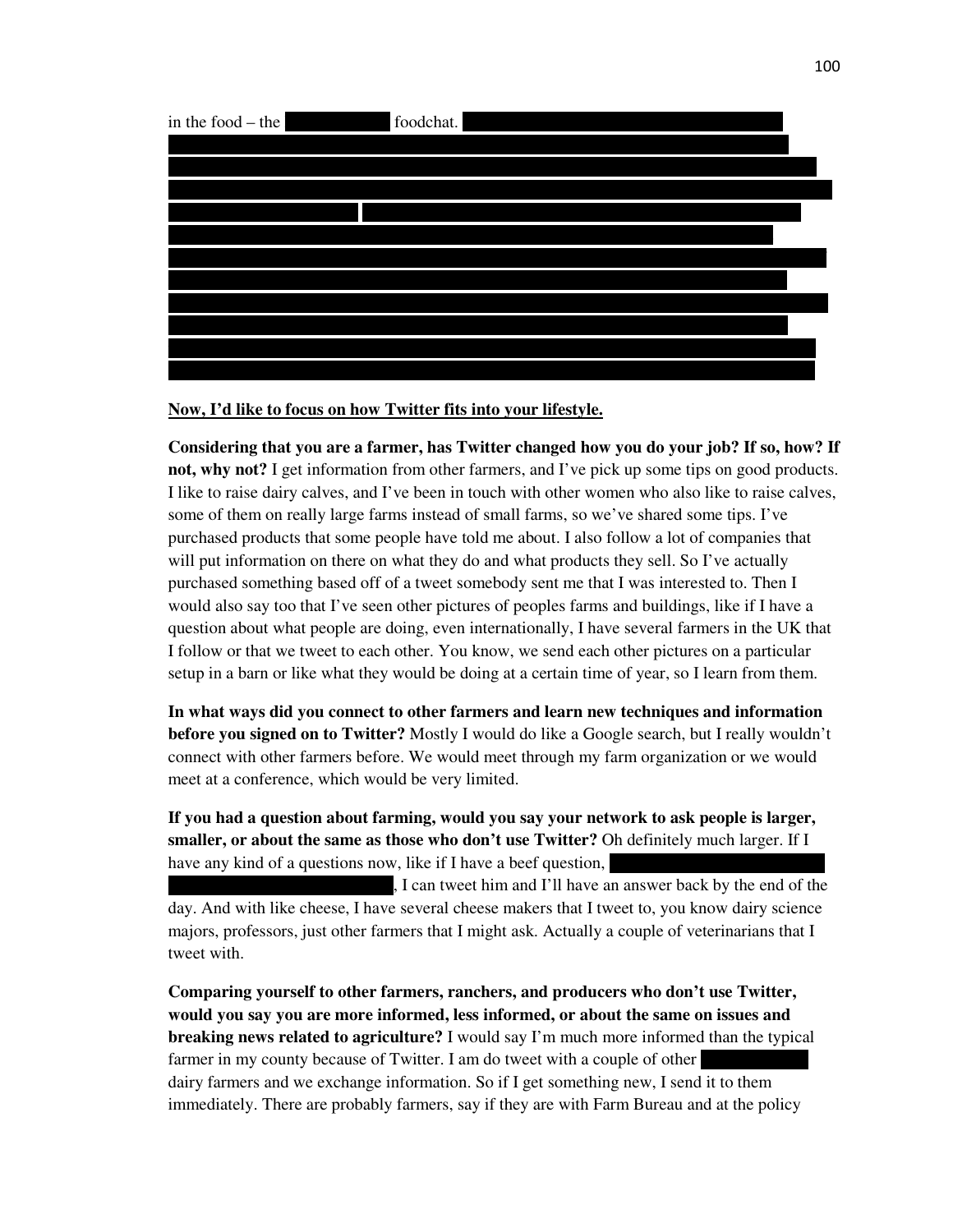in the food – the foodchat.

**Now, I'd like to focus on how Twitter fits into your lifestyle.**

**Considering that you are a farmer, has Twitter changed how you do your job? If so, how? If not, why not?** I get information from other farmers, and I've pick up some tips on good products. I like to raise dairy calves, and I've been in touch with other women who also like to raise calves, some of them on really large farms instead of small farms, so we've shared some tips. I've purchased products that some people have told me about. I also follow a lot of companies that will put information on there on what they do and what products they sell. So I've actually purchased something based off of a tweet somebody sent me that I was interested to. Then I would also say too that I've seen other pictures of peoples farms and buildings, like if I have a question about what people are doing, even internationally, I have several farmers in the UK that I follow or that we tweet to each other. You know, we send each other pictures on a particular setup in a barn or like what they would be doing at a certain time of year, so I learn from them.

**In what ways did you connect to other farmers and learn new techniques and information before you signed on to Twitter?** Mostly I would do like a Google search, but I really wouldn't connect with other farmers before. We would meet through my farm organization or we would meet at a conference, which would be very limited.

**If you had a question about farming, would you say your network to ask people is larger, smaller, or about the same as those who don't use Twitter?** Oh definitely much larger. If I have any kind of a questions now, like if I have a beef question, , I can tweet him and I'll have an answer back by the end of the day. And with like cheese, I have several cheese makers that I tweet to, you know dairy science majors, professors, just other farmers that I might ask. Actually a couple of veterinarians that I tweet with.

**Comparing yourself to other farmers, ranchers, and producers who don't use Twitter, would you say you are more informed, less informed, or about the same on issues and breaking news related to agriculture?** I would say I'm much more informed than the typical farmer in my county because of Twitter. I am do tweet with a couple of other dairy farmers and we exchange information. So if I get something new, I send it to them immediately. There are probably farmers, say if they are with Farm Bureau and at the policy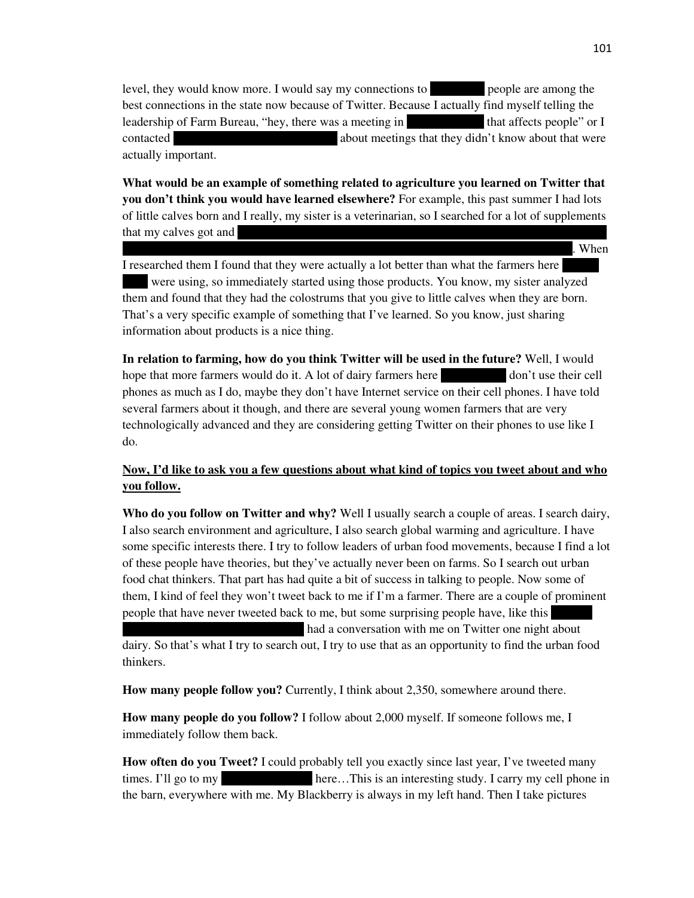level, they would know more. I would say my connections to [REDACTED] people are among the best connections in the state now because of Twitter. Because I actually find myself telling the leadership of Farm Bureau, "hey, there was a meeting in [REDACTED] that affects people" or I contacted [REDACTED] about meetings that they didn't know about that were actually important.

**What would be an example of something related to agriculture you learned on Twitter that you don't think you would have learned elsewhere?** For example, this past summer I had lots of little calves born and I really, my sister is a veterinarian, so I searched for a lot of supplements that my calves got and [REDACTED]. When I researched them I found that they were actually a lot better than what the farmers here [REDACTED] were using, so immediately started using those products. You know, my sister analyzed them and found that they had the colostrums that you give to little calves when they are born. That's a very specific example of something that I've learned. So you know, just sharing information about products is a nice thing.

**In relation to farming, how do you think Twitter will be used in the future?** Well, I would hope that more farmers would do it. A lot of dairy farmers here [REDACTED] don't use their cell phones as much as I do, maybe they don't have Internet service on their cell phones. I have told several farmers about it though, and there are several young women farmers that are very technologically advanced and they are considering getting Twitter on their phones to use like I do.

**<u>Now, I'd like to ask you a few questions about what kind of topics you tweet about and who you follow.</u>**

**Who do you follow on Twitter and why?** Well I usually search a couple of areas. I search dairy, I also search environment and agriculture, I also search global warming and agriculture. I have some specific interests there. I try to follow leaders of urban food movements, because I find a lot of these people have theories, but they've actually never been on farms. So I search out urban food chat thinkers. That part has had quite a bit of success in talking to people. Now some of them, I kind of feel they won't tweet back to me if I'm a farmer. There are a couple of prominent people that have never tweeted back to me, but some surprising people have, like this [REDACTED] had a conversation with me on Twitter one night about dairy. So that's what I try to search out, I try to use that as an opportunity to find the urban food thinkers.

**How many people follow you?** Currently, I think about 2,350, somewhere around there.

**How many people do you follow?** I follow about 2,000 myself. If someone follows me, I immediately follow them back.

**How often do you Tweet?** I could probably tell you exactly since last year, I've tweeted many times. I'll go to my [REDACTED] here…This is an interesting study. I carry my cell phone in the barn, everywhere with me. My Blackberry is always in my left hand. Then I take pictures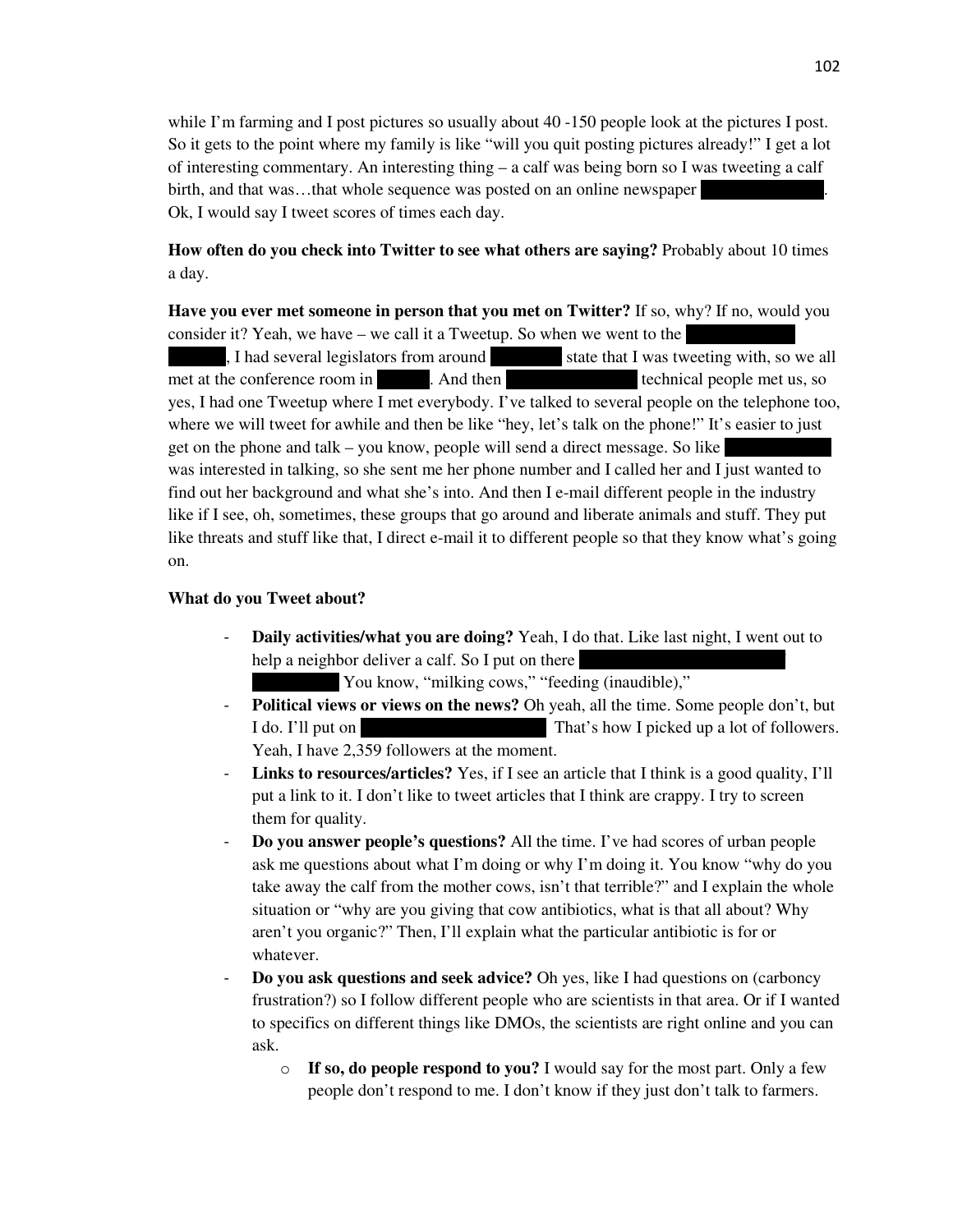while I'm farming and I post pictures so usually about 40 -150 people look at the pictures I post. So it gets to the point where my family is like "will you quit posting pictures already!" I get a lot of interesting commentary. An interesting thing – a calf was being born so I was tweeting a calf birth, and that was…that whole sequence was posted on an online newspaper [redacted]. Ok, I would say I tweet scores of times each day.

**How often do you check into Twitter to see what others are saying?** Probably about 10 times a day.

**Have you ever met someone in person that you met on Twitter?** If so, why? If no, would you consider it? Yeah, we have – we call it a Tweetup. So when we went to the [redacted] [redacted], I had several legislators from around [redacted] state that I was tweeting with, so we all met at the conference room in [redacted]. And then [redacted] technical people met us, so yes, I had one Tweetup where I met everybody. I've talked to several people on the telephone too, where we will tweet for awhile and then be like "hey, let's talk on the phone!" It's easier to just get on the phone and talk – you know, people will send a direct message. So like [redacted] was interested in talking, so she sent me her phone number and I called her and I just wanted to find out her background and what she's into. And then I e-mail different people in the industry like if I see, oh, sometimes, these groups that go around and liberate animals and stuff. They put like threats and stuff like that, I direct e-mail it to different people so that they know what's going on.

**What do you Tweet about?**

- **Daily activities/what you are doing?** Yeah, I do that. Like last night, I went out to help a neighbor deliver a calf. So I put on there [redacted] [redacted] You know, "milking cows," "feeding (inaudible),"
- **Political views or views on the news?** Oh yeah, all the time. Some people don't, but I do. I'll put on [redacted] That's how I picked up a lot of followers. Yeah, I have 2,359 followers at the moment.
- **Links to resources/articles?** Yes, if I see an article that I think is a good quality, I'll put a link to it. I don't like to tweet articles that I think are crappy. I try to screen them for quality.
- **Do you answer people's questions?** All the time. I've had scores of urban people ask me questions about what I'm doing or why I'm doing it. You know "why do you take away the calf from the mother cows, isn't that terrible?" and I explain the whole situation or "why are you giving that cow antibiotics, what is that all about? Why aren't you organic?" Then, I'll explain what the particular antibiotic is for or whatever.
- **Do you ask questions and seek advice?** Oh yes, like I had questions on (carboncy frustration?) so I follow different people who are scientists in that area. Or if I wanted to specifics on different things like DMOs, the scientists are right online and you can ask.
    - **If so, do people respond to you?** I would say for the most part. Only a few people don't respond to me. I don't know if they just don't talk to farmers.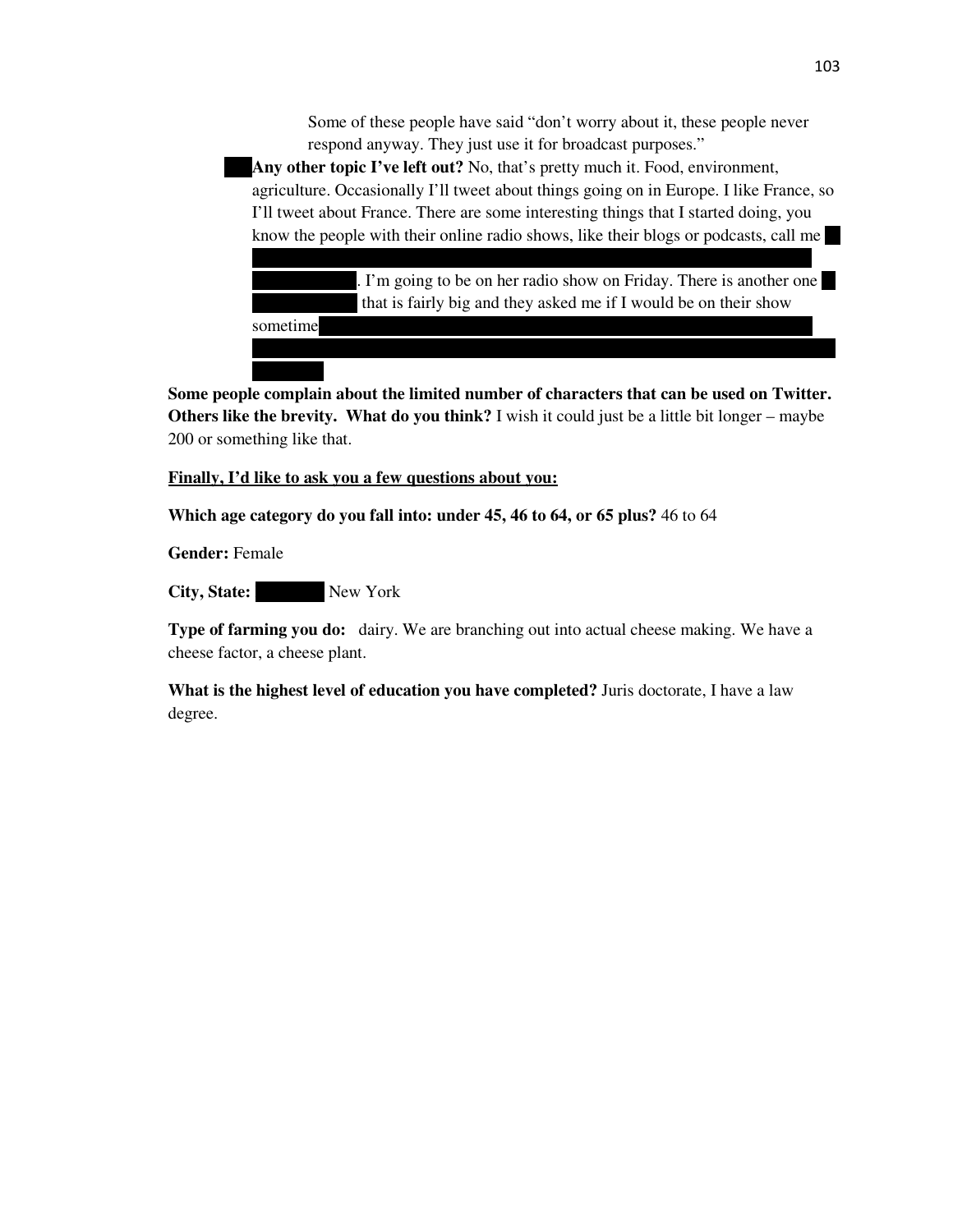Some of these people have said "don't worry about it, these people never respond anyway. They just use it for broadcast purposes."

**Any other topic I've left out?** No, that's pretty much it. Food, environment, agriculture. Occasionally I'll tweet about things going on in Europe. I like France, so I'll tweet about France. There are some interesting things that I started doing, you know the people with their online radio shows, like their blogs or podcasts, call me . I'm going to be on her radio show on Friday. There is another one that is fairly big and they asked me if I would be on their show sometime

**Some people complain about the limited number of characters that can be used on Twitter. Others like the brevity. What do you think?** I wish it could just be a little bit longer – maybe 200 or something like that.

**<u>Finally, I'd like to ask you a few questions about you:</u>**

**Which age category do you fall into: under 45, 46 to 64, or 65 plus?** 46 to 64

**Gender:** Female

**City, State:** New York

**Type of farming you do:** dairy. We are branching out into actual cheese making. We have a cheese factor, a cheese plant.

**What is the highest level of education you have completed?** Juris doctorate, I have a law degree.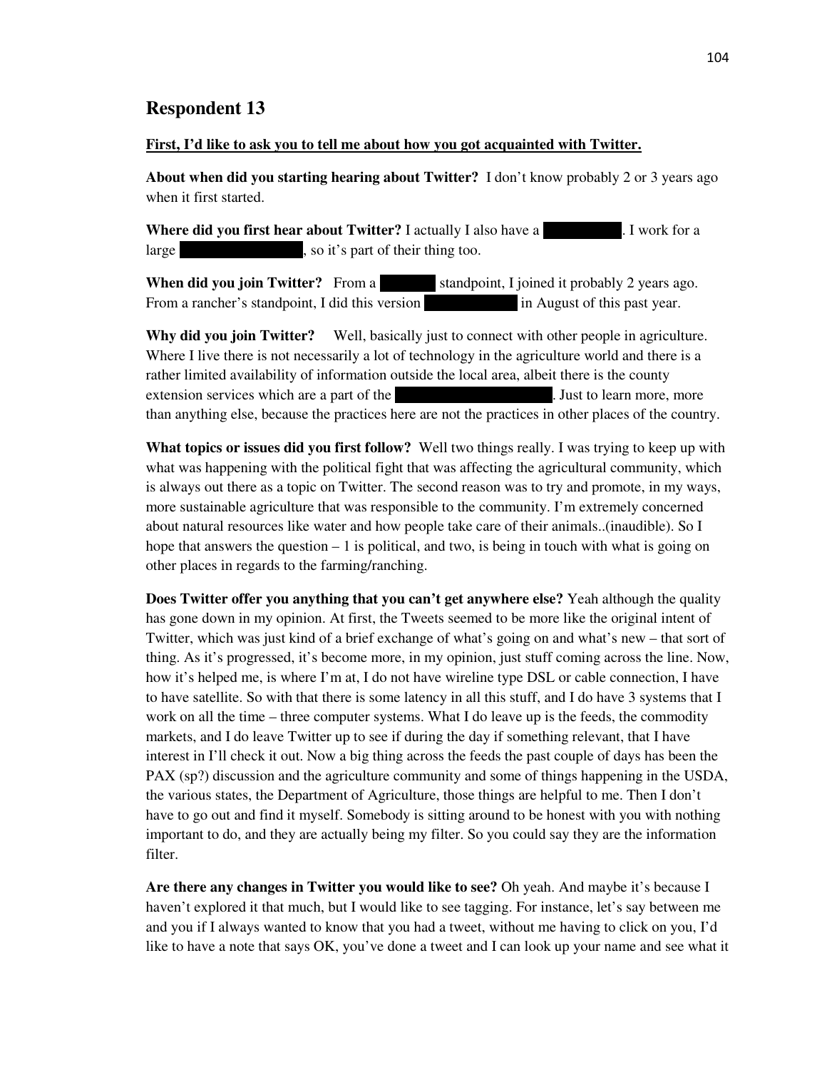## Respondent 13

**First, I'd like to ask you to tell me about how you got acquainted with Twitter.**

**About when did you starting hearing about Twitter?** I don't know probably 2 or 3 years ago when it first started.

**Where did you first hear about Twitter?** I actually I also have a ██████████. I work for a large ████████████████, so it's part of their thing too.

**When did you join Twitter?** From a ███████ standpoint, I joined it probably 2 years ago. From a rancher's standpoint, I did this version ███████████ in August of this past year.

**Why did you join Twitter?** Well, basically just to connect with other people in agriculture. Where I live there is not necessarily a lot of technology in the agriculture world and there is a rather limited availability of information outside the local area, albeit there is the county extension services which are a part of the ███████████████████. Just to learn more, more than anything else, because the practices here are not the practices in other places of the country.

**What topics or issues did you first follow?** Well two things really. I was trying to keep up with what was happening with the political fight that was affecting the agricultural community, which is always out there as a topic on Twitter. The second reason was to try and promote, in my ways, more sustainable agriculture that was responsible to the community. I'm extremely concerned about natural resources like water and how people take care of their animals..(inaudible). So I hope that answers the question – 1 is political, and two, is being in touch with what is going on other places in regards to the farming/ranching.

**Does Twitter offer you anything that you can't get anywhere else?** Yeah although the quality has gone down in my opinion. At first, the Tweets seemed to be more like the original intent of Twitter, which was just kind of a brief exchange of what's going on and what's new – that sort of thing. As it's progressed, it's become more, in my opinion, just stuff coming across the line. Now, how it's helped me, is where I'm at, I do not have wireline type DSL or cable connection, I have to have satellite. So with that there is some latency in all this stuff, and I do have 3 systems that I work on all the time – three computer systems. What I do leave up is the feeds, the commodity markets, and I do leave Twitter up to see if during the day if something relevant, that I have interest in I'll check it out. Now a big thing across the feeds the past couple of days has been the PAX (sp?) discussion and the agriculture community and some of things happening in the USDA, the various states, the Department of Agriculture, those things are helpful to me. Then I don't have to go out and find it myself. Somebody is sitting around to be honest with you with nothing important to do, and they are actually being my filter. So you could say they are the information filter.

**Are there any changes in Twitter you would like to see?** Oh yeah. And maybe it's because I haven't explored it that much, but I would like to see tagging. For instance, let's say between me and you if I always wanted to know that you had a tweet, without me having to click on you, I'd like to have a note that says OK, you've done a tweet and I can look up your name and see what it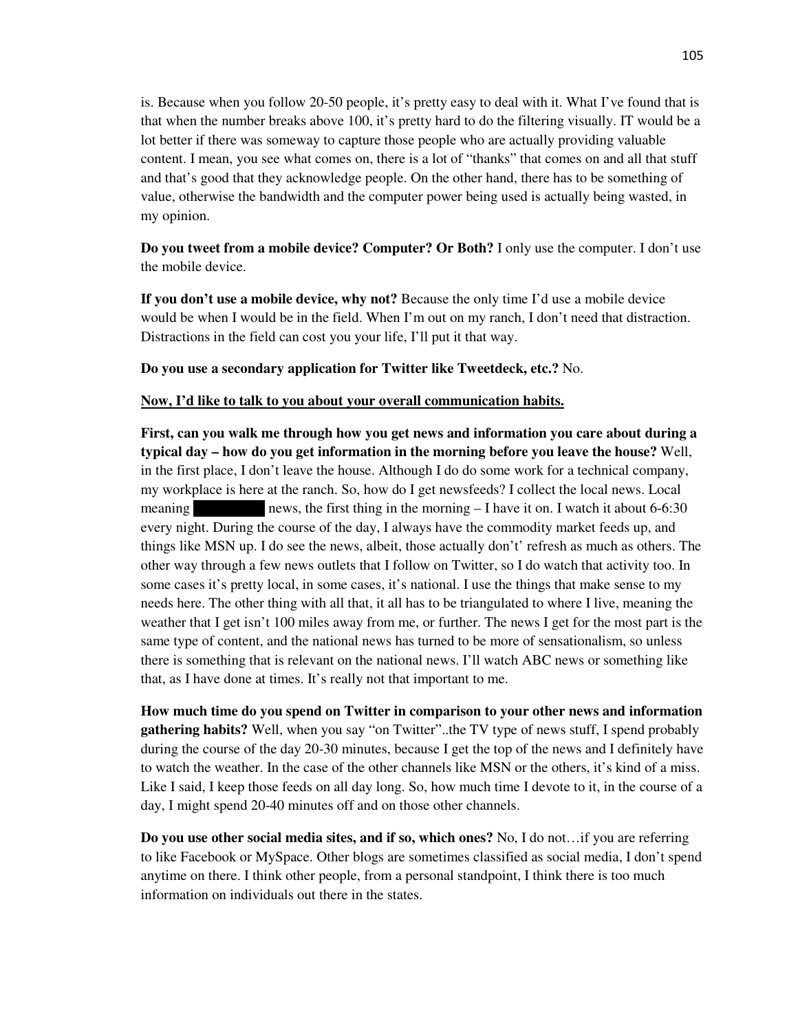is. Because when you follow 20-50 people, it's pretty easy to deal with it. What I've found that is that when the number breaks above 100, it's pretty hard to do the filtering visually. IT would be a lot better if there was someway to capture those people who are actually providing valuable content. I mean, you see what comes on, there is a lot of "thanks" that comes on and all that stuff and that's good that they acknowledge people. On the other hand, there has to be something of value, otherwise the bandwidth and the computer power being used is actually being wasted, in my opinion.

**Do you tweet from a mobile device? Computer? Or Both?** I only use the computer. I don't use the mobile device.

**If you don't use a mobile device, why not?** Because the only time I'd use a mobile device would be when I would be in the field. When I'm out on my ranch, I don't need that distraction. Distractions in the field can cost you your life, I'll put it that way.

**Do you use a secondary application for Twitter like Tweetdeck, etc.?** No.

**Now, I'd like to talk to you about your overall communication habits.**

**First, can you walk me through how you get news and information you care about during a typical day – how do you get information in the morning before you leave the house?** Well, in the first place, I don't leave the house. Although I do do some work for a technical company, my workplace is here at the ranch. So, how do I get newsfeeds? I collect the local news. Local meaning ██████ news, the first thing in the morning – I have it on. I watch it about 6-6:30 every night. During the course of the day, I always have the commodity market feeds up, and things like MSN up. I do see the news, albeit, those actually don't' refresh as much as others. The other way through a few news outlets that I follow on Twitter, so I do watch that activity too. In some cases it's pretty local, in some cases, it's national. I use the things that make sense to my needs here. The other thing with all that, it all has to be triangulated to where I live, meaning the weather that I get isn't 100 miles away from me, or further. The news I get for the most part is the same type of content, and the national news has turned to be more of sensationalism, so unless there is something that is relevant on the national news. I'll watch ABC news or something like that, as I have done at times. It's really not that important to me.

**How much time do you spend on Twitter in comparison to your other news and information gathering habits?** Well, when you say "on Twitter"..the TV type of news stuff, I spend probably during the course of the day 20-30 minutes, because I get the top of the news and I definitely have to watch the weather. In the case of the other channels like MSN or the others, it's kind of a miss. Like I said, I keep those feeds on all day long. So, how much time I devote to it, in the course of a day, I might spend 20-40 minutes off and on those other channels.

**Do you use other social media sites, and if so, which ones?** No, I do not…if you are referring to like Facebook or MySpace. Other blogs are sometimes classified as social media, I don't spend anytime on there. I think other people, from a personal standpoint, I think there is too much information on individuals out there in the states.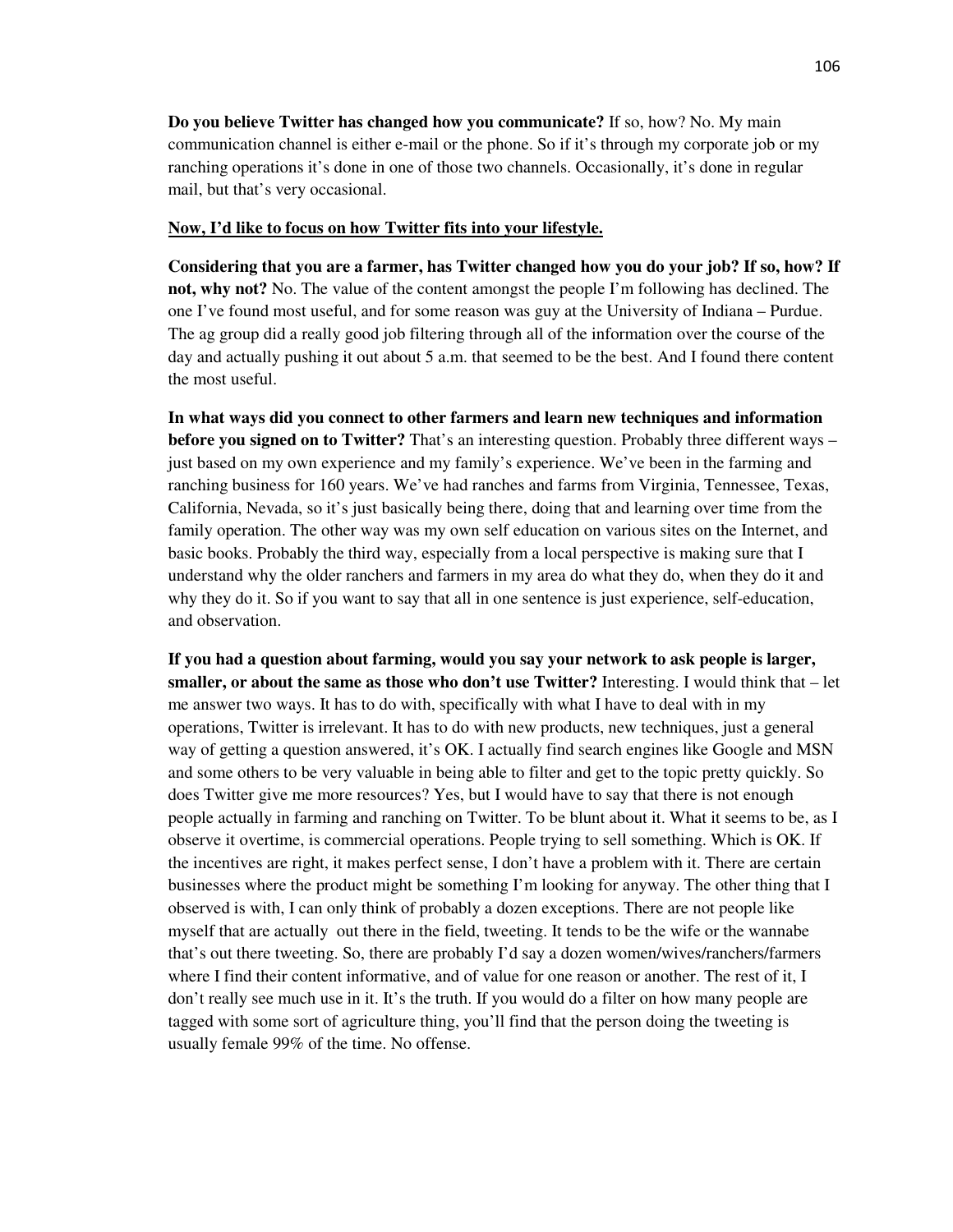**Do you believe Twitter has changed how you communicate?** If so, how? No. My main communication channel is either e-mail or the phone. So if it's through my corporate job or my ranching operations it's done in one of those two channels. Occasionally, it's done in regular mail, but that's very occasional.

**Now, I'd like to focus on how Twitter fits into your lifestyle.**

**Considering that you are a farmer, has Twitter changed how you do your job? If so, how? If not, why not?** No. The value of the content amongst the people I'm following has declined. The one I've found most useful, and for some reason was guy at the University of Indiana – Purdue. The ag group did a really good job filtering through all of the information over the course of the day and actually pushing it out about 5 a.m. that seemed to be the best. And I found there content the most useful.

**In what ways did you connect to other farmers and learn new techniques and information before you signed on to Twitter?** That's an interesting question. Probably three different ways – just based on my own experience and my family's experience. We've been in the farming and ranching business for 160 years. We've had ranches and farms from Virginia, Tennessee, Texas, California, Nevada, so it's just basically being there, doing that and learning over time from the family operation. The other way was my own self education on various sites on the Internet, and basic books. Probably the third way, especially from a local perspective is making sure that I understand why the older ranchers and farmers in my area do what they do, when they do it and why they do it. So if you want to say that all in one sentence is just experience, self-education, and observation.

**If you had a question about farming, would you say your network to ask people is larger, smaller, or about the same as those who don't use Twitter?** Interesting. I would think that – let me answer two ways. It has to do with, specifically with what I have to deal with in my operations, Twitter is irrelevant. It has to do with new products, new techniques, just a general way of getting a question answered, it's OK. I actually find search engines like Google and MSN and some others to be very valuable in being able to filter and get to the topic pretty quickly. So does Twitter give me more resources? Yes, but I would have to say that there is not enough people actually in farming and ranching on Twitter. To be blunt about it. What it seems to be, as I observe it overtime, is commercial operations. People trying to sell something. Which is OK. If the incentives are right, it makes perfect sense, I don't have a problem with it. There are certain businesses where the product might be something I'm looking for anyway. The other thing that I observed is with, I can only think of probably a dozen exceptions. There are not people like myself that are actually out there in the field, tweeting. It tends to be the wife or the wannabe that's out there tweeting. So, there are probably I'd say a dozen women/wives/ranchers/farmers where I find their content informative, and of value for one reason or another. The rest of it, I don't really see much use in it. It's the truth. If you would do a filter on how many people are tagged with some sort of agriculture thing, you'll find that the person doing the tweeting is usually female 99% of the time. No offense.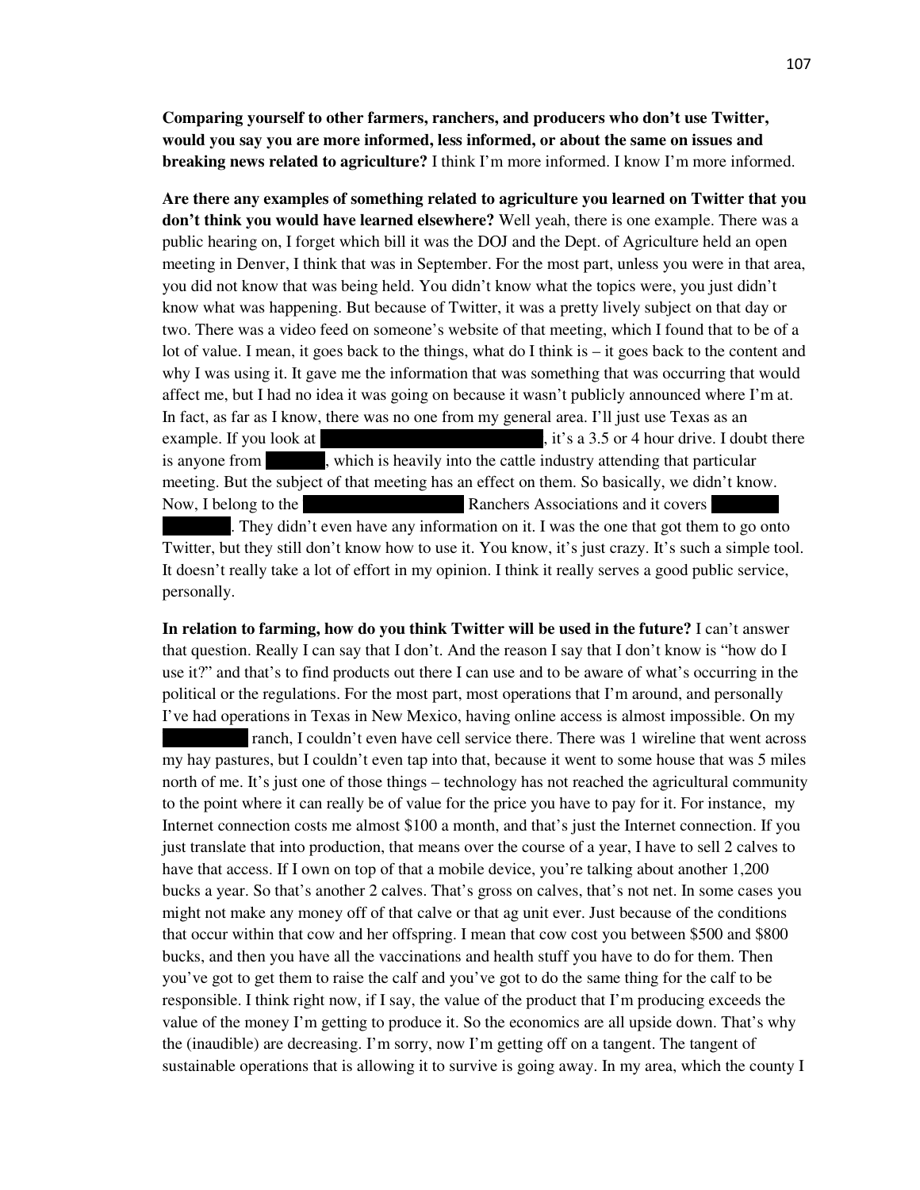**Comparing yourself to other farmers, ranchers, and producers who don't use Twitter, would you say you are more informed, less informed, or about the same on issues and breaking news related to agriculture?** I think I'm more informed. I know I'm more informed.

**Are there any examples of something related to agriculture you learned on Twitter that you don't think you would have learned elsewhere?** Well yeah, there is one example. There was a public hearing on, I forget which bill it was the DOJ and the Dept. of Agriculture held an open meeting in Denver, I think that was in September. For the most part, unless you were in that area, you did not know that was being held. You didn't know what the topics were, you just didn't know what was happening. But because of Twitter, it was a pretty lively subject on that day or two. There was a video feed on someone's website of that meeting, which I found that to be of a lot of value. I mean, it goes back to the things, what do I think is – it goes back to the content and why I was using it. It gave me the information that was something that was occurring that would affect me, but I had no idea it was going on because it wasn't publicly announced where I'm at. In fact, as far as I know, there was no one from my general area. I'll just use Texas as an example. If you look at [REDACTED], it's a 3.5 or 4 hour drive. I doubt there is anyone from [REDACTED], which is heavily into the cattle industry attending that particular meeting. But the subject of that meeting has an effect on them. So basically, we didn't know. Now, I belong to the [REDACTED] Ranchers Associations and it covers [REDACTED] [REDACTED]. They didn't even have any information on it. I was the one that got them to go onto Twitter, but they still don't know how to use it. You know, it's just crazy. It's such a simple tool. It doesn't really take a lot of effort in my opinion. I think it really serves a good public service, personally.

**In relation to farming, how do you think Twitter will be used in the future?** I can't answer that question. Really I can say that I don't. And the reason I say that I don't know is "how do I use it?" and that's to find products out there I can use and to be aware of what's occurring in the political or the regulations. For the most part, most operations that I'm around, and personally I've had operations in Texas in New Mexico, having online access is almost impossible. On my [REDACTED] ranch, I couldn't even have cell service there. There was 1 wireline that went across my hay pastures, but I couldn't even tap into that, because it went to some house that was 5 miles north of me. It's just one of those things – technology has not reached the agricultural community to the point where it can really be of value for the price you have to pay for it. For instance, my Internet connection costs me almost $100 a month, and that's just the Internet connection. If you just translate that into production, that means over the course of a year, I have to sell 2 calves to have that access. If I own on top of that a mobile device, you're talking about another 1,200 bucks a year. So that's another 2 calves. That's gross on calves, that's not net. In some cases you might not make any money off of that calve or that ag unit ever. Just because of the conditions that occur within that cow and her offspring. I mean that cow cost you between $500 and $800 bucks, and then you have all the vaccinations and health stuff you have to do for them. Then you've got to get them to raise the calf and you've got to do the same thing for the calf to be responsible. I think right now, if I say, the value of the product that I'm producing exceeds the value of the money I'm getting to produce it. So the economics are all upside down. That's why the (inaudible) are decreasing. I'm sorry, now I'm getting off on a tangent. The tangent of sustainable operations that is allowing it to survive is going away. In my area, which the county I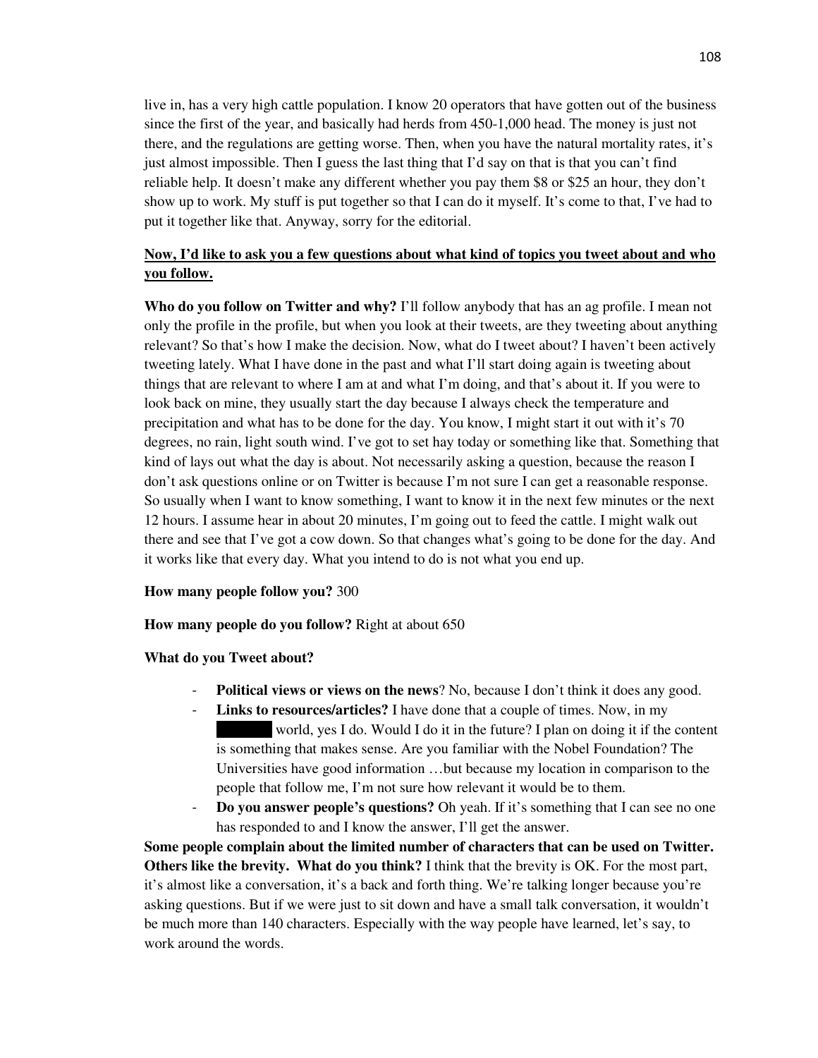live in, has a very high cattle population. I know 20 operators that have gotten out of the business since the first of the year, and basically had herds from 450-1,000 head. The money is just not there, and the regulations are getting worse. Then, when you have the natural mortality rates, it's just almost impossible. Then I guess the last thing that I'd say on that is that you can't find reliable help. It doesn't make any different whether you pay them $8 or $25 an hour, they don't show up to work. My stuff is put together so that I can do it myself. It's come to that, I've had to put it together like that. Anyway, sorry for the editorial.

**Now, I'd like to ask you a few questions about what kind of topics you tweet about and who you follow.**

**Who do you follow on Twitter and why?** I'll follow anybody that has an ag profile. I mean not only the profile in the profile, but when you look at their tweets, are they tweeting about anything relevant? So that's how I make the decision. Now, what do I tweet about? I haven't been actively tweeting lately. What I have done in the past and what I'll start doing again is tweeting about things that are relevant to where I am at and what I'm doing, and that's about it. If you were to look back on mine, they usually start the day because I always check the temperature and precipitation and what has to be done for the day. You know, I might start it out with it's 70 degrees, no rain, light south wind. I've got to set hay today or something like that. Something that kind of lays out what the day is about. Not necessarily asking a question, because the reason I don't ask questions online or on Twitter is because I'm not sure I can get a reasonable response. So usually when I want to know something, I want to know it in the next few minutes or the next 12 hours. I assume hear in about 20 minutes, I'm going out to feed the cattle. I might walk out there and see that I've got a cow down. So that changes what's going to be done for the day. And it works like that every day. What you intend to do is not what you end up.

**How many people follow you?** 300

**How many people do you follow?** Right at about 650

**What do you Tweet about?**

- **Political views or views on the news**? No, because I don't think it does any good.
- **Links to resources/articles?** I have done that a couple of times. Now, in my ███████ world, yes I do. Would I do it in the future? I plan on doing it if the content is something that makes sense. Are you familiar with the Nobel Foundation? The Universities have good information …but because my location in comparison to the people that follow me, I'm not sure how relevant it would be to them.
- **Do you answer people's questions?** Oh yeah. If it's something that I can see no one has responded to and I know the answer, I'll get the answer.

**Some people complain about the limited number of characters that can be used on Twitter. Others like the brevity. What do you think?** I think that the brevity is OK. For the most part, it's almost like a conversation, it's a back and forth thing. We're talking longer because you're asking questions. But if we were just to sit down and have a small talk conversation, it wouldn't be much more than 140 characters. Especially with the way people have learned, let's say, to work around the words.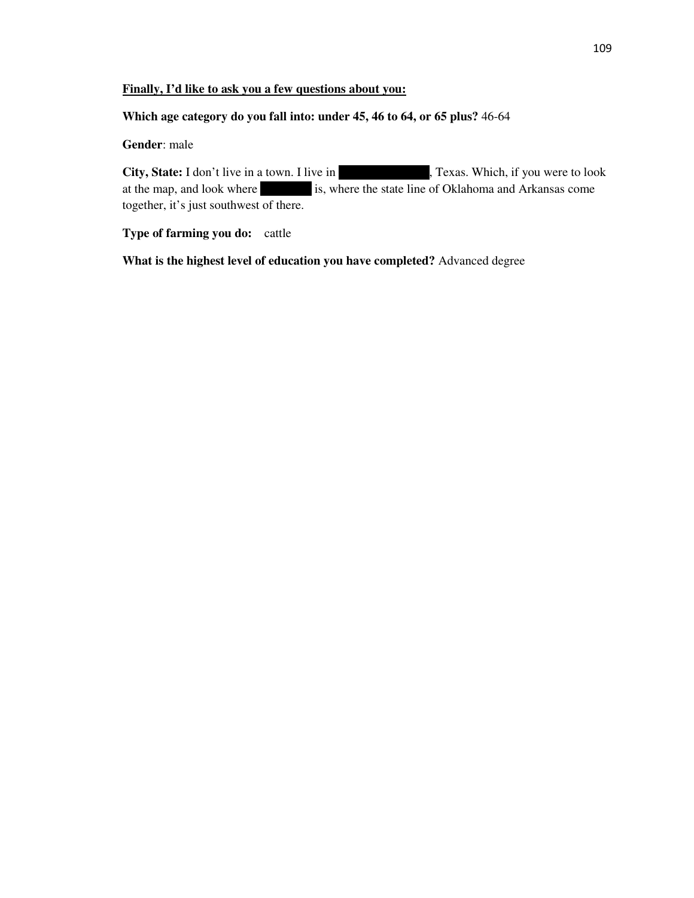**Finally, I'd like to ask you a few questions about you:**

**Which age category do you fall into: under 45, 46 to 64, or 65 plus?** 46-64

**Gender**: male

**City, State:** I don't live in a town. I live in [REDACTED], Texas. Which, if you were to look at the map, and look where [REDACTED] is, where the state line of Oklahoma and Arkansas come together, it's just southwest of there.

**Type of farming you do:** cattle

**What is the highest level of education you have completed?** Advanced degree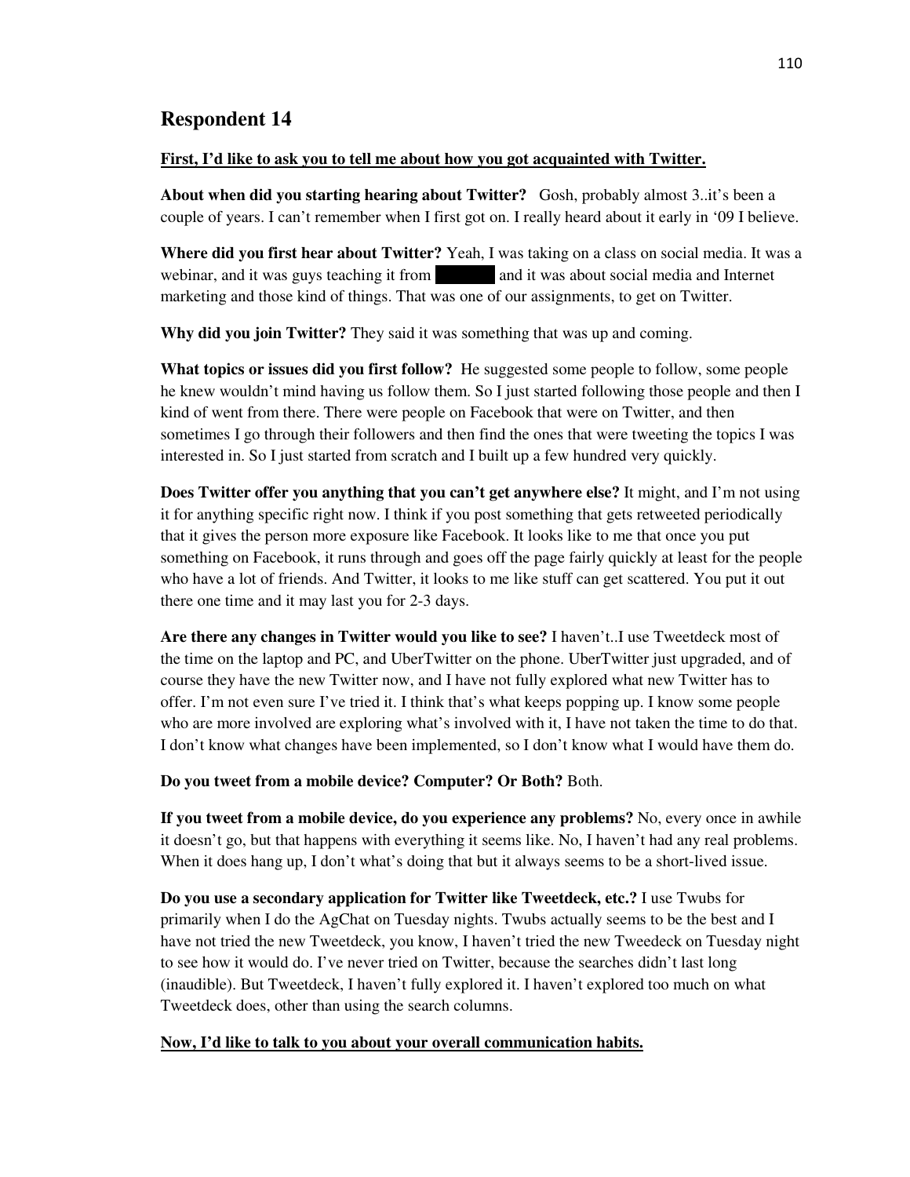## Respondent 14

**First, I'd like to ask you to tell me about how you got acquainted with Twitter.**

**About when did you starting hearing about Twitter?** Gosh, probably almost 3..it's been a couple of years. I can't remember when I first got on. I really heard about it early in '09 I believe.

**Where did you first hear about Twitter?** Yeah, I was taking on a class on social media. It was a webinar, and it was guys teaching it from ██████ and it was about social media and Internet marketing and those kind of things. That was one of our assignments, to get on Twitter.

**Why did you join Twitter?** They said it was something that was up and coming.

**What topics or issues did you first follow?** He suggested some people to follow, some people he knew wouldn't mind having us follow them. So I just started following those people and then I kind of went from there. There were people on Facebook that were on Twitter, and then sometimes I go through their followers and then find the ones that were tweeting the topics I was interested in. So I just started from scratch and I built up a few hundred very quickly.

**Does Twitter offer you anything that you can't get anywhere else?** It might, and I'm not using it for anything specific right now. I think if you post something that gets retweeted periodically that it gives the person more exposure like Facebook. It looks like to me that once you put something on Facebook, it runs through and goes off the page fairly quickly at least for the people who have a lot of friends. And Twitter, it looks to me like stuff can get scattered. You put it out there one time and it may last you for 2-3 days.

**Are there any changes in Twitter would you like to see?** I haven't..I use Tweetdeck most of the time on the laptop and PC, and UberTwitter on the phone. UberTwitter just upgraded, and of course they have the new Twitter now, and I have not fully explored what new Twitter has to offer. I'm not even sure I've tried it. I think that's what keeps popping up. I know some people who are more involved are exploring what's involved with it, I have not taken the time to do that. I don't know what changes have been implemented, so I don't know what I would have them do.

**Do you tweet from a mobile device? Computer? Or Both?** Both.

**If you tweet from a mobile device, do you experience any problems?** No, every once in awhile it doesn't go, but that happens with everything it seems like. No, I haven't had any real problems. When it does hang up, I don't what's doing that but it always seems to be a short-lived issue.

**Do you use a secondary application for Twitter like Tweetdeck, etc.?** I use Twubs for primarily when I do the AgChat on Tuesday nights. Twubs actually seems to be the best and I have not tried the new Tweetdeck, you know, I haven't tried the new Tweedeck on Tuesday night to see how it would do. I've never tried on Twitter, because the searches didn't last long (inaudible). But Tweetdeck, I haven't fully explored it. I haven't explored too much on what Tweetdeck does, other than using the search columns.

**Now, I'd like to talk to you about your overall communication habits.**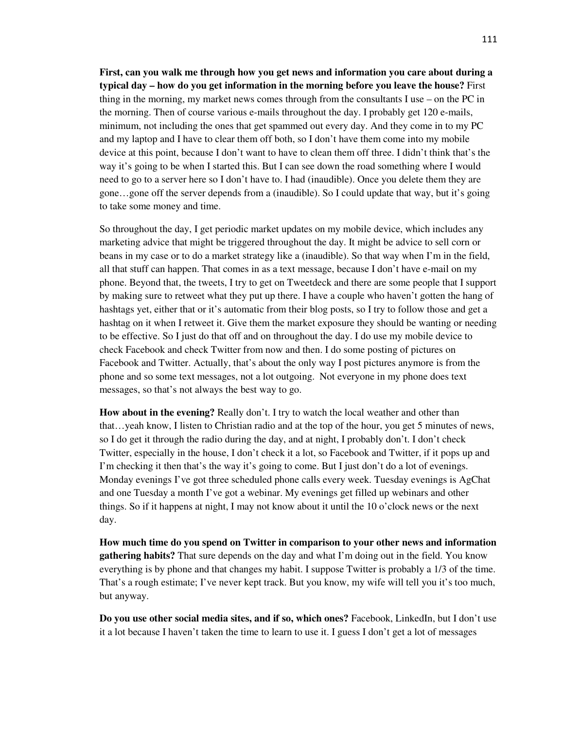**First, can you walk me through how you get news and information you care about during a typical day – how do you get information in the morning before you leave the house?** First thing in the morning, my market news comes through from the consultants I use – on the PC in the morning. Then of course various e-mails throughout the day. I probably get 120 e-mails, minimum, not including the ones that get spammed out every day. And they come in to my PC and my laptop and I have to clear them off both, so I don't have them come into my mobile device at this point, because I don't want to have to clean them off three. I didn't think that's the way it's going to be when I started this. But I can see down the road something where I would need to go to a server here so I don't have to. I had (inaudible). Once you delete them they are gone…gone off the server depends from a (inaudible). So I could update that way, but it's going to take some money and time.

So throughout the day, I get periodic market updates on my mobile device, which includes any marketing advice that might be triggered throughout the day. It might be advice to sell corn or beans in my case or to do a market strategy like a (inaudible). So that way when I'm in the field, all that stuff can happen. That comes in as a text message, because I don't have e-mail on my phone. Beyond that, the tweets, I try to get on Tweetdeck and there are some people that I support by making sure to retweet what they put up there. I have a couple who haven't gotten the hang of hashtags yet, either that or it's automatic from their blog posts, so I try to follow those and get a hashtag on it when I retweet it. Give them the market exposure they should be wanting or needing to be effective. So I just do that off and on throughout the day. I do use my mobile device to check Facebook and check Twitter from now and then. I do some posting of pictures on Facebook and Twitter. Actually, that's about the only way I post pictures anymore is from the phone and so some text messages, not a lot outgoing. Not everyone in my phone does text messages, so that's not always the best way to go.

**How about in the evening?** Really don't. I try to watch the local weather and other than that…yeah know, I listen to Christian radio and at the top of the hour, you get 5 minutes of news, so I do get it through the radio during the day, and at night, I probably don't. I don't check Twitter, especially in the house, I don't check it a lot, so Facebook and Twitter, if it pops up and I'm checking it then that's the way it's going to come. But I just don't do a lot of evenings. Monday evenings I've got three scheduled phone calls every week. Tuesday evenings is AgChat and one Tuesday a month I've got a webinar. My evenings get filled up webinars and other things. So if it happens at night, I may not know about it until the 10 o'clock news or the next day.

**How much time do you spend on Twitter in comparison to your other news and information gathering habits?** That sure depends on the day and what I'm doing out in the field. You know everything is by phone and that changes my habit. I suppose Twitter is probably a 1/3 of the time. That's a rough estimate; I've never kept track. But you know, my wife will tell you it's too much, but anyway.

**Do you use other social media sites, and if so, which ones?** Facebook, LinkedIn, but I don't use it a lot because I haven't taken the time to learn to use it. I guess I don't get a lot of messages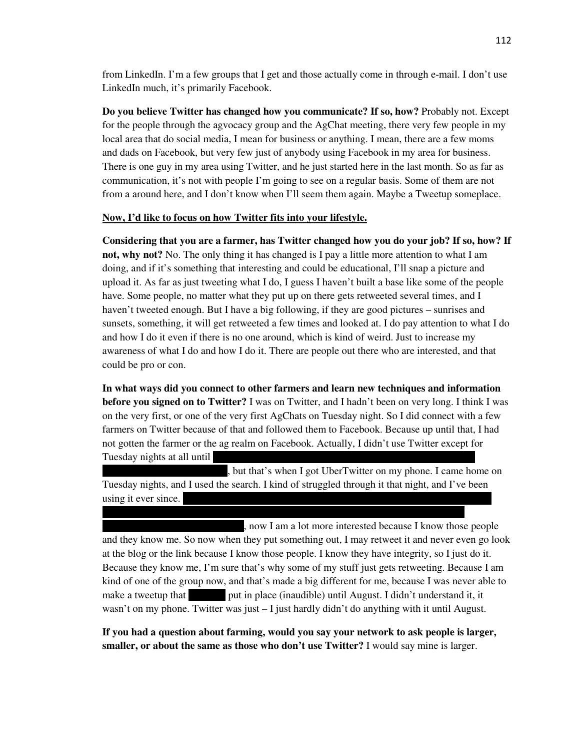from LinkedIn. I'm a few groups that I get and those actually come in through e-mail. I don't use LinkedIn much, it's primarily Facebook.

**Do you believe Twitter has changed how you communicate? If so, how?** Probably not. Except for the people through the agvocacy group and the AgChat meeting, there very few people in my local area that do social media, I mean for business or anything. I mean, there are a few moms and dads on Facebook, but very few just of anybody using Facebook in my area for business. There is one guy in my area using Twitter, and he just started here in the last month. So as far as communication, it's not with people I'm going to see on a regular basis. Some of them are not from a around here, and I don't know when I'll seem them again. Maybe a Tweetup someplace.

**Now, I'd like to focus on how Twitter fits into your lifestyle.**

**Considering that you are a farmer, has Twitter changed how you do your job? If so, how? If not, why not?** No. The only thing it has changed is I pay a little more attention to what I am doing, and if it's something that interesting and could be educational, I'll snap a picture and upload it. As far as just tweeting what I do, I guess I haven't built a base like some of the people have. Some people, no matter what they put up on there gets retweeted several times, and I haven't tweeted enough. But I have a big following, if they are good pictures – sunrises and sunsets, something, it will get retweeted a few times and looked at. I do pay attention to what I do and how I do it even if there is no one around, which is kind of weird. Just to increase my awareness of what I do and how I do it. There are people out there who are interested, and that could be pro or con.

**In what ways did you connect to other farmers and learn new techniques and information before you signed on to Twitter?** I was on Twitter, and I hadn't been on very long. I think I was on the very first, or one of the very first AgChats on Tuesday night. So I did connect with a few farmers on Twitter because of that and followed them to Facebook. Because up until that, I had not gotten the farmer or the ag realm on Facebook. Actually, I didn't use Twitter except for Tuesday nights at all until ████████████████████, but that's when I got UberTwitter on my phone. I came home on Tuesday nights, and I used the search. I kind of struggled through it that night, and I've been using it ever since. ████████████████████████████████, now I am a lot more interested because I know those people and they know me. So now when they put something out, I may retweet it and never even go look at the blog or the link because I know those people. I know they have integrity, so I just do it. Because they know me, I'm sure that's why some of my stuff just gets retweeting. Because I am kind of one of the group now, and that's made a big different for me, because I was never able to make a tweetup that ████ put in place (inaudible) until August. I didn't understand it, it wasn't on my phone. Twitter was just – I just hardly didn't do anything with it until August.

**If you had a question about farming, would you say your network to ask people is larger, smaller, or about the same as those who don't use Twitter?** I would say mine is larger.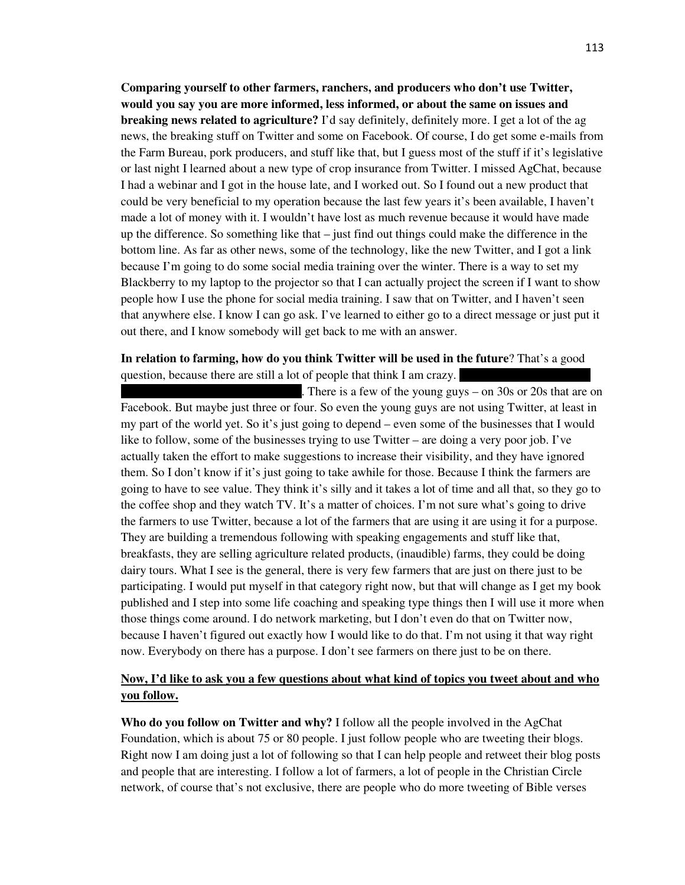**Comparing yourself to other farmers, ranchers, and producers who don't use Twitter, would you say you are more informed, less informed, or about the same on issues and breaking news related to agriculture?** I'd say definitely, definitely more. I get a lot of the ag news, the breaking stuff on Twitter and some on Facebook. Of course, I do get some e-mails from the Farm Bureau, pork producers, and stuff like that, but I guess most of the stuff if it's legislative or last night I learned about a new type of crop insurance from Twitter. I missed AgChat, because I had a webinar and I got in the house late, and I worked out. So I found out a new product that could be very beneficial to my operation because the last few years it's been available, I haven't made a lot of money with it. I wouldn't have lost as much revenue because it would have made up the difference. So something like that – just find out things could make the difference in the bottom line. As far as other news, some of the technology, like the new Twitter, and I got a link because I'm going to do some social media training over the winter. There is a way to set my Blackberry to my laptop to the projector so that I can actually project the screen if I want to show people how I use the phone for social media training. I saw that on Twitter, and I haven't seen that anywhere else. I know I can go ask. I've learned to either go to a direct message or just put it out there, and I know somebody will get back to me with an answer.

**In relation to farming, how do you think Twitter will be used in the future**? That's a good question, because there are still a lot of people that think I am crazy. [REDACTED]. There is a few of the young guys – on 30s or 20s that are on Facebook. But maybe just three or four. So even the young guys are not using Twitter, at least in my part of the world yet. So it's just going to depend – even some of the businesses that I would like to follow, some of the businesses trying to use Twitter – are doing a very poor job. I've actually taken the effort to make suggestions to increase their visibility, and they have ignored them. So I don't know if it's just going to take awhile for those. Because I think the farmers are going to have to see value. They think it's silly and it takes a lot of time and all that, so they go to the coffee shop and they watch TV. It's a matter of choices. I'm not sure what's going to drive the farmers to use Twitter, because a lot of the farmers that are using it are using it for a purpose. They are building a tremendous following with speaking engagements and stuff like that, breakfasts, they are selling agriculture related products, (inaudible) farms, they could be doing dairy tours. What I see is the general, there is very few farmers that are just on there just to be participating. I would put myself in that category right now, but that will change as I get my book published and I step into some life coaching and speaking type things then I will use it more when those things come around. I do network marketing, but I don't even do that on Twitter now, because I haven't figured out exactly how I would like to do that. I'm not using it that way right now. Everybody on there has a purpose. I don't see farmers on there just to be on there.

**<u>Now, I'd like to ask you a few questions about what kind of topics you tweet about and who you follow.</u>**

**Who do you follow on Twitter and why?** I follow all the people involved in the AgChat Foundation, which is about 75 or 80 people. I just follow people who are tweeting their blogs. Right now I am doing just a lot of following so that I can help people and retweet their blog posts and people that are interesting. I follow a lot of farmers, a lot of people in the Christian Circle network, of course that's not exclusive, there are people who do more tweeting of Bible verses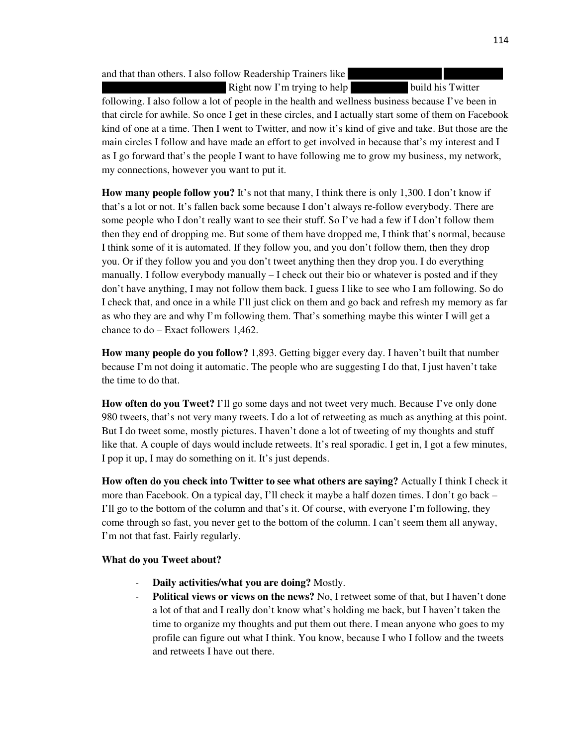and that than others. I also follow Readership Trainers like ██████ ██████ ██████ Right now I'm trying to help ██████ build his Twitter following. I also follow a lot of people in the health and wellness business because I've been in that circle for awhile. So once I get in these circles, and I actually start some of them on Facebook kind of one at a time. Then I went to Twitter, and now it's kind of give and take. But those are the main circles I follow and have made an effort to get involved in because that's my interest and I as I go forward that's the people I want to have following me to grow my business, my network, my connections, however you want to put it.

**How many people follow you?** It's not that many, I think there is only 1,300. I don't know if that's a lot or not. It's fallen back some because I don't always re-follow everybody. There are some people who I don't really want to see their stuff. So I've had a few if I don't follow them then they end of dropping me. But some of them have dropped me, I think that's normal, because I think some of it is automated. If they follow you, and you don't follow them, then they drop you. Or if they follow you and you don't tweet anything then they drop you. I do everything manually. I follow everybody manually – I check out their bio or whatever is posted and if they don't have anything, I may not follow them back. I guess I like to see who I am following. So do I check that, and once in a while I'll just click on them and go back and refresh my memory as far as who they are and why I'm following them. That's something maybe this winter I will get a chance to do – Exact followers 1,462.

**How many people do you follow?** 1,893. Getting bigger every day. I haven't built that number because I'm not doing it automatic. The people who are suggesting I do that, I just haven't take the time to do that.

**How often do you Tweet?** I'll go some days and not tweet very much. Because I've only done 980 tweets, that's not very many tweets. I do a lot of retweeting as much as anything at this point. But I do tweet some, mostly pictures. I haven't done a lot of tweeting of my thoughts and stuff like that. A couple of days would include retweets. It's real sporadic. I get in, I got a few minutes, I pop it up, I may do something on it. It's just depends.

**How often do you check into Twitter to see what others are saying?** Actually I think I check it more than Facebook. On a typical day, I'll check it maybe a half dozen times. I don't go back – I'll go to the bottom of the column and that's it. Of course, with everyone I'm following, they come through so fast, you never get to the bottom of the column. I can't seem them all anyway, I'm not that fast. Fairly regularly.

**What do you Tweet about?**

- **Daily activities/what you are doing?** Mostly.
- **Political views or views on the news?** No, I retweet some of that, but I haven't done a lot of that and I really don't know what's holding me back, but I haven't taken the time to organize my thoughts and put them out there. I mean anyone who goes to my profile can figure out what I think. You know, because I who I follow and the tweets and retweets I have out there.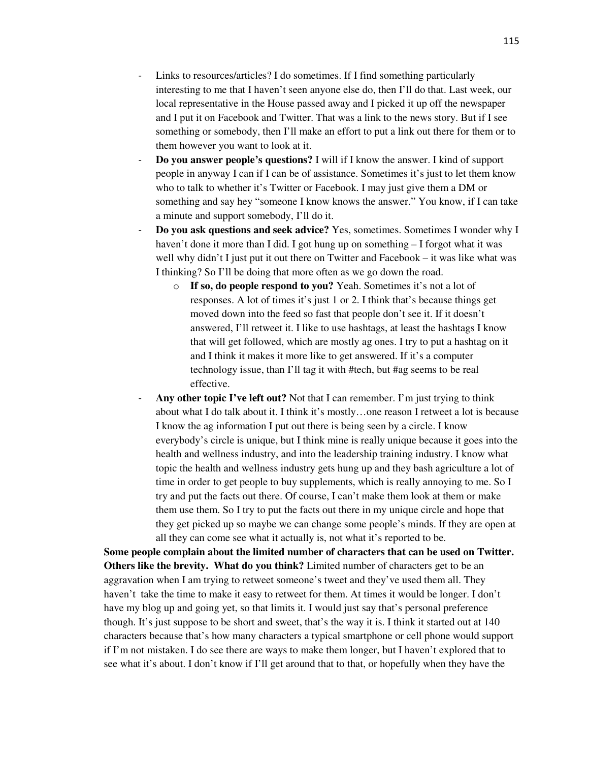- Links to resources/articles? I do sometimes. If I find something particularly interesting to me that I haven't seen anyone else do, then I'll do that. Last week, our local representative in the House passed away and I picked it up off the newspaper and I put it on Facebook and Twitter. That was a link to the news story. But if I see something or somebody, then I'll make an effort to put a link out there for them or to them however you want to look at it.
- **Do you answer people's questions?** I will if I know the answer. I kind of support people in anyway I can if I can be of assistance. Sometimes it's just to let them know who to talk to whether it's Twitter or Facebook. I may just give them a DM or something and say hey "someone I know knows the answer." You know, if I can take a minute and support somebody, I'll do it.
- **Do you ask questions and seek advice?** Yes, sometimes. Sometimes I wonder why I haven't done it more than I did. I got hung up on something – I forgot what it was well why didn't I just put it out there on Twitter and Facebook – it was like what was I thinking? So I'll be doing that more often as we go down the road.
    - **If so, do people respond to you?** Yeah. Sometimes it's not a lot of responses. A lot of times it's just 1 or 2. I think that's because things get moved down into the feed so fast that people don't see it. If it doesn't answered, I'll retweet it. I like to use hashtags, at least the hashtags I know that will get followed, which are mostly ag ones. I try to put a hashtag on it and I think it makes it more like to get answered. If it's a computer technology issue, than I'll tag it with #tech, but #ag seems to be real effective.
- **Any other topic I've left out?** Not that I can remember. I'm just trying to think about what I do talk about it. I think it's mostly…one reason I retweet a lot is because I know the ag information I put out there is being seen by a circle. I know everybody's circle is unique, but I think mine is really unique because it goes into the health and wellness industry, and into the leadership training industry. I know what topic the health and wellness industry gets hung up and they bash agriculture a lot of time in order to get people to buy supplements, which is really annoying to me. So I try and put the facts out there. Of course, I can't make them look at them or make them use them. So I try to put the facts out there in my unique circle and hope that they get picked up so maybe we can change some people's minds. If they are open at all they can come see what it actually is, not what it's reported to be.

**Some people complain about the limited number of characters that can be used on Twitter. Others like the brevity. What do you think?** Limited number of characters get to be an aggravation when I am trying to retweet someone's tweet and they've used them all. They haven't take the time to make it easy to retweet for them. At times it would be longer. I don't have my blog up and going yet, so that limits it. I would just say that's personal preference though. It's just suppose to be short and sweet, that's the way it is. I think it started out at 140 characters because that's how many characters a typical smartphone or cell phone would support if I'm not mistaken. I do see there are ways to make them longer, but I haven't explored that to see what it's about. I don't know if I'll get around that to that, or hopefully when they have the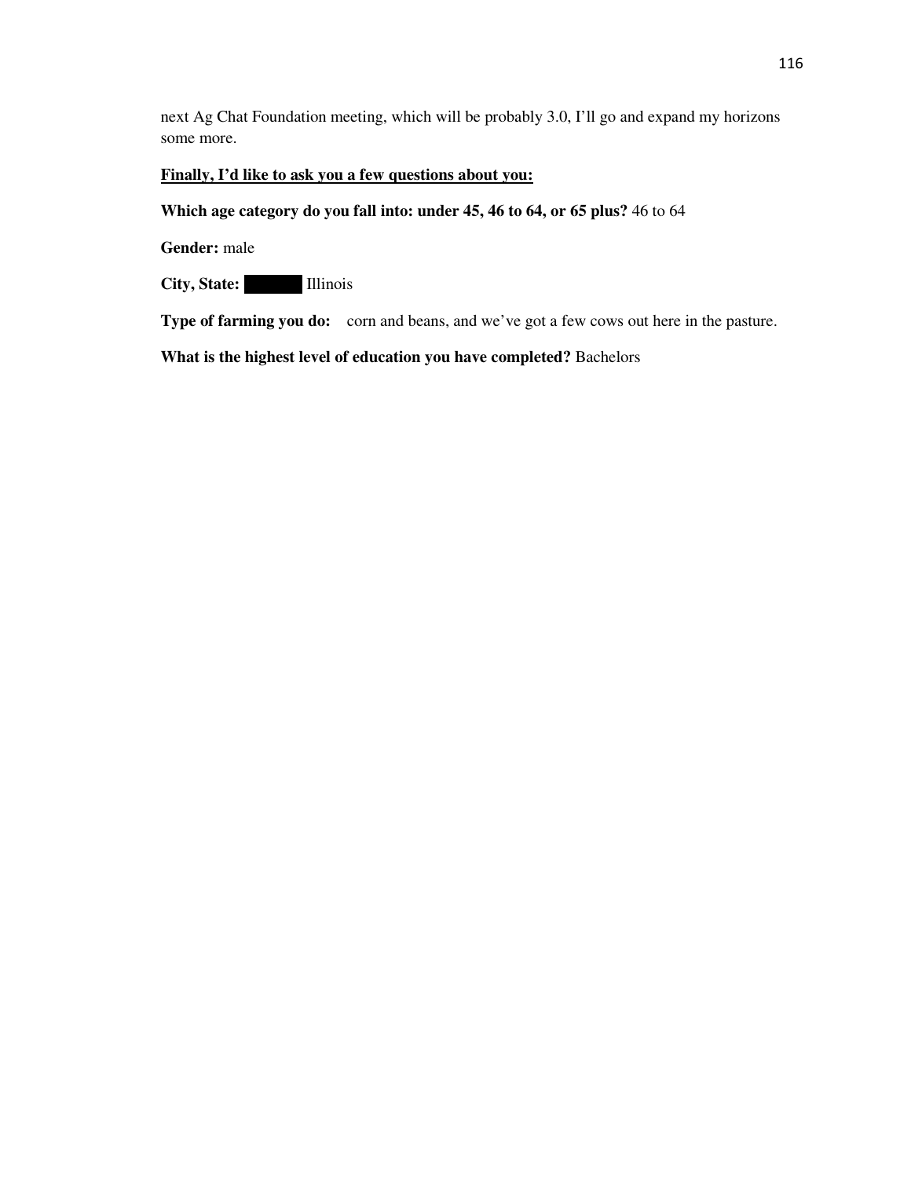next Ag Chat Foundation meeting, which will be probably 3.0, I'll go and expand my horizons some more.

**<u>Finally, I'd like to ask you a few questions about you:</u>**

**Which age category do you fall into: under 45, 46 to 64, or 65 plus?** 46 to 64

**Gender:** male

**City, State:** ██████ Illinois

**Type of farming you do:** corn and beans, and we've got a few cows out here in the pasture.

**What is the highest level of education you have completed?** Bachelors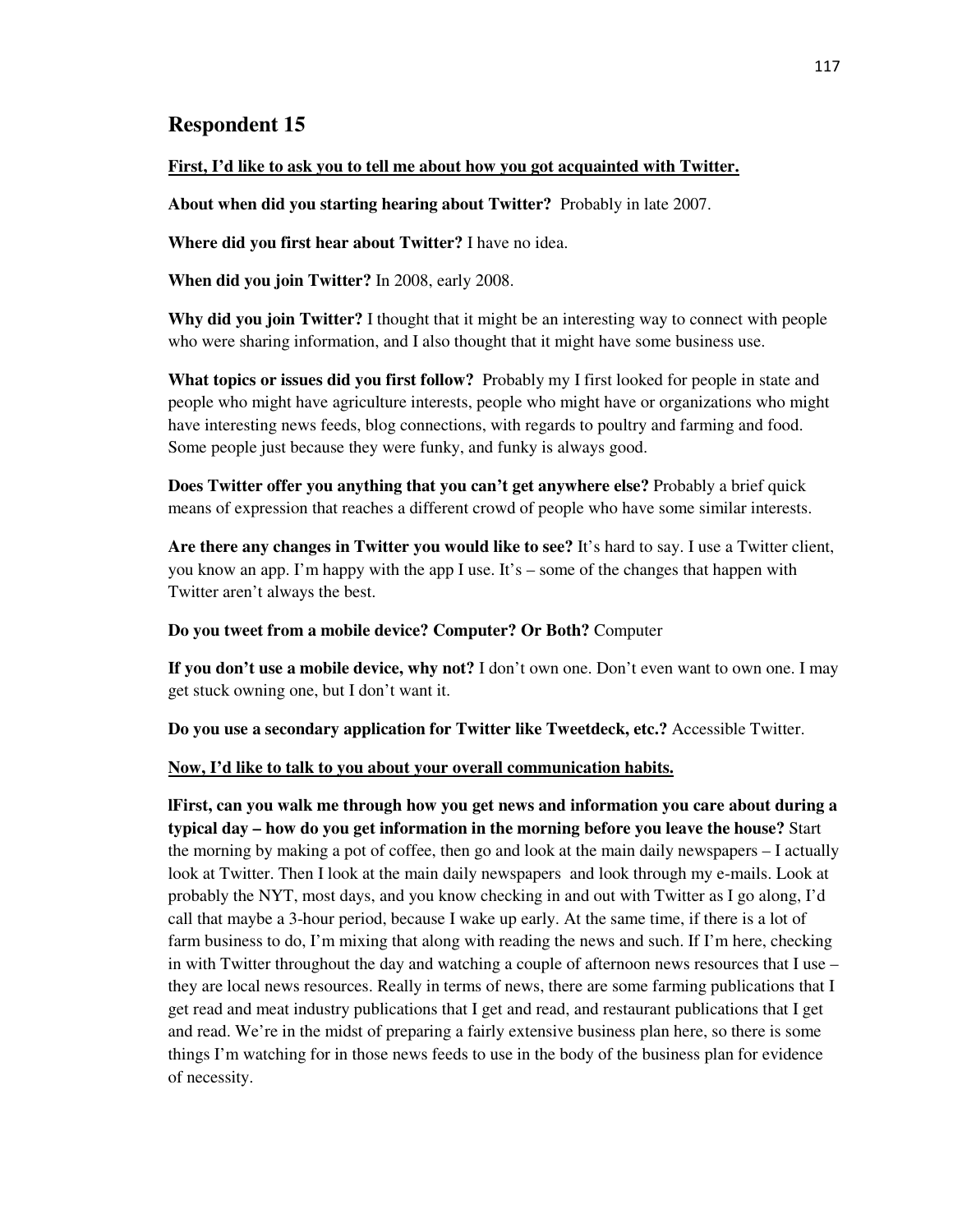## Respondent 15

**First, I'd like to ask you to tell me about how you got acquainted with Twitter.**

**About when did you starting hearing about Twitter?** Probably in late 2007.

**Where did you first hear about Twitter?** I have no idea.

**When did you join Twitter?** In 2008, early 2008.

**Why did you join Twitter?** I thought that it might be an interesting way to connect with people who were sharing information, and I also thought that it might have some business use.

**What topics or issues did you first follow?** Probably my I first looked for people in state and people who might have agriculture interests, people who might have or organizations who might have interesting news feeds, blog connections, with regards to poultry and farming and food. Some people just because they were funky, and funky is always good.

**Does Twitter offer you anything that you can't get anywhere else?** Probably a brief quick means of expression that reaches a different crowd of people who have some similar interests.

**Are there any changes in Twitter you would like to see?** It's hard to say. I use a Twitter client, you know an app. I'm happy with the app I use. It's – some of the changes that happen with Twitter aren't always the best.

**Do you tweet from a mobile device? Computer? Or Both?** Computer

**If you don't use a mobile device, why not?** I don't own one. Don't even want to own one. I may get stuck owning one, but I don't want it.

**Do you use a secondary application for Twitter like Tweetdeck, etc.?** Accessible Twitter.

**Now, I'd like to talk to you about your overall communication habits.**

**lFirst, can you walk me through how you get news and information you care about during a typical day – how do you get information in the morning before you leave the house?** Start the morning by making a pot of coffee, then go and look at the main daily newspapers – I actually look at Twitter. Then I look at the main daily newspapers and look through my e-mails. Look at probably the NYT, most days, and you know checking in and out with Twitter as I go along, I'd call that maybe a 3-hour period, because I wake up early. At the same time, if there is a lot of farm business to do, I'm mixing that along with reading the news and such. If I'm here, checking in with Twitter throughout the day and watching a couple of afternoon news resources that I use – they are local news resources. Really in terms of news, there are some farming publications that I get read and meat industry publications that I get and read, and restaurant publications that I get and read. We're in the midst of preparing a fairly extensive business plan here, so there is some things I'm watching for in those news feeds to use in the body of the business plan for evidence of necessity.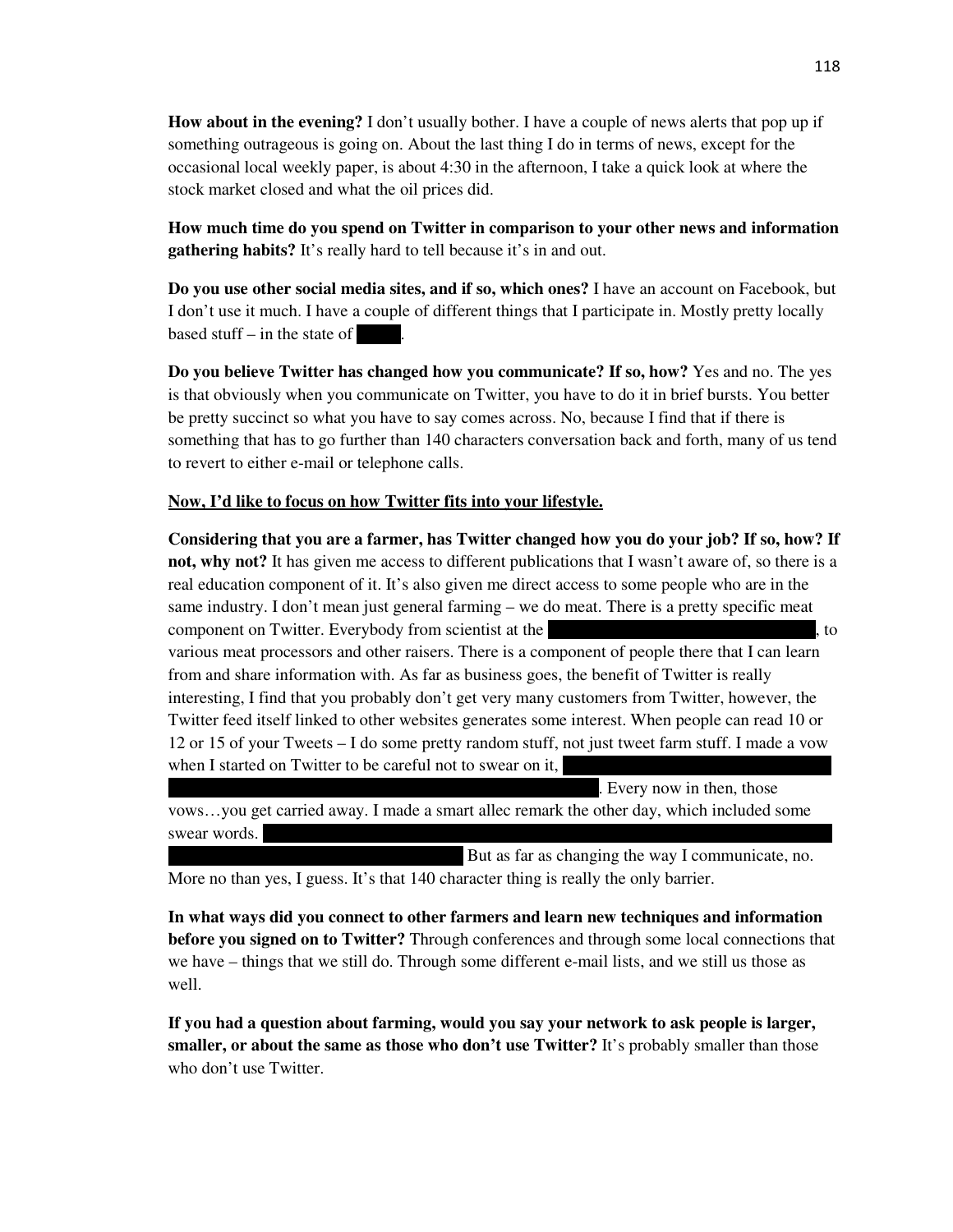**How about in the evening?** I don't usually bother. I have a couple of news alerts that pop up if something outrageous is going on. About the last thing I do in terms of news, except for the occasional local weekly paper, is about 4:30 in the afternoon, I take a quick look at where the stock market closed and what the oil prices did.

**How much time do you spend on Twitter in comparison to your other news and information gathering habits?** It's really hard to tell because it's in and out.

**Do you use other social media sites, and if so, which ones?** I have an account on Facebook, but I don't use it much. I have a couple of different things that I participate in. Mostly pretty locally based stuff – in the state of ████.

**Do you believe Twitter has changed how you communicate? If so, how?** Yes and no. The yes is that obviously when you communicate on Twitter, you have to do it in brief bursts. You better be pretty succinct so what you have to say comes across. No, because I find that if there is something that has to go further than 140 characters conversation back and forth, many of us tend to revert to either e-mail or telephone calls.

**<u>Now, I'd like to focus on how Twitter fits into your lifestyle.</u>**

**Considering that you are a farmer, has Twitter changed how you do your job? If so, how? If not, why not?** It has given me access to different publications that I wasn't aware of, so there is a real education component of it. It's also given me direct access to some people who are in the same industry. I don't mean just general farming – we do meat. There is a pretty specific meat component on Twitter. Everybody from scientist at the ████████████████████, to various meat processors and other raisers. There is a component of people there that I can learn from and share information with. As far as business goes, the benefit of Twitter is really interesting, I find that you probably don't get very many customers from Twitter, however, the Twitter feed itself linked to other websites generates some interest. When people can read 10 or 12 or 15 of your Tweets – I do some pretty random stuff, not just tweet farm stuff. I made a vow when I started on Twitter to be careful not to swear on it, ████████████████████████████████████. Every now in then, those vows…you get carried away. I made a smart allec remark the other day, which included some swear words. ████████████████████████████████████ But as far as changing the way I communicate, no. More no than yes, I guess. It's that 140 character thing is really the only barrier.

**In what ways did you connect to other farmers and learn new techniques and information before you signed on to Twitter?** Through conferences and through some local connections that we have – things that we still do. Through some different e-mail lists, and we still us those as well.

**If you had a question about farming, would you say your network to ask people is larger, smaller, or about the same as those who don't use Twitter?** It's probably smaller than those who don't use Twitter.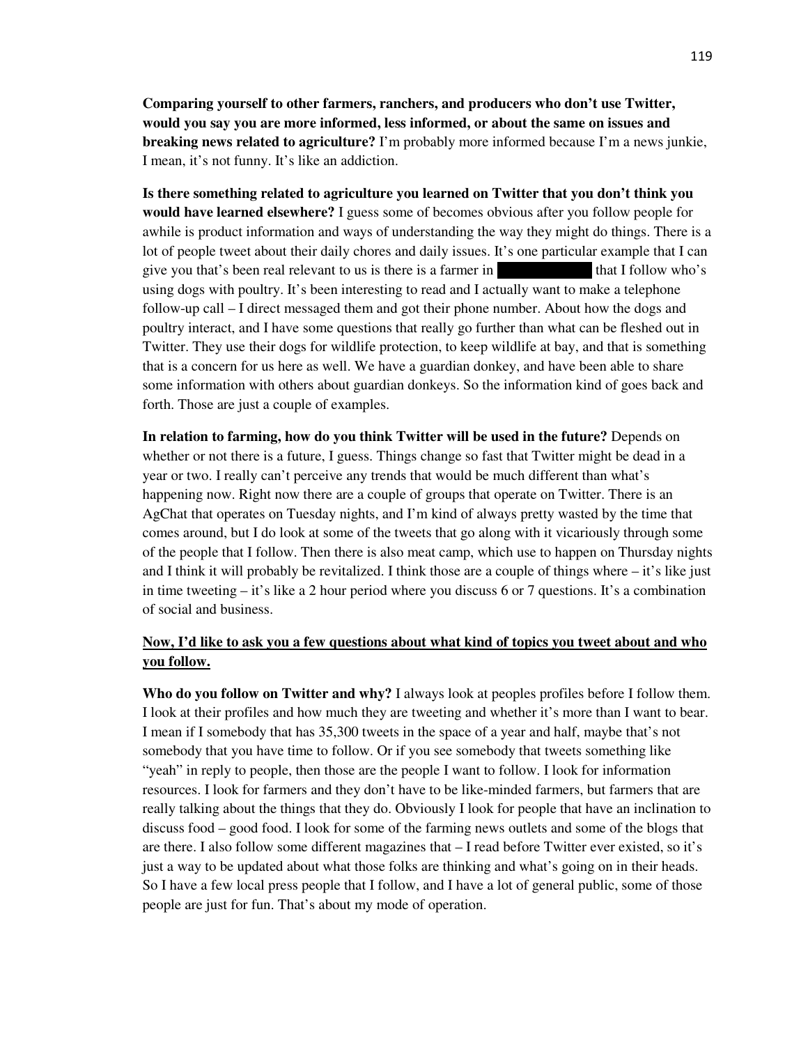**Comparing yourself to other farmers, ranchers, and producers who don't use Twitter, would you say you are more informed, less informed, or about the same on issues and breaking news related to agriculture?** I'm probably more informed because I'm a news junkie, I mean, it's not funny. It's like an addiction.

**Is there something related to agriculture you learned on Twitter that you don't think you would have learned elsewhere?** I guess some of becomes obvious after you follow people for awhile is product information and ways of understanding the way they might do things. There is a lot of people tweet about their daily chores and daily issues. It's one particular example that I can give you that's been real relevant to us is there is a farmer in ██████████ that I follow who's using dogs with poultry. It's been interesting to read and I actually want to make a telephone follow-up call – I direct messaged them and got their phone number. About how the dogs and poultry interact, and I have some questions that really go further than what can be fleshed out in Twitter. They use their dogs for wildlife protection, to keep wildlife at bay, and that is something that is a concern for us here as well. We have a guardian donkey, and have been able to share some information with others about guardian donkeys. So the information kind of goes back and forth. Those are just a couple of examples.

**In relation to farming, how do you think Twitter will be used in the future?** Depends on whether or not there is a future, I guess. Things change so fast that Twitter might be dead in a year or two. I really can't perceive any trends that would be much different than what's happening now. Right now there are a couple of groups that operate on Twitter. There is an AgChat that operates on Tuesday nights, and I'm kind of always pretty wasted by the time that comes around, but I do look at some of the tweets that go along with it vicariously through some of the people that I follow. Then there is also meat camp, which use to happen on Thursday nights and I think it will probably be revitalized. I think those are a couple of things where – it's like just in time tweeting – it's like a 2 hour period where you discuss 6 or 7 questions. It's a combination of social and business.

**<u>Now, I'd like to ask you a few questions about what kind of topics you tweet about and who you follow.</u>**

**Who do you follow on Twitter and why?** I always look at peoples profiles before I follow them. I look at their profiles and how much they are tweeting and whether it's more than I want to bear. I mean if I somebody that has 35,300 tweets in the space of a year and half, maybe that's not somebody that you have time to follow. Or if you see somebody that tweets something like "yeah" in reply to people, then those are the people I want to follow. I look for information resources. I look for farmers and they don't have to be like-minded farmers, but farmers that are really talking about the things that they do. Obviously I look for people that have an inclination to discuss food – good food. I look for some of the farming news outlets and some of the blogs that are there. I also follow some different magazines that – I read before Twitter ever existed, so it's just a way to be updated about what those folks are thinking and what's going on in their heads. So I have a few local press people that I follow, and I have a lot of general public, some of those people are just for fun. That's about my mode of operation.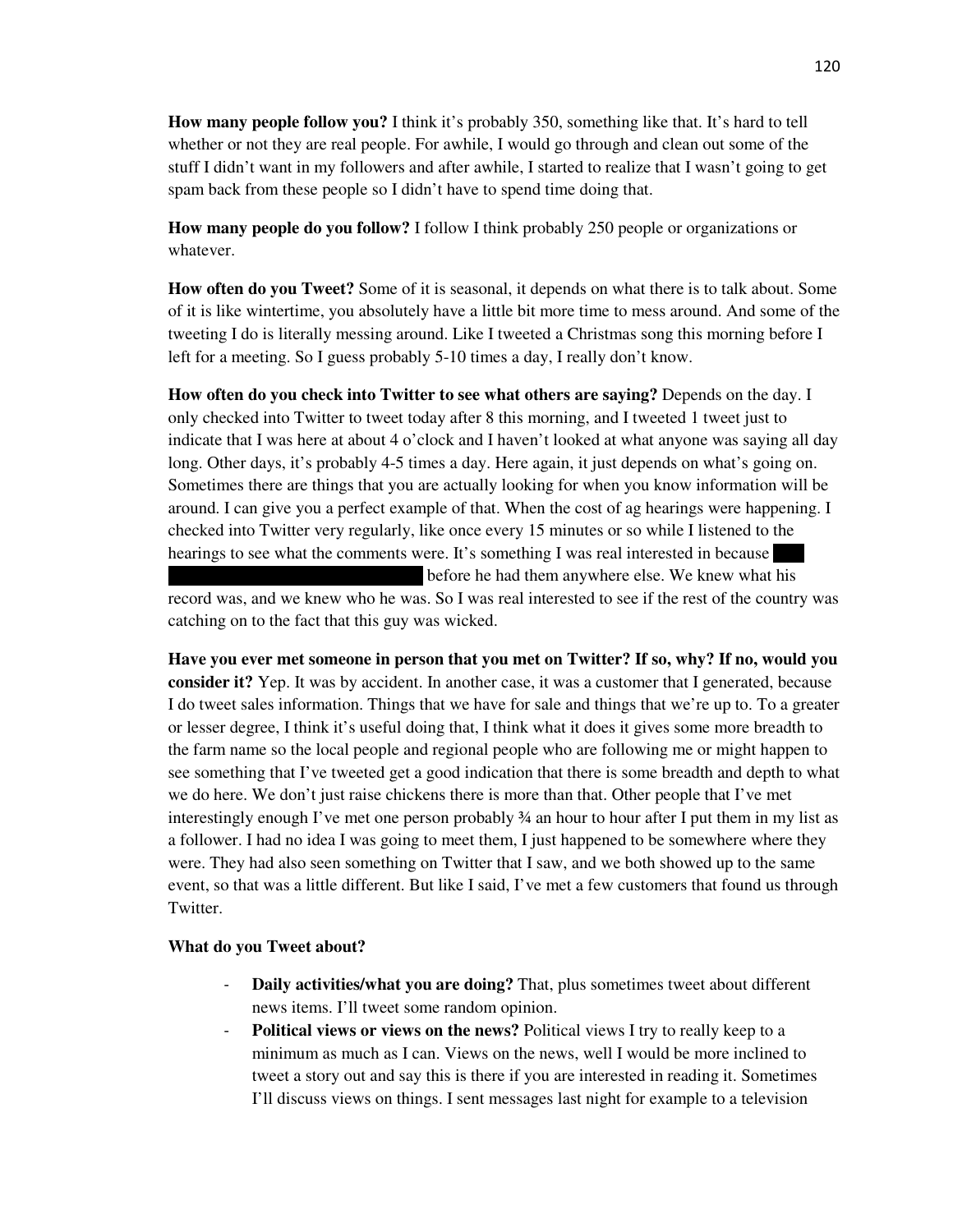**How many people follow you?** I think it's probably 350, something like that. It's hard to tell whether or not they are real people. For awhile, I would go through and clean out some of the stuff I didn't want in my followers and after awhile, I started to realize that I wasn't going to get spam back from these people so I didn't have to spend time doing that.

**How many people do you follow?** I follow I think probably 250 people or organizations or whatever.

**How often do you Tweet?** Some of it is seasonal, it depends on what there is to talk about. Some of it is like wintertime, you absolutely have a little bit more time to mess around. And some of the tweeting I do is literally messing around. Like I tweeted a Christmas song this morning before I left for a meeting. So I guess probably 5-10 times a day, I really don't know.

**How often do you check into Twitter to see what others are saying?** Depends on the day. I only checked into Twitter to tweet today after 8 this morning, and I tweeted 1 tweet just to indicate that I was here at about 4 o'clock and I haven't looked at what anyone was saying all day long. Other days, it's probably 4-5 times a day. Here again, it just depends on what's going on. Sometimes there are things that you are actually looking for when you know information will be around. I can give you a perfect example of that. When the cost of ag hearings were happening. I checked into Twitter very regularly, like once every 15 minutes or so while I listened to the hearings to see what the comments were. It's something I was real interested in because ███ ████████████████████████ before he had them anywhere else. We knew what his record was, and we knew who he was. So I was real interested to see if the rest of the country was catching on to the fact that this guy was wicked.

**Have you ever met someone in person that you met on Twitter? If so, why? If no, would you consider it?** Yep. It was by accident. In another case, it was a customer that I generated, because I do tweet sales information. Things that we have for sale and things that we're up to. To a greater or lesser degree, I think it's useful doing that, I think what it does it gives some more breadth to the farm name so the local people and regional people who are following me or might happen to see something that I've tweeted get a good indication that there is some breadth and depth to what we do here. We don't just raise chickens there is more than that. Other people that I've met interestingly enough I've met one person probably ¾ an hour to hour after I put them in my list as a follower. I had no idea I was going to meet them, I just happened to be somewhere where they were. They had also seen something on Twitter that I saw, and we both showed up to the same event, so that was a little different. But like I said, I've met a few customers that found us through Twitter.

**What do you Tweet about?**

- **Daily activities/what you are doing?** That, plus sometimes tweet about different news items. I'll tweet some random opinion.
- **Political views or views on the news?** Political views I try to really keep to a minimum as much as I can. Views on the news, well I would be more inclined to tweet a story out and say this is there if you are interested in reading it. Sometimes I'll discuss views on things. I sent messages last night for example to a television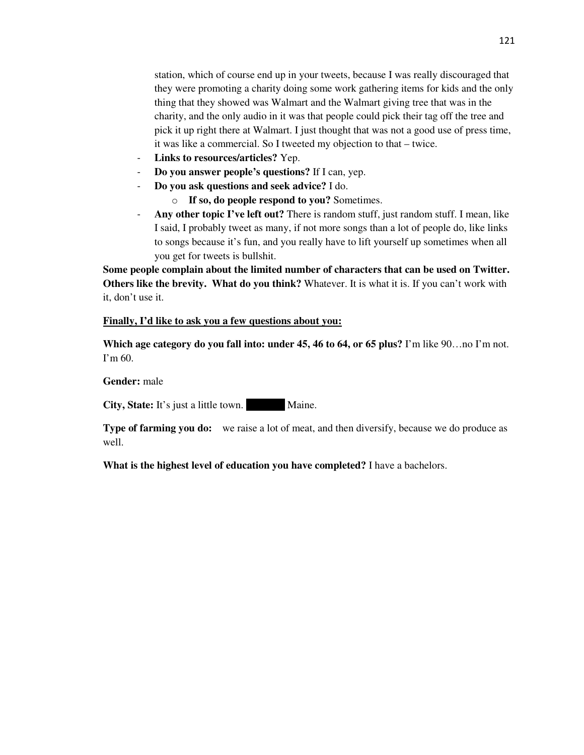station, which of course end up in your tweets, because I was really discouraged that they were promoting a charity doing some work gathering items for kids and the only thing that they showed was Walmart and the Walmart giving tree that was in the charity, and the only audio in it was that people could pick their tag off the tree and pick it up right there at Walmart. I just thought that was not a good use of press time, it was like a commercial. So I tweeted my objection to that – twice.

- **Links to resources/articles?** Yep.
- **Do you answer people's questions?** If I can, yep.
- **Do you ask questions and seek advice?** I do.
    - **If so, do people respond to you?** Sometimes.
- **Any other topic I've left out?** There is random stuff, just random stuff. I mean, like I said, I probably tweet as many, if not more songs than a lot of people do, like links to songs because it's fun, and you really have to lift yourself up sometimes when all you get for tweets is bullshit.

**Some people complain about the limited number of characters that can be used on Twitter. Others like the brevity. What do you think?** Whatever. It is what it is. If you can't work with it, don't use it.

**<u>Finally, I'd like to ask you a few questions about you:</u>**

**Which age category do you fall into: under 45, 46 to 64, or 65 plus?** I'm like 90…no I'm not. I'm 60.

**Gender:** male

**City, State:** It's just a little town. ██████ Maine.

**Type of farming you do:** we raise a lot of meat, and then diversify, because we do produce as well.

**What is the highest level of education you have completed?** I have a bachelors.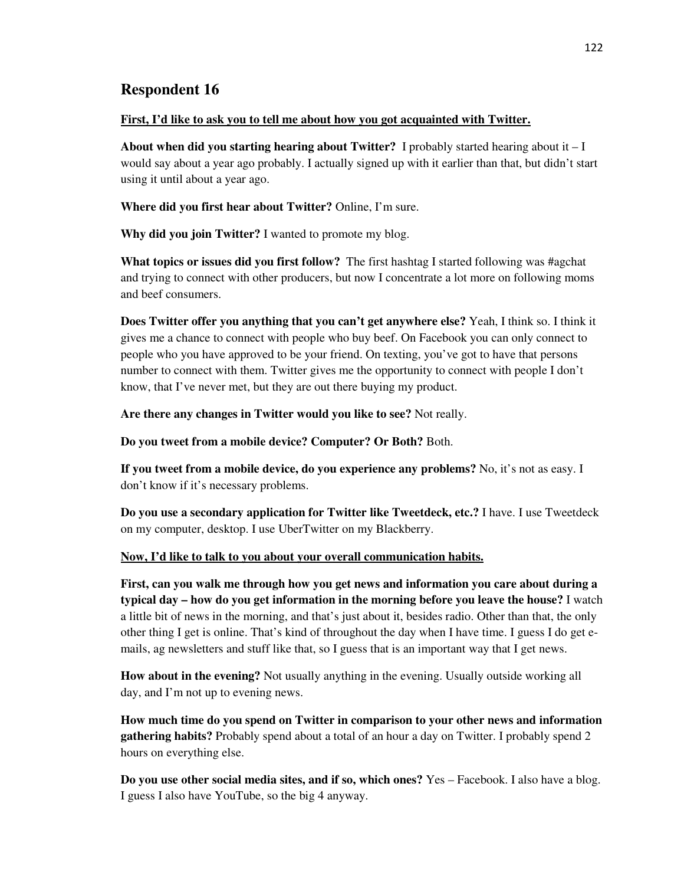## Respondent 16

**First, I'd like to ask you to tell me about how you got acquainted with Twitter.**

**About when did you starting hearing about Twitter?** I probably started hearing about it – I would say about a year ago probably. I actually signed up with it earlier than that, but didn't start using it until about a year ago.

**Where did you first hear about Twitter?** Online, I'm sure.

**Why did you join Twitter?** I wanted to promote my blog.

**What topics or issues did you first follow?** The first hashtag I started following was #agchat and trying to connect with other producers, but now I concentrate a lot more on following moms and beef consumers.

**Does Twitter offer you anything that you can't get anywhere else?** Yeah, I think so. I think it gives me a chance to connect with people who buy beef. On Facebook you can only connect to people who you have approved to be your friend. On texting, you've got to have that persons number to connect with them. Twitter gives me the opportunity to connect with people I don't know, that I've never met, but they are out there buying my product.

**Are there any changes in Twitter would you like to see?** Not really.

**Do you tweet from a mobile device? Computer? Or Both?** Both.

**If you tweet from a mobile device, do you experience any problems?** No, it's not as easy. I don't know if it's necessary problems.

**Do you use a secondary application for Twitter like Tweetdeck, etc.?** I have. I use Tweetdeck on my computer, desktop. I use UberTwitter on my Blackberry.

**Now, I'd like to talk to you about your overall communication habits.**

**First, can you walk me through how you get news and information you care about during a typical day – how do you get information in the morning before you leave the house?** I watch a little bit of news in the morning, and that's just about it, besides radio. Other than that, the only other thing I get is online. That's kind of throughout the day when I have time. I guess I do get e-mails, ag newsletters and stuff like that, so I guess that is an important way that I get news.

**How about in the evening?** Not usually anything in the evening. Usually outside working all day, and I'm not up to evening news.

**How much time do you spend on Twitter in comparison to your other news and information gathering habits?** Probably spend about a total of an hour a day on Twitter. I probably spend 2 hours on everything else.

**Do you use other social media sites, and if so, which ones?** Yes – Facebook. I also have a blog. I guess I also have YouTube, so the big 4 anyway.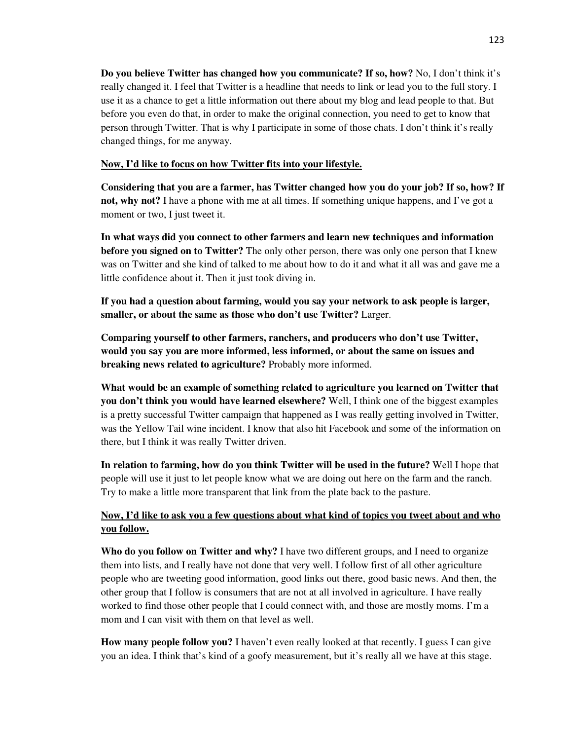**Do you believe Twitter has changed how you communicate? If so, how?** No, I don't think it's really changed it. I feel that Twitter is a headline that needs to link or lead you to the full story. I use it as a chance to get a little information out there about my blog and lead people to that. But before you even do that, in order to make the original connection, you need to get to know that person through Twitter. That is why I participate in some of those chats. I don't think it's really changed things, for me anyway.

<u>**Now, I'd like to focus on how Twitter fits into your lifestyle.**</u>

**Considering that you are a farmer, has Twitter changed how you do your job? If so, how? If not, why not?** I have a phone with me at all times. If something unique happens, and I've got a moment or two, I just tweet it.

**In what ways did you connect to other farmers and learn new techniques and information before you signed on to Twitter?** The only other person, there was only one person that I knew was on Twitter and she kind of talked to me about how to do it and what it all was and gave me a little confidence about it. Then it just took diving in.

**If you had a question about farming, would you say your network to ask people is larger, smaller, or about the same as those who don't use Twitter?** Larger.

**Comparing yourself to other farmers, ranchers, and producers who don't use Twitter, would you say you are more informed, less informed, or about the same on issues and breaking news related to agriculture?** Probably more informed.

**What would be an example of something related to agriculture you learned on Twitter that you don't think you would have learned elsewhere?** Well, I think one of the biggest examples is a pretty successful Twitter campaign that happened as I was really getting involved in Twitter, was the Yellow Tail wine incident. I know that also hit Facebook and some of the information on there, but I think it was really Twitter driven.

**In relation to farming, how do you think Twitter will be used in the future?** Well I hope that people will use it just to let people know what we are doing out here on the farm and the ranch. Try to make a little more transparent that link from the plate back to the pasture.

<u>**Now, I'd like to ask you a few questions about what kind of topics you tweet about and who you follow.**</u>

**Who do you follow on Twitter and why?** I have two different groups, and I need to organize them into lists, and I really have not done that very well. I follow first of all other agriculture people who are tweeting good information, good links out there, good basic news. And then, the other group that I follow is consumers that are not at all involved in agriculture. I have really worked to find those other people that I could connect with, and those are mostly moms. I'm a mom and I can visit with them on that level as well.

**How many people follow you?** I haven't even really looked at that recently. I guess I can give you an idea. I think that's kind of a goofy measurement, but it's really all we have at this stage.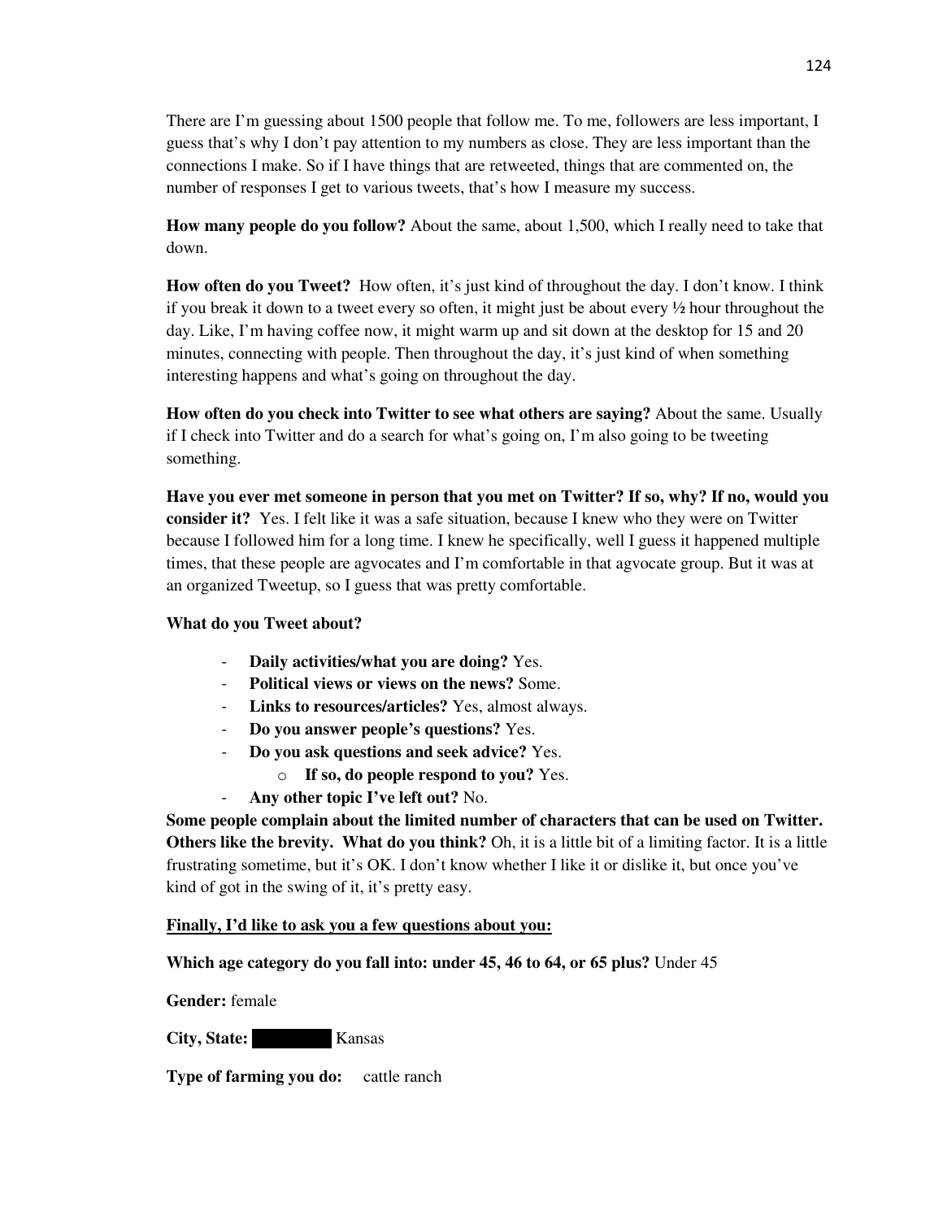There are I'm guessing about 1500 people that follow me. To me, followers are less important, I guess that's why I don't pay attention to my numbers as close. They are less important than the connections I make. So if I have things that are retweeted, things that are commented on, the number of responses I get to various tweets, that's how I measure my success.

**How many people do you follow?** About the same, about 1,500, which I really need to take that down.

**How often do you Tweet?** How often, it's just kind of throughout the day. I don't know. I think if you break it down to a tweet every so often, it might just be about every ½ hour throughout the day. Like, I'm having coffee now, it might warm up and sit down at the desktop for 15 and 20 minutes, connecting with people. Then throughout the day, it's just kind of when something interesting happens and what's going on throughout the day.

**How often do you check into Twitter to see what others are saying?** About the same. Usually if I check into Twitter and do a search for what's going on, I'm also going to be tweeting something.

**Have you ever met someone in person that you met on Twitter? If so, why? If no, would you consider it?** Yes. I felt like it was a safe situation, because I knew who they were on Twitter because I followed him for a long time. I knew he specifically, well I guess it happened multiple times, that these people are agvocates and I'm comfortable in that agvocate group. But it was at an organized Tweetup, so I guess that was pretty comfortable.

**What do you Tweet about?**

- **Daily activities/what you are doing?** Yes.
- **Political views or views on the news?** Some.
- **Links to resources/articles?** Yes, almost always.
- **Do you answer people's questions?** Yes.
- **Do you ask questions and seek advice?** Yes.
    - **If so, do people respond to you?** Yes.
- **Any other topic I've left out?** No.

**Some people complain about the limited number of characters that can be used on Twitter. Others like the brevity. What do you think?** Oh, it is a little bit of a limiting factor. It is a little frustrating sometime, but it's OK. I don't know whether I like it or dislike it, but once you've kind of got in the swing of it, it's pretty easy.

**<u>Finally, I'd like to ask you a few questions about you:</u>**

**Which age category do you fall into: under 45, 46 to 64, or 65 plus?** Under 45

**Gender:** female

**City, State:** ██████ Kansas

**Type of farming you do:** cattle ranch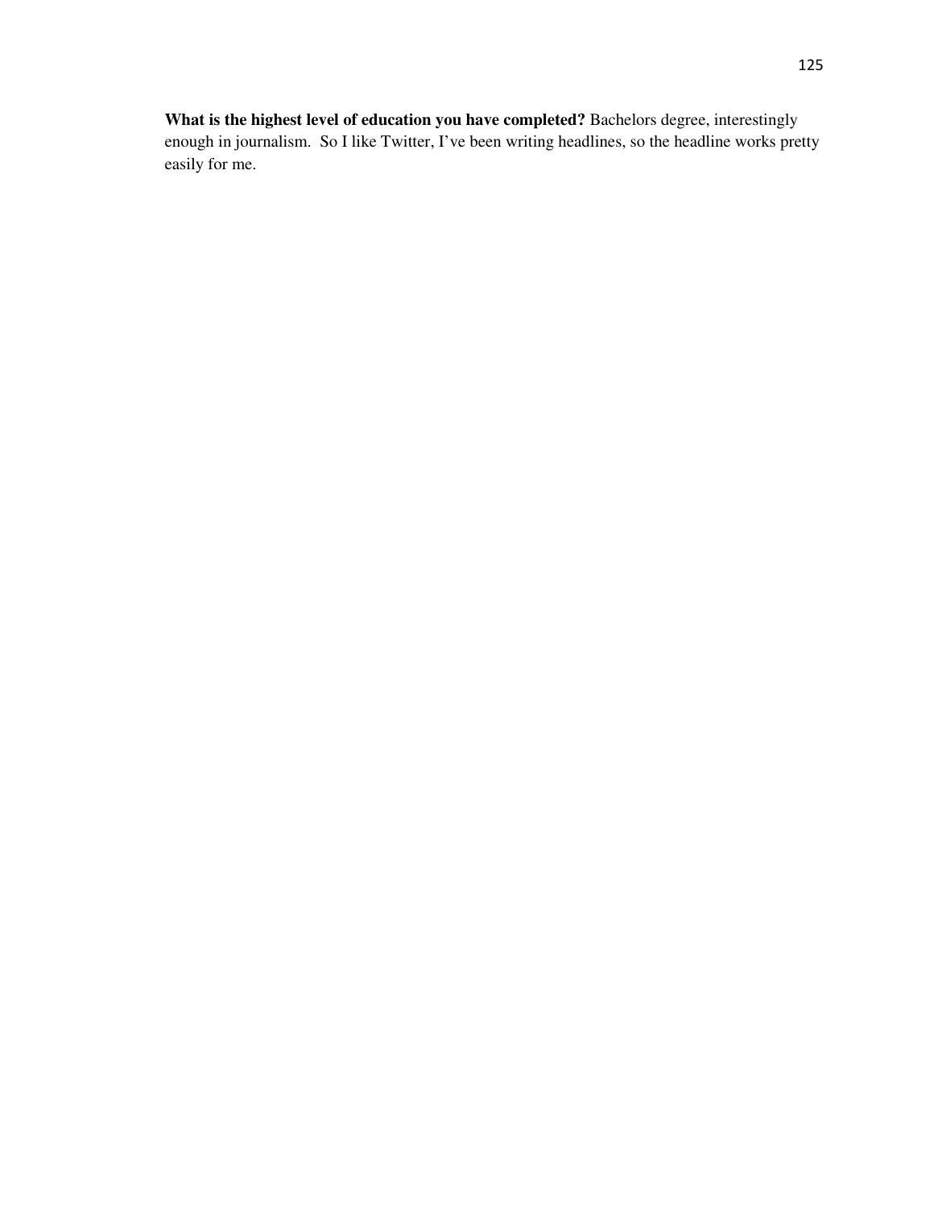**What is the highest level of education you have completed?** Bachelors degree, interestingly enough in journalism. So I like Twitter, I've been writing headlines, so the headline works pretty easily for me.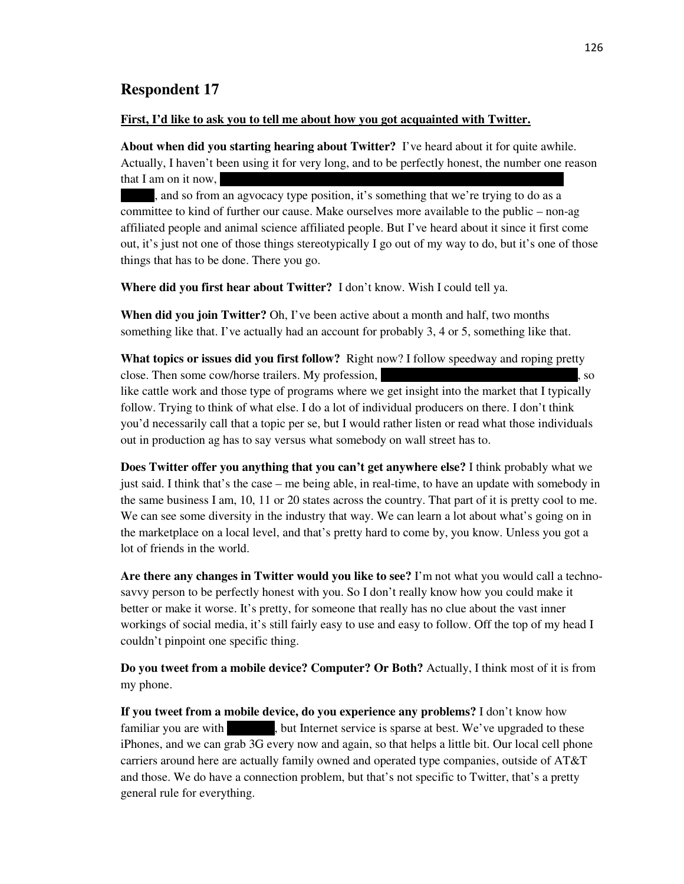## Respondent 17

**<u>First, I'd like to ask you to tell me about how you got acquainted with Twitter.</u>**

**About when did you starting hearing about Twitter?** I've heard about it for quite awhile. Actually, I haven't been using it for very long, and to be perfectly honest, the number one reason that I am on it now, ██████████████████████████████ ██████, and so from an agvocacy type position, it's something that we're trying to do as a committee to kind of further our cause. Make ourselves more available to the public – non-ag affiliated people and animal science affiliated people. But I've heard about it since it first come out, it's just not one of those things stereotypically I go out of my way to do, but it's one of those things that has to be done. There you go.

**Where did you first hear about Twitter?** I don't know. Wish I could tell ya.

**When did you join Twitter?** Oh, I've been active about a month and half, two months something like that. I've actually had an account for probably 3, 4 or 5, something like that.

**What topics or issues did you first follow?** Right now? I follow speedway and roping pretty close. Then some cow/horse trailers. My profession, ██████████████████, so like cattle work and those type of programs where we get insight into the market that I typically follow. Trying to think of what else. I do a lot of individual producers on there. I don't think you'd necessarily call that a topic per se, but I would rather listen or read what those individuals out in production ag has to say versus what somebody on wall street has to.

**Does Twitter offer you anything that you can't get anywhere else?** I think probably what we just said. I think that's the case – me being able, in real-time, to have an update with somebody in the same business I am, 10, 11 or 20 states across the country. That part of it is pretty cool to me. We can see some diversity in the industry that way. We can learn a lot about what's going on in the marketplace on a local level, and that's pretty hard to come by, you know. Unless you got a lot of friends in the world.

**Are there any changes in Twitter would you like to see?** I'm not what you would call a techno-savvy person to be perfectly honest with you. So I don't really know how you could make it better or make it worse. It's pretty, for someone that really has no clue about the vast inner workings of social media, it's still fairly easy to use and easy to follow. Off the top of my head I couldn't pinpoint one specific thing.

**Do you tweet from a mobile device? Computer? Or Both?** Actually, I think most of it is from my phone.

**If you tweet from a mobile device, do you experience any problems?** I don't know how familiar you are with ██████, but Internet service is sparse at best. We've upgraded to these iPhones, and we can grab 3G every now and again, so that helps a little bit. Our local cell phone carriers around here are actually family owned and operated type companies, outside of AT&T and those. We do have a connection problem, but that's not specific to Twitter, that's a pretty general rule for everything.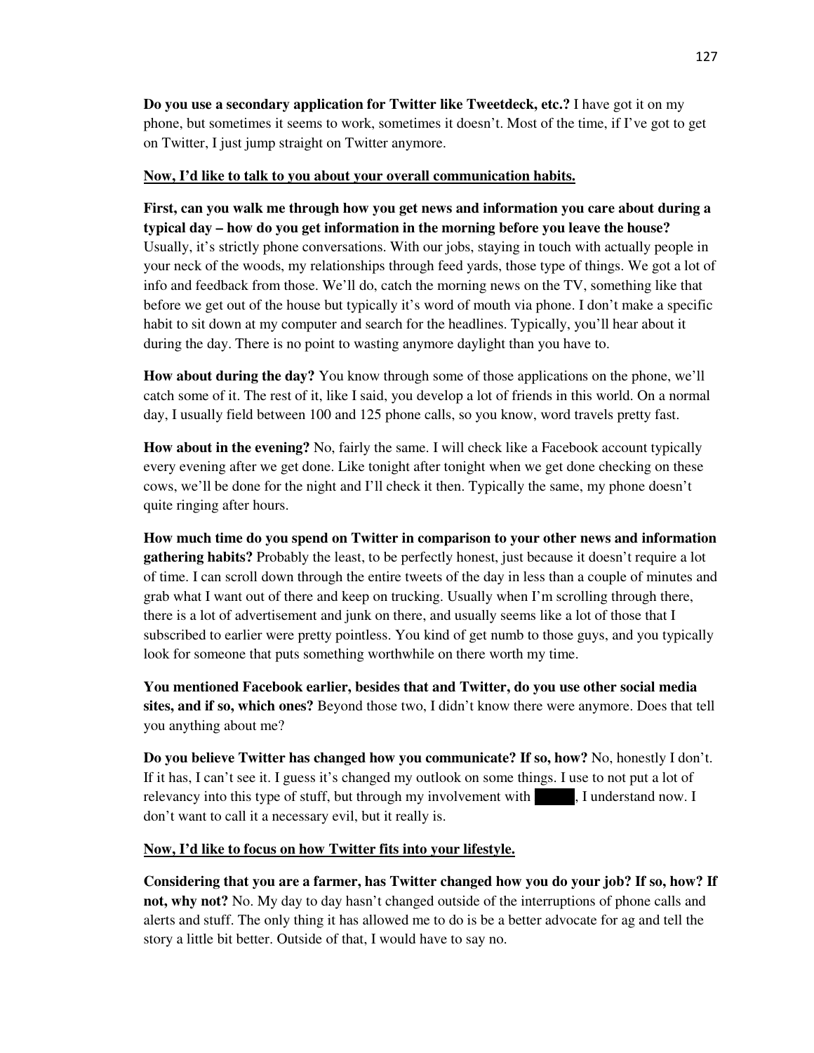**Do you use a secondary application for Twitter like Tweetdeck, etc.?** I have got it on my phone, but sometimes it seems to work, sometimes it doesn't. Most of the time, if I've got to get on Twitter, I just jump straight on Twitter anymore.

**<u>Now, I'd like to talk to you about your overall communication habits.</u>**

**First, can you walk me through how you get news and information you care about during a typical day – how do you get information in the morning before you leave the house?** Usually, it's strictly phone conversations. With our jobs, staying in touch with actually people in your neck of the woods, my relationships through feed yards, those type of things. We got a lot of info and feedback from those. We'll do, catch the morning news on the TV, something like that before we get out of the house but typically it's word of mouth via phone. I don't make a specific habit to sit down at my computer and search for the headlines. Typically, you'll hear about it during the day. There is no point to wasting anymore daylight than you have to.

**How about during the day?** You know through some of those applications on the phone, we'll catch some of it. The rest of it, like I said, you develop a lot of friends in this world. On a normal day, I usually field between 100 and 125 phone calls, so you know, word travels pretty fast.

**How about in the evening?** No, fairly the same. I will check like a Facebook account typically every evening after we get done. Like tonight after tonight when we get done checking on these cows, we'll be done for the night and I'll check it then. Typically the same, my phone doesn't quite ringing after hours.

**How much time do you spend on Twitter in comparison to your other news and information gathering habits?** Probably the least, to be perfectly honest, just because it doesn't require a lot of time. I can scroll down through the entire tweets of the day in less than a couple of minutes and grab what I want out of there and keep on trucking. Usually when I'm scrolling through there, there is a lot of advertisement and junk on there, and usually seems like a lot of those that I subscribed to earlier were pretty pointless. You kind of get numb to those guys, and you typically look for someone that puts something worthwhile on there worth my time.

**You mentioned Facebook earlier, besides that and Twitter, do you use other social media sites, and if so, which ones?** Beyond those two, I didn't know there were anymore. Does that tell you anything about me?

**Do you believe Twitter has changed how you communicate? If so, how?** No, honestly I don't. If it has, I can't see it. I guess it's changed my outlook on some things. I use to not put a lot of relevancy into this type of stuff, but through my involvement with ██████, I understand now. I don't want to call it a necessary evil, but it really is.

**<u>Now, I'd like to focus on how Twitter fits into your lifestyle.</u>**

**Considering that you are a farmer, has Twitter changed how you do your job? If so, how? If not, why not?** No. My day to day hasn't changed outside of the interruptions of phone calls and alerts and stuff. The only thing it has allowed me to do is be a better advocate for ag and tell the story a little bit better. Outside of that, I would have to say no.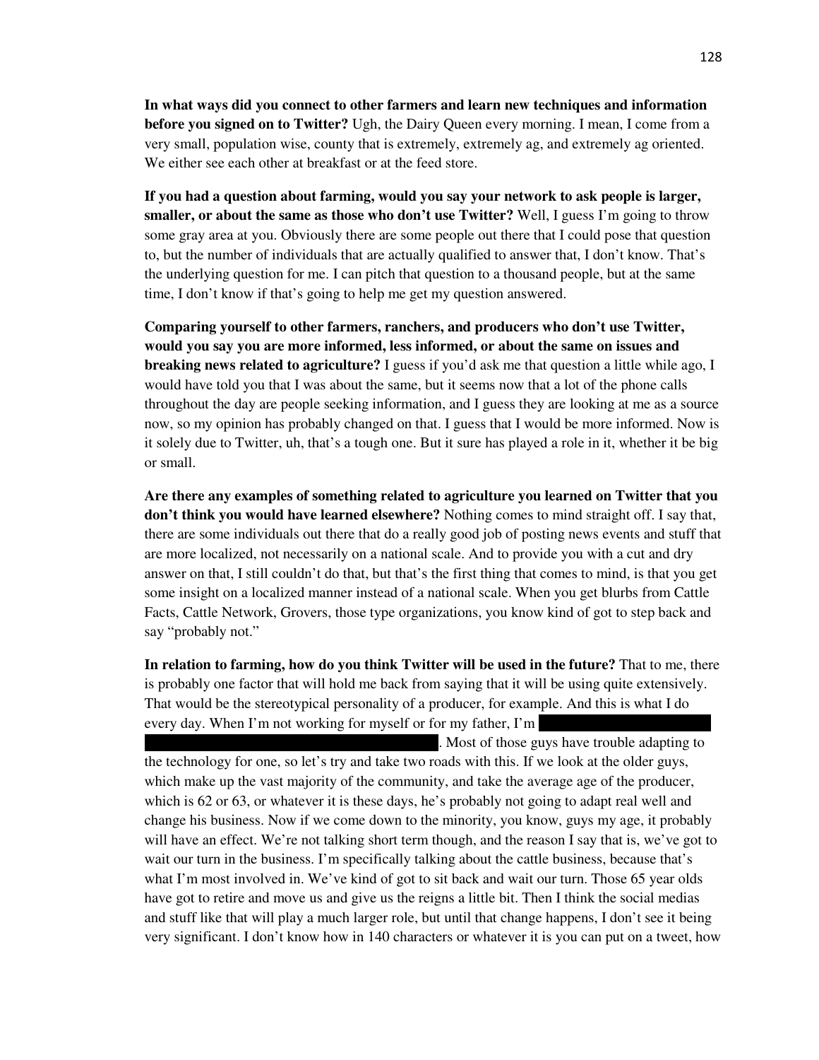**In what ways did you connect to other farmers and learn new techniques and information before you signed on to Twitter?** Ugh, the Dairy Queen every morning. I mean, I come from a very small, population wise, county that is extremely, extremely ag, and extremely ag oriented. We either see each other at breakfast or at the feed store.

**If you had a question about farming, would you say your network to ask people is larger, smaller, or about the same as those who don't use Twitter?** Well, I guess I'm going to throw some gray area at you. Obviously there are some people out there that I could pose that question to, but the number of individuals that are actually qualified to answer that, I don't know. That's the underlying question for me. I can pitch that question to a thousand people, but at the same time, I don't know if that's going to help me get my question answered.

**Comparing yourself to other farmers, ranchers, and producers who don't use Twitter, would you say you are more informed, less informed, or about the same on issues and breaking news related to agriculture?** I guess if you'd ask me that question a little while ago, I would have told you that I was about the same, but it seems now that a lot of the phone calls throughout the day are people seeking information, and I guess they are looking at me as a source now, so my opinion has probably changed on that. I guess that I would be more informed. Now is it solely due to Twitter, uh, that's a tough one. But it sure has played a role in it, whether it be big or small.

**Are there any examples of something related to agriculture you learned on Twitter that you don't think you would have learned elsewhere?** Nothing comes to mind straight off. I say that, there are some individuals out there that do a really good job of posting news events and stuff that are more localized, not necessarily on a national scale. And to provide you with a cut and dry answer on that, I still couldn't do that, but that's the first thing that comes to mind, is that you get some insight on a localized manner instead of a national scale. When you get blurbs from Cattle Facts, Cattle Network, Grovers, those type organizations, you know kind of got to step back and say "probably not."

**In relation to farming, how do you think Twitter will be used in the future?** That to me, there is probably one factor that will hold me back from saying that it will be using quite extensively. That would be the stereotypical personality of a producer, for example. And this is what I do every day. When I'm not working for myself or for my father, I'm [REDACTED]. Most of those guys have trouble adapting to the technology for one, so let's try and take two roads with this. If we look at the older guys, which make up the vast majority of the community, and take the average age of the producer, which is 62 or 63, or whatever it is these days, he's probably not going to adapt real well and change his business. Now if we come down to the minority, you know, guys my age, it probably will have an effect. We're not talking short term though, and the reason I say that is, we've got to wait our turn in the business. I'm specifically talking about the cattle business, because that's what I'm most involved in. We've kind of got to sit back and wait our turn. Those 65 year olds have got to retire and move us and give us the reigns a little bit. Then I think the social medias and stuff like that will play a much larger role, but until that change happens, I don't see it being very significant. I don't know how in 140 characters or whatever it is you can put on a tweet, how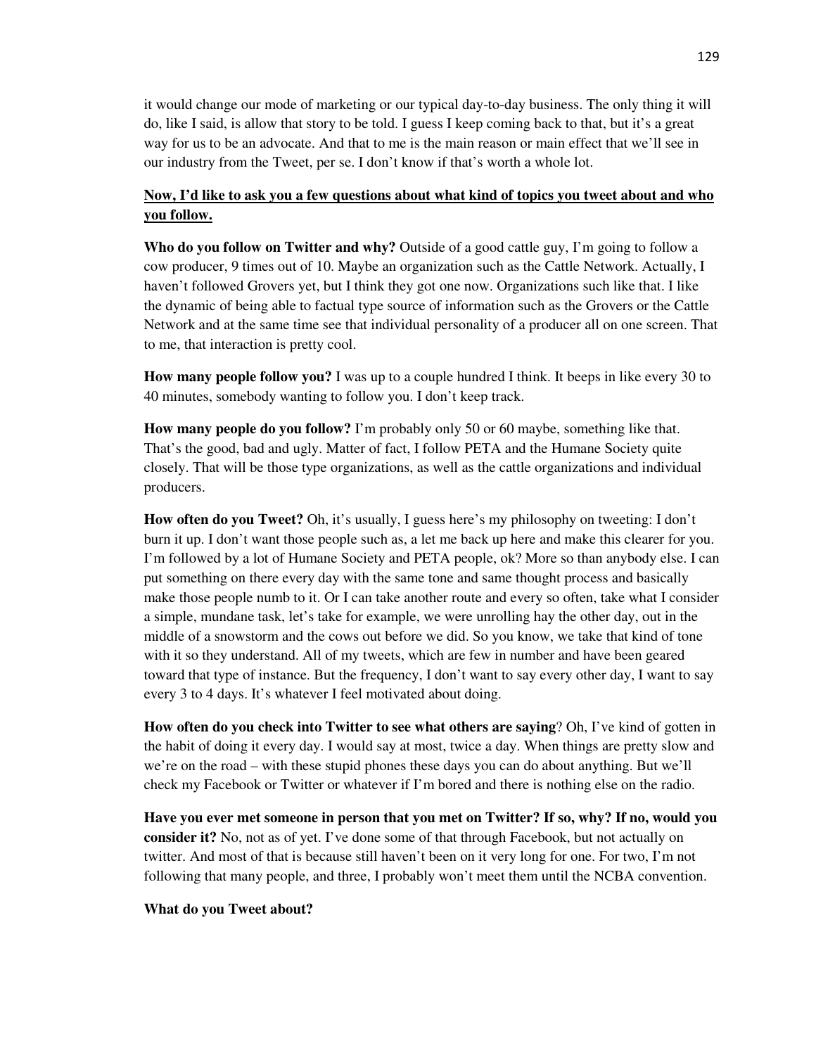it would change our mode of marketing or our typical day-to-day business. The only thing it will do, like I said, is allow that story to be told. I guess I keep coming back to that, but it's a great way for us to be an advocate. And that to me is the main reason or main effect that we'll see in our industry from the Tweet, per se. I don't know if that's worth a whole lot.

**Now, I'd like to ask you a few questions about what kind of topics you tweet about and who you follow.**

**Who do you follow on Twitter and why?** Outside of a good cattle guy, I'm going to follow a cow producer, 9 times out of 10. Maybe an organization such as the Cattle Network. Actually, I haven't followed Grovers yet, but I think they got one now. Organizations such like that. I like the dynamic of being able to factual type source of information such as the Grovers or the Cattle Network and at the same time see that individual personality of a producer all on one screen. That to me, that interaction is pretty cool.

**How many people follow you?** I was up to a couple hundred I think. It beeps in like every 30 to 40 minutes, somebody wanting to follow you. I don't keep track.

**How many people do you follow?** I'm probably only 50 or 60 maybe, something like that. That's the good, bad and ugly. Matter of fact, I follow PETA and the Humane Society quite closely. That will be those type organizations, as well as the cattle organizations and individual producers.

**How often do you Tweet?** Oh, it's usually, I guess here's my philosophy on tweeting: I don't burn it up. I don't want those people such as, a let me back up here and make this clearer for you. I'm followed by a lot of Humane Society and PETA people, ok? More so than anybody else. I can put something on there every day with the same tone and same thought process and basically make those people numb to it. Or I can take another route and every so often, take what I consider a simple, mundane task, let's take for example, we were unrolling hay the other day, out in the middle of a snowstorm and the cows out before we did. So you know, we take that kind of tone with it so they understand. All of my tweets, which are few in number and have been geared toward that type of instance. But the frequency, I don't want to say every other day, I want to say every 3 to 4 days. It's whatever I feel motivated about doing.

**How often do you check into Twitter to see what others are saying**? Oh, I've kind of gotten in the habit of doing it every day. I would say at most, twice a day. When things are pretty slow and we're on the road – with these stupid phones these days you can do about anything. But we'll check my Facebook or Twitter or whatever if I'm bored and there is nothing else on the radio.

**Have you ever met someone in person that you met on Twitter? If so, why? If no, would you consider it?** No, not as of yet. I've done some of that through Facebook, but not actually on twitter. And most of that is because still haven't been on it very long for one. For two, I'm not following that many people, and three, I probably won't meet them until the NCBA convention.

**What do you Tweet about?**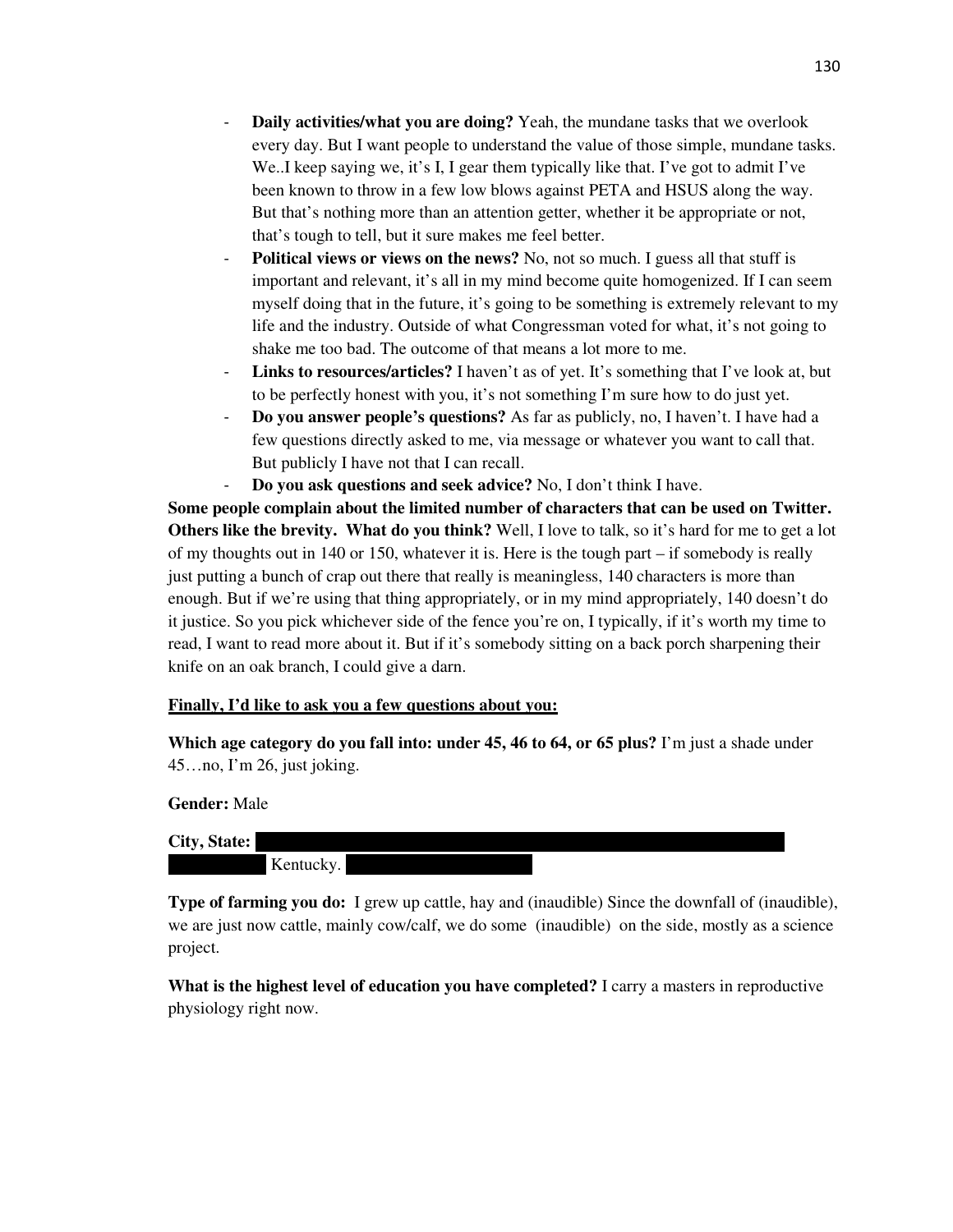- **Daily activities/what you are doing?** Yeah, the mundane tasks that we overlook every day. But I want people to understand the value of those simple, mundane tasks. We..I keep saying we, it's I, I gear them typically like that. I've got to admit I've been known to throw in a few low blows against PETA and HSUS along the way. But that's nothing more than an attention getter, whether it be appropriate or not, that's tough to tell, but it sure makes me feel better.
- **Political views or views on the news?** No, not so much. I guess all that stuff is important and relevant, it's all in my mind become quite homogenized. If I can seem myself doing that in the future, it's going to be something is extremely relevant to my life and the industry. Outside of what Congressman voted for what, it's not going to shake me too bad. The outcome of that means a lot more to me.
- **Links to resources/articles?** I haven't as of yet. It's something that I've look at, but to be perfectly honest with you, it's not something I'm sure how to do just yet.
- **Do you answer people's questions?** As far as publicly, no, I haven't. I have had a few questions directly asked to me, via message or whatever you want to call that. But publicly I have not that I can recall.
- **Do you ask questions and seek advice?** No, I don't think I have.

**Some people complain about the limited number of characters that can be used on Twitter. Others like the brevity. What do you think?** Well, I love to talk, so it's hard for me to get a lot of my thoughts out in 140 or 150, whatever it is. Here is the tough part – if somebody is really just putting a bunch of crap out there that really is meaningless, 140 characters is more than enough. But if we're using that thing appropriately, or in my mind appropriately, 140 doesn't do it justice. So you pick whichever side of the fence you're on, I typically, if it's worth my time to read, I want to read more about it. But if it's somebody sitting on a back porch sharpening their knife on an oak branch, I could give a darn.

**Finally, I'd like to ask you a few questions about you:**

**Which age category do you fall into: under 45, 46 to 64, or 65 plus?** I'm just a shade under 45…no, I'm 26, just joking.

**Gender:** Male

**City, State:** Kentucky.

**Type of farming you do:** I grew up cattle, hay and (inaudible) Since the downfall of (inaudible), we are just now cattle, mainly cow/calf, we do some (inaudible) on the side, mostly as a science project.

**What is the highest level of education you have completed?** I carry a masters in reproductive physiology right now.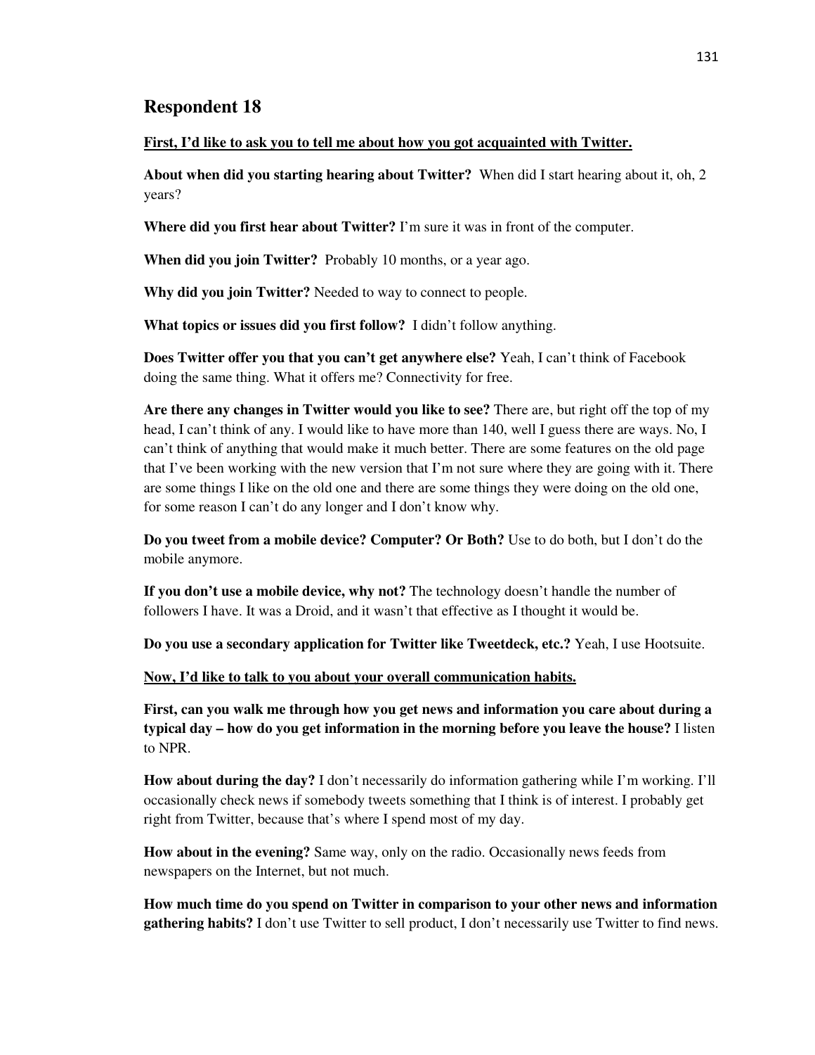## Respondent 18

**<u>First, I'd like to ask you to tell me about how you got acquainted with Twitter.</u>**

**About when did you starting hearing about Twitter?** When did I start hearing about it, oh, 2 years?

**Where did you first hear about Twitter?** I'm sure it was in front of the computer.

**When did you join Twitter?** Probably 10 months, or a year ago.

**Why did you join Twitter?** Needed to way to connect to people.

**What topics or issues did you first follow?** I didn't follow anything.

**Does Twitter offer you that you can't get anywhere else?** Yeah, I can't think of Facebook doing the same thing. What it offers me? Connectivity for free.

**Are there any changes in Twitter would you like to see?** There are, but right off the top of my head, I can't think of any. I would like to have more than 140, well I guess there are ways. No, I can't think of anything that would make it much better. There are some features on the old page that I've been working with the new version that I'm not sure where they are going with it. There are some things I like on the old one and there are some things they were doing on the old one, for some reason I can't do any longer and I don't know why.

**Do you tweet from a mobile device? Computer? Or Both?** Use to do both, but I don't do the mobile anymore.

**If you don't use a mobile device, why not?** The technology doesn't handle the number of followers I have. It was a Droid, and it wasn't that effective as I thought it would be.

**Do you use a secondary application for Twitter like Tweetdeck, etc.?** Yeah, I use Hootsuite.

**<u>Now, I'd like to talk to you about your overall communication habits.</u>**

**First, can you walk me through how you get news and information you care about during a typical day – how do you get information in the morning before you leave the house?** I listen to NPR.

**How about during the day?** I don't necessarily do information gathering while I'm working. I'll occasionally check news if somebody tweets something that I think is of interest. I probably get right from Twitter, because that's where I spend most of my day.

**How about in the evening?** Same way, only on the radio. Occasionally news feeds from newspapers on the Internet, but not much.

**How much time do you spend on Twitter in comparison to your other news and information gathering habits?** I don't use Twitter to sell product, I don't necessarily use Twitter to find news.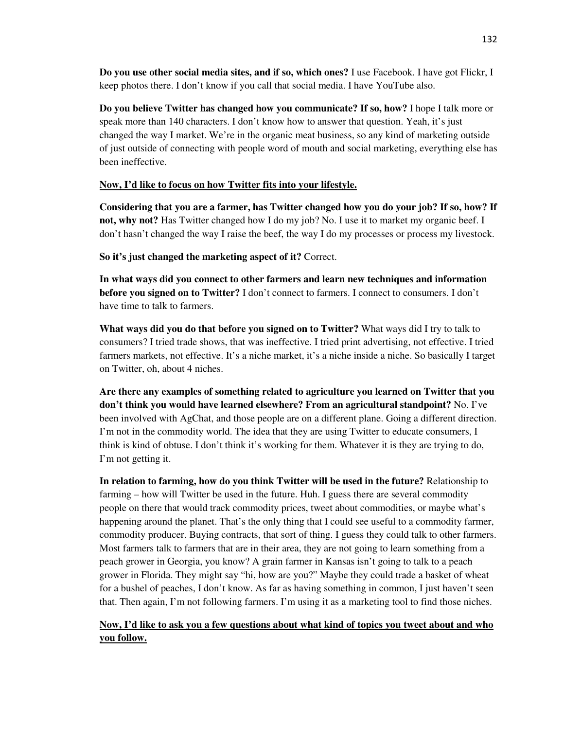**Do you use other social media sites, and if so, which ones?** I use Facebook. I have got Flickr, I keep photos there. I don't know if you call that social media. I have YouTube also.

**Do you believe Twitter has changed how you communicate? If so, how?** I hope I talk more or speak more than 140 characters. I don't know how to answer that question. Yeah, it's just changed the way I market. We're in the organic meat business, so any kind of marketing outside of just outside of connecting with people word of mouth and social marketing, everything else has been ineffective.

**<u>Now, I'd like to focus on how Twitter fits into your lifestyle.</u>**

**Considering that you are a farmer, has Twitter changed how you do your job? If so, how? If not, why not?** Has Twitter changed how I do my job? No. I use it to market my organic beef. I don't hasn't changed the way I raise the beef, the way I do my processes or process my livestock.

**So it's just changed the marketing aspect of it?** Correct.

**In what ways did you connect to other farmers and learn new techniques and information before you signed on to Twitter?** I don't connect to farmers. I connect to consumers. I don't have time to talk to farmers.

**What ways did you do that before you signed on to Twitter?** What ways did I try to talk to consumers? I tried trade shows, that was ineffective. I tried print advertising, not effective. I tried farmers markets, not effective. It's a niche market, it's a niche inside a niche. So basically I target on Twitter, oh, about 4 niches.

**Are there any examples of something related to agriculture you learned on Twitter that you don't think you would have learned elsewhere? From an agricultural standpoint?** No. I've been involved with AgChat, and those people are on a different plane. Going a different direction. I'm not in the commodity world. The idea that they are using Twitter to educate consumers, I think is kind of obtuse. I don't think it's working for them. Whatever it is they are trying to do, I'm not getting it.

**In relation to farming, how do you think Twitter will be used in the future?** Relationship to farming – how will Twitter be used in the future. Huh. I guess there are several commodity people on there that would track commodity prices, tweet about commodities, or maybe what's happening around the planet. That's the only thing that I could see useful to a commodity farmer, commodity producer. Buying contracts, that sort of thing. I guess they could talk to other farmers. Most farmers talk to farmers that are in their area, they are not going to learn something from a peach grower in Georgia, you know? A grain farmer in Kansas isn't going to talk to a peach grower in Florida. They might say "hi, how are you?" Maybe they could trade a basket of wheat for a bushel of peaches, I don't know. As far as having something in common, I just haven't seen that. Then again, I'm not following farmers. I'm using it as a marketing tool to find those niches.

**<u>Now, I'd like to ask you a few questions about what kind of topics you tweet about and who you follow.</u>**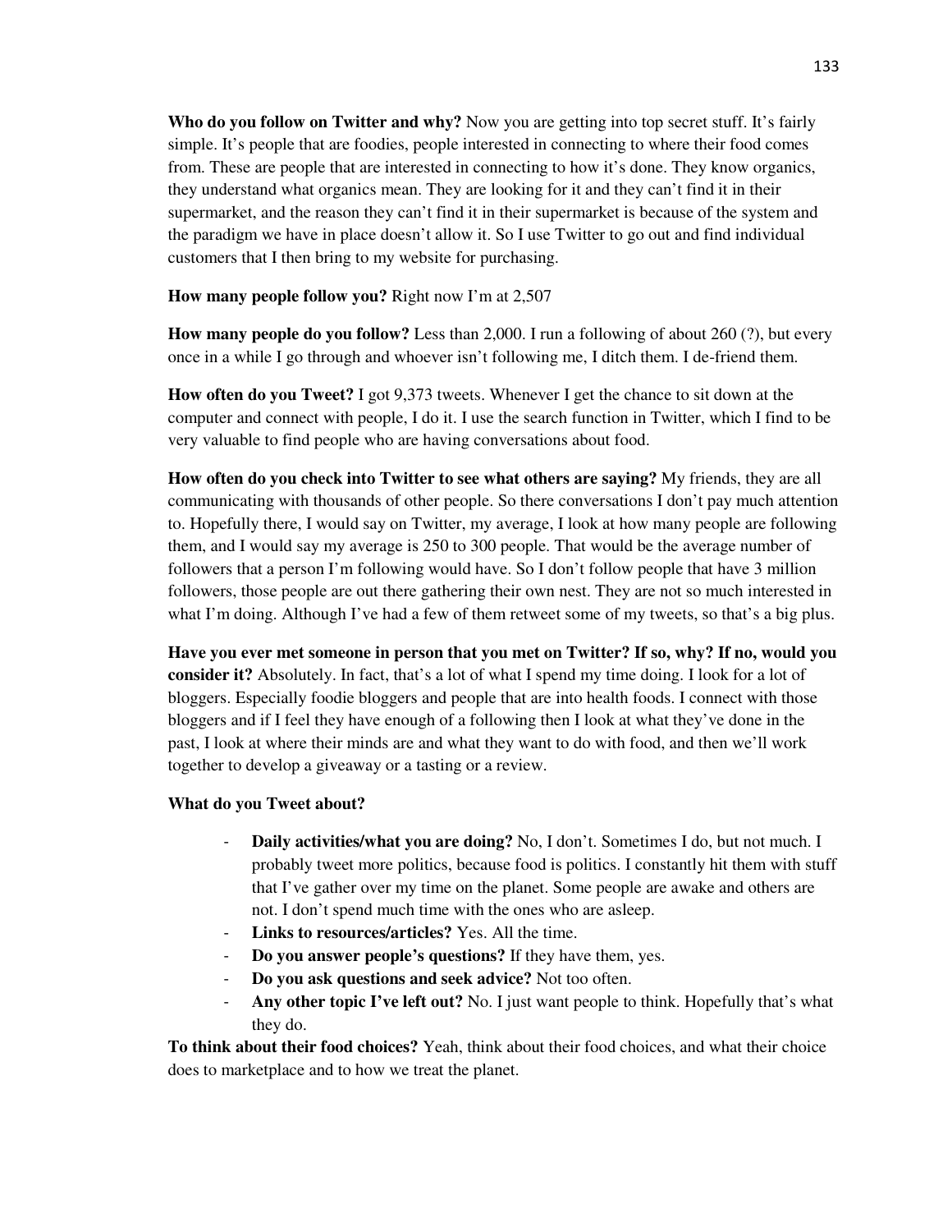**Who do you follow on Twitter and why?** Now you are getting into top secret stuff. It's fairly simple. It's people that are foodies, people interested in connecting to where their food comes from. These are people that are interested in connecting to how it's done. They know organics, they understand what organics mean. They are looking for it and they can't find it in their supermarket, and the reason they can't find it in their supermarket is because of the system and the paradigm we have in place doesn't allow it. So I use Twitter to go out and find individual customers that I then bring to my website for purchasing.

**How many people follow you?** Right now I'm at 2,507

**How many people do you follow?** Less than 2,000. I run a following of about 260 (?), but every once in a while I go through and whoever isn't following me, I ditch them. I de-friend them.

**How often do you Tweet?** I got 9,373 tweets. Whenever I get the chance to sit down at the computer and connect with people, I do it. I use the search function in Twitter, which I find to be very valuable to find people who are having conversations about food.

**How often do you check into Twitter to see what others are saying?** My friends, they are all communicating with thousands of other people. So there conversations I don't pay much attention to. Hopefully there, I would say on Twitter, my average, I look at how many people are following them, and I would say my average is 250 to 300 people. That would be the average number of followers that a person I'm following would have. So I don't follow people that have 3 million followers, those people are out there gathering their own nest. They are not so much interested in what I'm doing. Although I've had a few of them retweet some of my tweets, so that's a big plus.

**Have you ever met someone in person that you met on Twitter? If so, why? If no, would you consider it?** Absolutely. In fact, that's a lot of what I spend my time doing. I look for a lot of bloggers. Especially foodie bloggers and people that are into health foods. I connect with those bloggers and if I feel they have enough of a following then I look at what they've done in the past, I look at where their minds are and what they want to do with food, and then we'll work together to develop a giveaway or a tasting or a review.

**What do you Tweet about?**

- **Daily activities/what you are doing?** No, I don't. Sometimes I do, but not much. I probably tweet more politics, because food is politics. I constantly hit them with stuff that I've gather over my time on the planet. Some people are awake and others are not. I don't spend much time with the ones who are asleep.
- **Links to resources/articles?** Yes. All the time.
- **Do you answer people's questions?** If they have them, yes.
- **Do you ask questions and seek advice?** Not too often.
- **Any other topic I've left out?** No. I just want people to think. Hopefully that's what they do.

**To think about their food choices?** Yeah, think about their food choices, and what their choice does to marketplace and to how we treat the planet.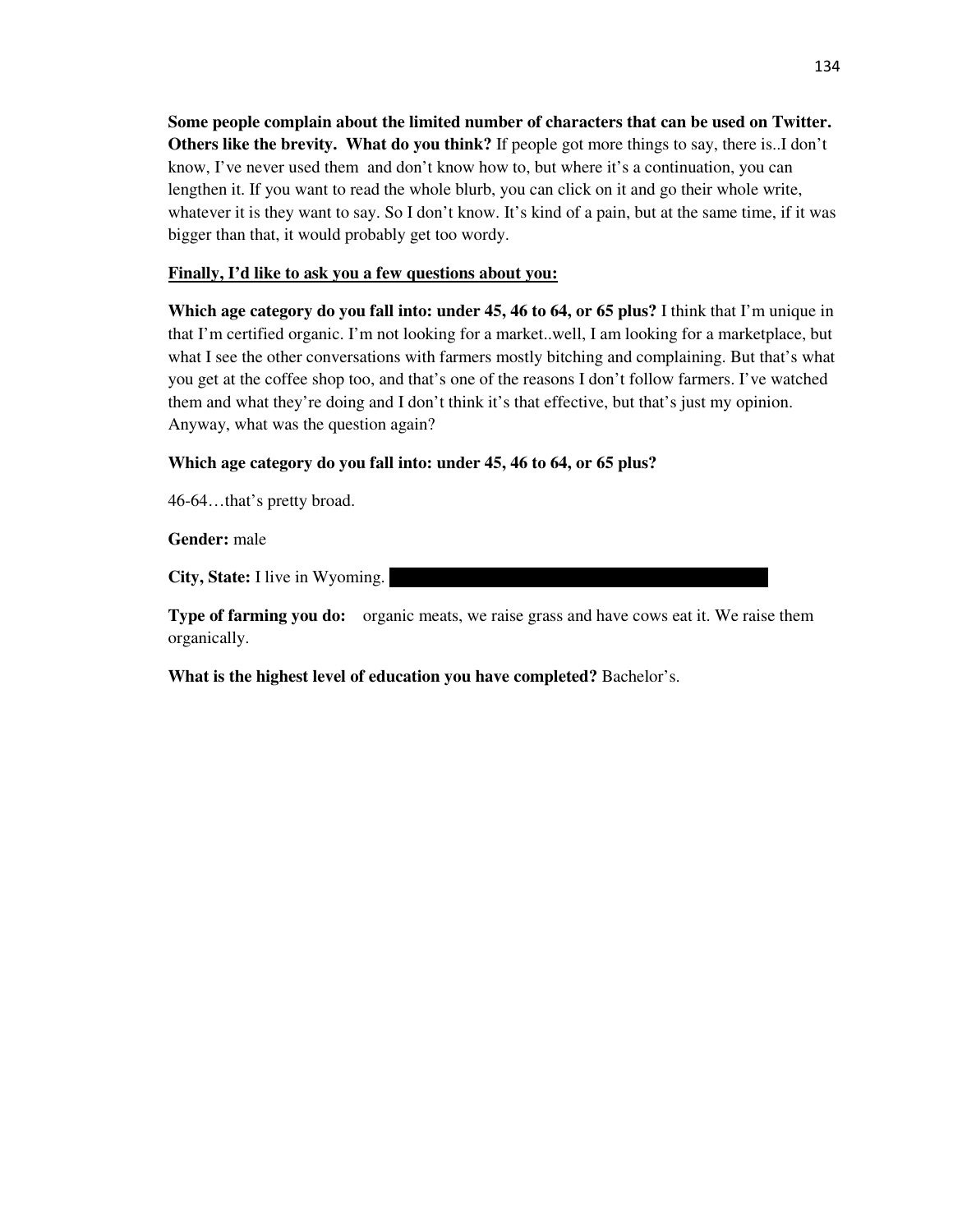**Some people complain about the limited number of characters that can be used on Twitter. Others like the brevity. What do you think?** If people got more things to say, there is..I don't know, I've never used them and don't know how to, but where it's a continuation, you can lengthen it. If you want to read the whole blurb, you can click on it and go their whole write, whatever it is they want to say. So I don't know. It's kind of a pain, but at the same time, if it was bigger than that, it would probably get too wordy.

**Finally, I'd like to ask you a few questions about you:**

**Which age category do you fall into: under 45, 46 to 64, or 65 plus?** I think that I'm unique in that I'm certified organic. I'm not looking for a market..well, I am looking for a marketplace, but what I see the other conversations with farmers mostly bitching and complaining. But that's what you get at the coffee shop too, and that's one of the reasons I don't follow farmers. I've watched them and what they're doing and I don't think it's that effective, but that's just my opinion. Anyway, what was the question again?

**Which age category do you fall into: under 45, 46 to 64, or 65 plus?**

46-64…that's pretty broad.

**Gender:** male

**City, State:** I live in Wyoming.

**Type of farming you do:** organic meats, we raise grass and have cows eat it. We raise them organically.

**What is the highest level of education you have completed?** Bachelor's.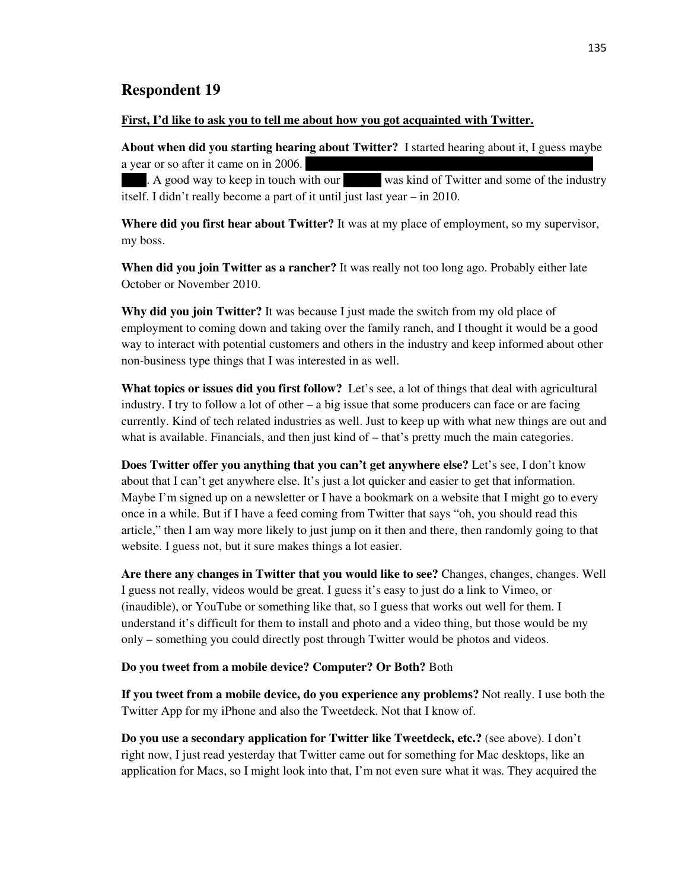## Respondent 19

**First, I'd like to ask you to tell me about how you got acquainted with Twitter.**

**About when did you starting hearing about Twitter?** I started hearing about it, I guess maybe a year or so after it came on in 2006. ██████████. A good way to keep in touch with our ██████ was kind of Twitter and some of the industry itself. I didn't really become a part of it until just last year – in 2010.

**Where did you first hear about Twitter?** It was at my place of employment, so my supervisor, my boss.

**When did you join Twitter as a rancher?** It was really not too long ago. Probably either late October or November 2010.

**Why did you join Twitter?** It was because I just made the switch from my old place of employment to coming down and taking over the family ranch, and I thought it would be a good way to interact with potential customers and others in the industry and keep informed about other non-business type things that I was interested in as well.

**What topics or issues did you first follow?** Let's see, a lot of things that deal with agricultural industry. I try to follow a lot of other – a big issue that some producers can face or are facing currently. Kind of tech related industries as well. Just to keep up with what new things are out and what is available. Financials, and then just kind of – that's pretty much the main categories.

**Does Twitter offer you anything that you can't get anywhere else?** Let's see, I don't know about that I can't get anywhere else. It's just a lot quicker and easier to get that information. Maybe I'm signed up on a newsletter or I have a bookmark on a website that I might go to every once in a while. But if I have a feed coming from Twitter that says "oh, you should read this article," then I am way more likely to just jump on it then and there, then randomly going to that website. I guess not, but it sure makes things a lot easier.

**Are there any changes in Twitter that you would like to see?** Changes, changes, changes. Well I guess not really, videos would be great. I guess it's easy to just do a link to Vimeo, or (inaudible), or YouTube or something like that, so I guess that works out well for them. I understand it's difficult for them to install and photo and a video thing, but those would be my only – something you could directly post through Twitter would be photos and videos.

**Do you tweet from a mobile device? Computer? Or Both?** Both

**If you tweet from a mobile device, do you experience any problems?** Not really. I use both the Twitter App for my iPhone and also the Tweetdeck. Not that I know of.

**Do you use a secondary application for Twitter like Tweetdeck, etc.?** (see above). I don't right now, I just read yesterday that Twitter came out for something for Mac desktops, like an application for Macs, so I might look into that, I'm not even sure what it was. They acquired the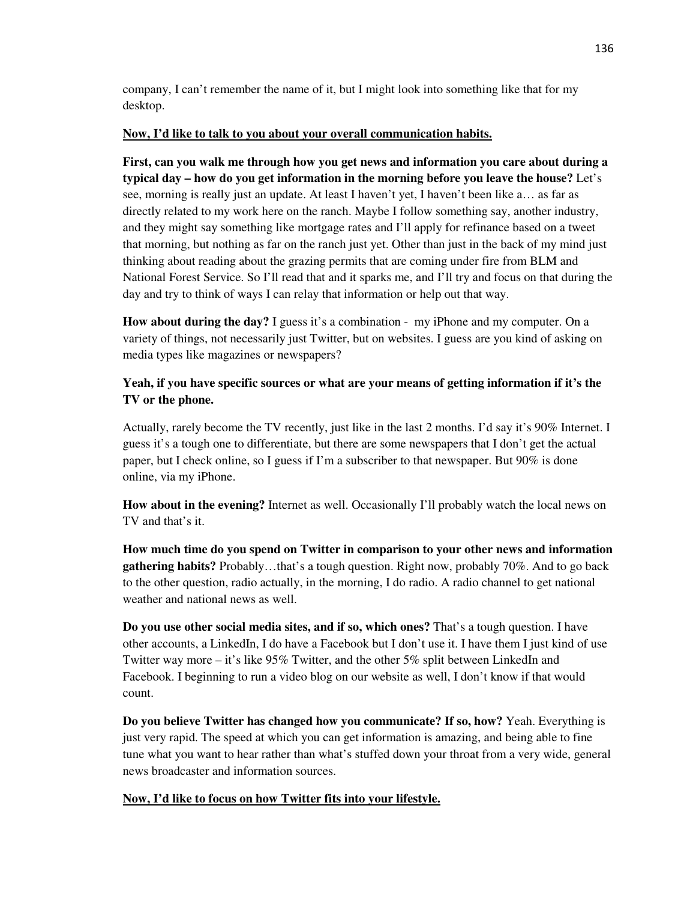company, I can't remember the name of it, but I might look into something like that for my desktop.

**Now, I'd like to talk to you about your overall communication habits.**

**First, can you walk me through how you get news and information you care about during a typical day – how do you get information in the morning before you leave the house?** Let's see, morning is really just an update. At least I haven't yet, I haven't been like a… as far as directly related to my work here on the ranch. Maybe I follow something say, another industry, and they might say something like mortgage rates and I'll apply for refinance based on a tweet that morning, but nothing as far on the ranch just yet. Other than just in the back of my mind just thinking about reading about the grazing permits that are coming under fire from BLM and National Forest Service. So I'll read that and it sparks me, and I'll try and focus on that during the day and try to think of ways I can relay that information or help out that way.

**How about during the day?** I guess it's a combination - my iPhone and my computer. On a variety of things, not necessarily just Twitter, but on websites. I guess are you kind of asking on media types like magazines or newspapers?

**Yeah, if you have specific sources or what are your means of getting information if it's the TV or the phone.**

Actually, rarely become the TV recently, just like in the last 2 months. I'd say it's 90% Internet. I guess it's a tough one to differentiate, but there are some newspapers that I don't get the actual paper, but I check online, so I guess if I'm a subscriber to that newspaper. But 90% is done online, via my iPhone.

**How about in the evening?** Internet as well. Occasionally I'll probably watch the local news on TV and that's it.

**How much time do you spend on Twitter in comparison to your other news and information gathering habits?** Probably…that's a tough question. Right now, probably 70%. And to go back to the other question, radio actually, in the morning, I do radio. A radio channel to get national weather and national news as well.

**Do you use other social media sites, and if so, which ones?** That's a tough question. I have other accounts, a LinkedIn, I do have a Facebook but I don't use it. I have them I just kind of use Twitter way more – it's like 95% Twitter, and the other 5% split between LinkedIn and Facebook. I beginning to run a video blog on our website as well, I don't know if that would count.

**Do you believe Twitter has changed how you communicate? If so, how?** Yeah. Everything is just very rapid. The speed at which you can get information is amazing, and being able to fine tune what you want to hear rather than what's stuffed down your throat from a very wide, general news broadcaster and information sources.

**Now, I'd like to focus on how Twitter fits into your lifestyle.**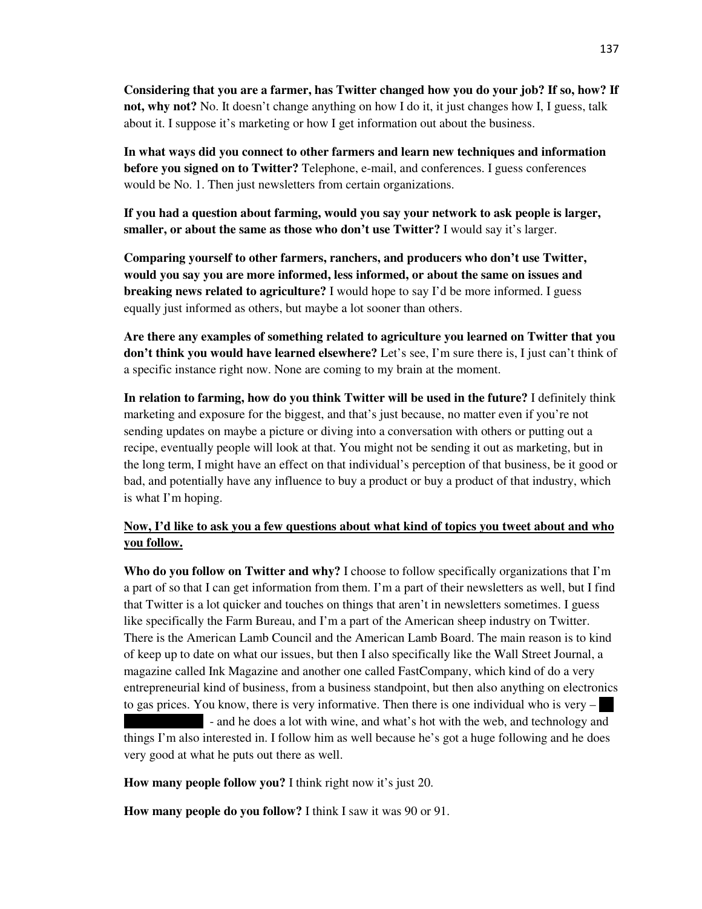**Considering that you are a farmer, has Twitter changed how you do your job? If so, how? If not, why not?** No. It doesn't change anything on how I do it, it just changes how I, I guess, talk about it. I suppose it's marketing or how I get information out about the business.

**In what ways did you connect to other farmers and learn new techniques and information before you signed on to Twitter?** Telephone, e-mail, and conferences. I guess conferences would be No. 1. Then just newsletters from certain organizations.

**If you had a question about farming, would you say your network to ask people is larger, smaller, or about the same as those who don't use Twitter?** I would say it's larger.

**Comparing yourself to other farmers, ranchers, and producers who don't use Twitter, would you say you are more informed, less informed, or about the same on issues and breaking news related to agriculture?** I would hope to say I'd be more informed. I guess equally just informed as others, but maybe a lot sooner than others.

**Are there any examples of something related to agriculture you learned on Twitter that you don't think you would have learned elsewhere?** Let's see, I'm sure there is, I just can't think of a specific instance right now. None are coming to my brain at the moment.

**In relation to farming, how do you think Twitter will be used in the future?** I definitely think marketing and exposure for the biggest, and that's just because, no matter even if you're not sending updates on maybe a picture or diving into a conversation with others or putting out a recipe, eventually people will look at that. You might not be sending it out as marketing, but in the long term, I might have an effect on that individual's perception of that business, be it good or bad, and potentially have any influence to buy a product or buy a product of that industry, which is what I'm hoping.

**<u>Now, I'd like to ask you a few questions about what kind of topics you tweet about and who you follow.</u>**

**Who do you follow on Twitter and why?** I choose to follow specifically organizations that I'm a part of so that I can get information from them. I'm a part of their newsletters as well, but I find that Twitter is a lot quicker and touches on things that aren't in newsletters sometimes. I guess like specifically the Farm Bureau, and I'm a part of the American sheep industry on Twitter. There is the American Lamb Council and the American Lamb Board. The main reason is to kind of keep up to date on what our issues, but then I also specifically like the Wall Street Journal, a magazine called Ink Magazine and another one called FastCompany, which kind of do a very entrepreneurial kind of business, from a business standpoint, but then also anything on electronics to gas prices. You know, there is very informative. Then there is one individual who is very – ████████ - and he does a lot with wine, and what's hot with the web, and technology and things I'm also interested in. I follow him as well because he's got a huge following and he does very good at what he puts out there as well.

**How many people follow you?** I think right now it's just 20.

**How many people do you follow?** I think I saw it was 90 or 91.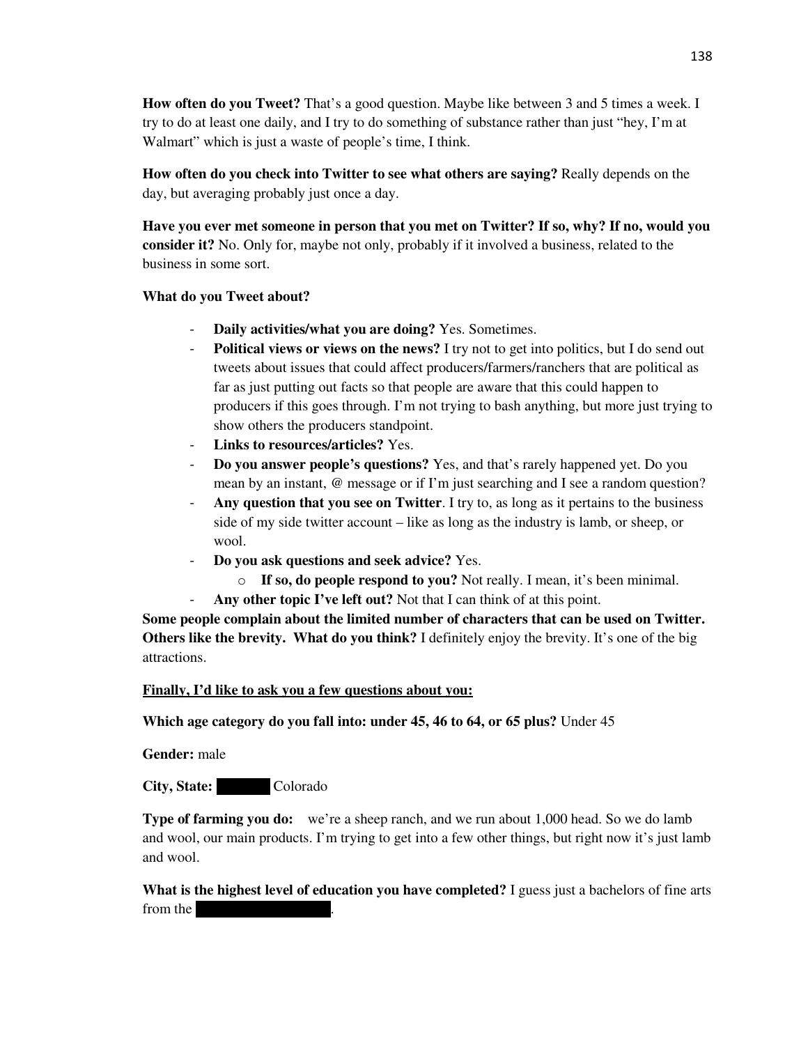**How often do you Tweet?** That's a good question. Maybe like between 3 and 5 times a week. I try to do at least one daily, and I try to do something of substance rather than just "hey, I'm at Walmart" which is just a waste of people's time, I think.

**How often do you check into Twitter to see what others are saying?** Really depends on the day, but averaging probably just once a day.

**Have you ever met someone in person that you met on Twitter? If so, why? If no, would you consider it?** No. Only for, maybe not only, probably if it involved a business, related to the business in some sort.

**What do you Tweet about?**

- **Daily activities/what you are doing?** Yes. Sometimes.
- **Political views or views on the news?** I try not to get into politics, but I do send out tweets about issues that could affect producers/farmers/ranchers that are political as far as just putting out facts so that people are aware that this could happen to producers if this goes through. I'm not trying to bash anything, but more just trying to show others the producers standpoint.
- **Links to resources/articles?** Yes.
- **Do you answer people's questions?** Yes, and that's rarely happened yet. Do you mean by an instant, @ message or if I'm just searching and I see a random question?
- **Any question that you see on Twitter**. I try to, as long as it pertains to the business side of my side twitter account – like as long as the industry is lamb, or sheep, or wool.
- **Do you ask questions and seek advice?** Yes.
  - **If so, do people respond to you?** Not really. I mean, it's been minimal.
- **Any other topic I've left out?** Not that I can think of at this point.

**Some people complain about the limited number of characters that can be used on Twitter. Others like the brevity. What do you think?** I definitely enjoy the brevity. It's one of the big attractions.

<u>**Finally, I'd like to ask you a few questions about you:**</u>

**Which age category do you fall into: under 45, 46 to 64, or 65 plus?** Under 45

**Gender:** male

**City, State:** ██████ Colorado

**Type of farming you do:** we're a sheep ranch, and we run about 1,000 head. So we do lamb and wool, our main products. I'm trying to get into a few other things, but right now it's just lamb and wool.

**What is the highest level of education you have completed?** I guess just a bachelors of fine arts from the ████████████████.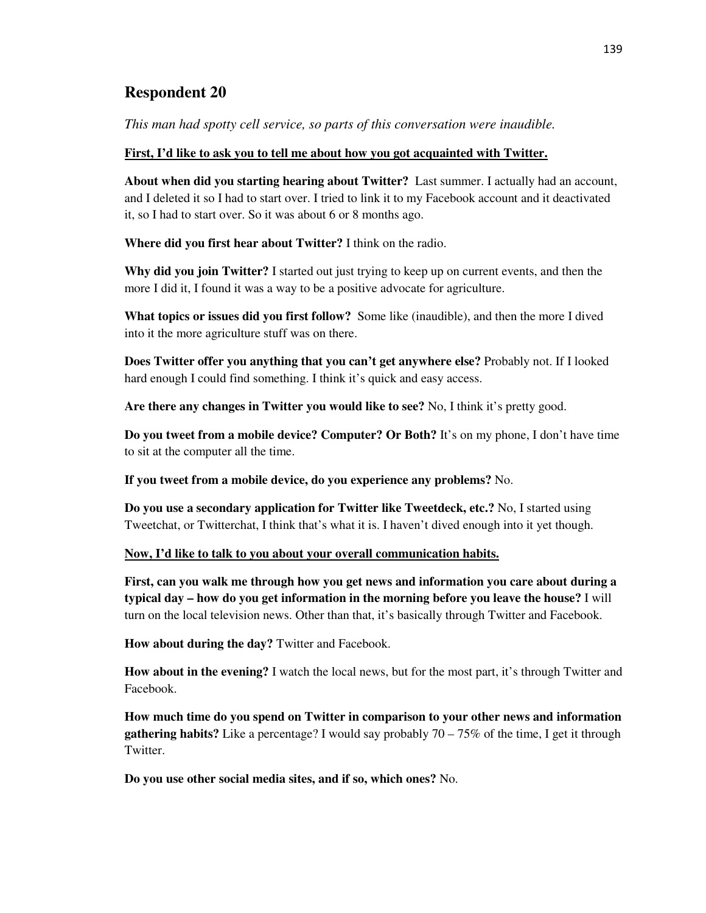## Respondent 20

*This man had spotty cell service, so parts of this conversation were inaudible.*

**First, I'd like to ask you to tell me about how you got acquainted with Twitter.**

**About when did you starting hearing about Twitter?** Last summer. I actually had an account, and I deleted it so I had to start over. I tried to link it to my Facebook account and it deactivated it, so I had to start over. So it was about 6 or 8 months ago.

**Where did you first hear about Twitter?** I think on the radio.

**Why did you join Twitter?** I started out just trying to keep up on current events, and then the more I did it, I found it was a way to be a positive advocate for agriculture.

**What topics or issues did you first follow?** Some like (inaudible), and then the more I dived into it the more agriculture stuff was on there.

**Does Twitter offer you anything that you can't get anywhere else?** Probably not. If I looked hard enough I could find something. I think it's quick and easy access.

**Are there any changes in Twitter you would like to see?** No, I think it's pretty good.

**Do you tweet from a mobile device? Computer? Or Both?** It's on my phone, I don't have time to sit at the computer all the time.

**If you tweet from a mobile device, do you experience any problems?** No.

**Do you use a secondary application for Twitter like Tweetdeck, etc.?** No, I started using Tweetchat, or Twitterchat, I think that's what it is. I haven't dived enough into it yet though.

**Now, I'd like to talk to you about your overall communication habits.**

**First, can you walk me through how you get news and information you care about during a typical day – how do you get information in the morning before you leave the house?** I will turn on the local television news. Other than that, it's basically through Twitter and Facebook.

**How about during the day?** Twitter and Facebook.

**How about in the evening?** I watch the local news, but for the most part, it's through Twitter and Facebook.

**How much time do you spend on Twitter in comparison to your other news and information gathering habits?** Like a percentage? I would say probably 70 – 75% of the time, I get it through Twitter.

**Do you use other social media sites, and if so, which ones?** No.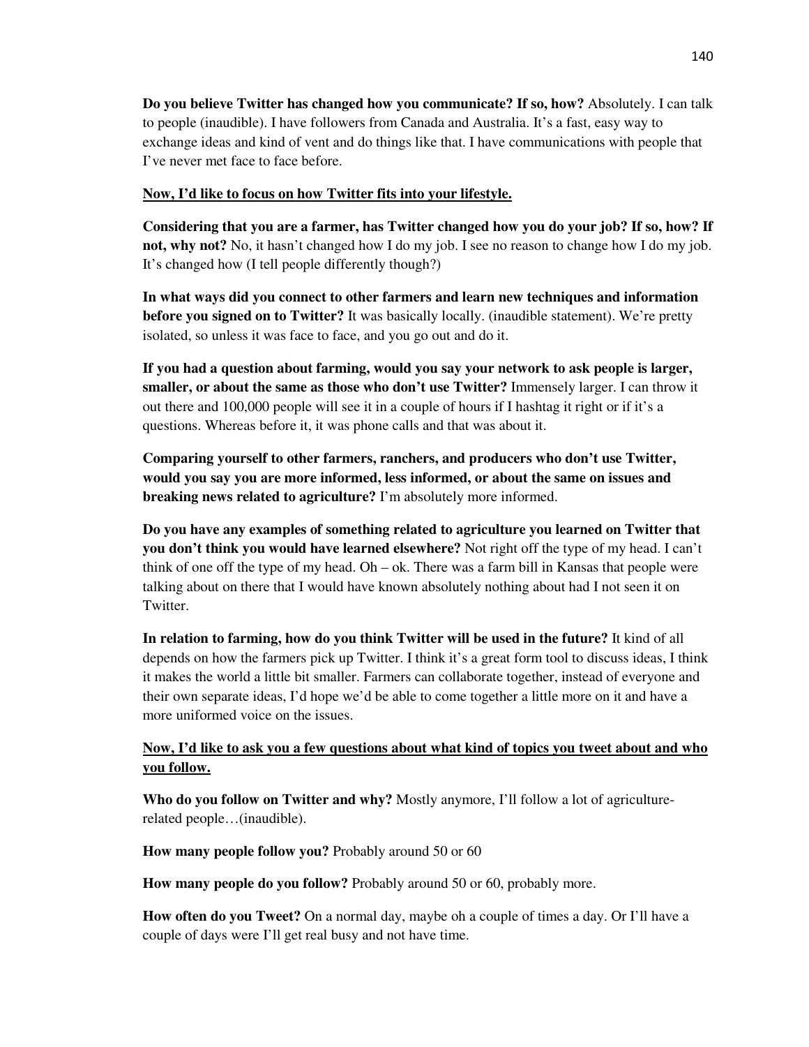**Do you believe Twitter has changed how you communicate? If so, how?** Absolutely. I can talk to people (inaudible). I have followers from Canada and Australia. It's a fast, easy way to exchange ideas and kind of vent and do things like that. I have communications with people that I've never met face to face before.

**Now, I'd like to focus on how Twitter fits into your lifestyle.**

**Considering that you are a farmer, has Twitter changed how you do your job? If so, how? If not, why not?** No, it hasn't changed how I do my job. I see no reason to change how I do my job. It's changed how (I tell people differently though?)

**In what ways did you connect to other farmers and learn new techniques and information before you signed on to Twitter?** It was basically locally. (inaudible statement). We're pretty isolated, so unless it was face to face, and you go out and do it.

**If you had a question about farming, would you say your network to ask people is larger, smaller, or about the same as those who don't use Twitter?** Immensely larger. I can throw it out there and 100,000 people will see it in a couple of hours if I hashtag it right or if it's a questions. Whereas before it, it was phone calls and that was about it.

**Comparing yourself to other farmers, ranchers, and producers who don't use Twitter, would you say you are more informed, less informed, or about the same on issues and breaking news related to agriculture?** I'm absolutely more informed.

**Do you have any examples of something related to agriculture you learned on Twitter that you don't think you would have learned elsewhere?** Not right off the type of my head. I can't think of one off the type of my head. Oh – ok. There was a farm bill in Kansas that people were talking about on there that I would have known absolutely nothing about had I not seen it on Twitter.

**In relation to farming, how do you think Twitter will be used in the future?** It kind of all depends on how the farmers pick up Twitter. I think it's a great form tool to discuss ideas, I think it makes the world a little bit smaller. Farmers can collaborate together, instead of everyone and their own separate ideas, I'd hope we'd be able to come together a little more on it and have a more uniformed voice on the issues.

**Now, I'd like to ask you a few questions about what kind of topics you tweet about and who you follow.**

**Who do you follow on Twitter and why?** Mostly anymore, I'll follow a lot of agriculture-related people…(inaudible).

**How many people follow you?** Probably around 50 or 60

**How many people do you follow?** Probably around 50 or 60, probably more.

**How often do you Tweet?** On a normal day, maybe oh a couple of times a day. Or I'll have a couple of days were I'll get real busy and not have time.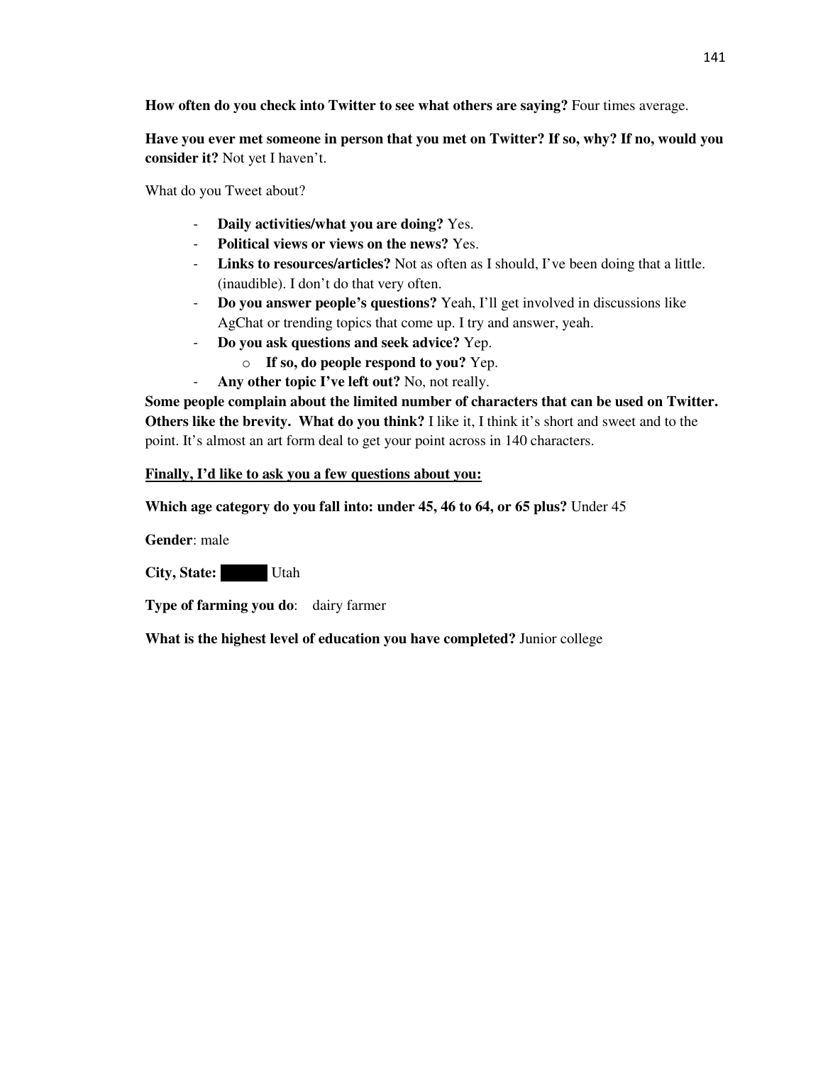**How often do you check into Twitter to see what others are saying?** Four times average.

**Have you ever met someone in person that you met on Twitter? If so, why? If no, would you consider it?** Not yet I haven't.

What do you Tweet about?

- **Daily activities/what you are doing?** Yes.
- **Political views or views on the news?** Yes.
- **Links to resources/articles?** Not as often as I should, I've been doing that a little. (inaudible). I don't do that very often.
- **Do you answer people's questions?** Yeah, I'll get involved in discussions like AgChat or trending topics that come up. I try and answer, yeah.
- **Do you ask questions and seek advice?** Yep.
    - **If so, do people respond to you?** Yep.
- **Any other topic I've left out?** No, not really.

**Some people complain about the limited number of characters that can be used on Twitter. Others like the brevity. What do you think?** I like it, I think it's short and sweet and to the point. It's almost an art form deal to get your point across in 140 characters.

**<u>Finally, I'd like to ask you a few questions about you:</u>**

**Which age category do you fall into: under 45, 46 to 64, or 65 plus?** Under 45

**Gender**: male

**City, State:** ███ Utah

**Type of farming you do**: dairy farmer

**What is the highest level of education you have completed?** Junior college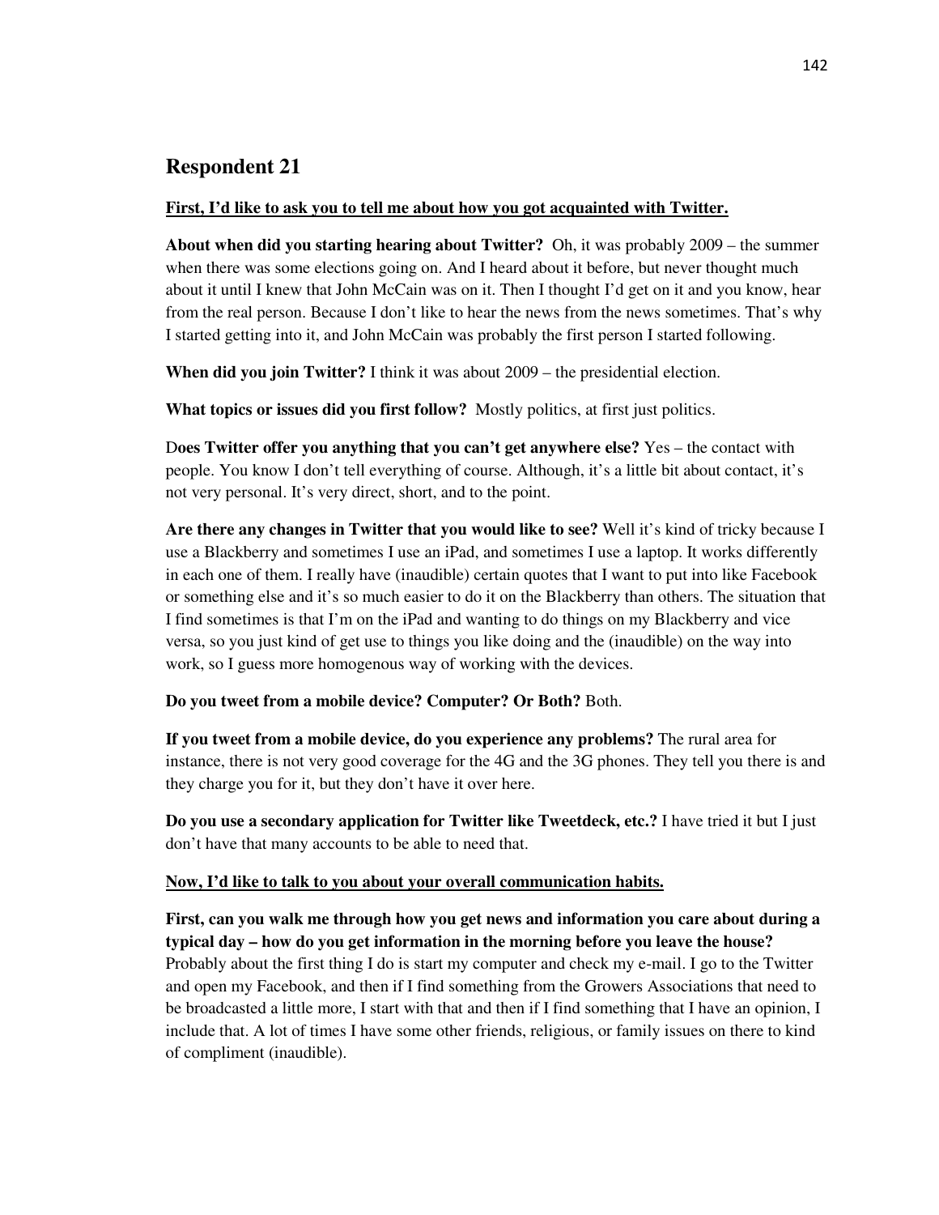## Respondent 21

**<u>First, I'd like to ask you to tell me about how you got acquainted with Twitter.</u>**

**About when did you starting hearing about Twitter?** Oh, it was probably 2009 – the summer when there was some elections going on. And I heard about it before, but never thought much about it until I knew that John McCain was on it. Then I thought I'd get on it and you know, hear from the real person. Because I don't like to hear the news from the news sometimes. That's why I started getting into it, and John McCain was probably the first person I started following.

**When did you join Twitter?** I think it was about 2009 – the presidential election.

**What topics or issues did you first follow?** Mostly politics, at first just politics.

D**oes Twitter offer you anything that you can't get anywhere else?** Yes – the contact with people. You know I don't tell everything of course. Although, it's a little bit about contact, it's not very personal. It's very direct, short, and to the point.

**Are there any changes in Twitter that you would like to see?** Well it's kind of tricky because I use a Blackberry and sometimes I use an iPad, and sometimes I use a laptop. It works differently in each one of them. I really have (inaudible) certain quotes that I want to put into like Facebook or something else and it's so much easier to do it on the Blackberry than others. The situation that I find sometimes is that I'm on the iPad and wanting to do things on my Blackberry and vice versa, so you just kind of get use to things you like doing and the (inaudible) on the way into work, so I guess more homogenous way of working with the devices.

**Do you tweet from a mobile device? Computer? Or Both?** Both.

**If you tweet from a mobile device, do you experience any problems?** The rural area for instance, there is not very good coverage for the 4G and the 3G phones. They tell you there is and they charge you for it, but they don't have it over here.

**Do you use a secondary application for Twitter like Tweetdeck, etc.?** I have tried it but I just don't have that many accounts to be able to need that.

**<u>Now, I'd like to talk to you about your overall communication habits.</u>**

**First, can you walk me through how you get news and information you care about during a typical day – how do you get information in the morning before you leave the house?** Probably about the first thing I do is start my computer and check my e-mail. I go to the Twitter and open my Facebook, and then if I find something from the Growers Associations that need to be broadcasted a little more, I start with that and then if I find something that I have an opinion, I include that. A lot of times I have some other friends, religious, or family issues on there to kind of compliment (inaudible).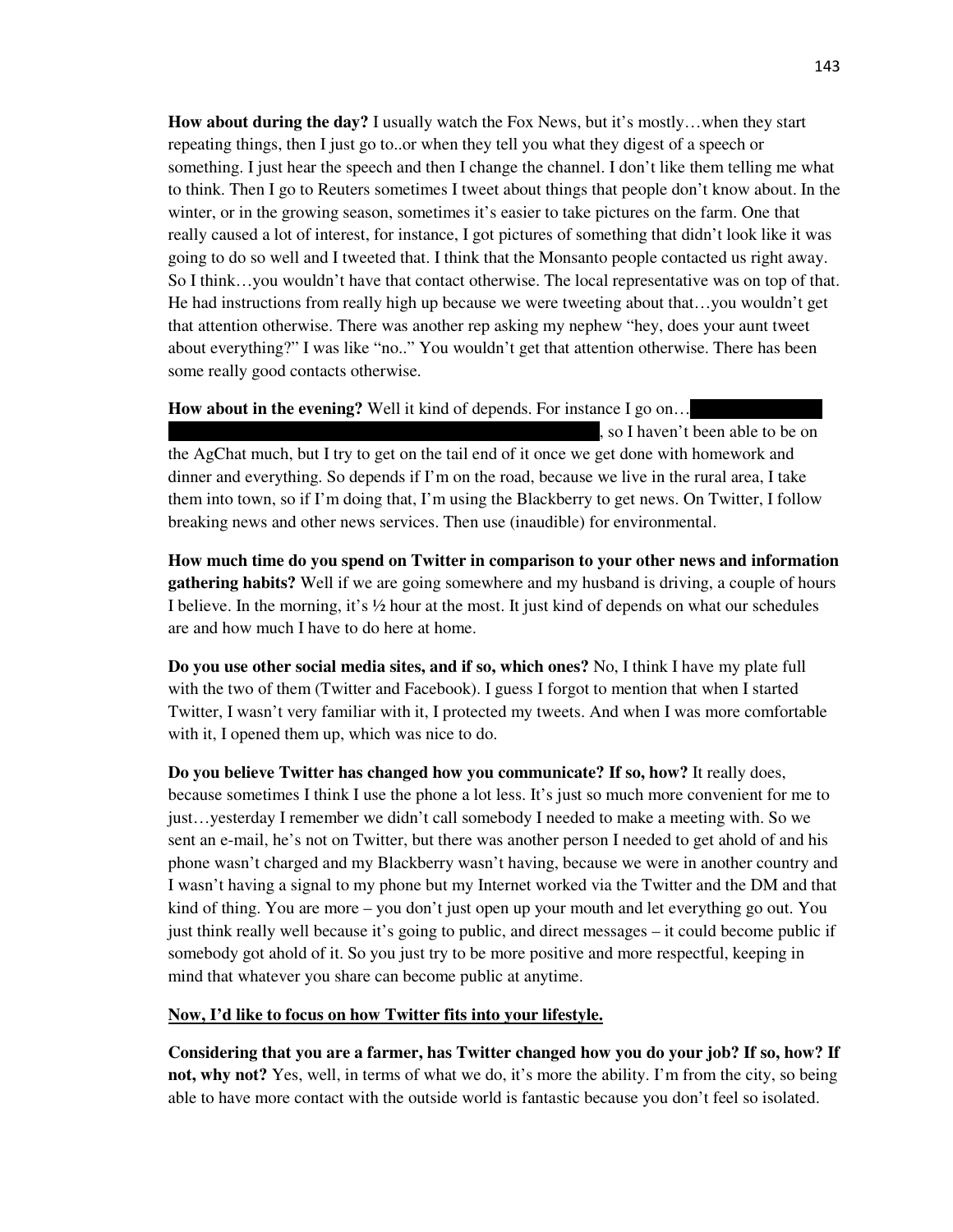**How about during the day?** I usually watch the Fox News, but it's mostly…when they start repeating things, then I just go to..or when they tell you what they digest of a speech or something. I just hear the speech and then I change the channel. I don't like them telling me what to think. Then I go to Reuters sometimes I tweet about things that people don't know about. In the winter, or in the growing season, sometimes it's easier to take pictures on the farm. One that really caused a lot of interest, for instance, I got pictures of something that didn't look like it was going to do so well and I tweeted that. I think that the Monsanto people contacted us right away. So I think…you wouldn't have that contact otherwise. The local representative was on top of that. He had instructions from really high up because we were tweeting about that…you wouldn't get that attention otherwise. There was another rep asking my nephew "hey, does your aunt tweet about everything?" I was like "no.." You wouldn't get that attention otherwise. There has been some really good contacts otherwise.

**How about in the evening?** Well it kind of depends. For instance I go on… [redacted], so I haven't been able to be on the AgChat much, but I try to get on the tail end of it once we get done with homework and dinner and everything. So depends if I'm on the road, because we live in the rural area, I take them into town, so if I'm doing that, I'm using the Blackberry to get news. On Twitter, I follow breaking news and other news services. Then use (inaudible) for environmental.

**How much time do you spend on Twitter in comparison to your other news and information gathering habits?** Well if we are going somewhere and my husband is driving, a couple of hours I believe. In the morning, it's ½ hour at the most. It just kind of depends on what our schedules are and how much I have to do here at home.

**Do you use other social media sites, and if so, which ones?** No, I think I have my plate full with the two of them (Twitter and Facebook). I guess I forgot to mention that when I started Twitter, I wasn't very familiar with it, I protected my tweets. And when I was more comfortable with it, I opened them up, which was nice to do.

**Do you believe Twitter has changed how you communicate? If so, how?** It really does, because sometimes I think I use the phone a lot less. It's just so much more convenient for me to just…yesterday I remember we didn't call somebody I needed to make a meeting with. So we sent an e-mail, he's not on Twitter, but there was another person I needed to get ahold of and his phone wasn't charged and my Blackberry wasn't having, because we were in another country and I wasn't having a signal to my phone but my Internet worked via the Twitter and the DM and that kind of thing. You are more – you don't just open up your mouth and let everything go out. You just think really well because it's going to public, and direct messages – it could become public if somebody got ahold of it. So you just try to be more positive and more respectful, keeping in mind that whatever you share can become public at anytime.

**Now, I'd like to focus on how Twitter fits into your lifestyle.**

**Considering that you are a farmer, has Twitter changed how you do your job? If so, how? If not, why not?** Yes, well, in terms of what we do, it's more the ability. I'm from the city, so being able to have more contact with the outside world is fantastic because you don't feel so isolated.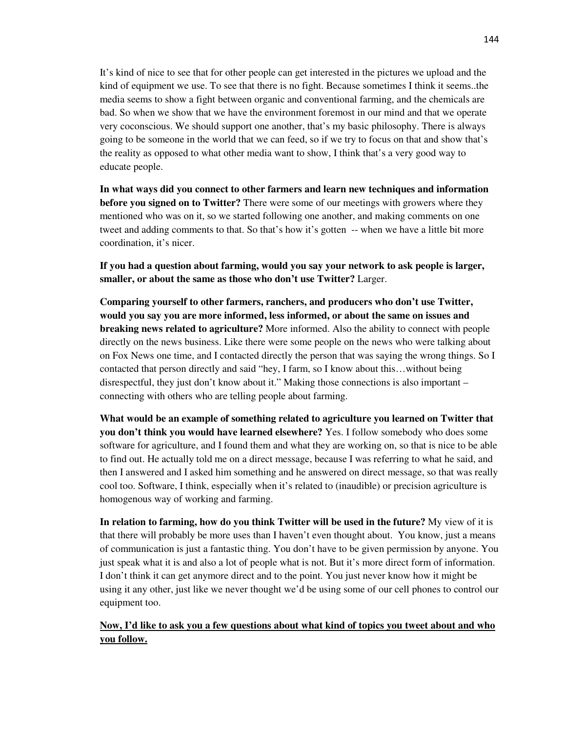It's kind of nice to see that for other people can get interested in the pictures we upload and the kind of equipment we use. To see that there is no fight. Because sometimes I think it seems..the media seems to show a fight between organic and conventional farming, and the chemicals are bad. So when we show that we have the environment foremost in our mind and that we operate very coconscious. We should support one another, that's my basic philosophy. There is always going to be someone in the world that we can feed, so if we try to focus on that and show that's the reality as opposed to what other media want to show, I think that's a very good way to educate people.

**In what ways did you connect to other farmers and learn new techniques and information before you signed on to Twitter?** There were some of our meetings with growers where they mentioned who was on it, so we started following one another, and making comments on one tweet and adding comments to that. So that's how it's gotten -- when we have a little bit more coordination, it's nicer.

**If you had a question about farming, would you say your network to ask people is larger, smaller, or about the same as those who don't use Twitter?** Larger.

**Comparing yourself to other farmers, ranchers, and producers who don't use Twitter, would you say you are more informed, less informed, or about the same on issues and breaking news related to agriculture?** More informed. Also the ability to connect with people directly on the news business. Like there were some people on the news who were talking about on Fox News one time, and I contacted directly the person that was saying the wrong things. So I contacted that person directly and said "hey, I farm, so I know about this…without being disrespectful, they just don't know about it." Making those connections is also important – connecting with others who are telling people about farming.

**What would be an example of something related to agriculture you learned on Twitter that you don't think you would have learned elsewhere?** Yes. I follow somebody who does some software for agriculture, and I found them and what they are working on, so that is nice to be able to find out. He actually told me on a direct message, because I was referring to what he said, and then I answered and I asked him something and he answered on direct message, so that was really cool too. Software, I think, especially when it's related to (inaudible) or precision agriculture is homogenous way of working and farming.

**In relation to farming, how do you think Twitter will be used in the future?** My view of it is that there will probably be more uses than I haven't even thought about. You know, just a means of communication is just a fantastic thing. You don't have to be given permission by anyone. You just speak what it is and also a lot of people what is not. But it's more direct form of information. I don't think it can get anymore direct and to the point. You just never know how it might be using it any other, just like we never thought we'd be using some of our cell phones to control our equipment too.

<u>**Now, I'd like to ask you a few questions about what kind of topics you tweet about and who you follow.**</u>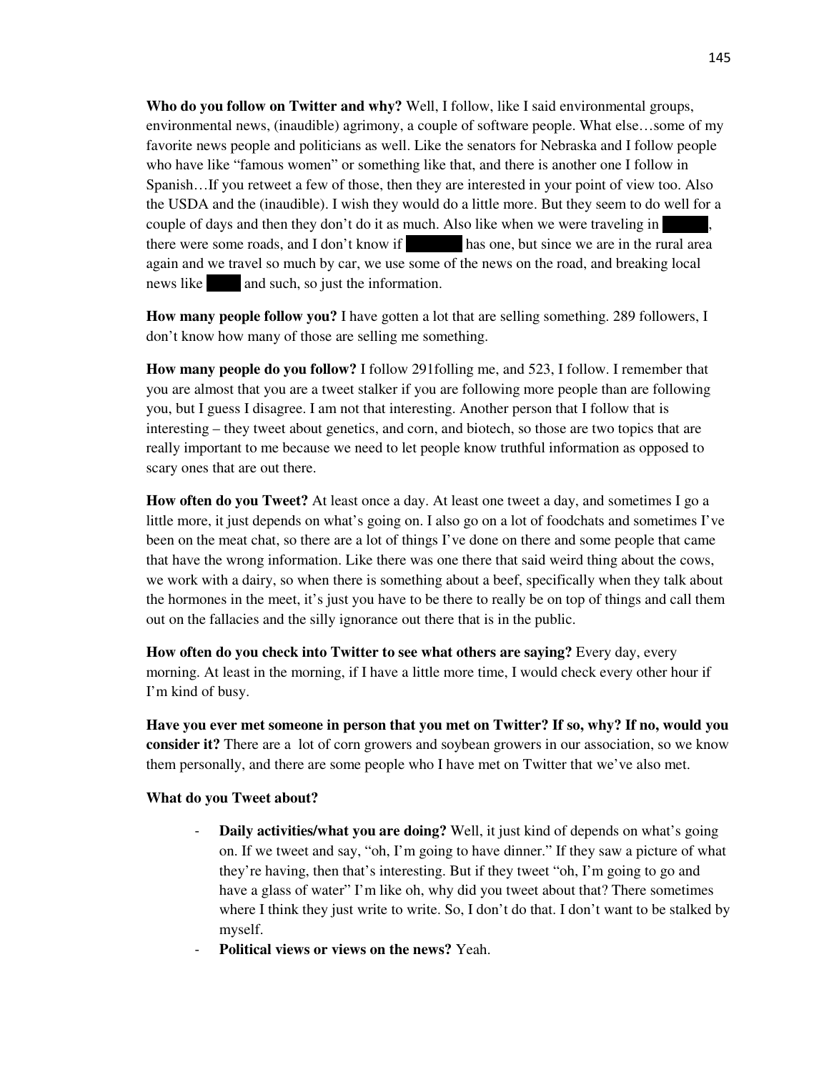**Who do you follow on Twitter and why?** Well, I follow, like I said environmental groups, environmental news, (inaudible) agrimony, a couple of software people. What else…some of my favorite news people and politicians as well. Like the senators for Nebraska and I follow people who have like "famous women" or something like that, and there is another one I follow in Spanish…If you retweet a few of those, then they are interested in your point of view too. Also the USDA and the (inaudible). I wish they would do a little more. But they seem to do well for a couple of days and then they don't do it as much. Also like when we were traveling in ████, there were some roads, and I don't know if ██████ has one, but since we are in the rural area again and we travel so much by car, we use some of the news on the road, and breaking local news like ████ and such, so just the information.

**How many people follow you?** I have gotten a lot that are selling something. 289 followers, I don't know how many of those are selling me something.

**How many people do you follow?** I follow 291folling me, and 523, I follow. I remember that you are almost that you are a tweet stalker if you are following more people than are following you, but I guess I disagree. I am not that interesting. Another person that I follow that is interesting – they tweet about genetics, and corn, and biotech, so those are two topics that are really important to me because we need to let people know truthful information as opposed to scary ones that are out there.

**How often do you Tweet?** At least once a day. At least one tweet a day, and sometimes I go a little more, it just depends on what's going on. I also go on a lot of foodchats and sometimes I've been on the meat chat, so there are a lot of things I've done on there and some people that came that have the wrong information. Like there was one there that said weird thing about the cows, we work with a dairy, so when there is something about a beef, specifically when they talk about the hormones in the meet, it's just you have to be there to really be on top of things and call them out on the fallacies and the silly ignorance out there that is in the public.

**How often do you check into Twitter to see what others are saying?** Every day, every morning. At least in the morning, if I have a little more time, I would check every other hour if I'm kind of busy.

**Have you ever met someone in person that you met on Twitter? If so, why? If no, would you consider it?** There are a lot of corn growers and soybean growers in our association, so we know them personally, and there are some people who I have met on Twitter that we've also met.

**What do you Tweet about?**

- **Daily activities/what you are doing?** Well, it just kind of depends on what's going on. If we tweet and say, "oh, I'm going to have dinner." If they saw a picture of what they're having, then that's interesting. But if they tweet "oh, I'm going to go and have a glass of water" I'm like oh, why did you tweet about that? There sometimes where I think they just write to write. So, I don't do that. I don't want to be stalked by myself.
- **Political views or views on the news?** Yeah.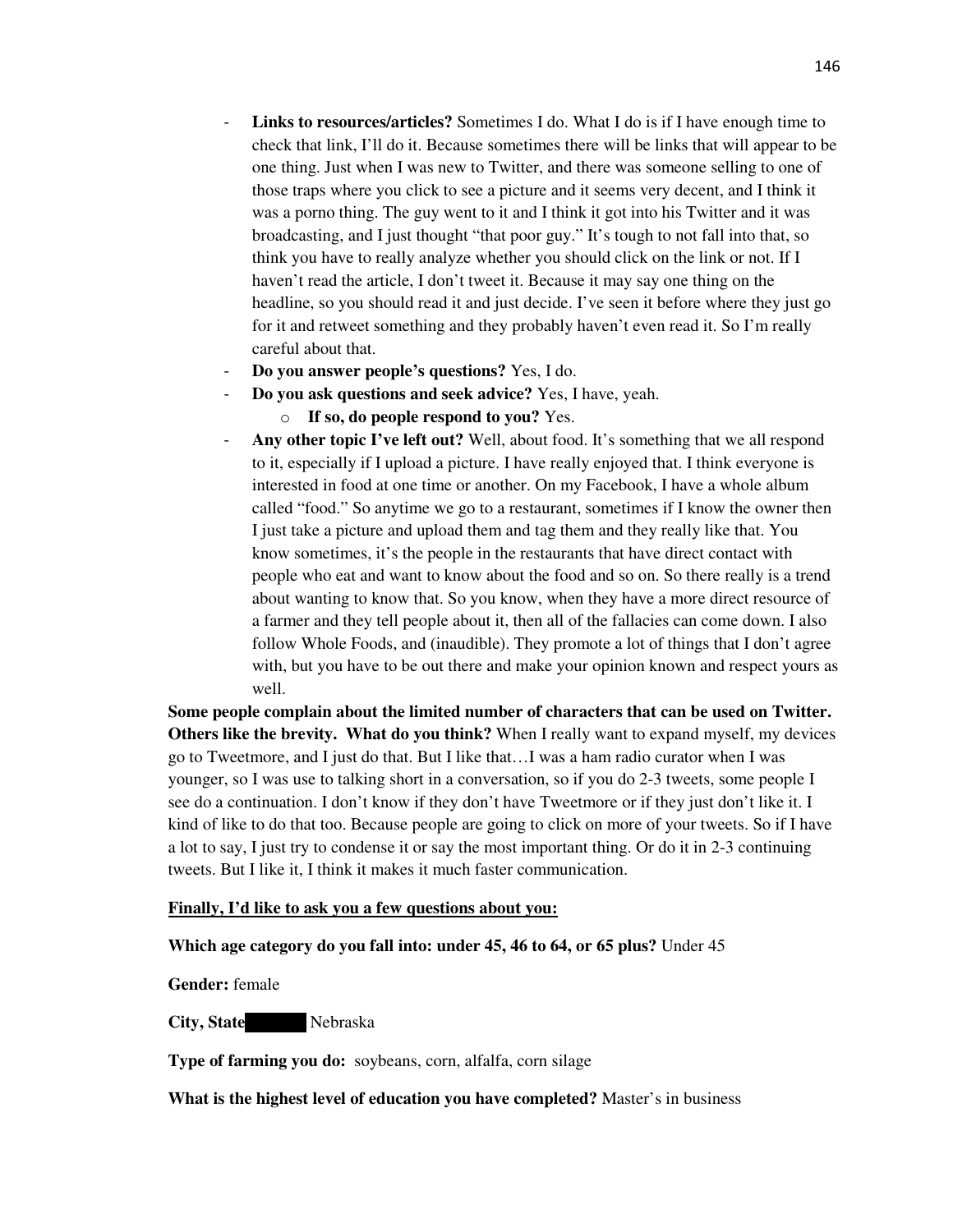- **Links to resources/articles?** Sometimes I do. What I do is if I have enough time to check that link, I'll do it. Because sometimes there will be links that will appear to be one thing. Just when I was new to Twitter, and there was someone selling to one of those traps where you click to see a picture and it seems very decent, and I think it was a porno thing. The guy went to it and I think it got into his Twitter and it was broadcasting, and I just thought "that poor guy." It's tough to not fall into that, so think you have to really analyze whether you should click on the link or not. If I haven't read the article, I don't tweet it. Because it may say one thing on the headline, so you should read it and just decide. I've seen it before where they just go for it and retweet something and they probably haven't even read it. So I'm really careful about that.
- **Do you answer people's questions?** Yes, I do.
- **Do you ask questions and seek advice?** Yes, I have, yeah.
    - **If so, do people respond to you?** Yes.
- **Any other topic I've left out?** Well, about food. It's something that we all respond to it, especially if I upload a picture. I have really enjoyed that. I think everyone is interested in food at one time or another. On my Facebook, I have a whole album called "food." So anytime we go to a restaurant, sometimes if I know the owner then I just take a picture and upload them and tag them and they really like that. You know sometimes, it's the people in the restaurants that have direct contact with people who eat and want to know about the food and so on. So there really is a trend about wanting to know that. So you know, when they have a more direct resource of a farmer and they tell people about it, then all of the fallacies can come down. I also follow Whole Foods, and (inaudible). They promote a lot of things that I don't agree with, but you have to be out there and make your opinion known and respect yours as well.

**Some people complain about the limited number of characters that can be used on Twitter. Others like the brevity. What do you think?** When I really want to expand myself, my devices go to Tweetmore, and I just do that. But I like that…I was a ham radio curator when I was younger, so I was use to talking short in a conversation, so if you do 2-3 tweets, some people I see do a continuation. I don't know if they don't have Tweetmore or if they just don't like it. I kind of like to do that too. Because people are going to click on more of your tweets. So if I have a lot to say, I just try to condense it or say the most important thing. Or do it in 2-3 continuing tweets. But I like it, I think it makes it much faster communication.

**<u>Finally, I'd like to ask you a few questions about you:</u>**

**Which age category do you fall into: under 45, 46 to 64, or 65 plus?** Under 45

**Gender:** female

**City, State** ██████ Nebraska

**Type of farming you do:** soybeans, corn, alfalfa, corn silage

**What is the highest level of education you have completed?** Master's in business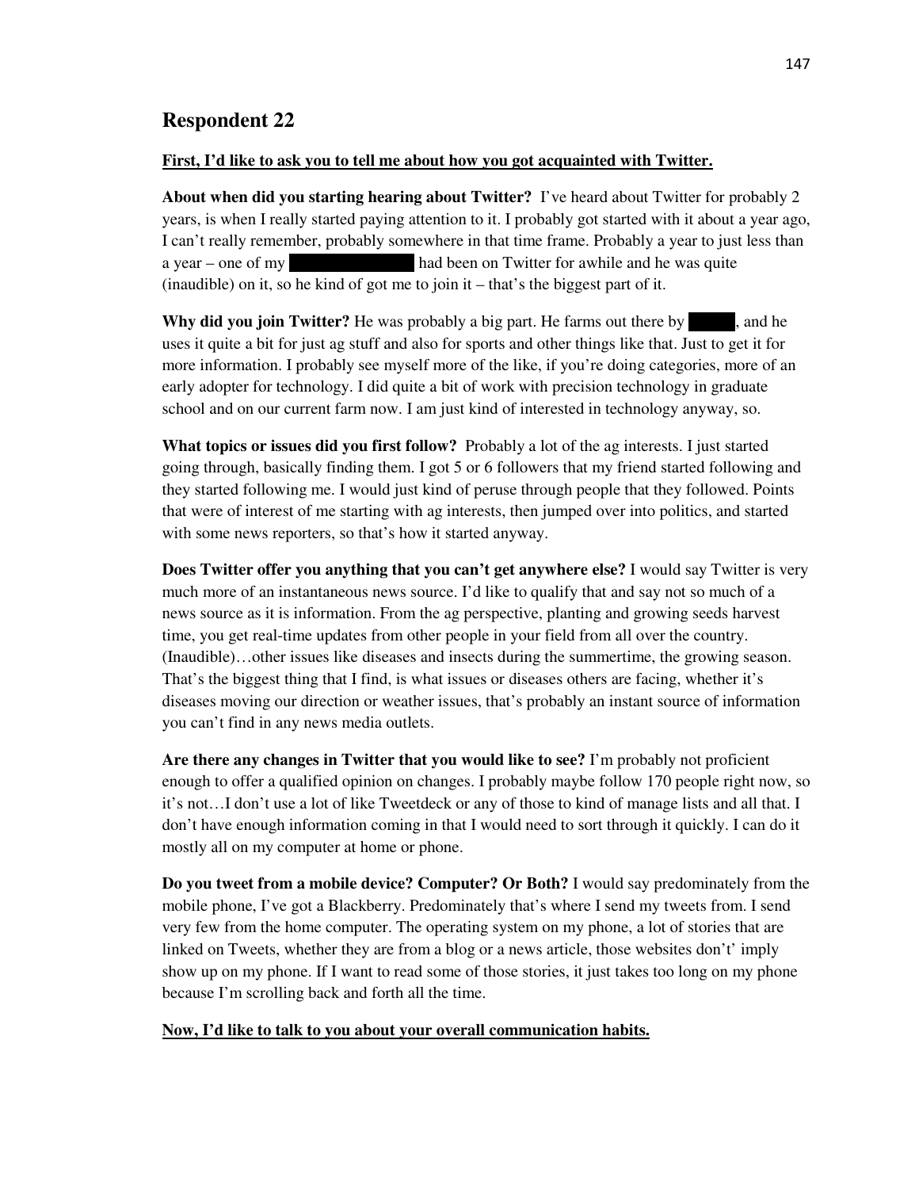## Respondent 22

**First, I'd like to ask you to tell me about how you got acquainted with Twitter.**

**About when did you starting hearing about Twitter?** I've heard about Twitter for probably 2 years, is when I really started paying attention to it. I probably got started with it about a year ago, I can't really remember, probably somewhere in that time frame. Probably a year to just less than a year – one of my had been on Twitter for awhile and he was quite (inaudible) on it, so he kind of got me to join it – that's the biggest part of it.

**Why did you join Twitter?** He was probably a big part. He farms out there by , and he uses it quite a bit for just ag stuff and also for sports and other things like that. Just to get it for more information. I probably see myself more of the like, if you're doing categories, more of an early adopter for technology. I did quite a bit of work with precision technology in graduate school and on our current farm now. I am just kind of interested in technology anyway, so.

**What topics or issues did you first follow?** Probably a lot of the ag interests. I just started going through, basically finding them. I got 5 or 6 followers that my friend started following and they started following me. I would just kind of peruse through people that they followed. Points that were of interest of me starting with ag interests, then jumped over into politics, and started with some news reporters, so that's how it started anyway.

**Does Twitter offer you anything that you can't get anywhere else?** I would say Twitter is very much more of an instantaneous news source. I'd like to qualify that and say not so much of a news source as it is information. From the ag perspective, planting and growing seeds harvest time, you get real-time updates from other people in your field from all over the country. (Inaudible)…other issues like diseases and insects during the summertime, the growing season. That's the biggest thing that I find, is what issues or diseases others are facing, whether it's diseases moving our direction or weather issues, that's probably an instant source of information you can't find in any news media outlets.

**Are there any changes in Twitter that you would like to see?** I'm probably not proficient enough to offer a qualified opinion on changes. I probably maybe follow 170 people right now, so it's not…I don't use a lot of like Tweetdeck or any of those to kind of manage lists and all that. I don't have enough information coming in that I would need to sort through it quickly. I can do it mostly all on my computer at home or phone.

**Do you tweet from a mobile device? Computer? Or Both?** I would say predominately from the mobile phone, I've got a Blackberry. Predominately that's where I send my tweets from. I send very few from the home computer. The operating system on my phone, a lot of stories that are linked on Tweets, whether they are from a blog or a news article, those websites don't' imply show up on my phone. If I want to read some of those stories, it just takes too long on my phone because I'm scrolling back and forth all the time.

**Now, I'd like to talk to you about your overall communication habits.**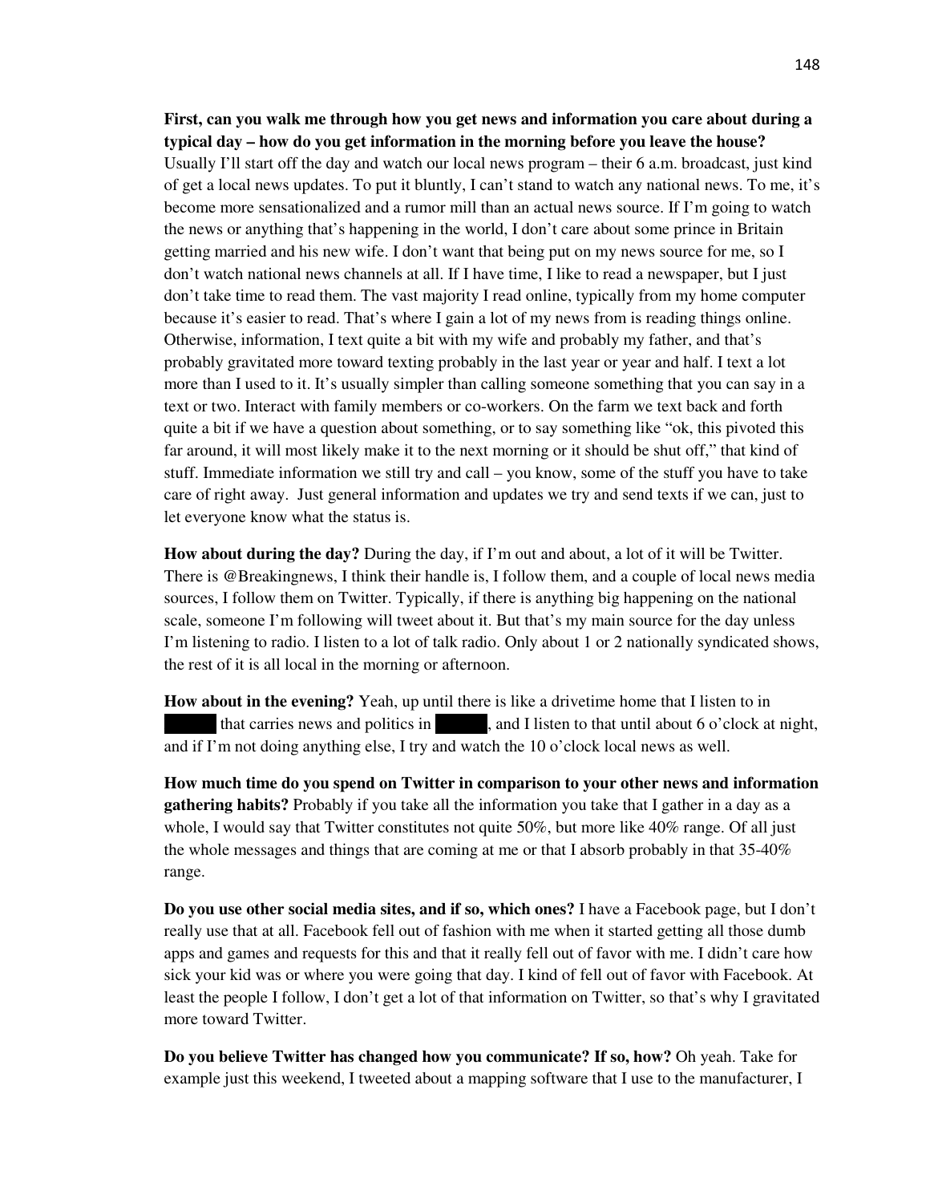**First, can you walk me through how you get news and information you care about during a typical day – how do you get information in the morning before you leave the house?** Usually I'll start off the day and watch our local news program – their 6 a.m. broadcast, just kind of get a local news updates. To put it bluntly, I can't stand to watch any national news. To me, it's become more sensationalized and a rumor mill than an actual news source. If I'm going to watch the news or anything that's happening in the world, I don't care about some prince in Britain getting married and his new wife. I don't want that being put on my news source for me, so I don't watch national news channels at all. If I have time, I like to read a newspaper, but I just don't take time to read them. The vast majority I read online, typically from my home computer because it's easier to read. That's where I gain a lot of my news from is reading things online. Otherwise, information, I text quite a bit with my wife and probably my father, and that's probably gravitated more toward texting probably in the last year or year and half. I text a lot more than I used to it. It's usually simpler than calling someone something that you can say in a text or two. Interact with family members or co-workers. On the farm we text back and forth quite a bit if we have a question about something, or to say something like "ok, this pivoted this far around, it will most likely make it to the next morning or it should be shut off," that kind of stuff. Immediate information we still try and call – you know, some of the stuff you have to take care of right away. Just general information and updates we try and send texts if we can, just to let everyone know what the status is.

**How about during the day?** During the day, if I'm out and about, a lot of it will be Twitter. There is @Breakingnews, I think their handle is, I follow them, and a couple of local news media sources, I follow them on Twitter. Typically, if there is anything big happening on the national scale, someone I'm following will tweet about it. But that's my main source for the day unless I'm listening to radio. I listen to a lot of talk radio. Only about 1 or 2 nationally syndicated shows, the rest of it is all local in the morning or afternoon.

**How about in the evening?** Yeah, up until there is like a drivetime home that I listen to in ███ that carries news and politics in ███, and I listen to that until about 6 o'clock at night, and if I'm not doing anything else, I try and watch the 10 o'clock local news as well.

**How much time do you spend on Twitter in comparison to your other news and information gathering habits?** Probably if you take all the information you take that I gather in a day as a whole, I would say that Twitter constitutes not quite 50%, but more like 40% range. Of all just the whole messages and things that are coming at me or that I absorb probably in that 35-40% range.

**Do you use other social media sites, and if so, which ones?** I have a Facebook page, but I don't really use that at all. Facebook fell out of fashion with me when it started getting all those dumb apps and games and requests for this and that it really fell out of favor with me. I didn't care how sick your kid was or where you were going that day. I kind of fell out of favor with Facebook. At least the people I follow, I don't get a lot of that information on Twitter, so that's why I gravitated more toward Twitter.

**Do you believe Twitter has changed how you communicate? If so, how?** Oh yeah. Take for example just this weekend, I tweeted about a mapping software that I use to the manufacturer, I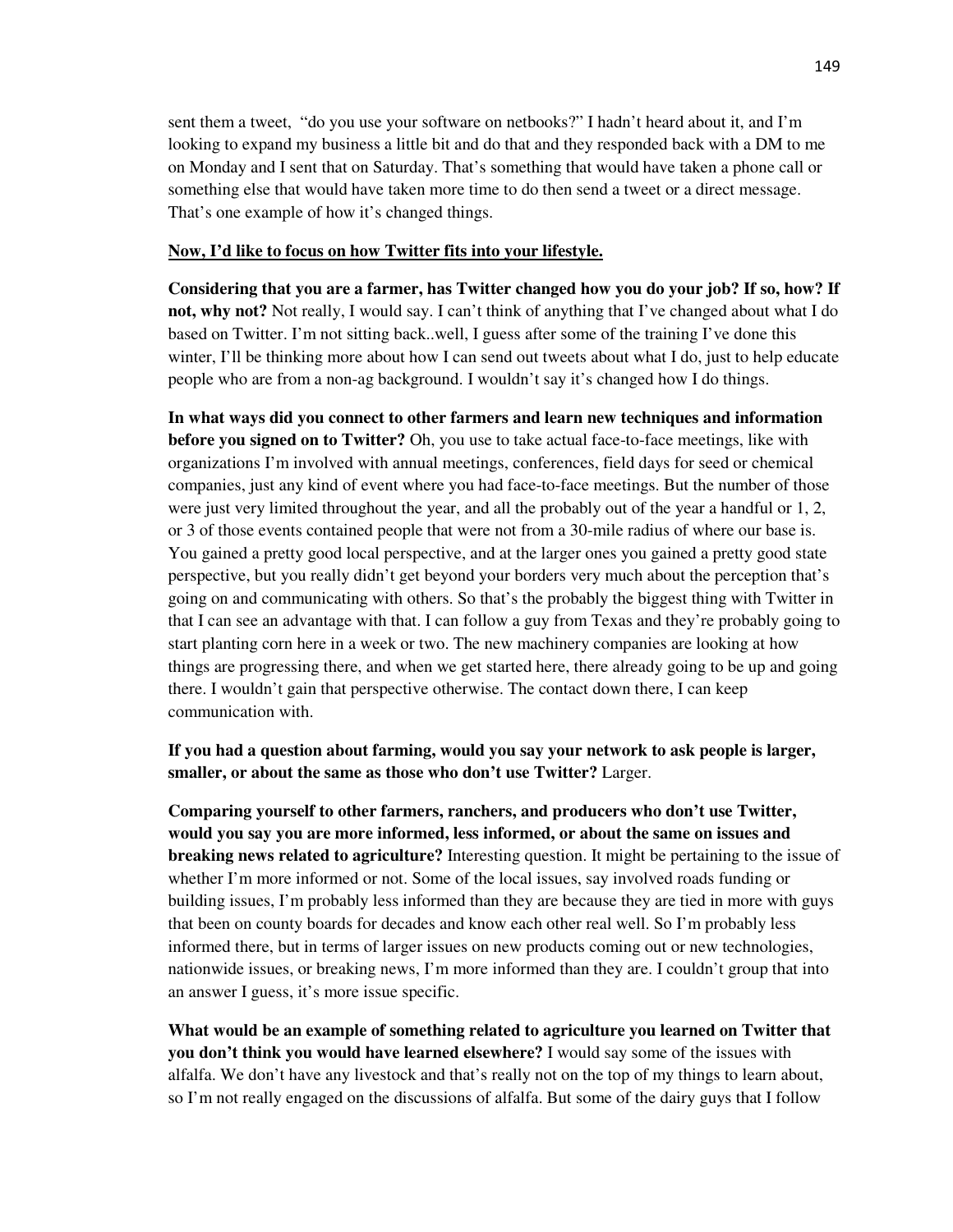sent them a tweet, "do you use your software on netbooks?" I hadn't heard about it, and I'm looking to expand my business a little bit and do that and they responded back with a DM to me on Monday and I sent that on Saturday. That's something that would have taken a phone call or something else that would have taken more time to do then send a tweet or a direct message. That's one example of how it's changed things.

__**Now, I'd like to focus on how Twitter fits into your lifestyle.**__

**Considering that you are a farmer, has Twitter changed how you do your job? If so, how? If not, why not?** Not really, I would say. I can't think of anything that I've changed about what I do based on Twitter. I'm not sitting back..well, I guess after some of the training I've done this winter, I'll be thinking more about how I can send out tweets about what I do, just to help educate people who are from a non-ag background. I wouldn't say it's changed how I do things.

**In what ways did you connect to other farmers and learn new techniques and information before you signed on to Twitter?** Oh, you use to take actual face-to-face meetings, like with organizations I'm involved with annual meetings, conferences, field days for seed or chemical companies, just any kind of event where you had face-to-face meetings. But the number of those were just very limited throughout the year, and all the probably out of the year a handful or 1, 2, or 3 of those events contained people that were not from a 30-mile radius of where our base is. You gained a pretty good local perspective, and at the larger ones you gained a pretty good state perspective, but you really didn't get beyond your borders very much about the perception that's going on and communicating with others. So that's the probably the biggest thing with Twitter in that I can see an advantage with that. I can follow a guy from Texas and they're probably going to start planting corn here in a week or two. The new machinery companies are looking at how things are progressing there, and when we get started here, there already going to be up and going there. I wouldn't gain that perspective otherwise. The contact down there, I can keep communication with.

**If you had a question about farming, would you say your network to ask people is larger, smaller, or about the same as those who don't use Twitter?** Larger.

**Comparing yourself to other farmers, ranchers, and producers who don't use Twitter, would you say you are more informed, less informed, or about the same on issues and breaking news related to agriculture?** Interesting question. It might be pertaining to the issue of whether I'm more informed or not. Some of the local issues, say involved roads funding or building issues, I'm probably less informed than they are because they are tied in more with guys that been on county boards for decades and know each other real well. So I'm probably less informed there, but in terms of larger issues on new products coming out or new technologies, nationwide issues, or breaking news, I'm more informed than they are. I couldn't group that into an answer I guess, it's more issue specific.

**What would be an example of something related to agriculture you learned on Twitter that you don't think you would have learned elsewhere?** I would say some of the issues with alfalfa. We don't have any livestock and that's really not on the top of my things to learn about, so I'm not really engaged on the discussions of alfalfa. But some of the dairy guys that I follow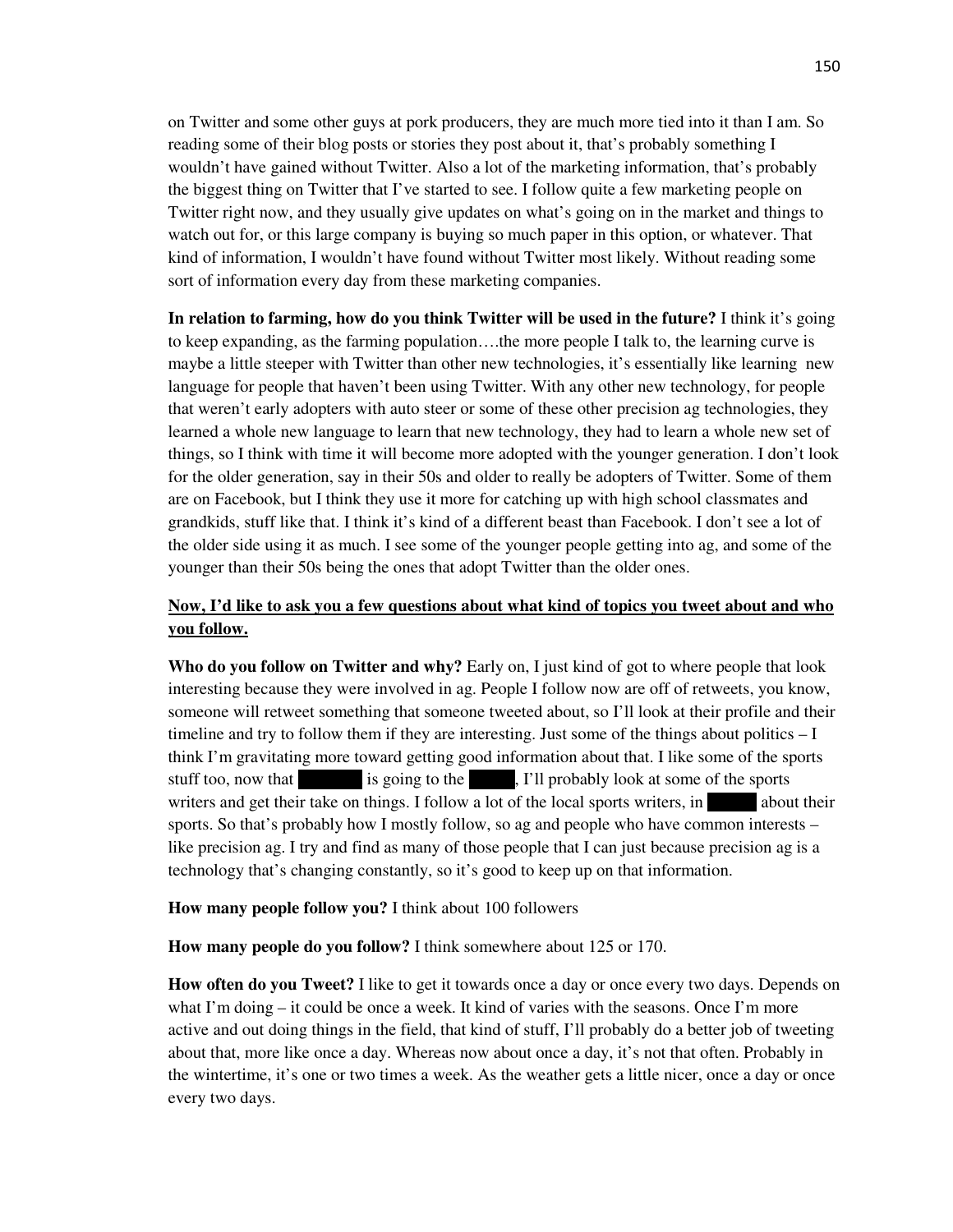on Twitter and some other guys at pork producers, they are much more tied into it than I am. So reading some of their blog posts or stories they post about it, that's probably something I wouldn't have gained without Twitter. Also a lot of the marketing information, that's probably the biggest thing on Twitter that I've started to see. I follow quite a few marketing people on Twitter right now, and they usually give updates on what's going on in the market and things to watch out for, or this large company is buying so much paper in this option, or whatever. That kind of information, I wouldn't have found without Twitter most likely. Without reading some sort of information every day from these marketing companies.

**In relation to farming, how do you think Twitter will be used in the future?** I think it's going to keep expanding, as the farming population….the more people I talk to, the learning curve is maybe a little steeper with Twitter than other new technologies, it's essentially like learning new language for people that haven't been using Twitter. With any other new technology, for people that weren't early adopters with auto steer or some of these other precision ag technologies, they learned a whole new language to learn that new technology, they had to learn a whole new set of things, so I think with time it will become more adopted with the younger generation. I don't look for the older generation, say in their 50s and older to really be adopters of Twitter. Some of them are on Facebook, but I think they use it more for catching up with high school classmates and grandkids, stuff like that. I think it's kind of a different beast than Facebook. I don't see a lot of the older side using it as much. I see some of the younger people getting into ag, and some of the younger than their 50s being the ones that adopt Twitter than the older ones.

**<u>Now, I'd like to ask you a few questions about what kind of topics you tweet about and who you follow.</u>**

**Who do you follow on Twitter and why?** Early on, I just kind of got to where people that look interesting because they were involved in ag. People I follow now are off of retweets, you know, someone will retweet something that someone tweeted about, so I'll look at their profile and their timeline and try to follow them if they are interesting. Just some of the things about politics – I think I'm gravitating more toward getting good information about that. I like some of the sports stuff too, now that ████ is going to the ███, I'll probably look at some of the sports writers and get their take on things. I follow a lot of the local sports writers, in ███ about their sports. So that's probably how I mostly follow, so ag and people who have common interests – like precision ag. I try and find as many of those people that I can just because precision ag is a technology that's changing constantly, so it's good to keep up on that information.

**How many people follow you?** I think about 100 followers

**How many people do you follow?** I think somewhere about 125 or 170.

**How often do you Tweet?** I like to get it towards once a day or once every two days. Depends on what I'm doing – it could be once a week. It kind of varies with the seasons. Once I'm more active and out doing things in the field, that kind of stuff, I'll probably do a better job of tweeting about that, more like once a day. Whereas now about once a day, it's not that often. Probably in the wintertime, it's one or two times a week. As the weather gets a little nicer, once a day or once every two days.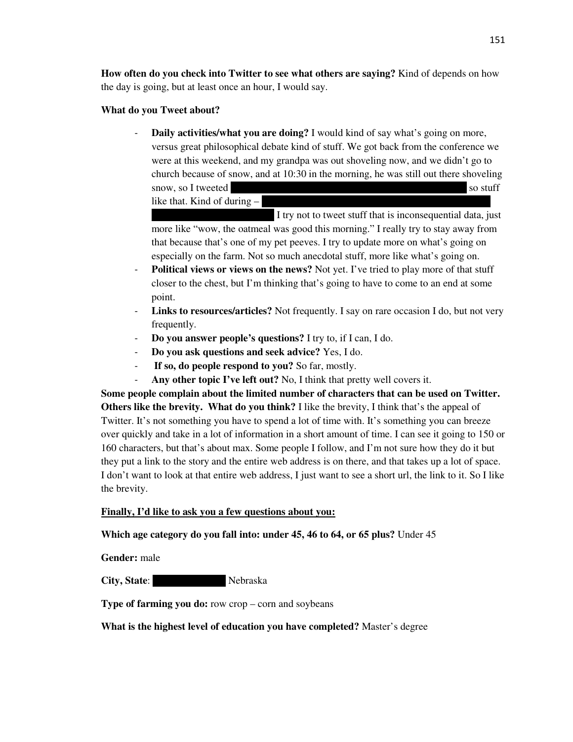**How often do you check into Twitter to see what others are saying?** Kind of depends on how the day is going, but at least once an hour, I would say.

**What do you Tweet about?**

- **Daily activities/what you are doing?** I would kind of say what's going on more, versus great philosophical debate kind of stuff. We got back from the conference we were at this weekend, and my grandpa was out shoveling now, and we didn't go to church because of snow, and at 10:30 in the morning, he was still out there shoveling snow, so I tweeted ██████████████████████ so stuff like that. Kind of during – ██████████████████████ ██████████████ I try not to tweet stuff that is inconsequential data, just more like "wow, the oatmeal was good this morning." I really try to stay away from that because that's one of my pet peeves. I try to update more on what's going on especially on the farm. Not so much anecdotal stuff, more like what's going on.
- **Political views or views on the news?** Not yet. I've tried to play more of that stuff closer to the chest, but I'm thinking that's going to have to come to an end at some point.
- **Links to resources/articles?** Not frequently. I say on rare occasion I do, but not very frequently.
- **Do you answer people's questions?** I try to, if I can, I do.
- **Do you ask questions and seek advice?** Yes, I do.
- **If so, do people respond to you?** So far, mostly.
- **Any other topic I've left out?** No, I think that pretty well covers it.

**Some people complain about the limited number of characters that can be used on Twitter. Others like the brevity. What do you think?** I like the brevity, I think that's the appeal of Twitter. It's not something you have to spend a lot of time with. It's something you can breeze over quickly and take in a lot of information in a short amount of time. I can see it going to 150 or 160 characters, but that's about max. Some people I follow, and I'm not sure how they do it but they put a link to the story and the entire web address is on there, and that takes up a lot of space. I don't want to look at that entire web address, I just want to see a short url, the link to it. So I like the brevity.

**<u>Finally, I'd like to ask you a few questions about you:</u>**

**Which age category do you fall into: under 45, 46 to 64, or 65 plus?** Under 45

**Gender:** male

**City, State**: ██████ Nebraska

**Type of farming you do:** row crop – corn and soybeans

**What is the highest level of education you have completed?** Master's degree